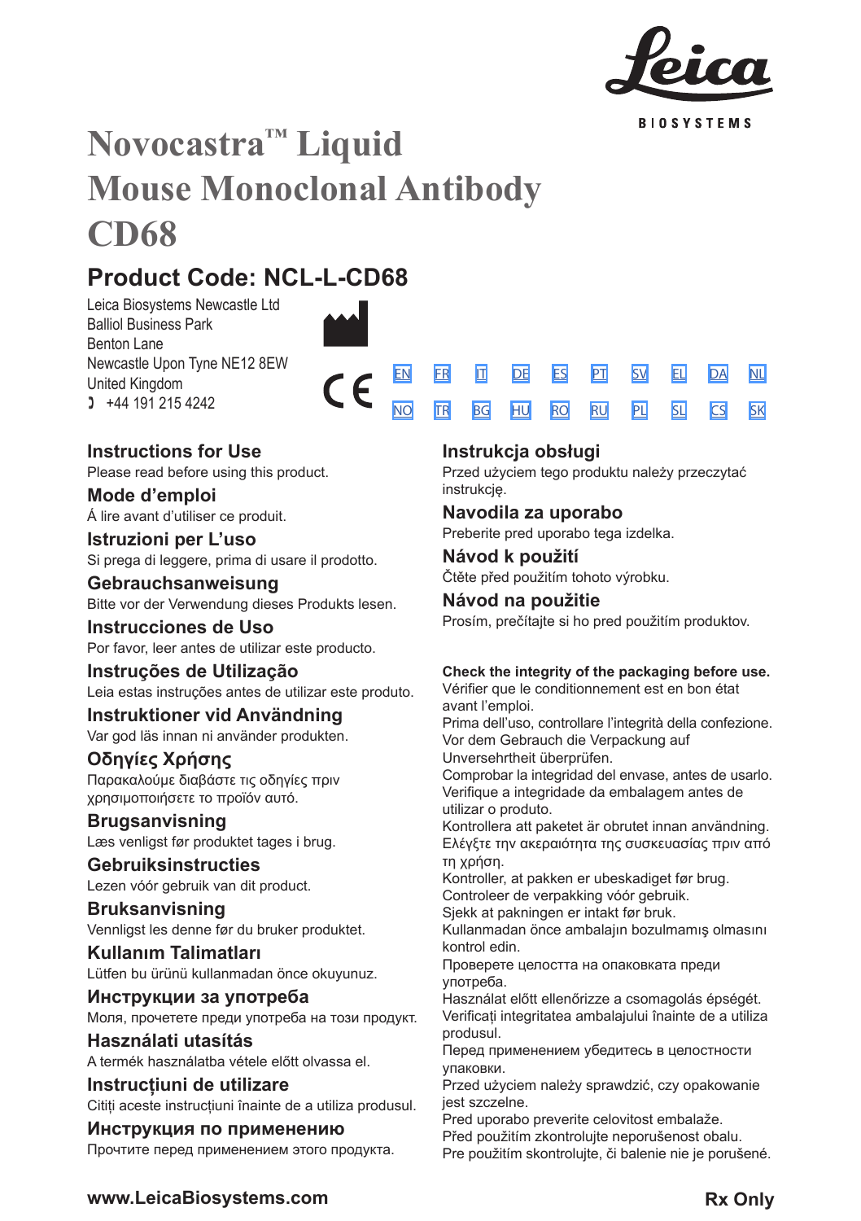Leica BIOSYSTEMS

# Novocastra™ Liquid Mouse Monoclonal Antibody CD68

## Product Code: NCL-L-CD68

Leica Biosystems Newcastle Ltd
Balliol Business Park
Benton Lane
Newcastle Upon Tyne NE12 8EW
United Kingdom
☎ +44 191 215 4242

EN FR IT DE ES PT SV EL DA NL
NO TR BG HU RO RU PL SL CS SK

### Instructions for Use
Please read before using this product.

### Mode d'emploi
Á lire avant d'utiliser ce produit.

### Istruzioni per L'uso
Si prega di leggere, prima di usare il prodotto.

### Gebrauchsanweisung
Bitte vor der Verwendung dieses Produkts lesen.

### Instrucciones de Uso
Por favor, leer antes de utilizar este producto.

### Instruções de Utilização
Leia estas instruções antes de utilizar este produto.

### Instruktioner vid Användning
Var god läs innan ni använder produkten.

### Οδηγίες Χρήσης
Παρακαλούμε διαβάστε τις οδηγίες πριν χρησιμοποιήσετε το προϊόν αυτό.

### Brugsanvisning
Læs venligst før produktet tages i brug.

### Gebruiksinstructies
Lezen vóór gebruik van dit product.

### Bruksanvisning
Vennligst les denne før du bruker produktet.

### Kullanım Talimatları
Lütfen bu ürünü kullanmadan önce okuyunuz.

### Инструкции за употреба
Моля, прочетете преди употреба на този продукт.

### Használati utasítás
A termék használatba vétele előtt olvassa el.

### Instrucțiuni de utilizare
Citiți aceste instrucțiuni înainte de a utiliza produsul.

### Инструкция по применению
Прочтите перед применением этого продукта.

### Instrukcja obsługi
Przed użyciem tego produktu należy przeczytać instrukcję.

### Navodila za uporabo
Preberite pred uporabo tega izdelka.

### Návod k použití
Čtěte před použitím tohoto výrobku.

### Návod na použitie
Prosím, prečítajte si ho pred použitím produktov.

**Check the integrity of the packaging before use.**
Vérifier que le conditionnement est en bon état avant l'emploi.
Prima dell'uso, controllare l'integrità della confezione.
Vor dem Gebrauch die Verpackung auf Unversehrtheit überprüfen.
Comprobar la integridad del envase, antes de usarlo.
Verifique a integridade da embalagem antes de utilizar o produto.
Kontrollera att paketet är obrutet innan användning.
Ελέγξτε την ακεραιότητα της συσκευασίας πριν από τη χρήση.
Kontroller, at pakken er ubeskadiget før brug.
Controleer de verpakking vóór gebruik.
Sjekk at pakningen er intakt før bruk.
Kullanmadan önce ambalajın bozulmamış olmasını kontrol edin.
Проверете целостта на опаковката преди употреба.
Használat előtt ellenőrizze a csomagolás épségét.
Verificați integritatea ambalajului înainte de a utiliza produsul.
Перед применением убедитесь в целостности упаковки.
Przed użyciem należy sprawdzić, czy opakowanie jest szczelne.
Pred uporabo preverite celovitost embalaže.
Před použitím zkontrolujte neporušenost obalu.
Pre použitím skontrolujte, či balenie nie je porušené.

www.LeicaBiosystems.com

Rx Only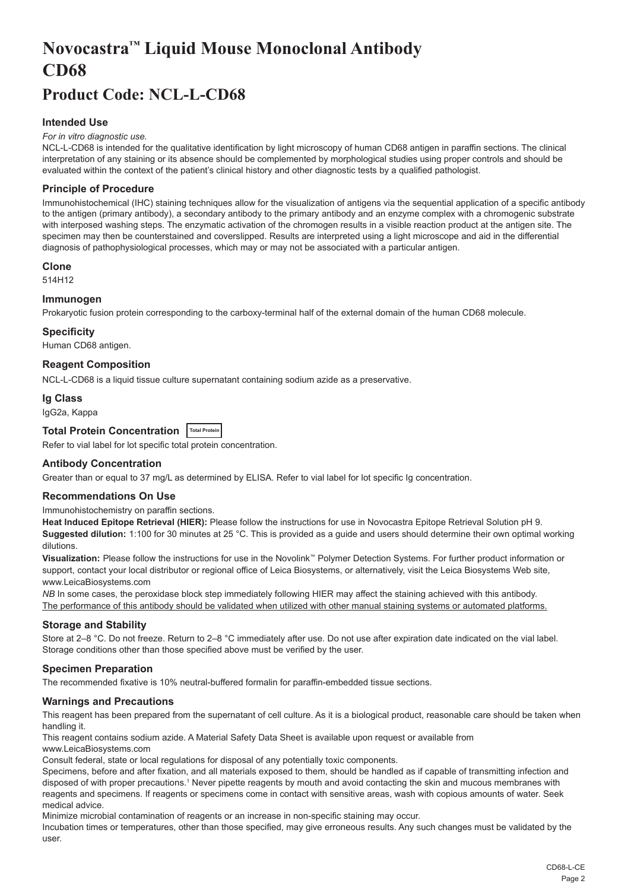# Novocastra™ Liquid Mouse Monoclonal Antibody CD68

# Product Code: NCL-L-CD68

### Intended Use

*For in vitro diagnostic use.*

NCL-L-CD68 is intended for the qualitative identification by light microscopy of human CD68 antigen in paraffin sections. The clinical interpretation of any staining or its absence should be complemented by morphological studies using proper controls and should be evaluated within the context of the patient's clinical history and other diagnostic tests by a qualified pathologist.

### Principle of Procedure

Immunohistochemical (IHC) staining techniques allow for the visualization of antigens via the sequential application of a specific antibody to the antigen (primary antibody), a secondary antibody to the primary antibody and an enzyme complex with a chromogenic substrate with interposed washing steps. The enzymatic activation of the chromogen results in a visible reaction product at the antigen site. The specimen may then be counterstained and coverslipped. Results are interpreted using a light microscope and aid in the differential diagnosis of pathophysiological processes, which may or may not be associated with a particular antigen.

### Clone

514H12

### Immunogen

Prokaryotic fusion protein corresponding to the carboxy-terminal half of the external domain of the human CD68 molecule.

### Specificity

Human CD68 antigen.

### Reagent Composition

NCL-L-CD68 is a liquid tissue culture supernatant containing sodium azide as a preservative.

### Ig Class

IgG2a, Kappa

### Total Protein Concentration Total Protein

Refer to vial label for lot specific total protein concentration.

### Antibody Concentration

Greater than or equal to 37 mg/L as determined by ELISA. Refer to vial label for lot specific Ig concentration.

### Recommendations On Use

Immunohistochemistry on paraffin sections.

**Heat Induced Epitope Retrieval (HIER):** Please follow the instructions for use in Novocastra Epitope Retrieval Solution pH 9.

**Suggested dilution:** 1:100 for 30 minutes at 25 °C. This is provided as a guide and users should determine their own optimal working dilutions.

**Visualization:** Please follow the instructions for use in the Novolink™ Polymer Detection Systems. For further product information or support, contact your local distributor or regional office of Leica Biosystems, or alternatively, visit the Leica Biosystems Web site, www.LeicaBiosystems.com

*NB* In some cases, the peroxidase block step immediately following HIER may affect the staining achieved with this antibody.
The performance of this antibody should be validated when utilized with other manual staining systems or automated platforms.

### Storage and Stability

Store at 2–8 °C. Do not freeze. Return to 2–8 °C immediately after use. Do not use after expiration date indicated on the vial label. Storage conditions other than those specified above must be verified by the user.

### Specimen Preparation

The recommended fixative is 10% neutral-buffered formalin for paraffin-embedded tissue sections.

### Warnings and Precautions

This reagent has been prepared from the supernatant of cell culture. As it is a biological product, reasonable care should be taken when handling it.

This reagent contains sodium azide. A Material Safety Data Sheet is available upon request or available from www.LeicaBiosystems.com

Consult federal, state or local regulations for disposal of any potentially toxic components.

Specimens, before and after fixation, and all materials exposed to them, should be handled as if capable of transmitting infection and disposed of with proper precautions.[1] Never pipette reagents by mouth and avoid contacting the skin and mucous membranes with reagents and specimens. If reagents or specimens come in contact with sensitive areas, wash with copious amounts of water. Seek medical advice.

Minimize microbial contamination of reagents or an increase in non-specific staining may occur.

Incubation times or temperatures, other than those specified, may give erroneous results. Any such changes must be validated by the user.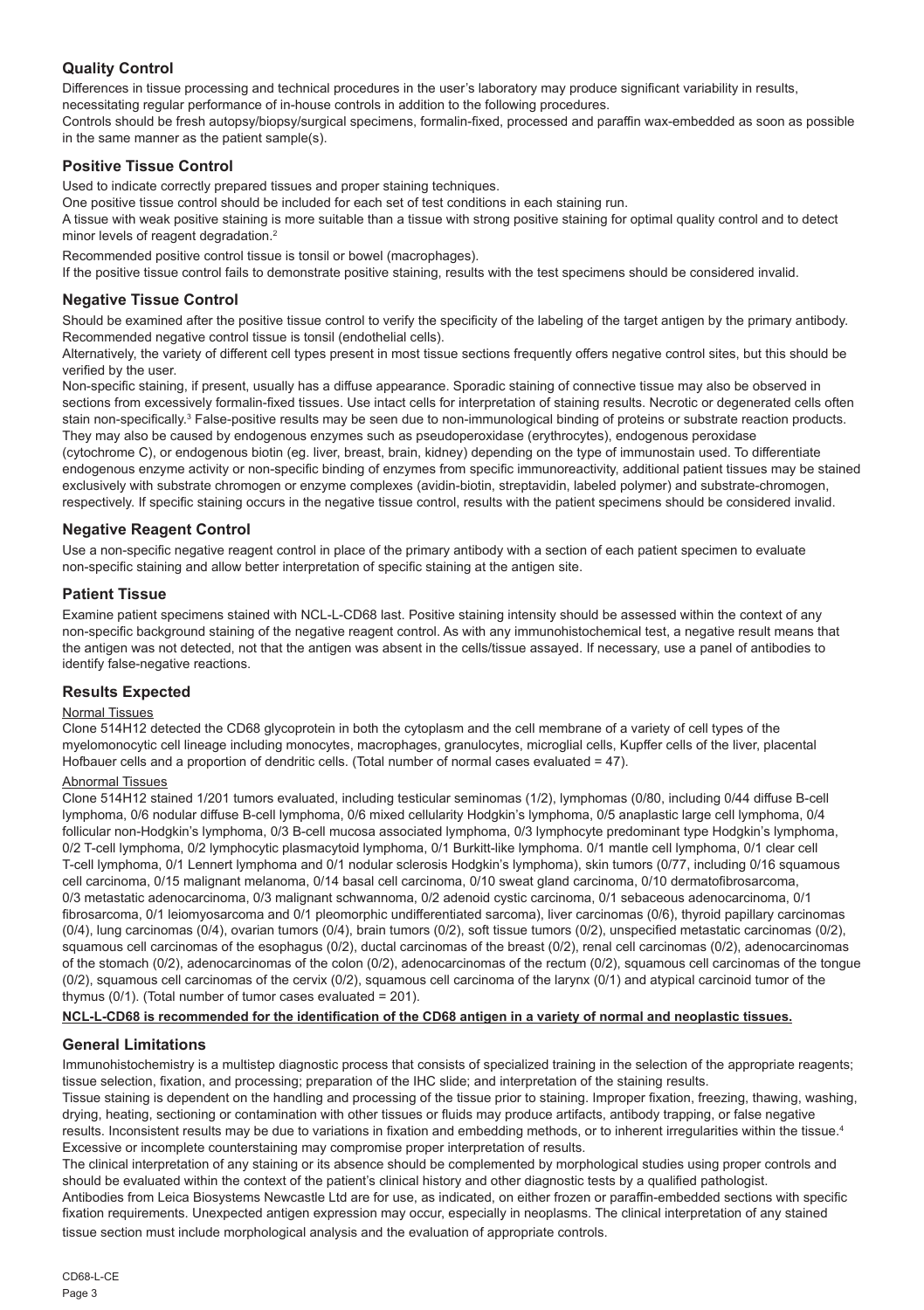## Quality Control

Differences in tissue processing and technical procedures in the user's laboratory may produce significant variability in results, necessitating regular performance of in-house controls in addition to the following procedures.

Controls should be fresh autopsy/biopsy/surgical specimens, formalin-fixed, processed and paraffin wax-embedded as soon as possible in the same manner as the patient sample(s).

## Positive Tissue Control

Used to indicate correctly prepared tissues and proper staining techniques.

One positive tissue control should be included for each set of test conditions in each staining run.

A tissue with weak positive staining is more suitable than a tissue with strong positive staining for optimal quality control and to detect minor levels of reagent degradation.[2]

Recommended positive control tissue is tonsil or bowel (macrophages).

If the positive tissue control fails to demonstrate positive staining, results with the test specimens should be considered invalid.

## Negative Tissue Control

Should be examined after the positive tissue control to verify the specificity of the labeling of the target antigen by the primary antibody. Recommended negative control tissue is tonsil (endothelial cells).

Alternatively, the variety of different cell types present in most tissue sections frequently offers negative control sites, but this should be verified by the user.

Non-specific staining, if present, usually has a diffuse appearance. Sporadic staining of connective tissue may also be observed in sections from excessively formalin-fixed tissues. Use intact cells for interpretation of staining results. Necrotic or degenerated cells often stain non-specifically.[3] False-positive results may be seen due to non-immunological binding of proteins or substrate reaction products. They may also be caused by endogenous enzymes such as pseudoperoxidase (erythrocytes), endogenous peroxidase (cytochrome C), or endogenous biotin (eg. liver, breast, brain, kidney) depending on the type of immunostain used. To differentiate endogenous enzyme activity or non-specific binding of enzymes from specific immunoreactivity, additional patient tissues may be stained exclusively with substrate chromogen or enzyme complexes (avidin-biotin, streptavidin, labeled polymer) and substrate-chromogen, respectively. If specific staining occurs in the negative tissue control, results with the patient specimens should be considered invalid.

## Negative Reagent Control

Use a non-specific negative reagent control in place of the primary antibody with a section of each patient specimen to evaluate non-specific staining and allow better interpretation of specific staining at the antigen site.

## Patient Tissue

Examine patient specimens stained with NCL-L-CD68 last. Positive staining intensity should be assessed within the context of any non-specific background staining of the negative reagent control. As with any immunohistochemical test, a negative result means that the antigen was not detected, not that the antigen was absent in the cells/tissue assayed. If necessary, use a panel of antibodies to identify false-negative reactions.

## Results Expected

Normal Tissues

Clone 514H12 detected the CD68 glycoprotein in both the cytoplasm and the cell membrane of a variety of cell types of the myelomonocytic cell lineage including monocytes, macrophages, granulocytes, microglial cells, Kupffer cells of the liver, placental Hofbauer cells and a proportion of dendritic cells. (Total number of normal cases evaluated = 47).

Abnormal Tissues

Clone 514H12 stained 1/201 tumors evaluated, including testicular seminomas (1/2), lymphomas (0/80, including 0/44 diffuse B-cell lymphoma, 0/6 nodular diffuse B-cell lymphoma, 0/6 mixed cellularity Hodgkin's lymphoma, 0/5 anaplastic large cell lymphoma, 0/4 follicular non-Hodgkin's lymphoma, 0/3 B-cell mucosa associated lymphoma, 0/3 lymphocyte predominant type Hodgkin's lymphoma, 0/2 T-cell lymphoma, 0/2 lymphocytic plasmacytoid lymphoma, 0/1 Burkitt-like lymphoma. 0/1 mantle cell lymphoma, 0/1 clear cell T-cell lymphoma, 0/1 Lennert lymphoma and 0/1 nodular sclerosis Hodgkin's lymphoma), skin tumors (0/77, including 0/16 squamous cell carcinoma, 0/15 malignant melanoma, 0/14 basal cell carcinoma, 0/10 sweat gland carcinoma, 0/10 dermatofibrosarcoma, 0/3 metastatic adenocarcinoma, 0/3 malignant schwannoma, 0/2 adenoid cystic carcinoma, 0/1 sebaceous adenocarcinoma, 0/1 fibrosarcoma, 0/1 leiomyosarcoma and 0/1 pleomorphic undifferentiated sarcoma), liver carcinomas (0/6), thyroid papillary carcinomas (0/4), lung carcinomas (0/4), ovarian tumors (0/4), brain tumors (0/2), soft tissue tumors (0/2), unspecified metastatic carcinomas (0/2), squamous cell carcinomas of the esophagus (0/2), ductal carcinomas of the breast (0/2), renal cell carcinomas (0/2), adenocarcinomas of the stomach (0/2), adenocarcinomas of the colon (0/2), adenocarcinomas of the rectum (0/2), squamous cell carcinomas of the tongue (0/2), squamous cell carcinomas of the cervix (0/2), squamous cell carcinoma of the larynx (0/1) and atypical carcinoid tumor of the thymus (0/1). (Total number of tumor cases evaluated = 201).

**NCL-L-CD68 is recommended for the identification of the CD68 antigen in a variety of normal and neoplastic tissues.**

## General Limitations

Immunohistochemistry is a multistep diagnostic process that consists of specialized training in the selection of the appropriate reagents; tissue selection, fixation, and processing; preparation of the IHC slide; and interpretation of the staining results.

Tissue staining is dependent on the handling and processing of the tissue prior to staining. Improper fixation, freezing, thawing, washing, drying, heating, sectioning or contamination with other tissues or fluids may produce artifacts, antibody trapping, or false negative results. Inconsistent results may be due to variations in fixation and embedding methods, or to inherent irregularities within the tissue.[4] Excessive or incomplete counterstaining may compromise proper interpretation of results.

The clinical interpretation of any staining or its absence should be complemented by morphological studies using proper controls and should be evaluated within the context of the patient's clinical history and other diagnostic tests by a qualified pathologist.

Antibodies from Leica Biosystems Newcastle Ltd are for use, as indicated, on either frozen or paraffin-embedded sections with specific fixation requirements. Unexpected antigen expression may occur, especially in neoplasms. The clinical interpretation of any stained tissue section must include morphological analysis and the evaluation of appropriate controls.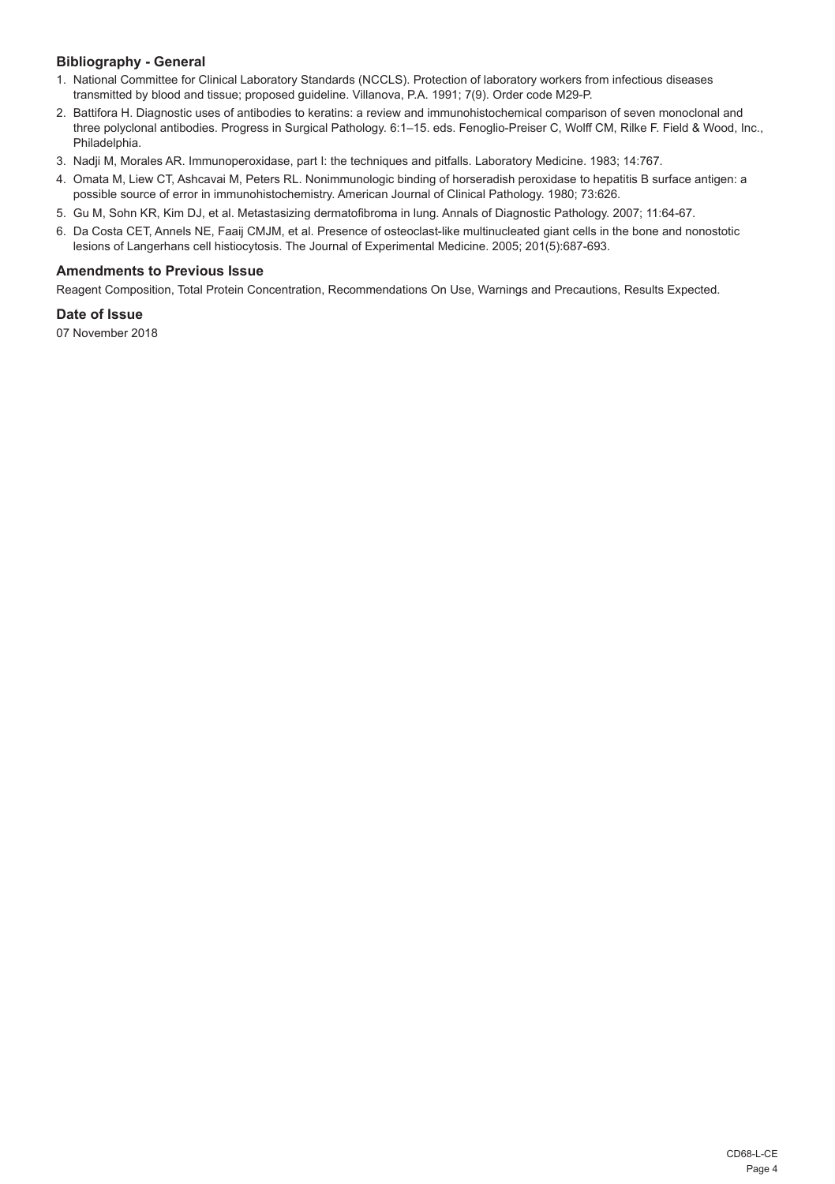### Bibliography - General

1. National Committee for Clinical Laboratory Standards (NCCLS). Protection of laboratory workers from infectious diseases transmitted by blood and tissue; proposed guideline. Villanova, P.A. 1991; 7(9). Order code M29-P.
2. Battifora H. Diagnostic uses of antibodies to keratins: a review and immunohistochemical comparison of seven monoclonal and three polyclonal antibodies. Progress in Surgical Pathology. 6:1–15. eds. Fenoglio-Preiser C, Wolff CM, Rilke F. Field & Wood, Inc., Philadelphia.
3. Nadji M, Morales AR. Immunoperoxidase, part I: the techniques and pitfalls. Laboratory Medicine. 1983; 14:767.
4. Omata M, Liew CT, Ashcavai M, Peters RL. Nonimmunologic binding of horseradish peroxidase to hepatitis B surface antigen: a possible source of error in immunohistochemistry. American Journal of Clinical Pathology. 1980; 73:626.
5. Gu M, Sohn KR, Kim DJ, et al. Metastasizing dermatofibroma in lung. Annals of Diagnostic Pathology. 2007; 11:64-67.
6. Da Costa CET, Annels NE, Faaij CMJM, et al. Presence of osteoclast-like multinucleated giant cells in the bone and nonostotic lesions of Langerhans cell histiocytosis. The Journal of Experimental Medicine. 2005; 201(5):687-693.

### Amendments to Previous Issue

Reagent Composition, Total Protein Concentration, Recommendations On Use, Warnings and Precautions, Results Expected.

### Date of Issue

07 November 2018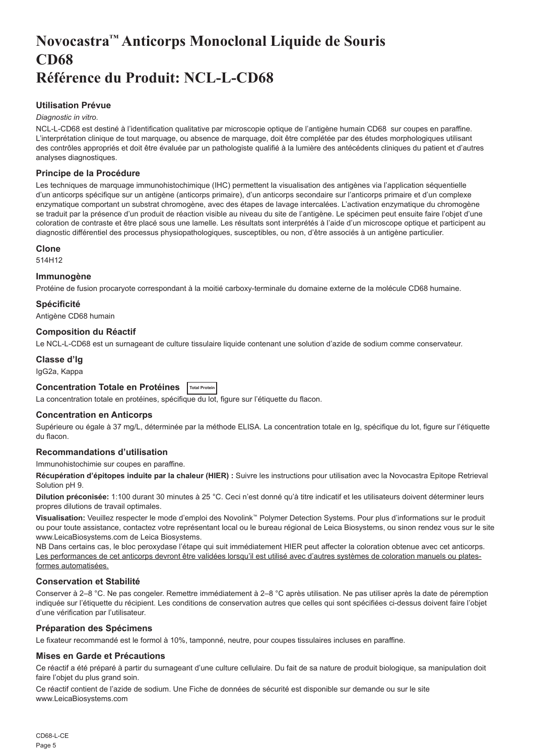# Novocastra™ Anticorps Monoclonal Liquide de Souris CD68

# Référence du Produit: NCL-L-CD68

### Utilisation Prévue

*Diagnostic in vitro*.

NCL-L-CD68 est destiné à l'identification qualitative par microscopie optique de l'antigène humain CD68 sur coupes en paraffine. L'interprétation clinique de tout marquage, ou absence de marquage, doit être complétée par des études morphologiques utilisant des contrôles appropriés et doit être évaluée par un pathologiste qualifié à la lumière des antécédents cliniques du patient et d'autres analyses diagnostiques.

### Principe de la Procédure

Les techniques de marquage immunohistochimique (IHC) permettent la visualisation des antigènes via l'application séquentielle d'un anticorps spécifique sur un antigène (anticorps primaire), d'un anticorps secondaire sur l'anticorps primaire et d'un complexe enzymatique comportant un substrat chromogène, avec des étapes de lavage intercalées. L'activation enzymatique du chromogène se traduit par la présence d'un produit de réaction visible au niveau du site de l'antigène. Le spécimen peut ensuite faire l'objet d'une coloration de contraste et être placé sous une lamelle. Les résultats sont interprétés à l'aide d'un microscope optique et participent au diagnostic différentiel des processus physiopathologiques, susceptibles, ou non, d'être associés à un antigène particulier.

### Clone

514H12

### Immunogène

Protéine de fusion procaryote correspondant à la moitié carboxy-terminale du domaine externe de la molécule CD68 humaine.

### Spécificité

Antigène CD68 humain

### Composition du Réactif

Le NCL-L-CD68 est un surnageant de culture tissulaire liquide contenant une solution d'azide de sodium comme conservateur.

### Classe d'Ig

IgG2a, Kappa

### Concentration Totale en Protéines Total Protein

La concentration totale en protéines, spécifique du lot, figure sur l'étiquette du flacon.

### Concentration en Anticorps

Supérieure ou égale à 37 mg/L, déterminée par la méthode ELISA. La concentration totale en Ig, spécifique du lot, figure sur l'étiquette du flacon.

### Recommandations d'utilisation

Immunohistochimie sur coupes en paraffine.

**Récupération d'épitopes induite par la chaleur (HIER) :** Suivre les instructions pour utilisation avec la Novocastra Epitope Retrieval Solution pH 9.

**Dilution préconisée:** 1:100 durant 30 minutes à 25 °C. Ceci n'est donné qu'à titre indicatif et les utilisateurs doivent déterminer leurs propres dilutions de travail optimales.

**Visualisation:** Veuillez respecter le mode d'emploi des Novolink™ Polymer Detection Systems. Pour plus d'informations sur le produit ou pour toute assistance, contactez votre représentant local ou le bureau régional de Leica Biosystems, ou sinon rendez vous sur le site www.LeicaBiosystems.com de Leica Biosystems.

NB Dans certains cas, le bloc peroxydase l'étape qui suit immédiatement HIER peut affecter la coloration obtenue avec cet anticorps. Les performances de cet anticorps devront être validées lorsqu'il est utilisé avec d'autres systèmes de coloration manuels ou plates-formes automatisées.

### Conservation et Stabilité

Conserver à 2–8 °C. Ne pas congeler. Remettre immédiatement à 2–8 °C après utilisation. Ne pas utiliser après la date de péremption indiquée sur l'étiquette du récipient. Les conditions de conservation autres que celles qui sont spécifiées ci-dessus doivent faire l'objet d'une vérification par l'utilisateur.

### Préparation des Spécimens

Le fixateur recommandé est le formol à 10%, tamponné, neutre, pour coupes tissulaires incluses en paraffine.

### Mises en Garde et Précautions

Ce réactif a été préparé à partir du surnageant d'une culture cellulaire. Du fait de sa nature de produit biologique, sa manipulation doit faire l'objet du plus grand soin.

Ce réactif contient de l'azide de sodium. Une Fiche de données de sécurité est disponible sur demande ou sur le site www.LeicaBiosystems.com

CD68-L-CE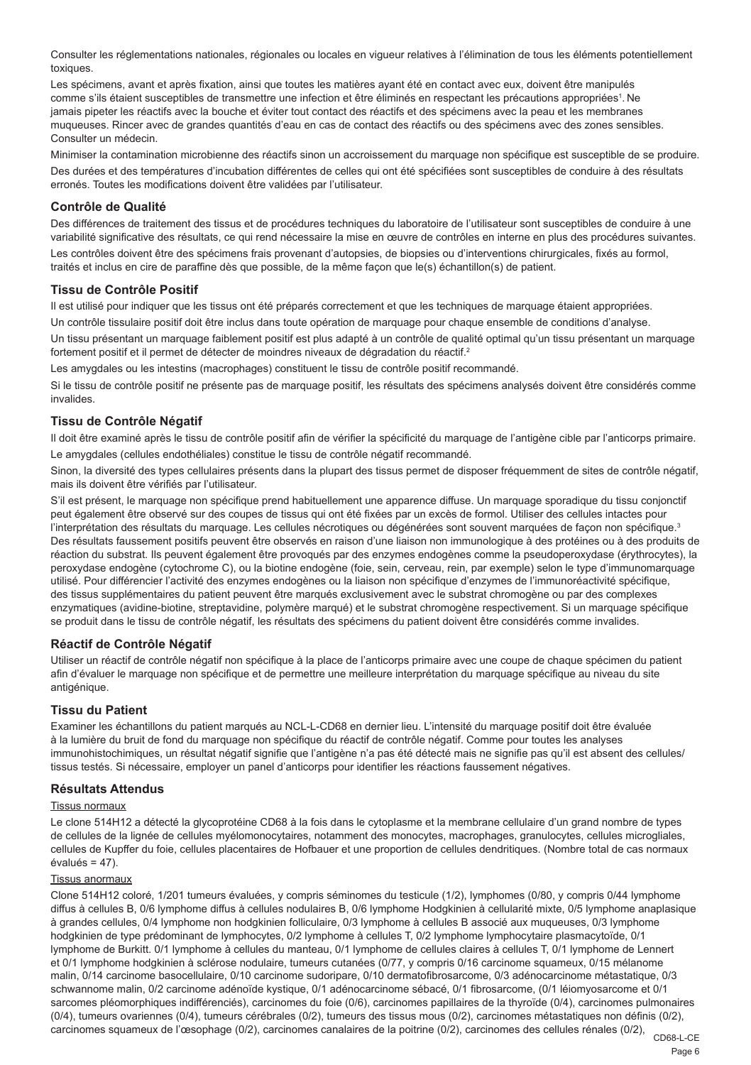Consulter les réglementations nationales, régionales ou locales en vigueur relatives à l'élimination de tous les éléments potentiellement toxiques.

Les spécimens, avant et après fixation, ainsi que toutes les matières ayant été en contact avec eux, doivent être manipulés comme s'ils étaient susceptibles de transmettre une infection et être éliminés en respectant les précautions appropriées[1]. Ne jamais pipeter les réactifs avec la bouche et éviter tout contact des réactifs et des spécimens avec la peau et les membranes muqueuses. Rincer avec de grandes quantités d'eau en cas de contact des réactifs ou des spécimens avec des zones sensibles. Consulter un médecin.

Minimiser la contamination microbienne des réactifs sinon un accroissement du marquage non spécifique est susceptible de se produire.

Des durées et des températures d'incubation différentes de celles qui ont été spécifiées sont susceptibles de conduire à des résultats erronés. Toutes les modifications doivent être validées par l'utilisateur.

## Contrôle de Qualité

Des différences de traitement des tissus et de procédures techniques du laboratoire de l'utilisateur sont susceptibles de conduire à une variabilité significative des résultats, ce qui rend nécessaire la mise en œuvre de contrôles en interne en plus des procédures suivantes.

Les contrôles doivent être des spécimens frais provenant d'autopsies, de biopsies ou d'interventions chirurgicales, fixés au formol, traités et inclus en cire de paraffine dès que possible, de la même façon que le(s) échantillon(s) de patient.

## Tissu de Contrôle Positif

Il est utilisé pour indiquer que les tissus ont été préparés correctement et que les techniques de marquage étaient appropriées.

Un contrôle tissulaire positif doit être inclus dans toute opération de marquage pour chaque ensemble de conditions d'analyse.

Un tissu présentant un marquage faiblement positif est plus adapté à un contrôle de qualité optimal qu'un tissu présentant un marquage fortement positif et il permet de détecter de moindres niveaux de dégradation du réactif.[2]

Les amygdales ou les intestins (macrophages) constituent le tissu de contrôle positif recommandé.

Si le tissu de contrôle positif ne présente pas de marquage positif, les résultats des spécimens analysés doivent être considérés comme invalides.

## Tissu de Contrôle Négatif

Il doit être examiné après le tissu de contrôle positif afin de vérifier la spécificité du marquage de l'antigène cible par l'anticorps primaire.

Le amygdales (cellules endothéliales) constitue le tissu de contrôle négatif recommandé.

Sinon, la diversité des types cellulaires présents dans la plupart des tissus permet de disposer fréquemment de sites de contrôle négatif, mais ils doivent être vérifiés par l'utilisateur.

S'il est présent, le marquage non spécifique prend habituellement une apparence diffuse. Un marquage sporadique du tissu conjonctif peut également être observé sur des coupes de tissus qui ont été fixées par un excès de formol. Utiliser des cellules intactes pour l'interprétation des résultats du marquage. Les cellules nécrotiques ou dégénérées sont souvent marquées de façon non spécifique.[3] Des résultats faussement positifs peuvent être observés en raison d'une liaison non immunologique à des protéines ou à des produits de réaction du substrat. Ils peuvent également être provoqués par des enzymes endogènes comme la pseudoperoxydase (érythrocytes), la peroxydase endogène (cytochrome C), ou la biotine endogène (foie, sein, cerveau, rein, par exemple) selon le type d'immunomarquage utilisé. Pour différencier l'activité des enzymes endogènes ou la liaison non spécifique d'enzymes de l'immunoréactivité spécifique, des tissus supplémentaires du patient peuvent être marqués exclusivement avec le substrat chromogène ou par des complexes enzymatiques (avidine-biotine, streptavidine, polymère marqué) et le substrat chromogène respectivement. Si un marquage spécifique se produit dans le tissu de contrôle négatif, les résultats des spécimens du patient doivent être considérés comme invalides.

## Réactif de Contrôle Négatif

Utiliser un réactif de contrôle négatif non spécifique à la place de l'anticorps primaire avec une coupe de chaque spécimen du patient afin d'évaluer le marquage non spécifique et de permettre une meilleure interprétation du marquage spécifique au niveau du site antigénique.

## Tissu du Patient

Examiner les échantillons du patient marqués au NCL-L-CD68 en dernier lieu. L'intensité du marquage positif doit être évaluée à la lumière du bruit de fond du marquage non spécifique du réactif de contrôle négatif. Comme pour toutes les analyses immunohistochimiques, un résultat négatif signifie que l'antigène n'a pas été détecté mais ne signifie pas qu'il est absent des cellules/tissus testés. Si nécessaire, employer un panel d'anticorps pour identifier les réactions faussement négatives.

## Résultats Attendus

Tissus normaux

Le clone 514H12 a détecté la glycoprotéine CD68 à la fois dans le cytoplasme et la membrane cellulaire d'un grand nombre de types de cellules de la lignée de cellules myélomonocytaires, notamment des monocytes, macrophages, granulocytes, cellules microgliales, cellules de Kupffer du foie, cellules placentaires de Hofbauer et une proportion de cellules dendritiques. (Nombre total de cas normaux évalués = 47).

Tissus anormaux

Clone 514H12 coloré, 1/201 tumeurs évaluées, y compris séminomes du testicule (1/2), lymphomes (0/80, y compris 0/44 lymphome diffus à cellules B, 0/6 lymphome diffus à cellules nodulaires B, 0/6 lymphome Hodgkinien à cellularité mixte, 0/5 lymphome anaplasique à grandes cellules, 0/4 lymphome non hodgkinien folliculaire, 0/3 lymphome à cellules B associé aux muqueuses, 0/3 lymphome hodgkinien de type prédominant de lymphocytes, 0/2 lymphome à cellules T, 0/2 lymphome lymphocytaire plasmacytoïde, 0/1 lymphome de Burkitt. 0/1 lymphome à cellules du manteau, 0/1 lymphome de cellules claires à cellules T, 0/1 lymphome de Lennert et 0/1 lymphome hodgkinien à sclérose nodulaire, tumeurs cutanées (0/77, y compris 0/16 carcinome squameux, 0/15 mélanome malin, 0/14 carcinome basocellulaire, 0/10 carcinome sudoripare, 0/10 dermatofibrosarcome, 0/3 adénocarcinome métastatique, 0/3 schwannome malin, 0/2 carcinome adénoïde kystique, 0/1 adénocarcinome sébacé, 0/1 fibrosarcome, (0/1 léiomyosarcome et 0/1 sarcomes pléomorphiques indifférenciés), carcinomes du foie (0/6), carcinomes papillaires de la thyroïde (0/4), carcinomes pulmonaires (0/4), tumeurs ovariennes (0/4), tumeurs cérébrales (0/2), tumeurs des tissus mous (0/2), carcinomes métastatiques non définis (0/2), carcinomes squameux de l'œsophage (0/2), carcinomes canalaires de la poitrine (0/2), carcinomes des cellules rénales (0/2),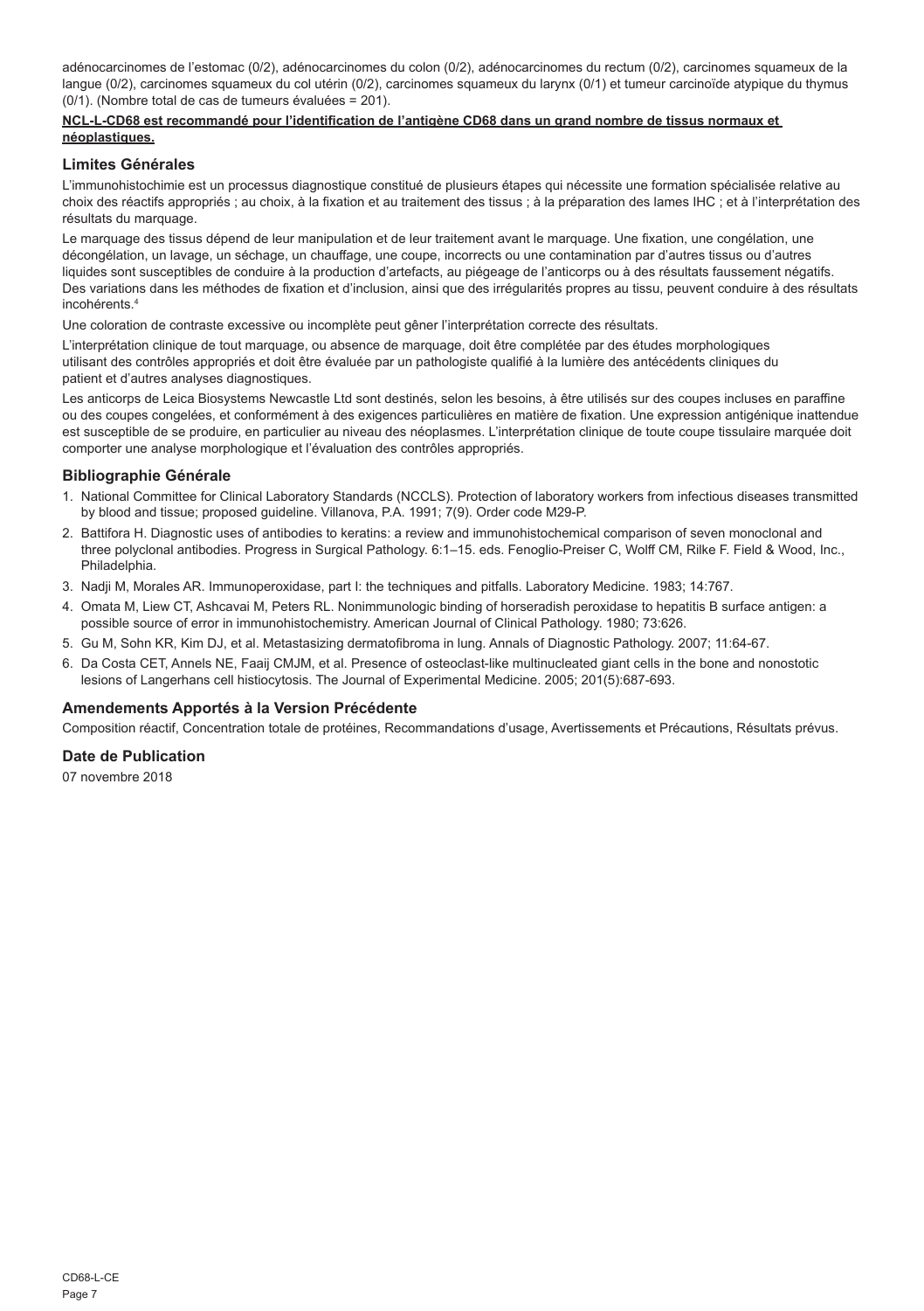adénocarcinomes de l'estomac (0/2), adénocarcinomes du colon (0/2), adénocarcinomes du rectum (0/2), carcinomes squameux de la langue (0/2), carcinomes squameux du col utérin (0/2), carcinomes squameux du larynx (0/1) et tumeur carcinoïde atypique du thymus (0/1). (Nombre total de cas de tumeurs évaluées = 201).

**NCL-L-CD68 est recommandé pour l'identification de l'antigène CD68 dans un grand nombre de tissus normaux et néoplastiques.**

## Limites Générales

L'immunohistochimie est un processus diagnostique constitué de plusieurs étapes qui nécessite une formation spécialisée relative au choix des réactifs appropriés ; au choix, à la fixation et au traitement des tissus ; à la préparation des lames IHC ; et à l'interprétation des résultats du marquage.

Le marquage des tissus dépend de leur manipulation et de leur traitement avant le marquage. Une fixation, une congélation, une décongélation, un lavage, un séchage, un chauffage, une coupe, incorrects ou une contamination par d'autres tissus ou d'autres liquides sont susceptibles de conduire à la production d'artefacts, au piégeage de l'anticorps ou à des résultats faussement négatifs. Des variations dans les méthodes de fixation et d'inclusion, ainsi que des irrégularités propres au tissu, peuvent conduire à des résultats incohérents.[4]

Une coloration de contraste excessive ou incomplète peut gêner l'interprétation correcte des résultats.

L'interprétation clinique de tout marquage, ou absence de marquage, doit être complétée par des études morphologiques utilisant des contrôles appropriés et doit être évaluée par un pathologiste qualifié à la lumière des antécédents cliniques du patient et d'autres analyses diagnostiques.

Les anticorps de Leica Biosystems Newcastle Ltd sont destinés, selon les besoins, à être utilisés sur des coupes incluses en paraffine ou des coupes congelées, et conformément à des exigences particulières en matière de fixation. Une expression antigénique inattendue est susceptible de se produire, en particulier au niveau des néoplasmes. L'interprétation clinique de toute coupe tissulaire marquée doit comporter une analyse morphologique et l'évaluation des contrôles appropriés.

## Bibliographie Générale

1. National Committee for Clinical Laboratory Standards (NCCLS). Protection of laboratory workers from infectious diseases transmitted by blood and tissue; proposed guideline. Villanova, P.A. 1991; 7(9). Order code M29-P.
2. Battifora H. Diagnostic uses of antibodies to keratins: a review and immunohistochemical comparison of seven monoclonal and three polyclonal antibodies. Progress in Surgical Pathology. 6:1–15. eds. Fenoglio-Preiser C, Wolff CM, Rilke F. Field & Wood, Inc., Philadelphia.
3. Nadji M, Morales AR. Immunoperoxidase, part I: the techniques and pitfalls. Laboratory Medicine. 1983; 14:767.
4. Omata M, Liew CT, Ashcavai M, Peters RL. Nonimmunologic binding of horseradish peroxidase to hepatitis B surface antigen: a possible source of error in immunohistochemistry. American Journal of Clinical Pathology. 1980; 73:626.
5. Gu M, Sohn KR, Kim DJ, et al. Metastasizing dermatofibroma in lung. Annals of Diagnostic Pathology. 2007; 11:64-67.
6. Da Costa CET, Annels NE, Faaij CMJM, et al. Presence of osteoclast-like multinucleated giant cells in the bone and nonostotic lesions of Langerhans cell histiocytosis. The Journal of Experimental Medicine. 2005; 201(5):687-693.

## Amendements Apportés à la Version Précédente

Composition réactif, Concentration totale de protéines, Recommandations d'usage, Avertissements et Précautions, Résultats prévus.

## Date de Publication

07 novembre 2018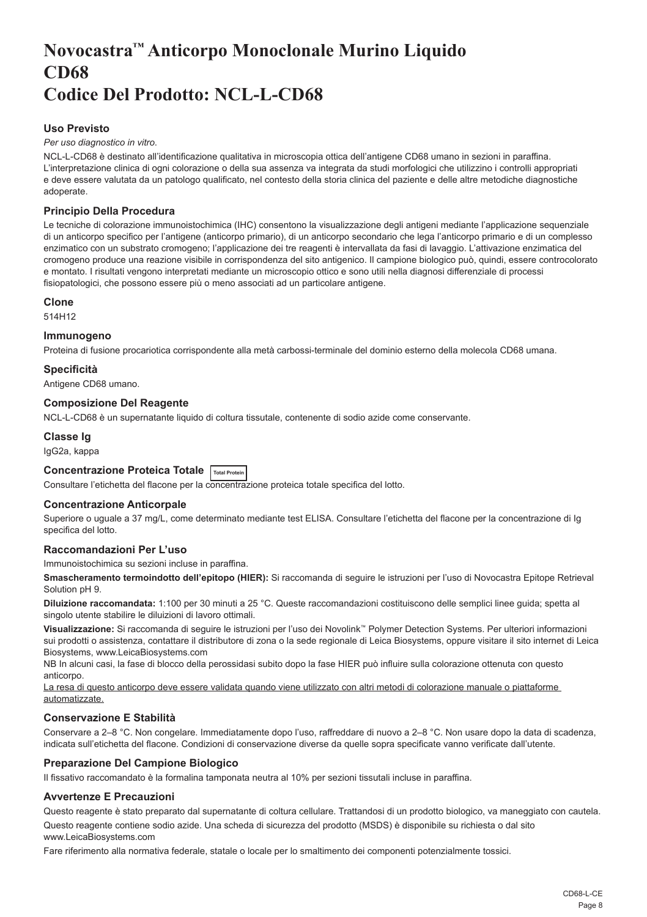# Novocastra™ Anticorpo Monoclonale Murino Liquido CD68 Codice Del Prodotto: NCL-L-CD68

### Uso Previsto

*Per uso diagnostico in vitro.*

NCL-L-CD68 è destinato all'identificazione qualitativa in microscopia ottica dell'antigene CD68 umano in sezioni in paraffina. L'interpretazione clinica di ogni colorazione o della sua assenza va integrata da studi morfologici che utilizzino i controlli appropriati e deve essere valutata da un patologo qualificato, nel contesto della storia clinica del paziente e delle altre metodiche diagnostiche adoperate.

### Principio Della Procedura

Le tecniche di colorazione immunoistochimica (IHC) consentono la visualizzazione degli antigeni mediante l'applicazione sequenziale di un anticorpo specifico per l'antigene (anticorpo primario), di un anticorpo secondario che lega l'anticorpo primario e di un complesso enzimatico con un substrato cromogeno; l'applicazione dei tre reagenti è intervallata da fasi di lavaggio. L'attivazione enzimatica del cromogeno produce una reazione visibile in corrispondenza del sito antigenico. Il campione biologico può, quindi, essere controcolorato e montato. I risultati vengono interpretati mediante un microscopio ottico e sono utili nella diagnosi differenziale di processi fisiopatologici, che possono essere più o meno associati ad un particolare antigene.

### Clone

514H12

### Immunogeno

Proteina di fusione procariotica corrispondente alla metà carbossi-terminale del dominio esterno della molecola CD68 umana.

### Specificità

Antigene CD68 umano.

### Composizione Del Reagente

NCL-L-CD68 è un supernatante liquido di coltura tissutale, contenente di sodio azide come conservante.

### Classe Ig

IgG2a, kappa

### Concentrazione Proteica Totale Total Protein

Consultare l'etichetta del flacone per la concentrazione proteica totale specifica del lotto.

### Concentrazione Anticorpale

Superiore o uguale a 37 mg/L, come determinato mediante test ELISA. Consultare l'etichetta del flacone per la concentrazione di Ig specifica del lotto.

### Raccomandazioni Per L'uso

Immunoistochimica su sezioni incluse in paraffina.

**Smascheramento termoindotto dell'epitopo (HIER):** Si raccomanda di seguire le istruzioni per l'uso di Novocastra Epitope Retrieval Solution pH 9.

**Diluizione raccomandata:** 1:100 per 30 minuti a 25 °C. Queste raccomandazioni costituiscono delle semplici linee guida; spetta al singolo utente stabilire le diluizioni di lavoro ottimali.

**Visualizzazione:** Si raccomanda di seguire le istruzioni per l'uso dei Novolink™ Polymer Detection Systems. Per ulteriori informazioni sui prodotti o assistenza, contattare il distributore di zona o la sede regionale di Leica Biosystems, oppure visitare il sito internet di Leica Biosystems, www.LeicaBiosystems.com

NB In alcuni casi, la fase di blocco della perossidasi subito dopo la fase HIER può influire sulla colorazione ottenuta con questo anticorpo.

La resa di questo anticorpo deve essere validata quando viene utilizzato con altri metodi di colorazione manuale o piattaforme automatizzate.

### Conservazione E Stabilità

Conservare a 2–8 °C. Non congelare. Immediatamente dopo l'uso, raffreddare di nuovo a 2–8 °C. Non usare dopo la data di scadenza, indicata sull'etichetta del flacone. Condizioni di conservazione diverse da quelle sopra specificate vanno verificate dall'utente.

### Preparazione Del Campione Biologico

Il fissativo raccomandato è la formalina tamponata neutra al 10% per sezioni tissutali incluse in paraffina.

### Avvertenze E Precauzioni

Questo reagente è stato preparato dal supernatante di coltura cellulare. Trattandosi di un prodotto biologico, va maneggiato con cautela.

Questo reagente contiene sodio azide. Una scheda di sicurezza del prodotto (MSDS) è disponibile su richiesta o dal sito www.LeicaBiosystems.com

Fare riferimento alla normativa federale, statale o locale per lo smaltimento dei componenti potenzialmente tossici.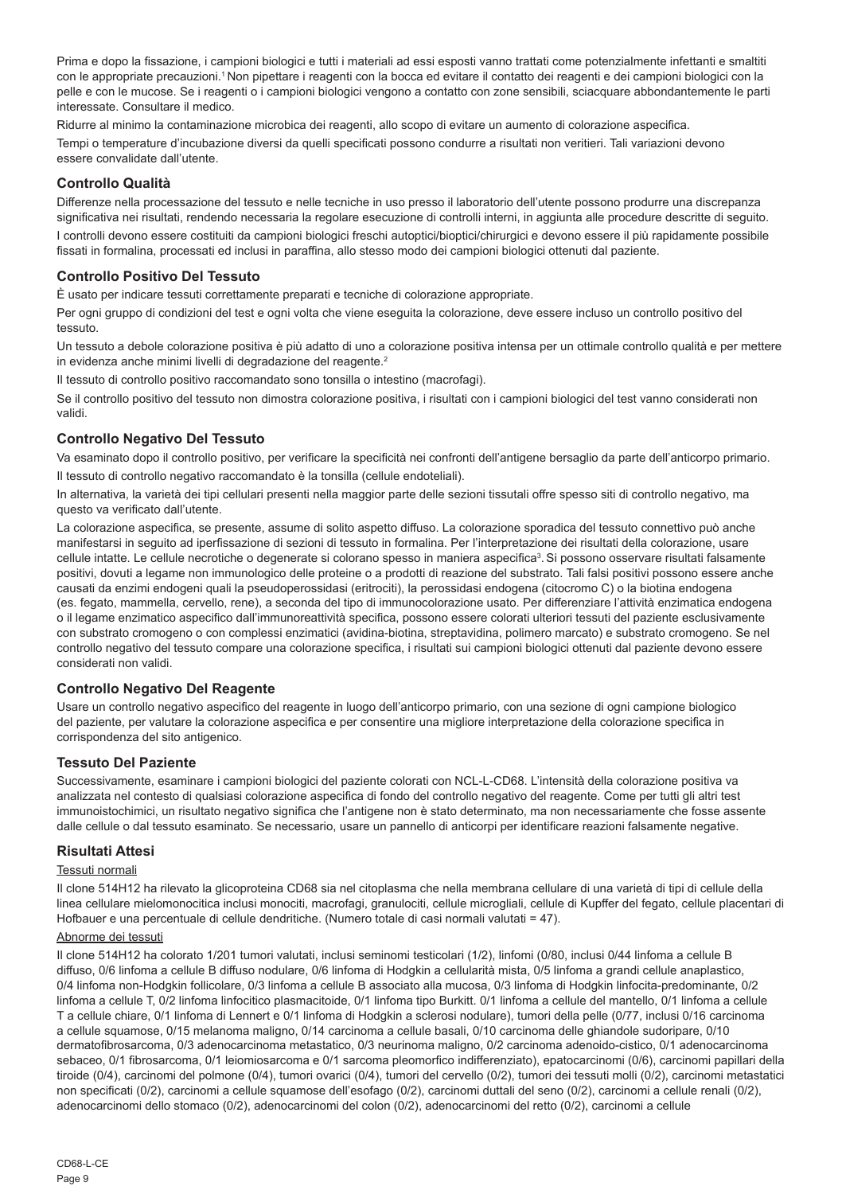Prima e dopo la fissazione, i campioni biologici e tutti i materiali ad essi esposti vanno trattati come potenzialmente infettanti e smaltiti con le appropriate precauzioni.[1] Non pipettare i reagenti con la bocca ed evitare il contatto dei reagenti e dei campioni biologici con la pelle e con le mucose. Se i reagenti o i campioni biologici vengono a contatto con zone sensibili, sciacquare abbondantemente le parti interessate. Consultare il medico.

Ridurre al minimo la contaminazione microbica dei reagenti, allo scopo di evitare un aumento di colorazione aspecifica.

Tempi o temperature d'incubazione diversi da quelli specificati possono condurre a risultati non veritieri. Tali variazioni devono essere convalidate dall'utente.

## Controllo Qualità

Differenze nella processazione del tessuto e nelle tecniche in uso presso il laboratorio dell'utente possono produrre una discrepanza significativa nei risultati, rendendo necessaria la regolare esecuzione di controlli interni, in aggiunta alle procedure descritte di seguito.

I controlli devono essere costituiti da campioni biologici freschi autoptici/bioptici/chirurgici e devono essere il più rapidamente possibile fissati in formalina, processati ed inclusi in paraffina, allo stesso modo dei campioni biologici ottenuti dal paziente.

## Controllo Positivo Del Tessuto

È usato per indicare tessuti correttamente preparati e tecniche di colorazione appropriate.

Per ogni gruppo di condizioni del test e ogni volta che viene eseguita la colorazione, deve essere incluso un controllo positivo del tessuto.

Un tessuto a debole colorazione positiva è più adatto di uno a colorazione positiva intensa per un ottimale controllo qualità e per mettere in evidenza anche minimi livelli di degradazione del reagente.[2]

Il tessuto di controllo positivo raccomandato sono tonsilla o intestino (macrofagi).

Se il controllo positivo del tessuto non dimostra colorazione positiva, i risultati con i campioni biologici del test vanno considerati non validi.

## Controllo Negativo Del Tessuto

Va esaminato dopo il controllo positivo, per verificare la specificità nei confronti dell'antigene bersaglio da parte dell'anticorpo primario.

Il tessuto di controllo negativo raccomandato è la tonsilla (cellule endoteliali).

In alternativa, la varietà dei tipi cellulari presenti nella maggior parte delle sezioni tissutali offre spesso siti di controllo negativo, ma questo va verificato dall'utente.

La colorazione aspecifica, se presente, assume di solito aspetto diffuso. La colorazione sporadica del tessuto connettivo può anche manifestarsi in seguito ad iperfissazione di sezioni di tessuto in formalina. Per l'interpretazione dei risultati della colorazione, usare cellule intatte. Le cellule necrotiche o degenerate si colorano spesso in maniera aspecifica[3]. Si possono osservare risultati falsamente positivi, dovuti a legame non immunologico delle proteine o a prodotti di reazione del substrato. Tali falsi positivi possono essere anche causati da enzimi endogeni quali la pseudoperossidasi (eritrociti), la perossidasi endogena (citocromo C) o la biotina endogena (es. fegato, mammella, cervello, rene), a seconda del tipo di immunocolorazione usato. Per differenziare l'attività enzimatica endogena o il legame enzimatico aspecifico dall'immunoreattività specifica, possono essere colorati ulteriori tessuti del paziente esclusivamente con substrato cromogeno o con complessi enzimatici (avidina-biotina, streptavidina, polimero marcato) e substrato cromogeno. Se nel controllo negativo del tessuto compare una colorazione specifica, i risultati sui campioni biologici ottenuti dal paziente devono essere considerati non validi.

## Controllo Negativo Del Reagente

Usare un controllo negativo aspecifico del reagente in luogo dell'anticorpo primario, con una sezione di ogni campione biologico del paziente, per valutare la colorazione aspecifica e per consentire una migliore interpretazione della colorazione specifica in corrispondenza del sito antigenico.

## Tessuto Del Paziente

Successivamente, esaminare i campioni biologici del paziente colorati con NCL-L-CD68. L'intensità della colorazione positiva va analizzata nel contesto di qualsiasi colorazione aspecifica di fondo del controllo negativo del reagente. Come per tutti gli altri test immunoistochimici, un risultato negativo significa che l'antigene non è stato determinato, ma non necessariamente che fosse assente dalle cellule o dal tessuto esaminato. Se necessario, usare un pannello di anticorpi per identificare reazioni falsamente negative.

## Risultati Attesi

### Tessuti normali

Il clone 514H12 ha rilevato la glicoproteina CD68 sia nel citoplasma che nella membrana cellulare di una varietà di tipi di cellule della linea cellulare mielomonocitica inclusi monociti, macrofagi, granulociti, cellule microgliali, cellule di Kupffer del fegato, cellule placentari di Hofbauer e una percentuale di cellule dendritiche. (Numero totale di casi normali valutati = 47).

### Abnorme dei tessuti

Il clone 514H12 ha colorato 1/201 tumori valutati, inclusi seminomi testicolari (1/2), linfomi (0/80, inclusi 0/44 linfoma a cellule B diffuso, 0/6 linfoma a cellule B diffuso nodulare, 0/6 linfoma di Hodgkin a cellularità mista, 0/5 linfoma a grandi cellule anaplastico, 0/4 linfoma non-Hodgkin follicolare, 0/3 linfoma a cellule B associato alla mucosa, 0/3 linfoma di Hodgkin linfocita-predominante, 0/2 linfoma a cellule T, 0/2 linfoma linfocitico plasmacitoide, 0/1 linfoma tipo Burkitt. 0/1 linfoma a cellule del mantello, 0/1 linfoma a cellule T a cellule chiare, 0/1 linfoma di Lennert e 0/1 linfoma di Hodgkin a sclerosi nodulare), tumori della pelle (0/77, inclusi 0/16 carcinoma a cellule squamose, 0/15 melanoma maligno, 0/14 carcinoma a cellule basali, 0/10 carcinoma delle ghiandole sudoripare, 0/10 dermatofibrosarcoma, 0/3 adenocarcinoma metastatico, 0/3 neurinoma maligno, 0/2 carcinoma adenoido-cistico, 0/1 adenocarcinoma sebaceo, 0/1 fibrosarcoma, 0/1 leiomiosarcoma e 0/1 sarcoma pleomorfico indifferenziato), epatocarcinomi (0/6), carcinomi papillari della tiroide (0/4), carcinomi del polmone (0/4), tumori ovarici (0/4), tumori del cervello (0/2), tumori dei tessuti molli (0/2), carcinomi metastatici non specificati (0/2), carcinomi a cellule squamose dell'esofago (0/2), carcinomi duttali del seno (0/2), carcinomi a cellule renali (0/2), adenocarcinomi dello stomaco (0/2), adenocarcinomi del colon (0/2), adenocarcinomi del retto (0/2), carcinomi a cellule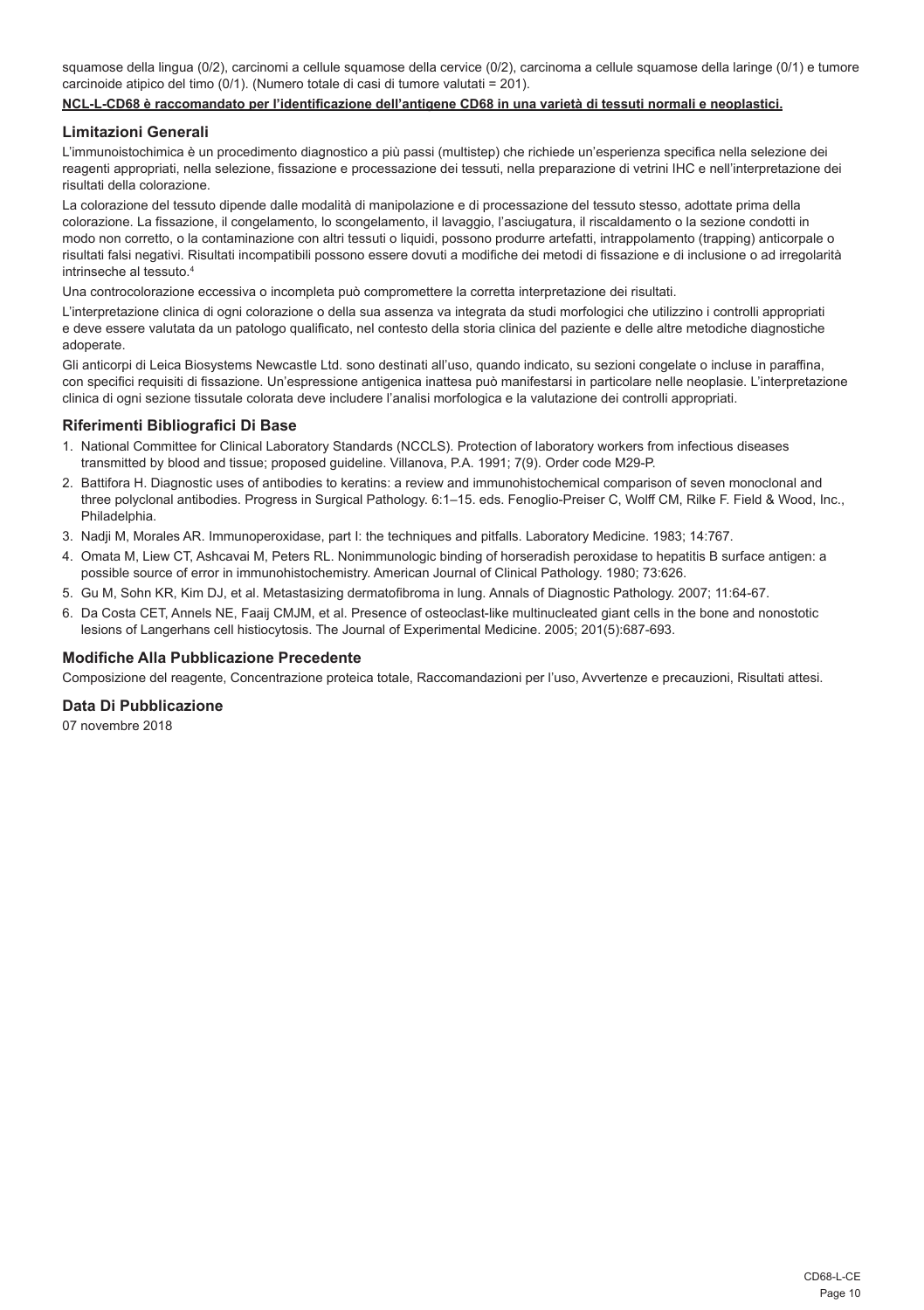squamose della lingua (0/2), carcinomi a cellule squamose della cervice (0/2), carcinoma a cellule squamose della laringe (0/1) e tumore carcinoide atipico del timo (0/1). (Numero totale di casi di tumore valutati = 201).

**NCL-L-CD68 è raccomandato per l'identificazione dell'antigene CD68 in una varietà di tessuti normali e neoplastici.**

## Limitazioni Generali

L'immunoistochimica è un procedimento diagnostico a più passi (multistep) che richiede un'esperienza specifica nella selezione dei reagenti appropriati, nella selezione, fissazione e processazione dei tessuti, nella preparazione di vetrini IHC e nell'interpretazione dei risultati della colorazione.

La colorazione del tessuto dipende dalle modalità di manipolazione e di processazione del tessuto stesso, adottate prima della colorazione. La fissazione, il congelamento, lo scongelamento, il lavaggio, l'asciugatura, il riscaldamento o la sezione condotti in modo non corretto, o la contaminazione con altri tessuti o liquidi, possono produrre artefatti, intrappolamento (trapping) anticorpale o risultati falsi negativi. Risultati incompatibili possono essere dovuti a modifiche dei metodi di fissazione e di inclusione o ad irregolarità intrinseche al tessuto.[4]

Una controcolorazione eccessiva o incompleta può compromettere la corretta interpretazione dei risultati.

L'interpretazione clinica di ogni colorazione o della sua assenza va integrata da studi morfologici che utilizzino i controlli appropriati e deve essere valutata da un patologo qualificato, nel contesto della storia clinica del paziente e delle altre metodiche diagnostiche adoperate.

Gli anticorpi di Leica Biosystems Newcastle Ltd. sono destinati all'uso, quando indicato, su sezioni congelate o incluse in paraffina, con specifici requisiti di fissazione. Un'espressione antigenica inattesa può manifestarsi in particolare nelle neoplasie. L'interpretazione clinica di ogni sezione tissutale colorata deve includere l'analisi morfologica e la valutazione dei controlli appropriati.

## Riferimenti Bibliografici Di Base

1. National Committee for Clinical Laboratory Standards (NCCLS). Protection of laboratory workers from infectious diseases transmitted by blood and tissue; proposed guideline. Villanova, P.A. 1991; 7(9). Order code M29-P.
2. Battifora H. Diagnostic uses of antibodies to keratins: a review and immunohistochemical comparison of seven monoclonal and three polyclonal antibodies. Progress in Surgical Pathology. 6:1–15. eds. Fenoglio-Preiser C, Wolff CM, Rilke F. Field & Wood, Inc., Philadelphia.
3. Nadji M, Morales AR. Immunoperoxidase, part I: the techniques and pitfalls. Laboratory Medicine. 1983; 14:767.
4. Omata M, Liew CT, Ashcavai M, Peters RL. Nonimmunologic binding of horseradish peroxidase to hepatitis B surface antigen: a possible source of error in immunohistochemistry. American Journal of Clinical Pathology. 1980; 73:626.
5. Gu M, Sohn KR, Kim DJ, et al. Metastasizing dermatofibroma in lung. Annals of Diagnostic Pathology. 2007; 11:64-67.
6. Da Costa CET, Annels NE, Faaij CMJM, et al. Presence of osteoclast-like multinucleated giant cells in the bone and nonostotic lesions of Langerhans cell histiocytosis. The Journal of Experimental Medicine. 2005; 201(5):687-693.

## Modifiche Alla Pubblicazione Precedente

Composizione del reagente, Concentrazione proteica totale, Raccomandazioni per l'uso, Avvertenze e precauzioni, Risultati attesi.

## Data Di Pubblicazione

07 novembre 2018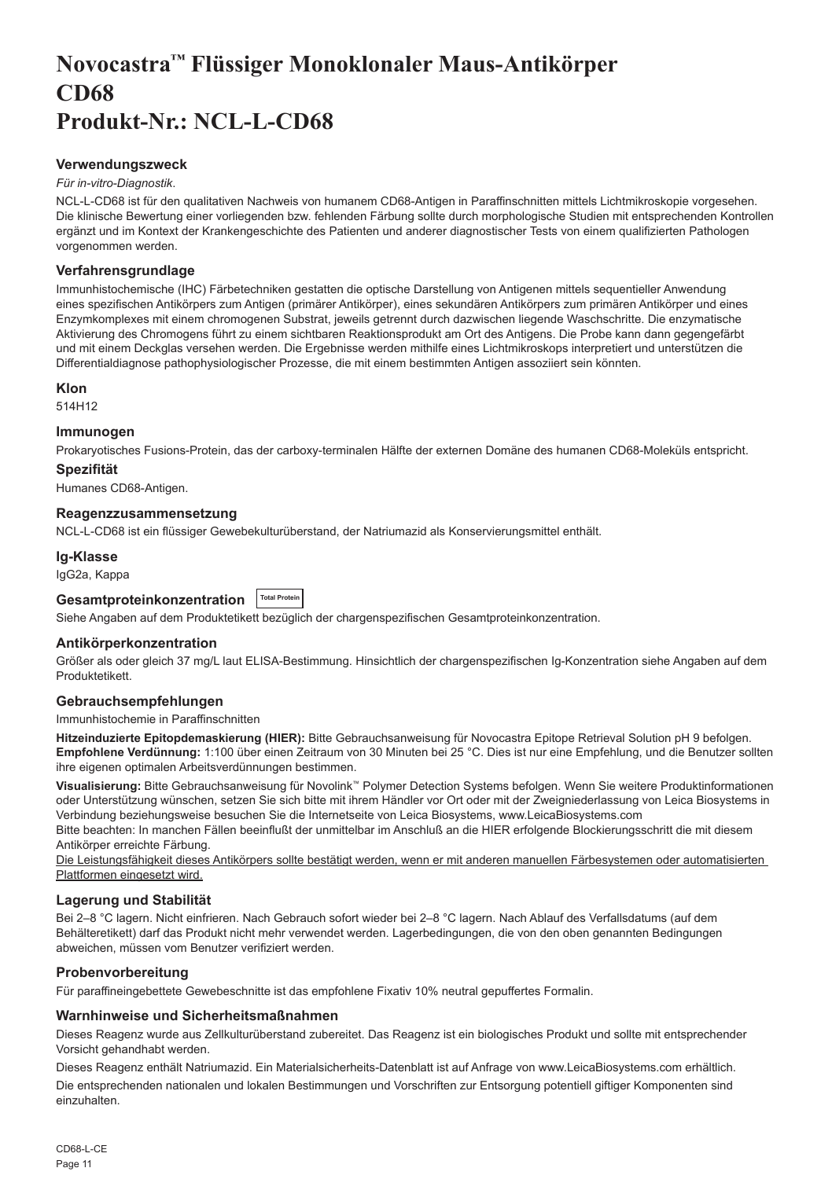# Novocastra™ Flüssiger Monoklonaler Maus-Antikörper CD68 Produkt-Nr.: NCL-L-CD68

### Verwendungszweck

*Für in-vitro-Diagnostik*.

NCL-L-CD68 ist für den qualitativen Nachweis von humanem CD68-Antigen in Paraffinschnitten mittels Lichtmikroskopie vorgesehen. Die klinische Bewertung einer vorliegenden bzw. fehlenden Färbung sollte durch morphologische Studien mit entsprechenden Kontrollen ergänzt und im Kontext der Krankengeschichte des Patienten und anderer diagnostischer Tests von einem qualifizierten Pathologen vorgenommen werden.

### Verfahrensgrundlage

Immunhistochemische (IHC) Färbetechniken gestatten die optische Darstellung von Antigenen mittels sequentieller Anwendung eines spezifischen Antikörpers zum Antigen (primärer Antikörper), eines sekundären Antikörpers zum primären Antikörper und eines Enzymkomplexes mit einem chromogenen Substrat, jeweils getrennt durch dazwischen liegende Waschschritte. Die enzymatische Aktivierung des Chromogens führt zu einem sichtbaren Reaktionsprodukt am Ort des Antigens. Die Probe kann dann gegengefärbt und mit einem Deckglas versehen werden. Die Ergebnisse werden mithilfe eines Lichtmikroskops interpretiert und unterstützen die Differentialdiagnose pathophysiologischer Prozesse, die mit einem bestimmten Antigen assoziiert sein könnten.

### Klon

514H12

### Immunogen

Prokaryotisches Fusions-Protein, das der carboxy-terminalen Hälfte der externen Domäne des humanen CD68-Moleküls entspricht.

### Spezifität

Humanes CD68-Antigen.

### Reagenzzusammensetzung

NCL-L-CD68 ist ein flüssiger Gewebekulturüberstand, der Natriumazid als Konservierungsmittel enthält.

### Ig-Klasse

IgG2a, Kappa

### Gesamtproteinkonzentration Total Protein

Siehe Angaben auf dem Produktetikett bezüglich der chargenspezifischen Gesamtproteinkonzentration.

### Antikörperkonzentration

Größer als oder gleich 37 mg/L laut ELISA-Bestimmung. Hinsichtlich der chargenspezifischen Ig-Konzentration siehe Angaben auf dem Produktetikett.

### Gebrauchsempfehlungen

Immunhistochemie in Paraffinschnitten

**Hitzeinduzierte Epitopdemaskierung (HIER):** Bitte Gebrauchsanweisung für Novocastra Epitope Retrieval Solution pH 9 befolgen.
**Empfohlene Verdünnung:** 1:100 über einen Zeitraum von 30 Minuten bei 25 °C. Dies ist nur eine Empfehlung, und die Benutzer sollten ihre eigenen optimalen Arbeitsverdünnungen bestimmen.

**Visualisierung:** Bitte Gebrauchsanweisung für Novolink™ Polymer Detection Systems befolgen. Wenn Sie weitere Produktinformationen oder Unterstützung wünschen, setzen Sie sich bitte mit ihrem Händler vor Ort oder mit der Zweigniederlassung von Leica Biosystems in Verbindung beziehungsweise besuchen Sie die Internetseite von Leica Biosystems, www.LeicaBiosystems.com
Bitte beachten: In manchen Fällen beeinflußt der unmittelbar im Anschluß an die HIER erfolgende Blockierungsschritt die mit diesem Antikörper erreichte Färbung.
<u>Die Leistungsfähigkeit dieses Antikörpers sollte bestätigt werden, wenn er mit anderen manuellen Färbesystemen oder automatisierten Plattformen eingesetzt wird.</u>

### Lagerung und Stabilität

Bei 2–8 °C lagern. Nicht einfrieren. Nach Gebrauch sofort wieder bei 2–8 °C lagern. Nach Ablauf des Verfallsdatums (auf dem Behälteretikett) darf das Produkt nicht mehr verwendet werden. Lagerbedingungen, die von den oben genannten Bedingungen abweichen, müssen vom Benutzer verifiziert werden.

### Probenvorbereitung

Für paraffineingebettete Gewebeschnitte ist das empfohlene Fixativ 10% neutral gepuffertes Formalin.

### Warnhinweise und Sicherheitsmaßnahmen

Dieses Reagenz wurde aus Zellkulturüberstand zubereitet. Das Reagenz ist ein biologisches Produkt und sollte mit entsprechender Vorsicht gehandhabt werden.

Dieses Reagenz enthält Natriumazid. Ein Materialsicherheits-Datenblatt ist auf Anfrage von www.LeicaBiosystems.com erhältlich.

Die entsprechenden nationalen und lokalen Bestimmungen und Vorschriften zur Entsorgung potentiell giftiger Komponenten sind einzuhalten.

CD68-L-CE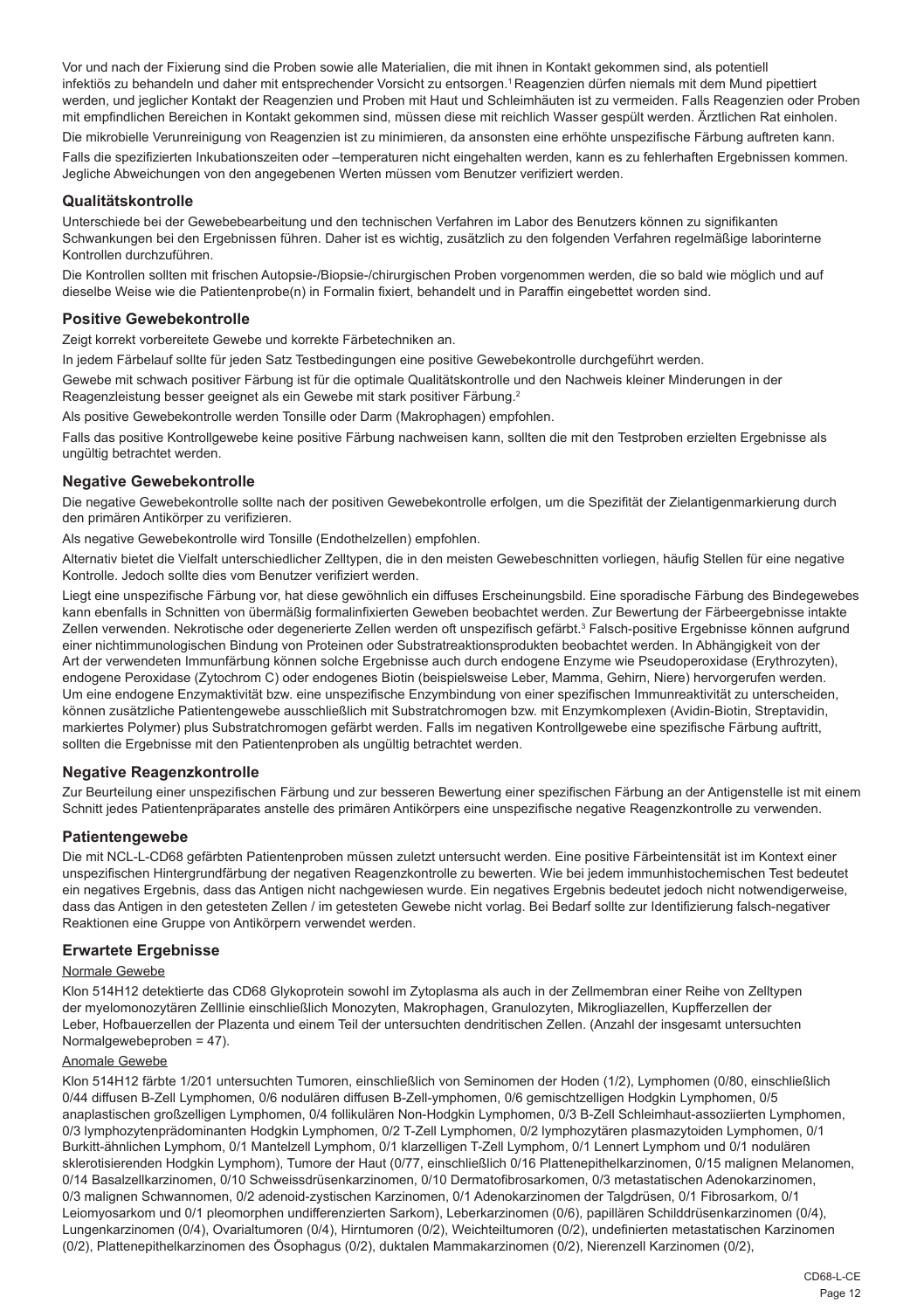Vor und nach der Fixierung sind die Proben sowie alle Materialien, die mit ihnen in Kontakt gekommen sind, als potentiell infektiös zu behandeln und daher mit entsprechender Vorsicht zu entsorgen.[1] Reagenzien dürfen niemals mit dem Mund pipettiert werden, und jeglicher Kontakt der Reagenzien und Proben mit Haut und Schleimhäuten ist zu vermeiden. Falls Reagenzien oder Proben mit empfindlichen Bereichen in Kontakt gekommen sind, müssen diese mit reichlich Wasser gespült werden. Ärztlichen Rat einholen.

Die mikrobielle Verunreinigung von Reagenzien ist zu minimieren, da ansonsten eine erhöhte unspezifische Färbung auftreten kann.

Falls die spezifizierten Inkubationszeiten oder –temperaturen nicht eingehalten werden, kann es zu fehlerhaften Ergebnissen kommen. Jegliche Abweichungen von den angegebenen Werten müssen vom Benutzer verifiziert werden.

### Qualitätskontrolle

Unterschiede bei der Gewebebearbeitung und den technischen Verfahren im Labor des Benutzers können zu signifikanten Schwankungen bei den Ergebnissen führen. Daher ist es wichtig, zusätzlich zu den folgenden Verfahren regelmäßige laborinterne Kontrollen durchzuführen.

Die Kontrollen sollten mit frischen Autopsie-/Biopsie-/chirurgischen Proben vorgenommen werden, die so bald wie möglich und auf dieselbe Weise wie die Patientenprobe(n) in Formalin fixiert, behandelt und in Paraffin eingebettet worden sind.

### Positive Gewebekontrolle

Zeigt korrekt vorbereitete Gewebe und korrekte Färbetechniken an.

In jedem Färbelauf sollte für jeden Satz Testbedingungen eine positive Gewebekontrolle durchgeführt werden.

Gewebe mit schwach positiver Färbung ist für die optimale Qualitätskontrolle und den Nachweis kleiner Minderungen in der Reagenzleistung besser geeignet als ein Gewebe mit stark positiver Färbung.[2]

Als positive Gewebekontrolle werden Tonsille oder Darm (Makrophagen) empfohlen.

Falls das positive Kontrollgewebe keine positive Färbung nachweisen kann, sollten die mit den Testproben erzielten Ergebnisse als ungültig betrachtet werden.

### Negative Gewebekontrolle

Die negative Gewebekontrolle sollte nach der positiven Gewebekontrolle erfolgen, um die Spezifität der Zielantigenmarkierung durch den primären Antikörper zu verifizieren.

Als negative Gewebekontrolle wird Tonsille (Endothelzellen) empfohlen.

Alternativ bietet die Vielfalt unterschiedlicher Zelltypen, die in den meisten Gewebeschnitten vorliegen, häufig Stellen für eine negative Kontrolle. Jedoch sollte dies vom Benutzer verifiziert werden.

Liegt eine unspezifische Färbung vor, hat diese gewöhnlich ein diffuses Erscheinungsbild. Eine sporadische Färbung des Bindegewebes kann ebenfalls in Schnitten von übermäßig formalinfixierten Geweben beobachtet werden. Zur Bewertung der Färbeergebnisse intakte Zellen verwenden. Nekrotische oder degenerierte Zellen werden oft unspezifisch gefärbt.[3] Falsch-positive Ergebnisse können aufgrund einer nichtimmunologischen Bindung von Proteinen oder Substratreaktionsprodukten beobachtet werden. In Abhängigkeit von der Art der verwendeten Immunfärbung können solche Ergebnisse auch durch endogene Enzyme wie Pseudoperoxidase (Erythrozyten), endogene Peroxidase (Zytochrom C) oder endogenes Biotin (beispielsweise Leber, Mamma, Gehirn, Niere) hervorgerufen werden. Um eine endogene Enzymaktivität bzw. eine unspezifische Enzymbindung von einer spezifischen Immunreaktivität zu unterscheiden, können zusätzliche Patientengewebe ausschließlich mit Substratchromogen bzw. mit Enzymkomplexen (Avidin-Biotin, Streptavidin, markiertes Polymer) plus Substratchromogen gefärbt werden. Falls im negativen Kontrollgewebe eine spezifische Färbung auftritt, sollten die Ergebnisse mit den Patientenproben als ungültig betrachtet werden.

### Negative Reagenzkontrolle

Zur Beurteilung einer unspezifischen Färbung und zur besseren Bewertung einer spezifischen Färbung an der Antigenstelle ist mit einem Schnitt jedes Patientenpräparates anstelle des primären Antikörpers eine unspezifische negative Reagenzkontrolle zu verwenden.

### Patientengewebe

Die mit NCL-L-CD68 gefärbten Patientenproben müssen zuletzt untersucht werden. Eine positive Färbeintensität ist im Kontext einer unspezifischen Hintergrundfärbung der negativen Reagenzkontrolle zu bewerten. Wie bei jedem immunhistochemischen Test bedeutet ein negatives Ergebnis, dass das Antigen nicht nachgewiesen wurde. Ein negatives Ergebnis bedeutet jedoch nicht notwendigerweise, dass das Antigen in den getesteten Zellen / im getesteten Gewebe nicht vorlag. Bei Bedarf sollte zur Identifizierung falsch-negativer Reaktionen eine Gruppe von Antikörpern verwendet werden.

### Erwartete Ergebnisse

Normale Gewebe

Klon 514H12 detektierte das CD68 Glykoprotein sowohl im Zytoplasma als auch in der Zellmembran einer Reihe von Zelltypen der myelomonozytären Zelllinie einschließlich Monozyten, Makrophagen, Granulozyten, Mikrogliazellen, Kupfferzellen der Leber, Hofbauerzellen der Plazenta und einem Teil der untersuchten dendritischen Zellen. (Anzahl der insgesamt untersuchten Normalgewebeproben = 47).

Anomale Gewebe

Klon 514H12 färbte 1/201 untersuchten Tumoren, einschließlich von Seminomen der Hoden (1/2), Lymphomen (0/80, einschließlich 0/44 diffusen B-Zell Lymphomen, 0/6 nodulären diffusen B-Zell-ymphomen, 0/6 gemischtzelligen Hodgkin Lymphomen, 0/5 anaplastischen großzelligen Lymphomen, 0/4 follikulären Non-Hodgkin Lymphomen, 0/3 B-Zell Schleimhaut-assoziierten Lymphomen, 0/3 lymphozytenprädominanten Hodgkin Lymphomen, 0/2 T-Zell Lymphomen, 0/2 lymphozytären plasmazytoiden Lymphomen, 0/1 Burkitt-ähnlichen Lymphom, 0/1 Mantelzell Lymphom, 0/1 klarzelligen T-Zell Lymphom, 0/1 Lennert Lymphom und 0/1 nodulären sklerotisierenden Hodgkin Lymphom), Tumore der Haut (0/77, einschließlich 0/16 Plattenepithelkarzinomen, 0/15 malignen Melanomen, 0/14 Basalzellkarzinomen, 0/10 Schweissdrüsenkarzinomen, 0/10 Dermatofibrosarkomen, 0/3 metastatischen Adenokarzinomen, 0/3 malignen Schwannomen, 0/2 adenoid-zystischen Karzinomen, 0/1 Adenokarzinomen der Talgdrüsen, 0/1 Fibrosarkom, 0/1 Leiomyosarkom und 0/1 pleomorphen undifferenzierten Sarkom), Leberkarzinomen (0/6), papillären Schilddrüsenkarzinomen (0/4), Lungenkarzinomen (0/4), Ovarialtumoren (0/4), Hirntumoren (0/2), Weichteiltumoren (0/2), undefinierten metastatischen Karzinomen (0/2), Plattenepithelkarzinomen des Ösophagus (0/2), duktalen Mammakarzinomen (0/2), Nierenzell Karzinomen (0/2),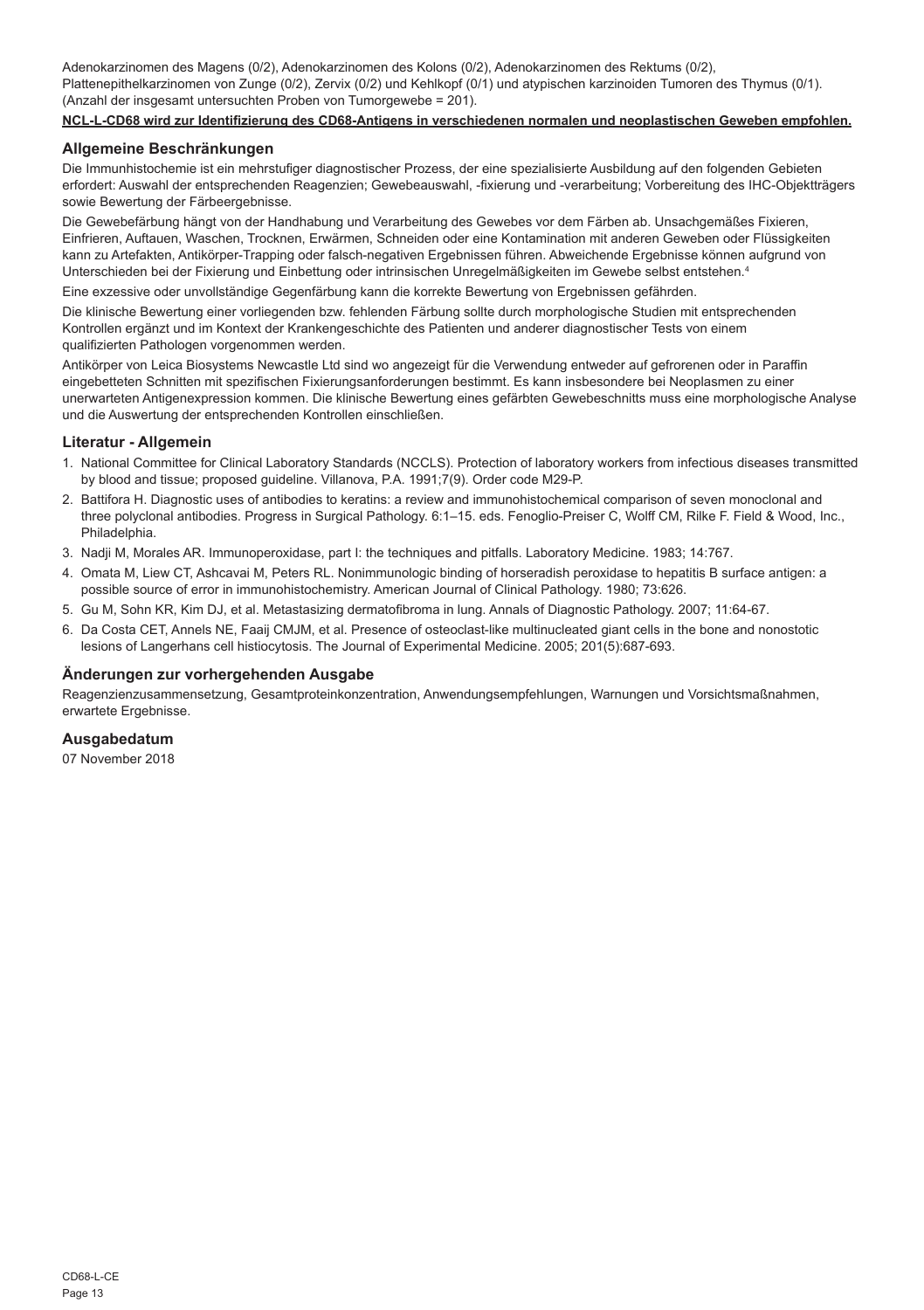Adenokarzinomen des Magens (0/2), Adenokarzinomen des Kolons (0/2), Adenokarzinomen des Rektums (0/2), Plattenepithelkarzinomen von Zunge (0/2), Zervix (0/2) und Kehlkopf (0/1) und atypischen karzinoiden Tumoren des Thymus (0/1). (Anzahl der insgesamt untersuchten Proben von Tumorgewebe = 201).

**NCL-L-CD68 wird zur Identifizierung des CD68-Antigens in verschiedenen normalen und neoplastischen Geweben empfohlen.**

## Allgemeine Beschränkungen

Die Immunhistochemie ist ein mehrstufiger diagnostischer Prozess, der eine spezialisierte Ausbildung auf den folgenden Gebieten erfordert: Auswahl der entsprechenden Reagenzien; Gewebeauswahl, -fixierung und -verarbeitung; Vorbereitung des IHC-Objektträgers sowie Bewertung der Färbeergebnisse.

Die Gewebefärbung hängt von der Handhabung und Verarbeitung des Gewebes vor dem Färben ab. Unsachgemäßes Fixieren, Einfrieren, Auftauen, Waschen, Trocknen, Erwärmen, Schneiden oder eine Kontamination mit anderen Geweben oder Flüssigkeiten kann zu Artefakten, Antikörper-Trapping oder falsch-negativen Ergebnissen führen. Abweichende Ergebnisse können aufgrund von Unterschieden bei der Fixierung und Einbettung oder intrinsischen Unregelmäßigkeiten im Gewebe selbst entstehen.[4]

Eine exzessive oder unvollständige Gegenfärbung kann die korrekte Bewertung von Ergebnissen gefährden.

Die klinische Bewertung einer vorliegenden bzw. fehlenden Färbung sollte durch morphologische Studien mit entsprechenden Kontrollen ergänzt und im Kontext der Krankengeschichte des Patienten und anderer diagnostischer Tests von einem qualifizierten Pathologen vorgenommen werden.

Antikörper von Leica Biosystems Newcastle Ltd sind wo angezeigt für die Verwendung entweder auf gefrorenen oder in Paraffin eingebetteten Schnitten mit spezifischen Fixierungsanforderungen bestimmt. Es kann insbesondere bei Neoplasmen zu einer unerwarteten Antigenexpression kommen. Die klinische Bewertung eines gefärbten Gewebeschnitts muss eine morphologische Analyse und die Auswertung der entsprechenden Kontrollen einschließen.

## Literatur - Allgemein

1. National Committee for Clinical Laboratory Standards (NCCLS). Protection of laboratory workers from infectious diseases transmitted by blood and tissue; proposed guideline. Villanova, P.A. 1991;7(9). Order code M29-P.
2. Battifora H. Diagnostic uses of antibodies to keratins: a review and immunohistochemical comparison of seven monoclonal and three polyclonal antibodies. Progress in Surgical Pathology. 6:1–15. eds. Fenoglio-Preiser C, Wolff CM, Rilke F. Field & Wood, Inc., Philadelphia.
3. Nadji M, Morales AR. Immunoperoxidase, part I: the techniques and pitfalls. Laboratory Medicine. 1983; 14:767.
4. Omata M, Liew CT, Ashcavai M, Peters RL. Nonimmunologic binding of horseradish peroxidase to hepatitis B surface antigen: a possible source of error in immunohistochemistry. American Journal of Clinical Pathology. 1980; 73:626.
5. Gu M, Sohn KR, Kim DJ, et al. Metastasizing dermatofibroma in lung. Annals of Diagnostic Pathology. 2007; 11:64-67.
6. Da Costa CET, Annels NE, Faaij CMJM, et al. Presence of osteoclast-like multinucleated giant cells in the bone and nonostotic lesions of Langerhans cell histiocytosis. The Journal of Experimental Medicine. 2005; 201(5):687-693.

## Änderungen zur vorhergehenden Ausgabe

Reagenzienzusammensetzung, Gesamtproteinkonzentration, Anwendungsempfehlungen, Warnungen und Vorsichtsmaßnahmen, erwartete Ergebnisse.

## Ausgabedatum

07 November 2018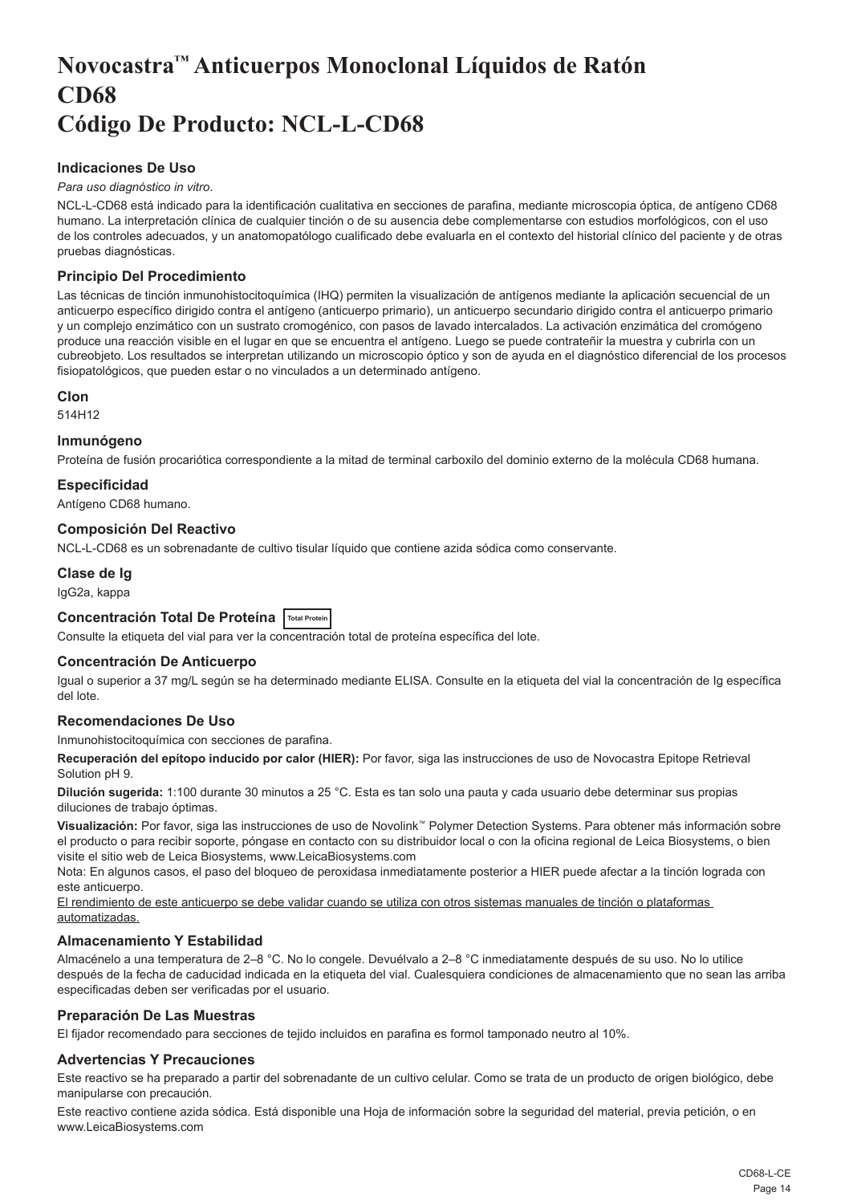# Novocastra™ Anticuerpos Monoclonal Líquidos de Ratón CD68 Código De Producto: NCL-L-CD68

### Indicaciones De Uso

*Para uso diagnóstico in vitro*.

NCL-L-CD68 está indicado para la identificación cualitativa en secciones de parafina, mediante microscopia óptica, de antígeno CD68 humano. La interpretación clínica de cualquier tinción o de su ausencia debe complementarse con estudios morfológicos, con el uso de los controles adecuados, y un anatomopatólogo cualificado debe evaluarla en el contexto del historial clínico del paciente y de otras pruebas diagnósticas.

### Principio Del Procedimiento

Las técnicas de tinción inmunohistocitoquímica (IHQ) permiten la visualización de antígenos mediante la aplicación secuencial de un anticuerpo específico dirigido contra el antígeno (anticuerpo primario), un anticuerpo secundario dirigido contra el anticuerpo primario y un complejo enzimático con un sustrato cromogénico, con pasos de lavado intercalados. La activación enzimática del cromógeno produce una reacción visible en el lugar en que se encuentra el antígeno. Luego se puede contrateñir la muestra y cubrirla con un cubreobjeto. Los resultados se interpretan utilizando un microscopio óptico y son de ayuda en el diagnóstico diferencial de los procesos fisiopatológicos, que pueden estar o no vinculados a un determinado antígeno.

### Clon

514H12

### Inmunógeno

Proteína de fusión procariótica correspondiente a la mitad de terminal carboxilo del dominio externo de la molécula CD68 humana.

### Especificidad

Antígeno CD68 humano.

### Composición Del Reactivo

NCL-L-CD68 es un sobrenadante de cultivo tisular líquido que contiene azida sódica como conservante.

### Clase de Ig

IgG2a, kappa

### Concentración Total De Proteína Total Protein

Consulte la etiqueta del vial para ver la concentración total de proteína específica del lote.

### Concentración De Anticuerpo

Igual o superior a 37 mg/L según se ha determinado mediante ELISA. Consulte en la etiqueta del vial la concentración de Ig específica del lote.

### Recomendaciones De Uso

Inmunohistocitoquímica con secciones de parafina.

**Recuperación del epítopo inducido por calor (HIER):** Por favor, siga las instrucciones de uso de Novocastra Epitope Retrieval Solution pH 9.

**Dilución sugerida:** 1:100 durante 30 minutos a 25 °C. Esta es tan solo una pauta y cada usuario debe determinar sus propias diluciones de trabajo óptimas.

**Visualización:** Por favor, siga las instrucciones de uso de Novolink™ Polymer Detection Systems. Para obtener más información sobre el producto o para recibir soporte, póngase en contacto con su distribuidor local o con la oficina regional de Leica Biosystems, o bien visite el sitio web de Leica Biosystems, www.LeicaBiosystems.com

Nota: En algunos casos, el paso del bloqueo de peroxidasa inmediatamente posterior a HIER puede afectar a la tinción lograda con este anticuerpo.

El rendimiento de este anticuerpo se debe validar cuando se utiliza con otros sistemas manuales de tinción o plataformas automatizadas.

### Almacenamiento Y Estabilidad

Almacénelo a una temperatura de 2–8 °C. No lo congele. Devuélvalo a 2–8 °C inmediatamente después de su uso. No lo utilice después de la fecha de caducidad indicada en la etiqueta del vial. Cualesquiera condiciones de almacenamiento que no sean las arriba especificadas deben ser verificadas por el usuario.

### Preparación De Las Muestras

El fijador recomendado para secciones de tejido incluidos en parafina es formol tamponado neutro al 10%.

### Advertencias Y Precauciones

Este reactivo se ha preparado a partir del sobrenadante de un cultivo celular. Como se trata de un producto de origen biológico, debe manipularse con precaución.

Este reactivo contiene azida sódica. Está disponible una Hoja de información sobre la seguridad del material, previa petición, o en www.LeicaBiosystems.com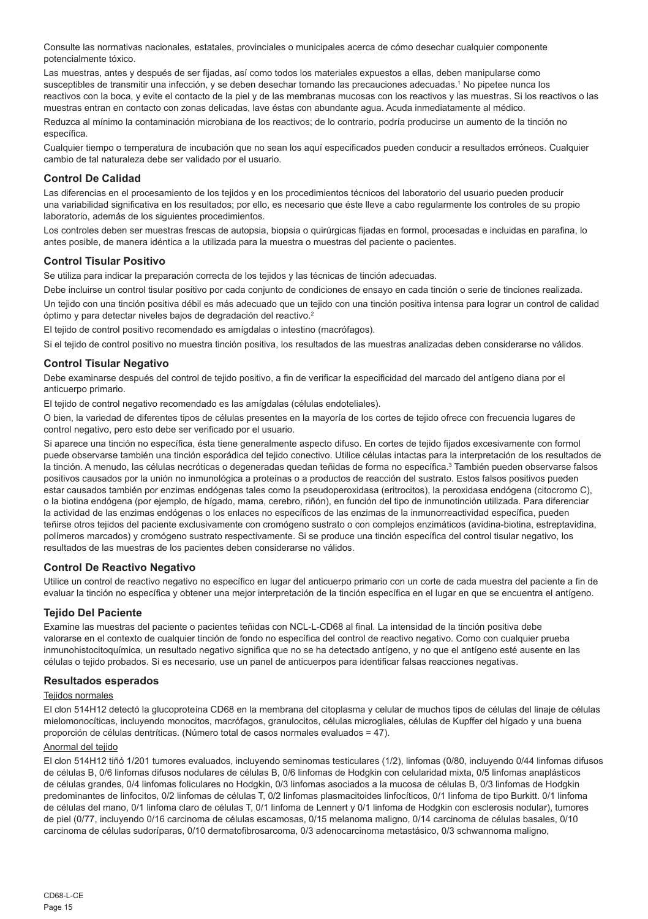Consulte las normativas nacionales, estatales, provinciales o municipales acerca de cómo desechar cualquier componente potencialmente tóxico.

Las muestras, antes y después de ser fijadas, así como todos los materiales expuestos a ellas, deben manipularse como susceptibles de transmitir una infección, y se deben desechar tomando las precauciones adecuadas.[1] No pipetee nunca los reactivos con la boca, y evite el contacto de la piel y de las membranas mucosas con los reactivos y las muestras. Si los reactivos o las muestras entran en contacto con zonas delicadas, lave éstas con abundante agua. Acuda inmediatamente al médico.

Reduzca al mínimo la contaminación microbiana de los reactivos; de lo contrario, podría producirse un aumento de la tinción no específica.

Cualquier tiempo o temperatura de incubación que no sean los aquí especificados pueden conducir a resultados erróneos. Cualquier cambio de tal naturaleza debe ser validado por el usuario.

### Control De Calidad

Las diferencias en el procesamiento de los tejidos y en los procedimientos técnicos del laboratorio del usuario pueden producir una variabilidad significativa en los resultados; por ello, es necesario que éste lleve a cabo regularmente los controles de su propio laboratorio, además de los siguientes procedimientos.

Los controles deben ser muestras frescas de autopsia, biopsia o quirúrgicas fijadas en formol, procesadas e incluidas en parafina, lo antes posible, de manera idéntica a la utilizada para la muestra o muestras del paciente o pacientes.

### Control Tisular Positivo

Se utiliza para indicar la preparación correcta de los tejidos y las técnicas de tinción adecuadas.

Debe incluirse un control tisular positivo por cada conjunto de condiciones de ensayo en cada tinción o serie de tinciones realizada.

Un tejido con una tinción positiva débil es más adecuado que un tejido con una tinción positiva intensa para lograr un control de calidad óptimo y para detectar niveles bajos de degradación del reactivo.[2]

El tejido de control positivo recomendado es amígdalas o intestino (macrófagos).

Si el tejido de control positivo no muestra tinción positiva, los resultados de las muestras analizadas deben considerarse no válidos.

### Control Tisular Negativo

Debe examinarse después del control de tejido positivo, a fin de verificar la especificidad del marcado del antígeno diana por el anticuerpo primario.

El tejido de control negativo recomendado es las amígdalas (células endoteliales).

O bien, la variedad de diferentes tipos de células presentes en la mayoría de los cortes de tejido ofrece con frecuencia lugares de control negativo, pero esto debe ser verificado por el usuario.

Si aparece una tinción no específica, ésta tiene generalmente aspecto difuso. En cortes de tejido fijados excesivamente con formol puede observarse también una tinción esporádica del tejido conectivo. Utilice células intactas para la interpretación de los resultados de la tinción. A menudo, las células necróticas o degeneradas quedan teñidas de forma no específica.[3] También pueden observarse falsos positivos causados por la unión no inmunológica a proteínas o a productos de reacción del sustrato. Estos falsos positivos pueden estar causados también por enzimas endógenas tales como la pseudoperoxidasa (eritrocitos), la peroxidasa endógena (citocromo C), o la biotina endógena (por ejemplo, de hígado, mama, cerebro, riñón), en función del tipo de inmunotinción utilizada. Para diferenciar la actividad de las enzimas endógenas o los enlaces no específicos de las enzimas de la inmunorreactividad específica, pueden teñirse otros tejidos del paciente exclusivamente con cromógeno sustrato o con complejos enzimáticos (avidina-biotina, estreptavidina, polímeros marcados) y cromógeno sustrato respectivamente. Si se produce una tinción específica del control tisular negativo, los resultados de las muestras de los pacientes deben considerarse no válidos.

### Control De Reactivo Negativo

Utilice un control de reactivo negativo no específico en lugar del anticuerpo primario con un corte de cada muestra del paciente a fin de evaluar la tinción no específica y obtener una mejor interpretación de la tinción específica en el lugar en que se encuentra el antígeno.

### Tejido Del Paciente

Examine las muestras del paciente o pacientes teñidas con NCL-L-CD68 al final. La intensidad de la tinción positiva debe valorarse en el contexto de cualquier tinción de fondo no específica del control de reactivo negativo. Como con cualquier prueba inmunohistocitoquímica, un resultado negativo significa que no se ha detectado antígeno, y no que el antígeno esté ausente en las células o tejido probados. Si es necesario, use un panel de anticuerpos para identificar falsas reacciones negativas.

### Resultados esperados

Tejidos normales

El clon 514H12 detectó la glucoproteína CD68 en la membrana del citoplasma y celular de muchos tipos de células del linaje de células mielomonocíticas, incluyendo monocitos, macrófagos, granulocitos, células microgliales, células de Kupffer del hígado y una buena proporción de células dentríticas. (Número total de casos normales evaluados = 47).

Anormal del tejido

El clon 514H12 tiñó 1/201 tumores evaluados, incluyendo seminomas testiculares (1/2), linfomas (0/80, incluyendo 0/44 linfomas difusos de células B, 0/6 linfomas difusos nodulares de células B, 0/6 linfomas de Hodgkin con celularidad mixta, 0/5 linfomas anaplásticos de células grandes, 0/4 linfomas foliculares no Hodgkin, 0/3 linfomas asociados a la mucosa de células B, 0/3 linfomas de Hodgkin predominantes de linfocitos, 0/2 linfomas de células T, 0/2 linfomas plasmacitoides linfocíticos, 0/1 linfoma de tipo Burkitt. 0/1 linfoma de células del mano, 0/1 linfoma claro de células T, 0/1 linfoma de Lennert y 0/1 linfoma de Hodgkin con esclerosis nodular), tumores de piel (0/77, incluyendo 0/16 carcinoma de células escamosas, 0/15 melanoma maligno, 0/14 carcinoma de células basales, 0/10 carcinoma de células sudoríparas, 0/10 dermatofibrosarcoma, 0/3 adenocarcinoma metastásico, 0/3 schwannoma maligno,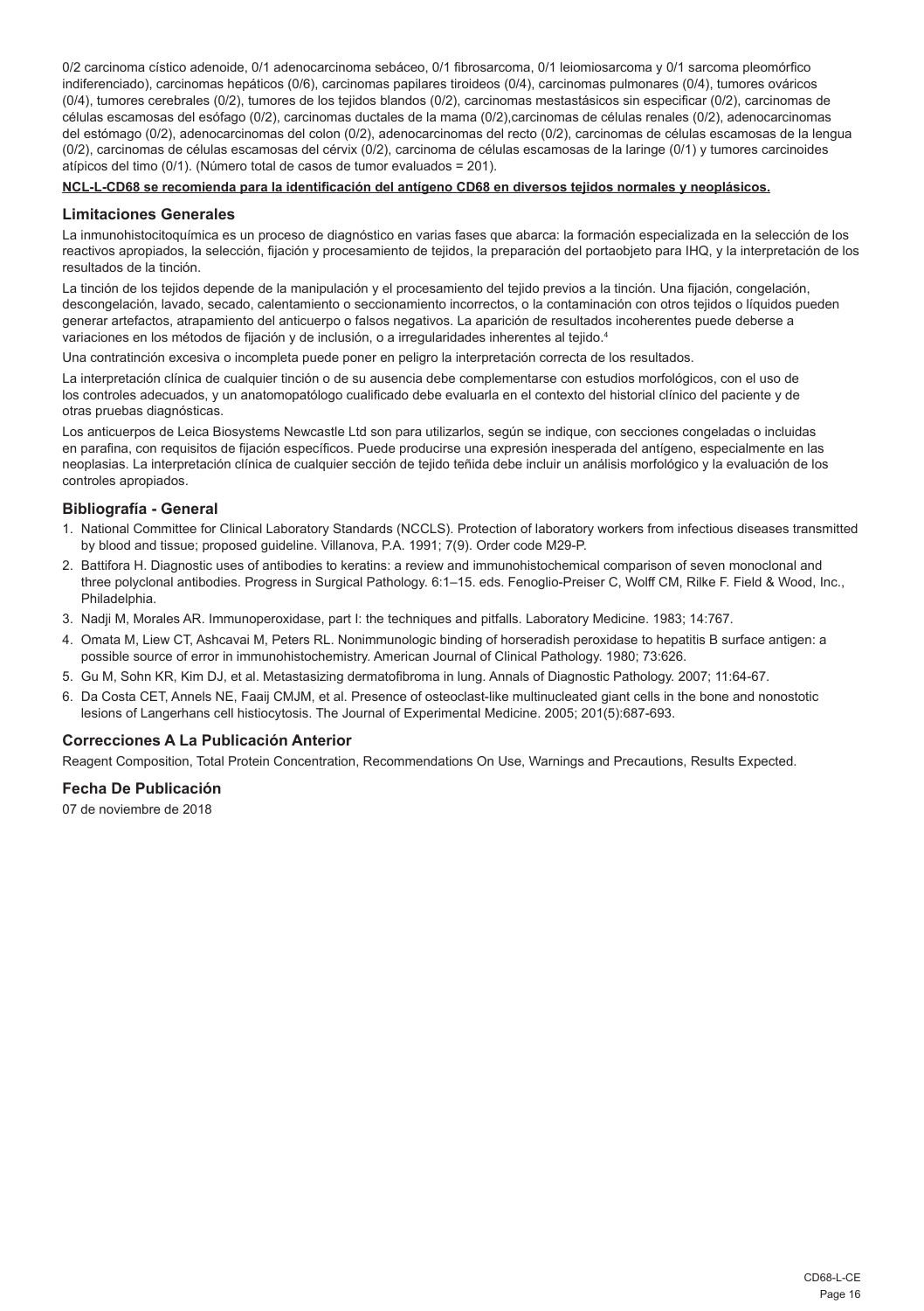0/2 carcinoma cístico adenoide, 0/1 adenocarcinoma sebáceo, 0/1 fibrosarcoma, 0/1 leiomiosarcoma y 0/1 sarcoma pleomórfico indiferenciado), carcinomas hepáticos (0/6), carcinomas papilares tiroideos (0/4), carcinomas pulmonares (0/4), tumores ováricos (0/4), tumores cerebrales (0/2), tumores de los tejidos blandos (0/2), carcinomas mestastásicos sin especificar (0/2), carcinomas de células escamosas del esófago (0/2), carcinomas ductales de la mama (0/2),carcinomas de células renales (0/2), adenocarcinomas del estómago (0/2), adenocarcinomas del colon (0/2), adenocarcinomas del recto (0/2), carcinomas de células escamosas de la lengua (0/2), carcinomas de células escamosas del cérvix (0/2), carcinoma de células escamosas de la laringe (0/1) y tumores carcinoides atípicos del timo (0/1). (Número total de casos de tumor evaluados = 201).

**NCL-L-CD68 se recomienda para la identificación del antígeno CD68 en diversos tejidos normales y neoplásicos.**

## Limitaciones Generales

La inmunohistocitoquímica es un proceso de diagnóstico en varias fases que abarca: la formación especializada en la selección de los reactivos apropiados, la selección, fijación y procesamiento de tejidos, la preparación del portaobjeto para IHQ, y la interpretación de los resultados de la tinción.

La tinción de los tejidos depende de la manipulación y el procesamiento del tejido previos a la tinción. Una fijación, congelación, descongelación, lavado, secado, calentamiento o seccionamiento incorrectos, o la contaminación con otros tejidos o líquidos pueden generar artefactos, atrapamiento del anticuerpo o falsos negativos. La aparición de resultados incoherentes puede deberse a variaciones en los métodos de fijación y de inclusión, o a irregularidades inherentes al tejido.[4]

Una contratinción excesiva o incompleta puede poner en peligro la interpretación correcta de los resultados.

La interpretación clínica de cualquier tinción o de su ausencia debe complementarse con estudios morfológicos, con el uso de los controles adecuados, y un anatomopatólogo cualificado debe evaluarla en el contexto del historial clínico del paciente y de otras pruebas diagnósticas.

Los anticuerpos de Leica Biosystems Newcastle Ltd son para utilizarlos, según se indique, con secciones congeladas o incluidas en parafina, con requisitos de fijación específicos. Puede producirse una expresión inesperada del antígeno, especialmente en las neoplasias. La interpretación clínica de cualquier sección de tejido teñida debe incluir un análisis morfológico y la evaluación de los controles apropiados.

## Bibliografía - General

1. National Committee for Clinical Laboratory Standards (NCCLS). Protection of laboratory workers from infectious diseases transmitted by blood and tissue; proposed guideline. Villanova, P.A. 1991; 7(9). Order code M29-P.
2. Battifora H. Diagnostic uses of antibodies to keratins: a review and immunohistochemical comparison of seven monoclonal and three polyclonal antibodies. Progress in Surgical Pathology. 6:1–15. eds. Fenoglio-Preiser C, Wolff CM, Rilke F. Field & Wood, Inc., Philadelphia.
3. Nadji M, Morales AR. Immunoperoxidase, part I: the techniques and pitfalls. Laboratory Medicine. 1983; 14:767.
4. Omata M, Liew CT, Ashcavai M, Peters RL. Nonimmunologic binding of horseradish peroxidase to hepatitis B surface antigen: a possible source of error in immunohistochemistry. American Journal of Clinical Pathology. 1980; 73:626.
5. Gu M, Sohn KR, Kim DJ, et al. Metastasizing dermatofibroma in lung. Annals of Diagnostic Pathology. 2007; 11:64-67.
6. Da Costa CET, Annels NE, Faaij CMJM, et al. Presence of osteoclast-like multinucleated giant cells in the bone and nonostotic lesions of Langerhans cell histiocytosis. The Journal of Experimental Medicine. 2005; 201(5):687-693.

## Correcciones A La Publicación Anterior

Reagent Composition, Total Protein Concentration, Recommendations On Use, Warnings and Precautions, Results Expected.

## Fecha De Publicación

07 de noviembre de 2018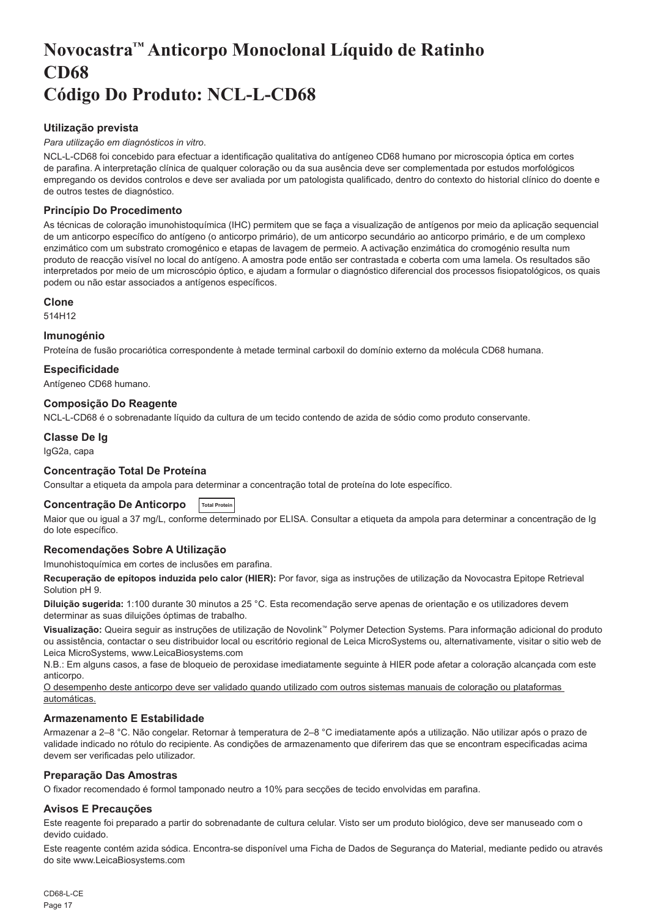# Novocastra™ Anticorpo Monoclonal Líquido de Ratinho CD68
# Código Do Produto: NCL-L-CD68

### Utilização prevista

*Para utilização em diagnósticos in vitro.*

NCL-L-CD68 foi concebido para efectuar a identificação qualitativa do antígeneo CD68 humano por microscopia óptica em cortes de parafina. A interpretação clínica de qualquer coloração ou da sua ausência deve ser complementada por estudos morfológicos empregando os devidos controlos e deve ser avaliada por um patologista qualificado, dentro do contexto do historial clínico do doente e de outros testes de diagnóstico.

### Princípio Do Procedimento

As técnicas de coloração imunohistoquímica (IHC) permitem que se faça a visualização de antígenos por meio da aplicação sequencial de um anticorpo específico do antígeno (o anticorpo primário), de um anticorpo secundário ao anticorpo primário, e de um complexo enzimático com um substrato cromogénico e etapas de lavagem de permeio. A activação enzimática do cromogénio resulta num produto de reacção visível no local do antígeno. A amostra pode então ser contrastada e coberta com uma lamela. Os resultados são interpretados por meio de um microscópio óptico, e ajudam a formular o diagnóstico diferencial dos processos fisiopatológicos, os quais podem ou não estar associados a antígenos específicos.

### Clone

514H12

### Imunogénio

Proteína de fusão procariótica correspondente à metade terminal carboxil do domínio externo da molécula CD68 humana.

### Especificidade

Antígeneo CD68 humano.

### Composição Do Reagente

NCL-L-CD68 é o sobrenadante líquido da cultura de um tecido contendo de azida de sódio como produto conservante.

### Classe De Ig

IgG2a, capa

### Concentração Total De Proteína

Consultar a etiqueta da ampola para determinar a concentração total de proteína do lote específico.

### Concentração De Anticorpo

Total Protein

Maior que ou igual a 37 mg/L, conforme determinado por ELISA. Consultar a etiqueta da ampola para determinar a concentração de Ig do lote específico.

### Recomendações Sobre A Utilização

Imunohistoquímica em cortes de inclusões em parafina.

**Recuperação de epítopos induzida pelo calor (HIER):** Por favor, siga as instruções de utilização da Novocastra Epitope Retrieval Solution pH 9.

**Diluição sugerida:** 1:100 durante 30 minutos a 25 °C. Esta recomendação serve apenas de orientação e os utilizadores devem determinar as suas diluições óptimas de trabalho.

**Visualização:** Queira seguir as instruções de utilização de Novolink™ Polymer Detection Systems. Para informação adicional do produto ou assistência, contactar o seu distribuidor local ou escritório regional de Leica MicroSystems ou, alternativamente, visitar o sitio web de Leica MicroSystems, www.LeicaBiosystems.com

N.B.: Em alguns casos, a fase de bloqueio de peroxidase imediatamente seguinte à HIER pode afetar a coloração alcançada com este anticorpo.

O desempenho deste anticorpo deve ser validado quando utilizado com outros sistemas manuais de coloração ou plataformas automáticas.

### Armazenamento E Estabilidade

Armazenar a 2–8 °C. Não congelar. Retornar à temperatura de 2–8 °C imediatamente após a utilização. Não utilizar após o prazo de validade indicado no rótulo do recipiente. As condições de armazenamento que diferirem das que se encontram especificadas acima devem ser verificadas pelo utilizador.

### Preparação Das Amostras

O fixador recomendado é formol tamponado neutro a 10% para secções de tecido envolvidas em parafina.

### Avisos E Precauções

Este reagente foi preparado a partir do sobrenadante de cultura celular. Visto ser um produto biológico, deve ser manuseado com o devido cuidado.

Este reagente contém azida sódica. Encontra-se disponível uma Ficha de Dados de Segurança do Material, mediante pedido ou através do site www.LeicaBiosystems.com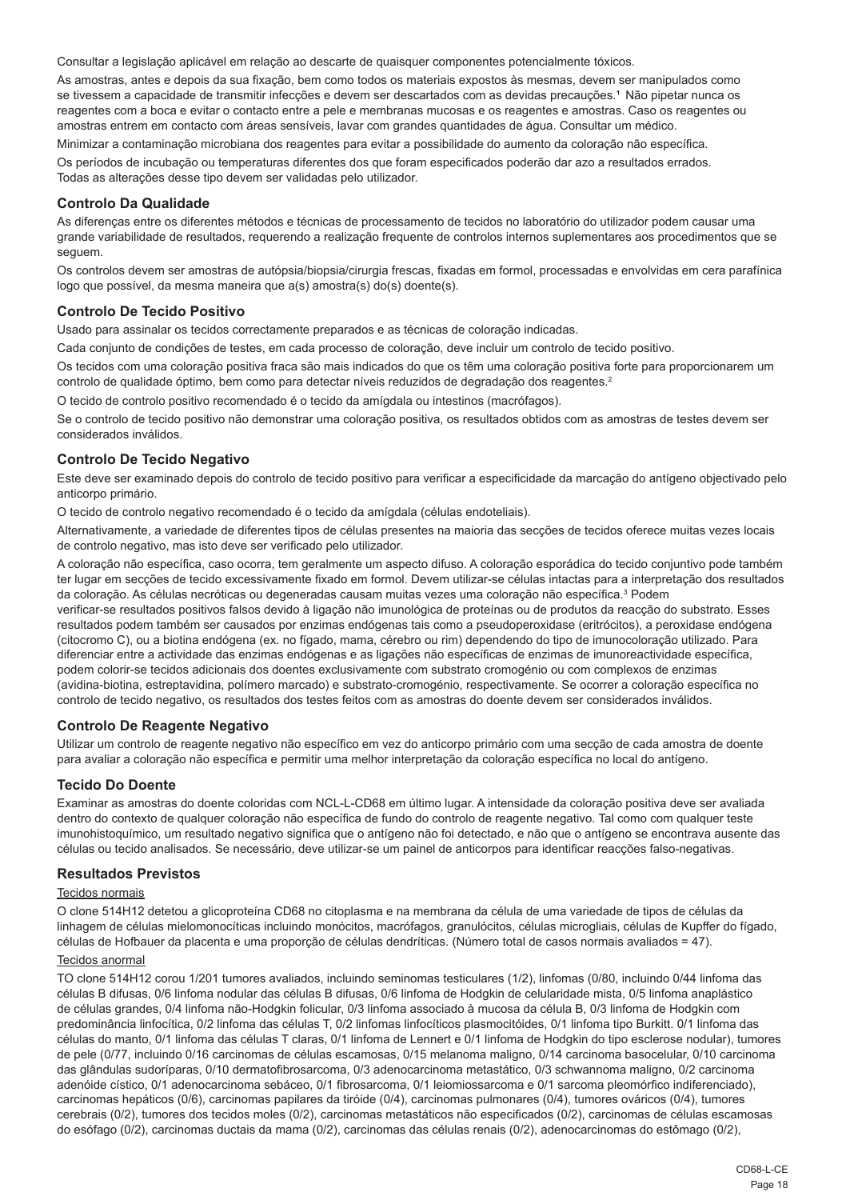Consultar a legislação aplicável em relação ao descarte de quaisquer componentes potencialmente tóxicos.

As amostras, antes e depois da sua fixação, bem como todos os materiais expostos às mesmas, devem ser manipulados como se tivessem a capacidade de transmitir infecções e devem ser descartados com as devidas precauções.[1] Não pipetar nunca os reagentes com a boca e evitar o contacto entre a pele e membranas mucosas e os reagentes e amostras. Caso os reagentes ou amostras entrem em contacto com áreas sensíveis, lavar com grandes quantidades de água. Consultar um médico.

Minimizar a contaminação microbiana dos reagentes para evitar a possibilidade do aumento da coloração não específica.

Os períodos de incubação ou temperaturas diferentes dos que foram especificados poderão dar azo a resultados errados. Todas as alterações desse tipo devem ser validadas pelo utilizador.

## Controlo Da Qualidade

As diferenças entre os diferentes métodos e técnicas de processamento de tecidos no laboratório do utilizador podem causar uma grande variabilidade de resultados, requerendo a realização frequente de controlos internos suplementares aos procedimentos que se seguem.

Os controlos devem ser amostras de autópsia/biopsia/cirurgia frescas, fixadas em formol, processadas e envolvidas em cera parafínica logo que possível, da mesma maneira que a(s) amostra(s) do(s) doente(s).

## Controlo De Tecido Positivo

Usado para assinalar os tecidos correctamente preparados e as técnicas de coloração indicadas.

Cada conjunto de condições de testes, em cada processo de coloração, deve incluir um controlo de tecido positivo.

Os tecidos com uma coloração positiva fraca são mais indicados do que os têm uma coloração positiva forte para proporcionarem um controlo de qualidade óptimo, bem como para detectar níveis reduzidos de degradação dos reagentes.[2]

O tecido de controlo positivo recomendado é o tecido da amígdala ou intestinos (macrófagos).

Se o controlo de tecido positivo não demonstrar uma coloração positiva, os resultados obtidos com as amostras de testes devem ser considerados inválidos.

## Controlo De Tecido Negativo

Este deve ser examinado depois do controlo de tecido positivo para verificar a especificidade da marcação do antígeno objectivado pelo anticorpo primário.

O tecido de controlo negativo recomendado é o tecido da amígdala (células endoteliais).

Alternativamente, a variedade de diferentes tipos de células presentes na maioria das secções de tecidos oferece muitas vezes locais de controlo negativo, mas isto deve ser verificado pelo utilizador.

A coloração não específica, caso ocorra, tem geralmente um aspecto difuso. A coloração esporádica do tecido conjuntivo pode também ter lugar em secções de tecido excessivamente fixado em formol. Devem utilizar-se células intactas para a interpretação dos resultados da coloração. As células necróticas ou degeneradas causam muitas vezes uma coloração não específica.[3] Podem verificar-se resultados positivos falsos devido à ligação não imunológica de proteínas ou de produtos da reacção do substrato. Esses resultados podem também ser causados por enzimas endógenas tais como a pseudoperoxidase (eritrócitos), a peroxidase endógena (citocromo C), ou a biotina endógena (ex. no fígado, mama, cérebro ou rim) dependendo do tipo de imunocoloração utilizado. Para diferenciar entre a actividade das enzimas endógenas e as ligações não específicas de enzimas de imunoreactividade específica, podem colorir-se tecidos adicionais dos doentes exclusivamente com substrato cromogénio ou com complexos de enzimas (avidina-biotina, estreptavidina, polímero marcado) e substrato-cromogénio, respectivamente. Se ocorrer a coloração específica no controlo de tecido negativo, os resultados dos testes feitos com as amostras do doente devem ser considerados inválidos.

## Controlo De Reagente Negativo

Utilizar um controlo de reagente negativo não específico em vez do anticorpo primário com uma secção de cada amostra de doente para avaliar a coloração não específica e permitir uma melhor interpretação da coloração específica no local do antígeno.

## Tecido Do Doente

Examinar as amostras do doente coloridas com NCL-L-CD68 em último lugar. A intensidade da coloração positiva deve ser avaliada dentro do contexto de qualquer coloração não específica de fundo do controlo de reagente negativo. Tal como com qualquer teste imunohistoquímico, um resultado negativo significa que o antígeno não foi detectado, e não que o antígeno se encontrava ausente das células ou tecido analisados. Se necessário, deve utilizar-se um painel de anticorpos para identificar reacções falso-negativas.

## Resultados Previstos

Tecidos normais

O clone 514H12 detetou a glicoproteína CD68 no citoplasma e na membrana da célula de uma variedade de tipos de células da linhagem de células mielomonocíticas incluindo monócitos, macrófagos, granulócitos, células microgliais, células de Kupffer do fígado, células de Hofbauer da placenta e uma proporção de células dendríticas. (Número total de casos normais avaliados = 47).

Tecidos anormal

TO clone 514H12 corou 1/201 tumores avaliados, incluindo seminomas testiculares (1/2), linfomas (0/80, incluindo 0/44 linfoma das células B difusas, 0/6 linfoma nodular das células B difusas, 0/6 linfoma de Hodgkin de celularidade mista, 0/5 linfoma anaplástico de células grandes, 0/4 linfoma não-Hodgkin folicular, 0/3 linfoma associado à mucosa da célula B, 0/3 linfoma de Hodgkin com predominância linfocítica, 0/2 linfoma das células T, 0/2 linfomas linfocíticos plasmocitóides, 0/1 linfoma tipo Burkitt. 0/1 linfoma das células do manto, 0/1 linfoma das células T claras, 0/1 linfoma de Lennert e 0/1 linfoma de Hodgkin do tipo esclerose nodular), tumores de pele (0/77, incluindo 0/16 carcinomas de células escamosas, 0/15 melanoma maligno, 0/14 carcinoma basocelular, 0/10 carcinoma das glândulas sudoríparas, 0/10 dermatofibrosarcoma, 0/3 adenocarcinoma metastático, 0/3 schwannoma maligno, 0/2 carcinoma adenóide cístico, 0/1 adenocarcinoma sebáceo, 0/1 fibrosarcoma, 0/1 leiomiossarcoma e 0/1 sarcoma pleomórfico indiferenciado), carcinomas hepáticos (0/6), carcinomas papilares da tiróide (0/4), carcinomas pulmonares (0/4), tumores ováricos (0/4), tumores cerebrais (0/2), tumores dos tecidos moles (0/2), carcinomas metastáticos não especificados (0/2), carcinomas de células escamosas do esófago (0/2), carcinomas ductais da mama (0/2), carcinomas das células renais (0/2), adenocarcinomas do estômago (0/2),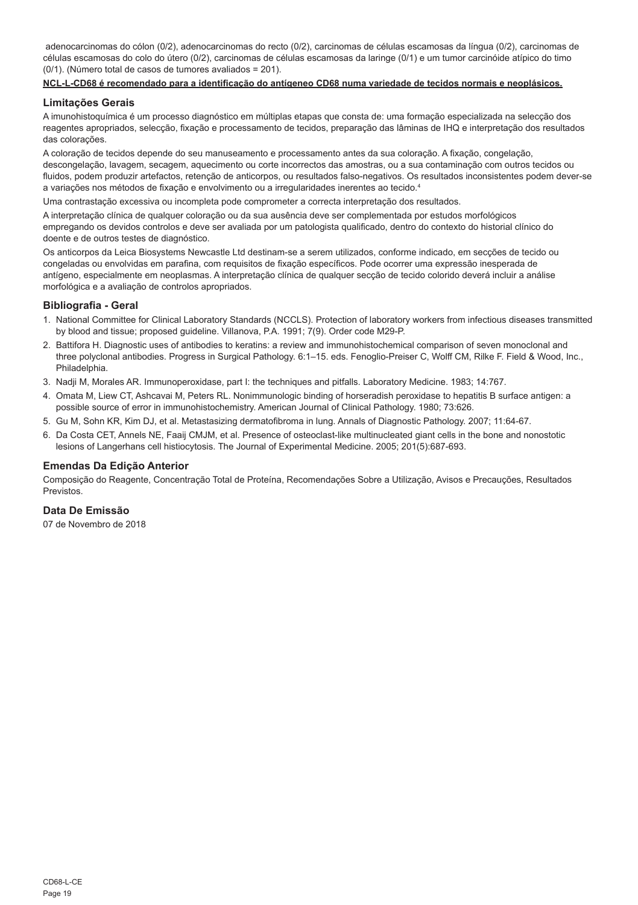adenocarcinomas do cólon (0/2), adenocarcinomas do recto (0/2), carcinomas de células escamosas da língua (0/2), carcinomas de células escamosas do colo do útero (0/2), carcinomas de células escamosas da laringe (0/1) e um tumor carcinóide atípico do timo (0/1). (Número total de casos de tumores avaliados = 201).

**NCL-L-CD68 é recomendado para a identificação do antígeneo CD68 numa variedade de tecidos normais e neoplásicos.**

## Limitações Gerais

A imunohistoquímica é um processo diagnóstico em múltiplas etapas que consta de: uma formação especializada na selecção dos reagentes apropriados, selecção, fixação e processamento de tecidos, preparação das lâminas de IHQ e interpretação dos resultados das colorações.

A coloração de tecidos depende do seu manuseamento e processamento antes da sua coloração. A fixação, congelação, descongelação, lavagem, secagem, aquecimento ou corte incorrectos das amostras, ou a sua contaminação com outros tecidos ou fluidos, podem produzir artefactos, retenção de anticorpos, ou resultados falso-negativos. Os resultados inconsistentes podem dever-se a variações nos métodos de fixação e envolvimento ou a irregularidades inerentes ao tecido.[4]

Uma contrastação excessiva ou incompleta pode comprometer a correcta interpretação dos resultados.

A interpretação clínica de qualquer coloração ou da sua ausência deve ser complementada por estudos morfológicos empregando os devidos controlos e deve ser avaliada por um patologista qualificado, dentro do contexto do historial clínico do doente e de outros testes de diagnóstico.

Os anticorpos da Leica Biosystems Newcastle Ltd destinam-se a serem utilizados, conforme indicado, em secções de tecido ou congeladas ou envolvidas em parafina, com requisitos de fixação específicos. Pode ocorrer uma expressão inesperada de antígeno, especialmente em neoplasmas. A interpretação clínica de qualquer secção de tecido colorido deverá incluir a análise morfológica e a avaliação de controlos apropriados.

## Bibliografia - Geral

1. National Committee for Clinical Laboratory Standards (NCCLS). Protection of laboratory workers from infectious diseases transmitted by blood and tissue; proposed guideline. Villanova, P.A. 1991; 7(9). Order code M29-P.
2. Battifora H. Diagnostic uses of antibodies to keratins: a review and immunohistochemical comparison of seven monoclonal and three polyclonal antibodies. Progress in Surgical Pathology. 6:1–15. eds. Fenoglio-Preiser C, Wolff CM, Rilke F. Field & Wood, Inc., Philadelphia.
3. Nadji M, Morales AR. Immunoperoxidase, part I: the techniques and pitfalls. Laboratory Medicine. 1983; 14:767.
4. Omata M, Liew CT, Ashcavai M, Peters RL. Nonimmunologic binding of horseradish peroxidase to hepatitis B surface antigen: a possible source of error in immunohistochemistry. American Journal of Clinical Pathology. 1980; 73:626.
5. Gu M, Sohn KR, Kim DJ, et al. Metastasizing dermatofibroma in lung. Annals of Diagnostic Pathology. 2007; 11:64-67.
6. Da Costa CET, Annels NE, Faaij CMJM, et al. Presence of osteoclast-like multinucleated giant cells in the bone and nonostotic lesions of Langerhans cell histiocytosis. The Journal of Experimental Medicine. 2005; 201(5):687-693.

## Emendas Da Edição Anterior

Composição do Reagente, Concentração Total de Proteína, Recomendações Sobre a Utilização, Avisos e Precauções, Resultados Previstos.

## Data De Emissão

07 de Novembro de 2018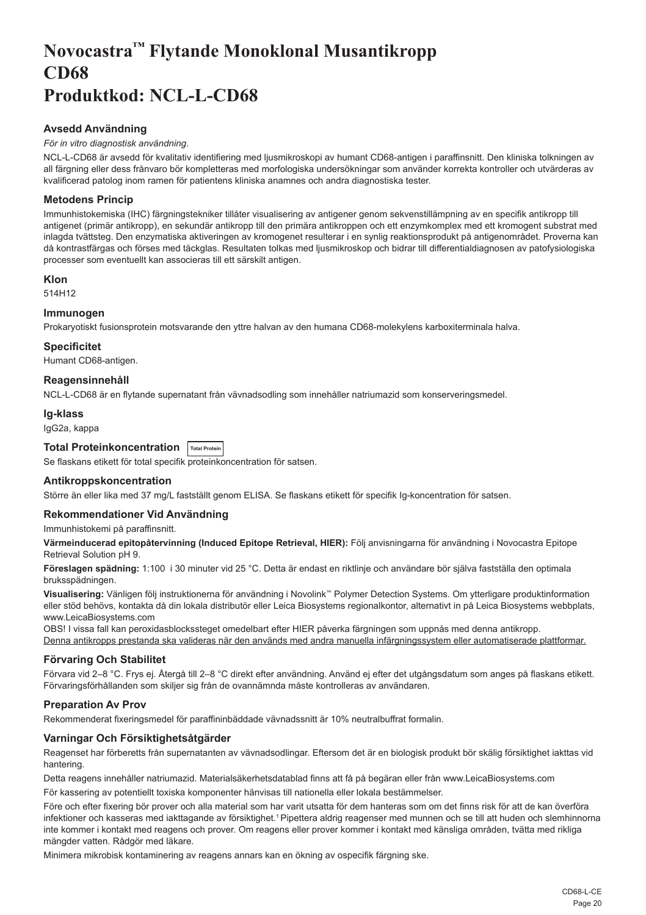# Novocastra™ Flytande Monoklonal Musantikropp CD68 Produktkod: NCL-L-CD68

## Avsedd Användning

*För in vitro diagnostisk användning*.

NCL-L-CD68 är avsedd för kvalitativ identifiering med ljusmikroskopi av humant CD68-antigen i paraffinsnitt. Den kliniska tolkningen av all färgning eller dess frånvaro bör kompletteras med morfologiska undersökningar som använder korrekta kontroller och utvärderas av kvalificerad patolog inom ramen för patientens kliniska anamnes och andra diagnostiska tester.

## Metodens Princip

Immunhistokemiska (IHC) färgningstekniker tillåter visualisering av antigener genom sekvenstillämpning av en specifik antikropp till antigenet (primär antikropp), en sekundär antikropp till den primära antikroppen och ett enzymkomplex med ett kromogent substrat med inlagda tvättsteg. Den enzymatiska aktiveringen av kromogenet resulterar i en synlig reaktionsprodukt på antigenområdet. Proverna kan då kontrastfärgas och förses med täckglas. Resultaten tolkas med ljusmikroskop och bidrar till differentialdiagnosen av patofysiologiska processer som eventuellt kan associeras till ett särskilt antigen.

## Klon

514H12

## Immunogen

Prokaryotiskt fusionsprotein motsvarande den yttre halvan av den humana CD68-molekylens karboxiterminala halva.

## Specificitet

Humant CD68-antigen.

## Reagensinnehåll

NCL-L-CD68 är en flytande supernatant från vävnadsodling som innehåller natriumazid som konserveringsmedel.

## Ig-klass

IgG2a, kappa

## Total Proteinkoncentration Total Protein

Se flaskans etikett för total specifik proteinkoncentration för satsen.

## Antikroppskoncentration

Större än eller lika med 37 mg/L fastställt genom ELISA. Se flaskans etikett för specifik Ig-koncentration för satsen.

## Rekommendationer Vid Användning

Immunhistokemi på paraffinsnitt.

**Värmeinducerad epitopåtervinning (Induced Epitope Retrieval, HIER):** Följ anvisningarna för användning i Novocastra Epitope Retrieval Solution pH 9.

**Föreslagen spädning:** 1:100 i 30 minuter vid 25 °C. Detta är endast en riktlinje och användare bör själva fastställa den optimala bruksspädningen.

**Visualisering:** Vänligen följ instruktionerna för användning i Novolink™ Polymer Detection Systems. Om ytterligare produktinformation eller stöd behövs, kontakta då din lokala distributör eller Leica Biosystems regionalkontor, alternativt in på Leica Biosystems webbplats, www.LeicaBiosystems.com

OBS! I vissa fall kan peroxidasblockssteget omedelbart efter HIER påverka färgningen som uppnås med denna antikropp.

Denna antikropps prestanda ska valideras när den används med andra manuella infärgningssystem eller automatiserade plattformar.

## Förvaring Och Stabilitet

Förvara vid 2–8 °C. Frys ej. Återgå till 2–8 °C direkt efter användning. Använd ej efter det utgångsdatum som anges på flaskans etikett. Förvaringsförhållanden som skiljer sig från de ovannämnda måste kontrolleras av användaren.

## Preparation Av Prov

Rekommenderat fixeringsmedel för paraffininbäddade vävnadssnitt är 10% neutralbuffrat formalin.

## Varningar Och Försiktighetsåtgärder

Reagenset har förberetts från supernatanten av vävnadsodlingar. Eftersom det är en biologisk produkt bör skälig försiktighet iakttas vid hantering.

Detta reagens innehåller natriumazid. Materialsäkerhetsdatablad finns att få på begäran eller från www.LeicaBiosystems.com

För kassering av potentiellt toxiska komponenter hänvisas till nationella eller lokala bestämmelser.

Före och efter fixering bör prover och alla material som har varit utsatta för dem hanteras som om det finns risk för att de kan överföra infektioner och kasseras med iakttagande av försiktighet.[1] Pipettera aldrig reagenser med munnen och se till att huden och slemhinnorna inte kommer i kontakt med reagens och prover. Om reagens eller prover kommer i kontakt med känsliga områden, tvätta med rikliga mängder vatten. Rådgör med läkare.

Minimera mikrobisk kontaminering av reagens annars kan en ökning av ospecifik färgning ske.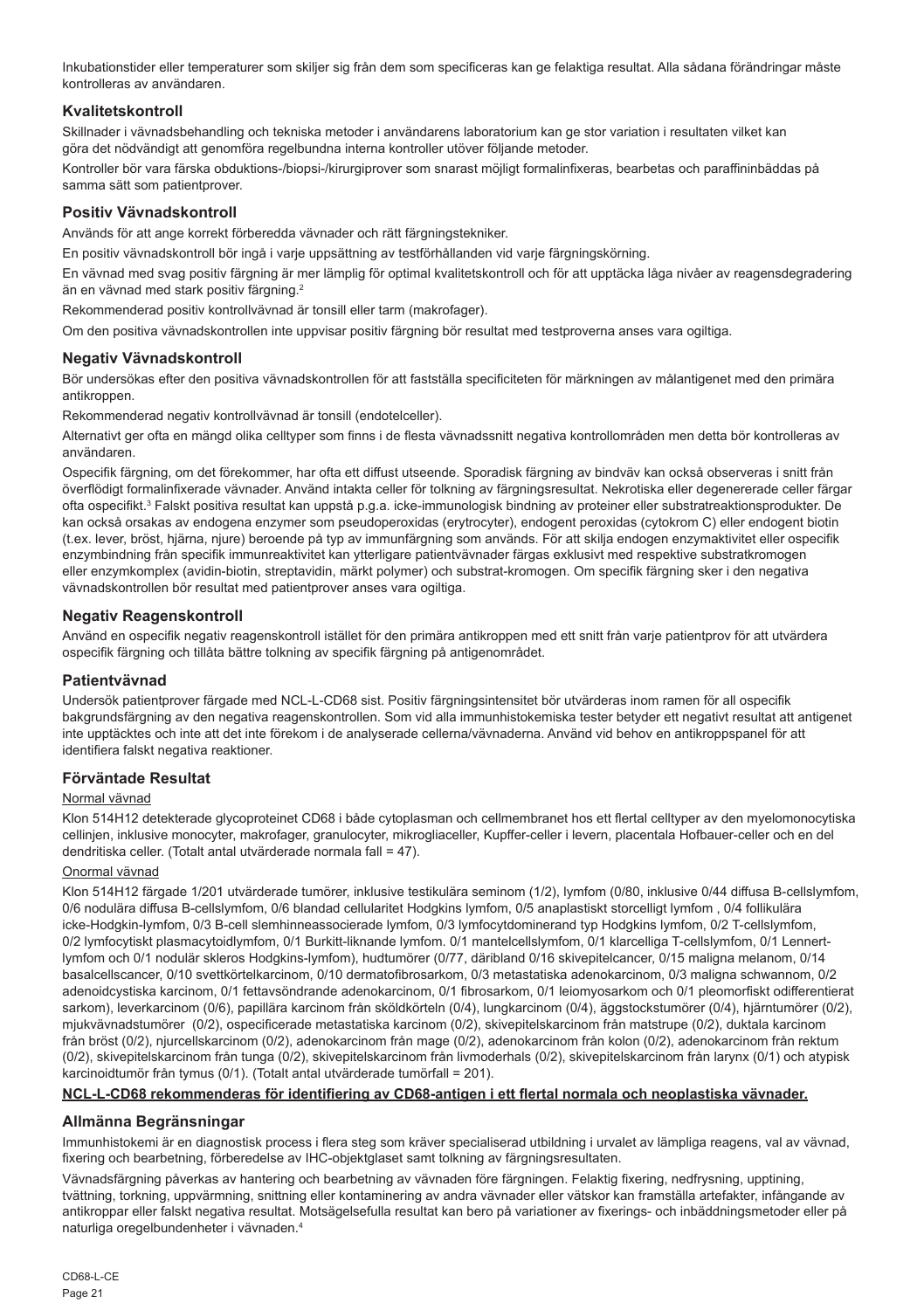Inkubationstider eller temperaturer som skiljer sig från dem som specificeras kan ge felaktiga resultat. Alla sådana förändringar måste kontrolleras av användaren.

## Kvalitetskontroll

Skillnader i vävnadsbehandling och tekniska metoder i användarens laboratorium kan ge stor variation i resultaten vilket kan göra det nödvändigt att genomföra regelbundna interna kontroller utöver följande metoder.

Kontroller bör vara färska obduktions-/biopsi-/kirurgiprover som snarast möjligt formalinfixeras, bearbetas och paraffininbäddas på samma sätt som patientprover.

## Positiv Vävnadskontroll

Används för att ange korrekt förberedda vävnader och rätt färgningstekniker.

En positiv vävnadskontroll bör ingå i varje uppsättning av testförhållanden vid varje färgningskörning.

En vävnad med svag positiv färgning är mer lämplig för optimal kvalitetskontroll och för att upptäcka låga nivåer av reagensdegradering än en vävnad med stark positiv färgning.[2]

Rekommenderad positiv kontrollvävnad är tonsill eller tarm (makrofager).

Om den positiva vävnadskontrollen inte uppvisar positiv färgning bör resultat med testproverna anses vara ogiltiga.

## Negativ Vävnadskontroll

Bör undersökas efter den positiva vävnadskontrollen för att fastställa specificiteten för märkningen av målantigenet med den primära antikroppen.

Rekommenderad negativ kontrollvävnad är tonsill (endotelceller).

Alternativt ger ofta en mängd olika celltyper som finns i de flesta vävnadssnitt negativa kontrollområden men detta bör kontrolleras av användaren.

Ospecifik färgning, om det förekommer, har ofta ett diffust utseende. Sporadisk färgning av bindväv kan också observeras i snitt från överflödigt formalinfixerade vävnader. Använd intakta celler för tolkning av färgningsresultat. Nekrotiska eller degenererade celler färgar ofta ospecifikt.[3] Falskt positiva resultat kan uppstå p.g.a. icke-immunologisk bindning av proteiner eller substratreaktionsprodukter. De kan också orsakas av endogena enzymer som pseudoperoxidas (erytrocyter), endogent peroxidas (cytokrom C) eller endogent biotin (t.ex. lever, bröst, hjärna, njure) beroende på typ av immunfärgning som används. För att skilja endogen enzymaktivitet eller ospecifik enzymbindning från specifik immunreaktivitet kan ytterligare patientvävnader färgas exklusivt med respektive substratkromogen eller enzymkomplex (avidin-biotin, streptavidin, märkt polymer) och substrat-kromogen. Om specifik färgning sker i den negativa vävnadskontrollen bör resultat med patientprover anses vara ogiltiga.

## Negativ Reagenskontroll

Använd en ospecifik negativ reagenskontroll istället för den primära antikroppen med ett snitt från varje patientprov för att utvärdera ospecifik färgning och tillåta bättre tolkning av specifik färgning på antigenområdet.

## Patientvävnad

Undersök patientprover färgade med NCL-L-CD68 sist. Positiv färgningsintensitet bör utvärderas inom ramen för all ospecifik bakgrundsfärgning av den negativa reagenskontrollen. Som vid alla immunhistokemiska tester betyder ett negativt resultat att antigenet inte upptäcktes och inte att det inte förekom i de analyserade cellerna/vävnaderna. Använd vid behov en antikroppspanel för att identifiera falskt negativa reaktioner.

## Förväntade Resultat

Normal vävnad

Klon 514H12 detekterade glycoproteinet CD68 i både cytoplasman och cellmembranet hos ett flertal celltyper av den myelomonocytiska cellinjen, inklusive monocyter, makrofager, granulocyter, mikrogliaceller, Kupffer-celler i levern, placentala Hofbauer-celler och en del dendritiska celler. (Totalt antal utvärderade normala fall = 47).

Onormal vävnad

Klon 514H12 färgade 1/201 utvärderade tumörer, inklusive testikulära seminom (1/2), lymfom (0/80, inklusive 0/44 diffusa B-cellslymfom, 0/6 nodulära diffusa B-cellslymfom, 0/6 blandad cellularitet Hodgkins lymfom, 0/5 anaplastiskt storcelligt lymfom , 0/4 follikulära icke-Hodgkin-lymfom, 0/3 B-cell slemhinneassocierade lymfom, 0/3 lymfocytdominerand typ Hodgkins lymfom, 0/2 T-cellslymfom, 0/2 lymfocytiskt plasmacytoidlymfom, 0/1 Burkitt-liknande lymfom. 0/1 mantelcellslymfom, 0/1 klarcelliga T-cellslymfom, 0/1 Lennert-lymfom och 0/1 nodulär skleros Hodgkins-lymfom), hudtumörer (0/77, däribland 0/16 skivepitelcancer, 0/15 maligna melanom, 0/14 basalcellscancer, 0/10 svettkörtelkarcinom, 0/10 dermatofibrosarkom, 0/3 metastatiska adenokarcinom, 0/3 maligna schwannom, 0/2 adenoidcystiska karcinom, 0/1 fettavsöndrande adenokarcinom, 0/1 fibrosarkom, 0/1 leiomyosarkom och 0/1 pleomorfiskt odifferentierat sarkom), leverkarcinom (0/6), papillära karcinom från sköldkörteln (0/4), lungkarcinom (0/4), äggstockstumörer (0/4), hjärntumörer (0/2), mjukvävnadstumörer (0/2), ospecificerade metastatiska karcinom (0/2), skivepitelskarcinom från matstrupe (0/2), duktala karcinom från bröst (0/2), njurcellskarcinom (0/2), adenokarcinom från mage (0/2), adenokarcinom från kolon (0/2), adenokarcinom från rektum (0/2), skivepitelskarcinom från tunga (0/2), skivepitelskarcinom från livmoderhals (0/2), skivepitelskarcinom från larynx (0/1) och atypisk karcinoidtumör från tymus (0/1). (Totalt antal utvärderade tumörfall = 201).

**NCL-L-CD68 rekommenderas för identifiering av CD68-antigen i ett flertal normala och neoplastiska vävnader.**

## Allmänna Begränsningar

Immunhistokemi är en diagnostisk process i flera steg som kräver specialiserad utbildning i urvalet av lämpliga reagens, val av vävnad, fixering och bearbetning, förberedelse av IHC-objektglaset samt tolkning av färgningsresultaten.

Vävnadsfärgning påverkas av hantering och bearbetning av vävnaden före färgningen. Felaktig fixering, nedfrysning, upptining, tvättning, torkning, uppvärmning, snittning eller kontaminering av andra vävnader eller vätskor kan framställa artefakter, infångande av antikroppar eller falskt negativa resultat. Motsägelsefulla resultat kan bero på variationer av fixerings- och inbäddningsmetoder eller på naturliga oregelbundenheter i vävnaden.[4]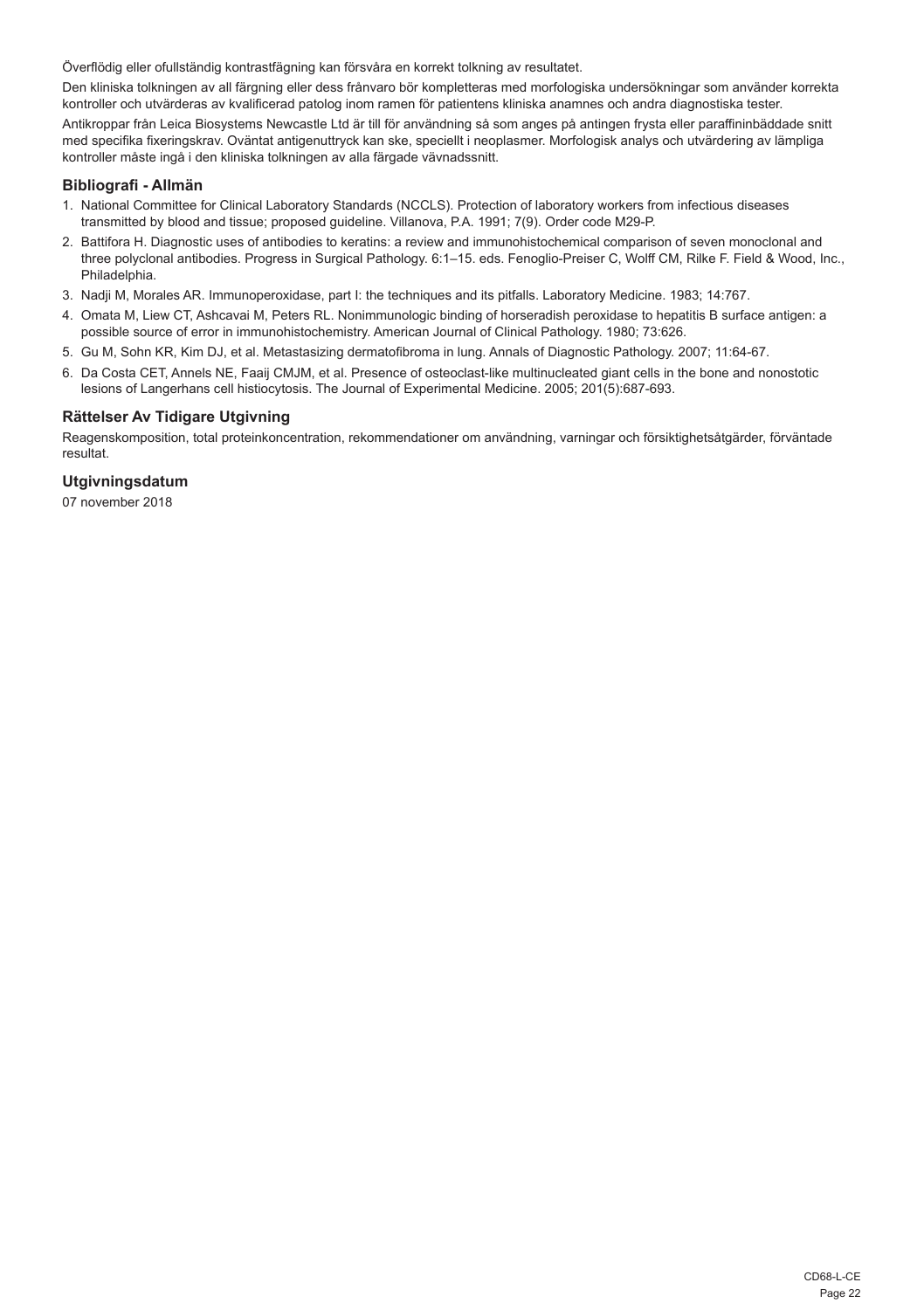Överflödig eller ofullständig kontrastfägning kan försvåra en korrekt tolkning av resultatet.

Den kliniska tolkningen av all färgning eller dess frånvaro bör kompletteras med morfologiska undersökningar som använder korrekta kontroller och utvärderas av kvalificerad patolog inom ramen för patientens kliniska anamnes och andra diagnostiska tester.

Antikroppar från Leica Biosystems Newcastle Ltd är till för användning så som anges på antingen frysta eller paraffininbäddade snitt med specifika fixeringskrav. Oväntat antigenuttryck kan ske, speciellt i neoplasmer. Morfologisk analys och utvärdering av lämpliga kontroller måste ingå i den kliniska tolkningen av alla färgade vävnadssnitt.

## Bibliografi - Allmän

1. National Committee for Clinical Laboratory Standards (NCCLS). Protection of laboratory workers from infectious diseases transmitted by blood and tissue; proposed guideline. Villanova, P.A. 1991; 7(9). Order code M29-P.
2. Battifora H. Diagnostic uses of antibodies to keratins: a review and immunohistochemical comparison of seven monoclonal and three polyclonal antibodies. Progress in Surgical Pathology. 6:1–15. eds. Fenoglio-Preiser C, Wolff CM, Rilke F. Field & Wood, Inc., Philadelphia.
3. Nadji M, Morales AR. Immunoperoxidase, part I: the techniques and its pitfalls. Laboratory Medicine. 1983; 14:767.
4. Omata M, Liew CT, Ashcavai M, Peters RL. Nonimmunologic binding of horseradish peroxidase to hepatitis B surface antigen: a possible source of error in immunohistochemistry. American Journal of Clinical Pathology. 1980; 73:626.
5. Gu M, Sohn KR, Kim DJ, et al. Metastasizing dermatofibroma in lung. Annals of Diagnostic Pathology. 2007; 11:64-67.
6. Da Costa CET, Annels NE, Faaij CMJM, et al. Presence of osteoclast-like multinucleated giant cells in the bone and nonostotic lesions of Langerhans cell histiocytosis. The Journal of Experimental Medicine. 2005; 201(5):687-693.

## Rättelser Av Tidigare Utgivning

Reagenskomposition, total proteinkoncentration, rekommendationer om användning, varningar och försiktighetsåtgärder, förväntade resultat.

## Utgivningsdatum

07 november 2018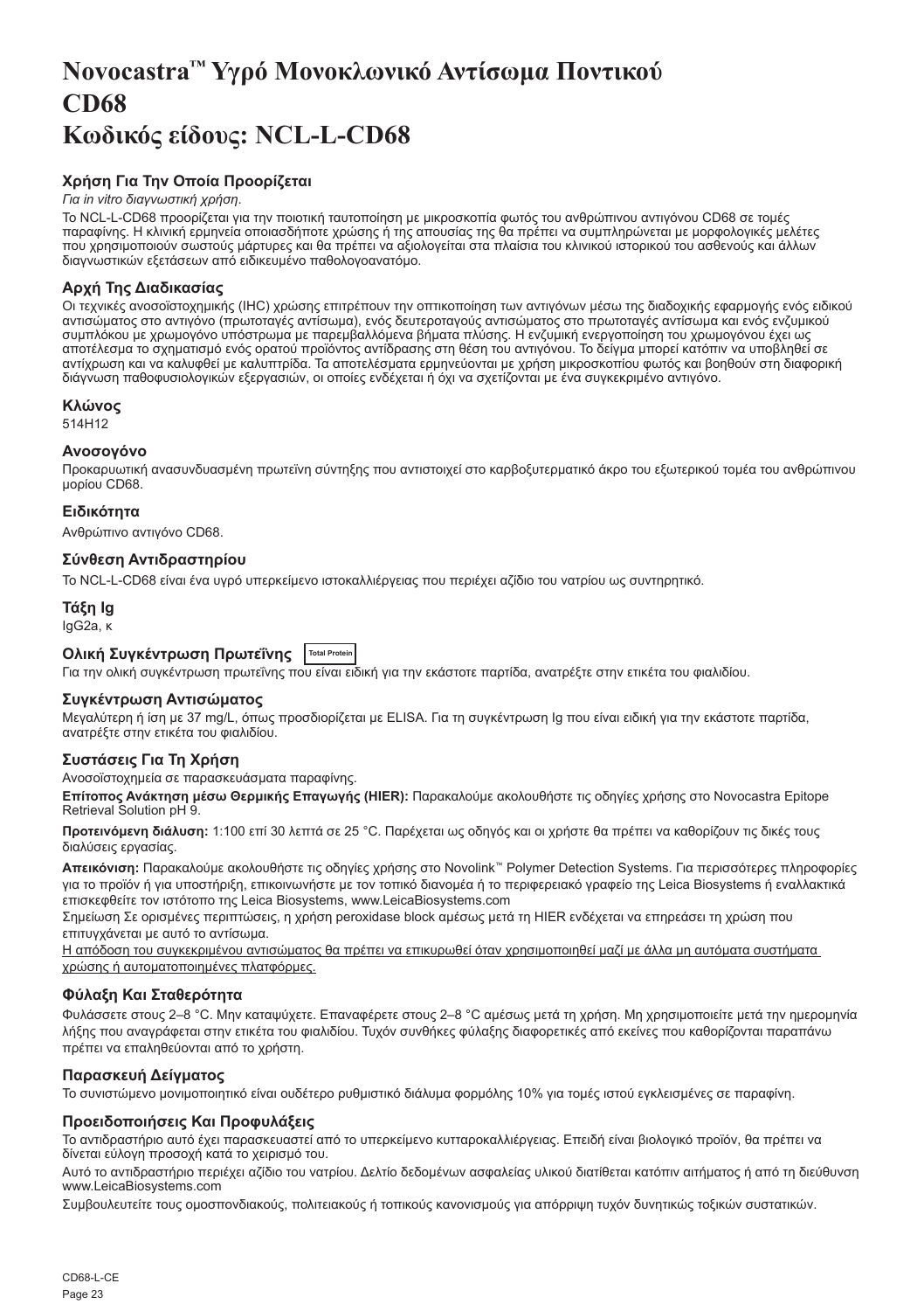# Novocastra™ Υγρό Μονοκλωνικό Αντίσωμα Ποντικού CD68
# Κωδικός είδους: NCL-L-CD68

## Χρήση Για Την Οποία Προορίζεται

*Για in vitro διαγνωστική χρήση.*

Το NCL-L-CD68 προορίζεται για την ποιοτική ταυτοποίηση με μικροσκοπία φωτός του ανθρώπινου αντιγόνου CD68 σε τομές παραφίνης. Η κλινική ερμηνεία οποιασδήποτε χρώσης ή της απουσίας της θα πρέπει να συμπληρώνεται με μορφολογικές μελέτες που χρησιμοποιούν σωστούς μάρτυρες και θα πρέπει να αξιολογείται στα πλαίσια του κλινικού ιστορικού του ασθενούς και άλλων διαγνωστικών εξετάσεων από ειδικευμένο παθολογοανατόμο.

## Αρχή Της Διαδικασίας

Οι τεχνικές ανοσοϊστοχημικής (IHC) χρώσης επιτρέπουν την οπτικοποίηση των αντιγόνων μέσω της διαδοχικής εφαρμογής ενός ειδικού αντισώματος στο αντιγόνο (πρωτοταγές αντίσωμα), ενός δευτεροταγούς αντισώματος στο πρωτοταγές αντίσωμα και ενός ενζυμικού συμπλόκου με χρωμογόνο υπόστρωμα με παρεμβαλλόμενα βήματα πλύσης. Η ενζυμική ενεργοποίηση του χρωμογόνου έχει ως αποτέλεσμα το σχηματισμό ενός ορατού προϊόντος αντίδρασης στη θέση του αντιγόνου. Το δείγμα μπορεί κατόπιν να υποβληθεί σε αντίχρωση και να καλυφθεί με καλυπτρίδα. Τα αποτελέσματα ερμηνεύονται με χρήση μικροσκοπίου φωτός και βοηθούν στη διαφορική διάγνωση παθοφυσιολογικών εξεργασιών, οι οποίες ενδέχεται ή όχι να σχετίζονται με ένα συγκεκριμένο αντιγόνο.

## Κλώνος

514H12

## Ανοσογόνο

Προκαρυωτική ανασυνδυασμένη πρωτεΐνη σύντηξης που αντιστοιχεί στο καρβοξυτερματικό άκρο του εξωτερικού τομέα του ανθρώπινου μορίου CD68.

## Ειδικότητα

Ανθρώπινο αντιγόνο CD68.

## Σύνθεση Αντιδραστηρίου

Το NCL-L-CD68 είναι ένα υγρό υπερκείμενο ιστοκαλλιέργειας που περιέχει αζίδιο του νατρίου ως συντηρητικό.

## Τάξη Ig

IgG2a, κ

## Ολική Συγκέντρωση Πρωτεΐνης Total Protein

Για την ολική συγκέντρωση πρωτεΐνης που είναι ειδική για την εκάστοτε παρτίδα, ανατρέξτε στην ετικέτα του φιαλιδίου.

## Συγκέντρωση Αντισώματος

Μεγαλύτερη ή ίση με 37 mg/L, όπως προσδιορίζεται με ELISA. Για τη συγκέντρωση Ig που είναι ειδική για την εκάστοτε παρτίδα, ανατρέξτε στην ετικέτα του φιαλιδίου.

## Συστάσεις Για Τη Χρήση

Ανοσοϊστοχημεία σε παρασκευάσματα παραφίνης.

**Επίτοπος Ανάκτηση μέσω Θερμικής Επαγωγής (HIER):** Παρακαλούμε ακολουθήστε τις οδηγίες χρήσης στο Novocastra Epitope Retrieval Solution pH 9.

**Προτεινόμενη διάλυση:** 1:100 επί 30 λεπτά σε 25 °C. Παρέχεται ως οδηγός και οι χρήστε θα πρέπει να καθορίζουν τις δικές τους διαλύσεις εργασίας.

**Απεικόνιση:** Παρακαλούμε ακολουθήστε τις οδηγίες χρήσης στο Novolink™ Polymer Detection Systems. Για περισσότερες πληροφορίες για το προϊόν ή για υποστήριξη, επικοινωνήστε με τον τοπικό διανομέα ή το περιφερειακό γραφείο της Leica Biosystems ή εναλλακτικά επισκεφθείτε τον ιστότοπο της Leica Biosystems, www.LeicaBiosystems.com

Σημείωση Σε ορισμένες περιπτώσεις, η χρήση peroxidase block αμέσως μετά τη HIER ενδέχεται να επηρεάσει τη χρώση που επιτυγχάνεται με αυτό το αντίσωμα.

Η απόδοση του συγκεκριμένου αντισώματος θα πρέπει να επικυρωθεί όταν χρησιμοποιηθεί μαζί με άλλα μη αυτόματα συστήματα χρώσης ή αυτοματοποιημένες πλατφόρμες.

## Φύλαξη Και Σταθερότητα

Φυλάσσετε στους 2–8 °C. Μην καταψύχετε. Επαναφέρετε στους 2–8 °C αμέσως μετά τη χρήση. Μη χρησιμοποιείτε μετά την ημερομηνία λήξης που αναγράφεται στην ετικέτα του φιαλιδίου. Τυχόν συνθήκες φύλαξης διαφορετικές από εκείνες που καθορίζονται παραπάνω πρέπει να επαληθεύονται από το χρήστη.

## Παρασκευή Δείγματος

Το συνιστώμενο μονιμοποιητικό είναι ουδέτερο ρυθμιστικό διάλυμα φορμόλης 10% για τομές ιστού εγκλεισμένες σε παραφίνη.

## Προειδοποιήσεις Και Προφυλάξεις

Το αντιδραστήριο αυτό έχει παρασκευαστεί από το υπερκείμενο κυτταροκαλλιέργειας. Επειδή είναι βιολογικό προϊόν, θα πρέπει να δίνεται εύλογη προσοχή κατά το χειρισμό του.

Αυτό το αντιδραστήριο περιέχει αζίδιο του νατρίου. Δελτίο δεδομένων ασφαλείας υλικού διατίθεται κατόπιν αιτήματος ή από τη διεύθυνση www.LeicaBiosystems.com

Συμβουλευτείτε τους ομοσπονδιακούς, πολιτειακούς ή τοπικούς κανονισμούς για απόρριψη τυχόν δυνητικώς τοξικών συστατικών.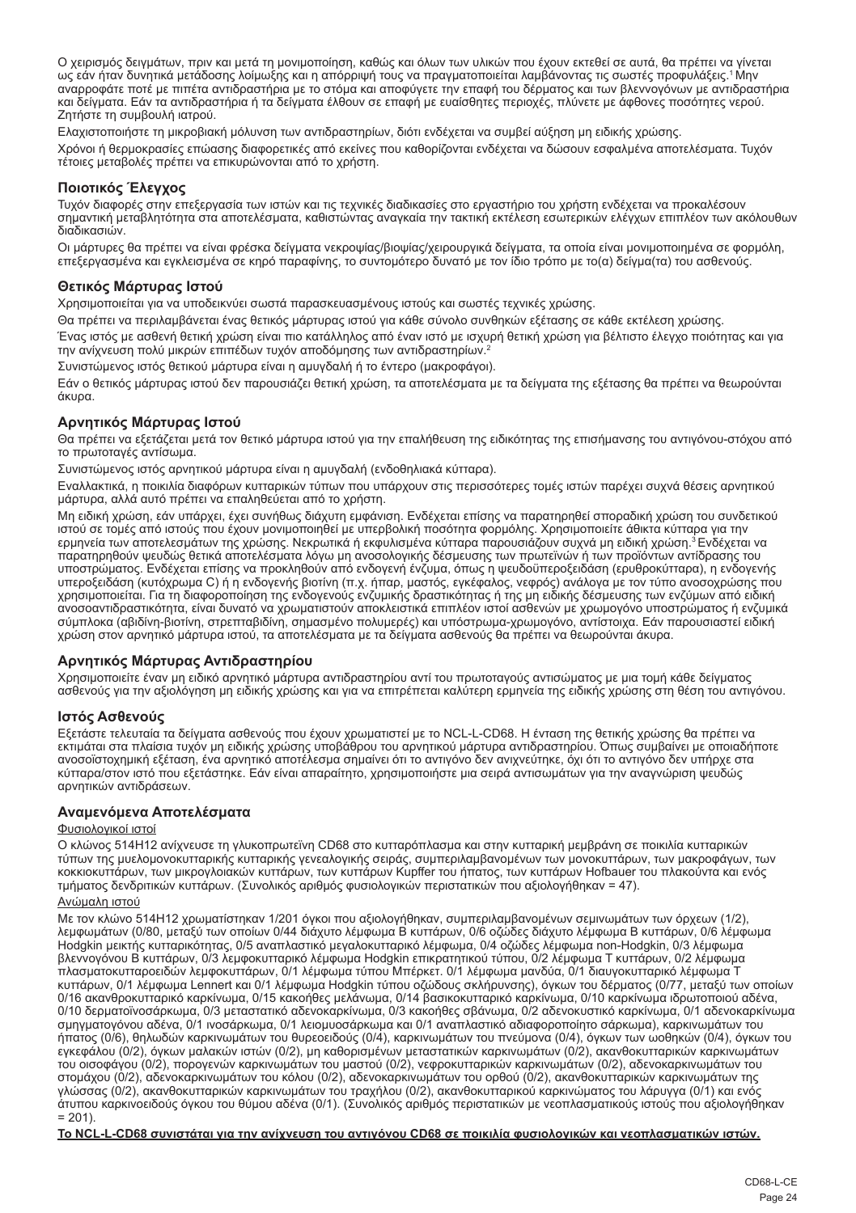Ο χειρισμός δειγμάτων, πριν και μετά τη μονιμοποίηση, καθώς και όλων των υλικών που έχουν εκτεθεί σε αυτά, θα πρέπει να γίνεται ως εάν ήταν δυνητικά μετάδοσης λοίμωξης και η απόρριψή τους να πραγματοποιείται λαμβάνοντας τις σωστές προφυλάξεις.[1] Μην αναρροφάτε ποτέ με πιπέτα αντιδραστήρια με το στόμα και αποφύγετε την επαφή του δέρματος και των βλεννογόνων με αντιδραστήρια και δείγματα. Εάν τα αντιδραστήρια ή τα δείγματα έλθουν σε επαφή με ευαίσθητες περιοχές, πλύνετε με άφθονες ποσότητες νερού. Ζητήστε τη συμβουλή ιατρού.

Ελαχιστοποιήστε τη μικροβιακή μόλυνση των αντιδραστηρίων, διότι ενδέχεται να συμβεί αύξηση μη ειδικής χρώσης.

Χρόνοι ή θερμοκρασίες επώασης διαφορετικές από εκείνες που καθορίζονται ενδέχεται να δώσουν εσφαλμένα αποτελέσματα. Τυχόν τέτοιες μεταβολές πρέπει να επικυρώνονται από το χρήστη.

## Ποιοτικός Έλεγχος

Τυχόν διαφορές στην επεξεργασία των ιστών και τις τεχνικές διαδικασίες στο εργαστήριο του χρήστη ενδέχεται να προκαλέσουν σημαντική μεταβλητότητα στα αποτελέσματα, καθιστώντας αναγκαία την τακτική εκτέλεση εσωτερικών ελέγχων επιπλέον των ακόλουθων διαδικασιών.

Οι μάρτυρες θα πρέπει να είναι φρέσκα δείγματα νεκροψίας/βιοψίας/χειρουργικά δείγματα, τα οποία είναι μονιμοποιημένα σε φορμόλη, επεξεργασμένα και εγκλεισμένα σε κηρό παραφίνης, το συντομότερο δυνατό με τον ίδιο τρόπο με το(α) δείγμα(τα) του ασθενούς.

## Θετικός Μάρτυρας Ιστού

Χρησιμοποιείται για να υποδεικνύει σωστά παρασκευασμένους ιστούς και σωστές τεχνικές χρώσης.

Θα πρέπει να περιλαμβάνεται ένας θετικός μάρτυρας ιστού για κάθε σύνολο συνθηκών εξέτασης σε κάθε εκτέλεση χρώσης.

Ένας ιστός με ασθενή θετική χρώση είναι πιο κατάλληλος από έναν ιστό με ισχυρή θετική χρώση για βέλτιστο έλεγχο ποιότητας και για την ανίχνευση πολύ μικρών επιπέδων τυχόν αποδόμησης των αντιδραστηρίων.[2]

Συνιστώμενος ιστός θετικού μάρτυρα είναι η αμυγδαλή ή το έντερο (μακροφάγοι).

Εάν ο θετικός μάρτυρας ιστού δεν παρουσιάζει θετική χρώση, τα αποτελέσματα με τα δείγματα της εξέτασης θα πρέπει να θεωρούνται άκυρα.

## Αρνητικός Μάρτυρας Ιστού

Θα πρέπει να εξετάζεται μετά τον θετικό μάρτυρα ιστού για την επαλήθευση της ειδικότητας της επισήμανσης του αντιγόνου-στόχου από το πρωτοταγές αντίσωμα.

Συνιστώμενος ιστός αρνητικού μάρτυρα είναι η αμυγδαλή (ενδοθηλιακά κύτταρα).

Εναλλακτικά, η ποικιλία διαφόρων κυτταρικών τύπων που υπάρχουν στις περισσότερες τομές ιστών παρέχει συχνά θέσεις αρνητικού μάρτυρα, αλλά αυτό πρέπει να επαληθεύεται από το χρήστη.

Μη ειδική χρώση, εάν υπάρχει, έχει συνήθως διάχυτη εμφάνιση. Ενδέχεται επίσης να παρατηρηθεί σποραδική χρώση του συνδετικού ιστού σε τομές από ιστούς που έχουν μονιμοποιηθεί με υπερβολική ποσότητα φορμόλης. Χρησιμοποιείτε άθικτα κύτταρα για την ερμηνεία των αποτελεσμάτων της χρώσης. Νεκρωτικά ή εκφυλισμένα κύτταρα παρουσιάζουν συχνά μη ειδική χρώση.[3] Ενδέχεται να παρατηρηθούν ψευδώς θετικά αποτελέσματα λόγω μη ανοσολογικής δέσμευσης των πρωτεϊνών ή των προϊόντων αντίδρασης του υποστρώματος. Ενδέχεται επίσης να προκληθούν από ενδογενή ένζυμα, όπως η ψευδοϋπεροξειδάση (ερυθροκύτταρα), η ενδογενής υπεροξειδάση (κυτόχρωμα C) ή η ενδογενής βιοτίνη (π.χ. ήπαρ, μαστός, εγκέφαλος, νεφρός) ανάλογα με τον τύπο ανοσοχρώσης που χρησιμοποιείται. Για τη διαφοροποίηση της ενδογενούς ενζυμικής δραστικότητας ή της μη ειδικής δέσμευσης των ενζύμων από ειδική ανοσοαντιδραστικότητα, είναι δυνατό να χρωματιστούν αποκλειστικά επιπλέον ιστοί ασθενών με χρωμογόνο υποστρώματος ή ενζυμικά σύμπλοκα (αβιδίνη-βιοτίνη, στρεπταβιδίνη, σημασμένο πολυμερές) και υπόστρωμα-χρωμογόνο, αντίστοιχα. Εάν παρουσιαστεί ειδική χρώση στον αρνητικό μάρτυρα ιστού, τα αποτελέσματα με τα δείγματα ασθενούς θα πρέπει να θεωρούνται άκυρα.

## Αρνητικός Μάρτυρας Αντιδραστηρίου

Χρησιμοποιείτε έναν μη ειδικό αρνητικό μάρτυρα αντιδραστηρίου αντί του πρωτοταγούς αντισώματος με μια τομή κάθε δείγματος ασθενούς για την αξιολόγηση μη ειδικής χρώσης και για να επιτρέπεται καλύτερη ερμηνεία της ειδικής χρώσης στη θέση του αντιγόνου.

## Ιστός Ασθενούς

Εξετάστε τελευταία τα δείγματα ασθενούς που έχουν χρωματιστεί με το NCL-L-CD68. Η ένταση της θετικής χρώσης θα πρέπει να εκτιμάται στα πλαίσια τυχόν μη ειδικής χρώσης υποβάθρου του αρνητικού μάρτυρα αντιδραστηρίου. Όπως συμβαίνει με οποιαδήποτε ανοσοϊστοχημική εξέταση, ένα αρνητικό αποτέλεσμα σημαίνει ότι το αντιγόνο δεν ανιχνεύτηκε, όχι ότι το αντιγόνο δεν υπήρχε στα κύτταρα/στον ιστό που εξετάστηκε. Εάν είναι απαραίτητο, χρησιμοποιήστε μια σειρά αντισωμάτων για την αναγνώριση ψευδώς αρνητικών αντιδράσεων.

## Αναμενόμενα Αποτελέσματα

Φυσιολογικοί ιστοί

Ο κλώνος 514H12 ανίχνευσε τη γλυκοπρωτεΐνη CD68 στο κυτταρόπλασμα και στην κυτταρική μεμβράνη σε ποικιλία κυτταρικών τύπων της μυελομονοκυτταρικής κυτταρικής γενεαλογικής σειράς, συμπεριλαμβανομένων των μονοκυττάρων, των μακροφάγων, των κοκκιοκυττάρων, των μικρογλοιακών κυττάρων, των κυττάρων Kupffer του ήπατος, των κυττάρων Hofbauer του πλακούντα και ενός τμήματος δενδριτικών κυττάρων. (Συνολικός αριθμός φυσιολογικών περιστατικών που αξιολογήθηκαν = 47).

Ανώμαλη ιστού

Με τον κλώνο 514H12 χρωματίστηκαν 1/201 όγκοι που αξιολογήθηκαν, συμπεριλαμβανομένων σεμινωμάτων των όρχεων (1/2), λεμφωμάτων (0/80, μεταξύ των οποίων 0/44 διάχυτο λέμφωμα Β κυττάρων, 0/6 οζώδες διάχυτο λέμφωμα Β κυττάρων, 0/6 λέμφωμα Hodgkin μεικτής κυτταρικότητας, 0/5 αναπλαστικό μεγαλοκυτταρικό λέμφωμα, 0/4 οζώδες λέμφωμα non-Hodgkin, 0/3 λέμφωμα βλεννογόνου Β κυττάρων, 0/3 λεμφοκυτταρικό λέμφωμα Hodgkin επικρατητικού τύπου, 0/2 λέμφωμα Τ κυττάρων, 0/2 λέμφωμα πλασματοκυτταροειδών λεμφοκυττάρων, 0/1 λέμφωμα τύπου Μπέρκετ. 0/1 λέμφωμα μανδύα, 0/1 διαυγοκυτταρικό λέμφωμα Τ κυττάρων, 0/1 λέμφωμα Lennert και 0/1 λέμφωμα Hodgkin τύπου οζώδους σκλήρυνσης), όγκων του δέρματος (0/77, μεταξύ των οποίων 0/16 ακανθοκυτταρικό καρκίνωμα, 0/15 κακοήθες μελάνωμα, 0/14 βασικοκυτταρικό καρκίνωμα, 0/10 καρκίνωμα ιδρωτοποιού αδένα, 0/10 δερματοϊνοσάρκωμα, 0/3 μεταστατικό αδενοκαρκίνωμα, 0/3 κακοήθες σβάνωμα, 0/2 αδενοκυστικό καρκίνωμα, 0/1 αδενοκαρκίνωμα σμηγματογόνου αδένα, 0/1 ινοσάρκωμα, 0/1 λειομυοσάρκωμα και 0/1 αναπλαστικό αδιαφοροποίητο σάρκωμα), καρκινωμάτων του ήπατος (0/6), θηλωδών καρκινωμάτων του θυρεοειδούς (0/4), καρκινωμάτων του πνεύμονα (0/4), όγκων των ωοθηκών (0/4), όγκων του εγκεφάλου (0/2), όγκων μαλακών ιστών (0/2), μη καθορισμένων μεταστατικών καρκινωμάτων (0/2), ακανθοκυτταρικών καρκινωμάτων του οισοφάγου (0/2), πορογενών καρκινωμάτων του μαστού (0/2), νεφροκυτταρικών καρκινωμάτων (0/2), αδενοκαρκινωμάτων του στομάχου (0/2), αδενοκαρκινωμάτων του κόλου (0/2), αδενοκαρκινωμάτων του ορθού (0/2), ακανθοκυτταρικών καρκινωμάτων της γλώσσας (0/2), ακανθοκυτταρικών καρκινωμάτων του τραχήλου (0/2), ακανθοκυτταρικού καρκινώματος του λάρυγγα (0/1) και ενός άτυπου καρκινοειδούς όγκου του θύμου αδένα (0/1). (Συνολικός αριθμός περιστατικών με νεοπλασματικούς ιστούς που αξιολογήθηκαν = 201).

**Το NCL-L-CD68 συνιστάται για την ανίχνευση του αντιγόνου CD68 σε ποικιλία φυσιολογικών και νεοπλασματικών ιστών.**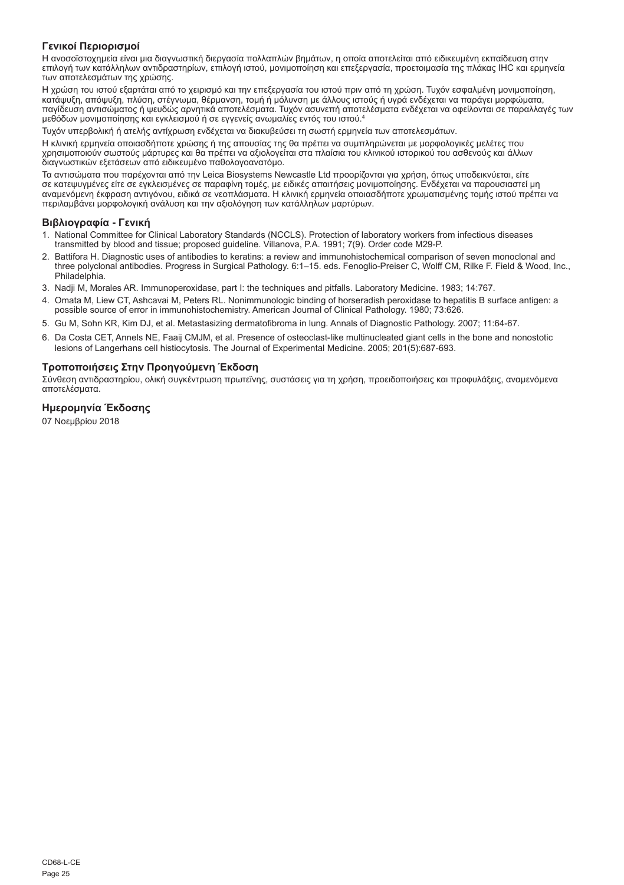### Γενικοί Περιορισμοί

Η ανοσοϊστοχημεία είναι μια διαγνωστική διεργασία πολλαπλών βημάτων, η οποία αποτελείται από ειδικευμένη εκπαίδευση στην επιλογή των κατάλληλων αντιδραστηρίων, επιλογή ιστού, μονιμοποίηση και επεξεργασία, προετοιμασία της πλάκας IHC και ερμηνεία των αποτελεσμάτων της χρώσης.

Η χρώση του ιστού εξαρτάται από το χειρισμό και την επεξεργασία του ιστού πριν από τη χρώση. Τυχόν εσφαλμένη μονιμοποίηση, κατάψυξη, απόψυξη, πλύση, στέγνωμα, θέρμανση, τομή ή μόλυνση με άλλους ιστούς ή υγρά ενδέχεται να παράγει μορφώματα, παγίδευση αντισώματος ή ψευδώς αρνητικά αποτελέσματα. Τυχόν ασυνεπή αποτελέσματα ενδέχεται να οφείλονται σε παραλλαγές των μεθόδων μονιμοποίησης και εγκλεισμού ή σε εγγενείς ανωμαλίες εντός του ιστού.[4]

Τυχόν υπερβολική ή ατελής αντίχρωση ενδέχεται να διακυβεύσει τη σωστή ερμηνεία των αποτελεσμάτων.

Η κλινική ερμηνεία οποιασδήποτε χρώσης ή της απουσίας της θα πρέπει να συμπληρώνεται με μορφολογικές μελέτες που χρησιμοποιούν σωστούς μάρτυρες και θα πρέπει να αξιολογείται στα πλαίσια του κλινικού ιστορικού του ασθενούς και άλλων διαγνωστικών εξετάσεων από ειδικευμένο παθολογοανατόμο.

Τα αντισώματα που παρέχονται από την Leica Biosystems Newcastle Ltd προορίζονται για χρήση, όπως υποδεικνύεται, είτε σε κατεψυγμένες είτε σε εγκλεισμένες σε παραφίνη τομές, με ειδικές απαιτήσεις μονιμοποίησης. Ενδέχεται να παρουσιαστεί μη αναμενόμενη έκφραση αντιγόνου, ειδικά σε νεοπλάσματα. Η κλινική ερμηνεία οποιασδήποτε χρωματισμένης τομής ιστού πρέπει να περιλαμβάνει μορφολογική ανάλυση και την αξιολόγηση των κατάλληλων μαρτύρων.

### Βιβλιογραφία - Γενική

1. National Committee for Clinical Laboratory Standards (NCCLS). Protection of laboratory workers from infectious diseases transmitted by blood and tissue; proposed guideline. Villanova, P.A. 1991; 7(9). Order code M29-P.
2. Battifora H. Diagnostic uses of antibodies to keratins: a review and immunohistochemical comparison of seven monoclonal and three polyclonal antibodies. Progress in Surgical Pathology. 6:1–15. eds. Fenoglio-Preiser C, Wolff CM, Rilke F. Field & Wood, Inc., Philadelphia.
3. Nadji M, Morales AR. Immunoperoxidase, part I: the techniques and pitfalls. Laboratory Medicine. 1983; 14:767.
4. Omata M, Liew CT, Ashcavai M, Peters RL. Nonimmunologic binding of horseradish peroxidase to hepatitis B surface antigen: a possible source of error in immunohistochemistry. American Journal of Clinical Pathology. 1980; 73:626.
5. Gu M, Sohn KR, Kim DJ, et al. Metastasizing dermatofibroma in lung. Annals of Diagnostic Pathology. 2007; 11:64-67.
6. Da Costa CET, Annels NE, Faaij CMJM, et al. Presence of osteoclast-like multinucleated giant cells in the bone and nonostotic lesions of Langerhans cell histiocytosis. The Journal of Experimental Medicine. 2005; 201(5):687-693.

### Τροποποιήσεις Στην Προηγούμενη Έκδοση

Σύνθεση αντιδραστηρίου, ολική συγκέντρωση πρωτεΐνης, συστάσεις για τη χρήση, προειδοποιήσεις και προφυλάξεις, αναμενόμενα αποτελέσματα.

### Ημερομηνία Έκδοσης

07 Νοεμβρίου 2018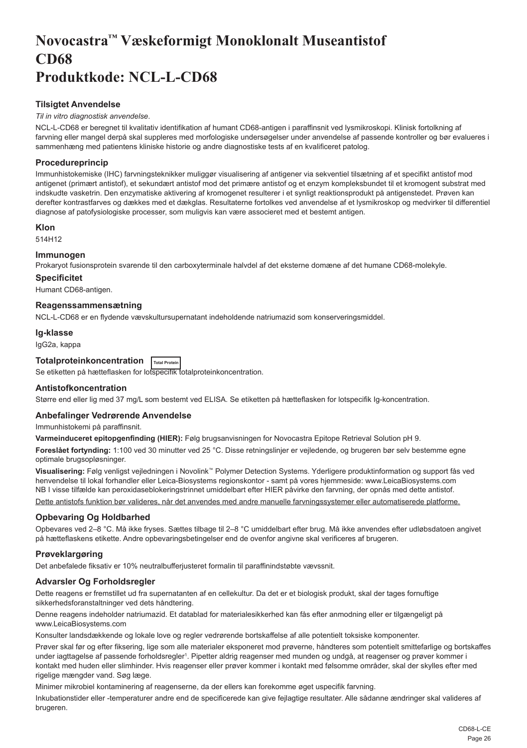# Novocastra™ Væskeformigt Monoklonalt Museantistof CD68
# Produktkode: NCL-L-CD68

## Tilsigtet Anvendelse

*Til in vitro diagnostisk anvendelse*.

NCL-L-CD68 er beregnet til kvalitativ identifikation af humant CD68-antigen i paraffinsnit ved lysmikroskopi. Klinisk fortolkning af farvning eller mangel derpå skal suppleres med morfologiske undersøgelser under anvendelse af passende kontroller og bør evalueres i sammenhæng med patientens kliniske historie og andre diagnostiske tests af en kvalificeret patolog.

## Procedureprincip

Immunhistokemiske (IHC) farvningsteknikker muliggør visualisering af antigener via sekventiel tilsætning af et specifikt antistof mod antigenet (primært antistof), et sekundært antistof mod det primære antistof og et enzym kompleksbundet til et kromogent substrat med indskudte vasketrin. Den enzymatiske aktivering af kromogenet resulterer i et synligt reaktionsprodukt på antigenstedet. Prøven kan derefter kontrastfarves og dækkes med et dækglas. Resultaterne fortolkes ved anvendelse af et lysmikroskop og medvirker til differentiel diagnose af patofysiologiske processer, som muligvis kan være associeret med et bestemt antigen.

## Klon

514H12

## Immunogen

Prokaryot fusionsprotein svarende til den carboxyterminale halvdel af det eksterne domæne af det humane CD68-molekyle.

## Specificitet

Humant CD68-antigen.

## Reagenssammensætning

NCL-L-CD68 er en flydende vævskultursupernatant indeholdende natriumazid som konserveringsmiddel.

## Ig-klasse

IgG2a, kappa

## Totalproteinkoncentration

Total Protein

Se etiketten på hætteflasken for lotspecifik totalproteinkoncentration.

## Antistofkoncentration

Større end eller lig med 37 mg/L som bestemt ved ELISA. Se etiketten på hætteflasken for lotspecifik Ig-koncentration.

## Anbefalinger Vedrørende Anvendelse

Immunhistokemi på paraffinsnit.

**Varmeinduceret epitopgenfinding (HIER):** Følg brugsanvisningen for Novocastra Epitope Retrieval Solution pH 9.

**Foreslået fortynding:** 1:100 ved 30 minutter ved 25 °C. Disse retningslinjer er vejledende, og brugeren bør selv bestemme egne optimale brugsopløsninger.

**Visualisering:** Følg venligst vejledningen i Novolink™ Polymer Detection Systems. Yderligere produktinformation og support fås ved henvendelse til lokal forhandler eller Leica-Biosystems regionskontor - samt på vores hjemmeside: www.LeicaBiosystems.com

NB I visse tilfælde kan peroxidaseblokeringstrinnet umiddelbart efter HIER påvirke den farvning, der opnås med dette antistof.

Dette antistofs funktion bør valideres, når det anvendes med andre manuelle farvningssystemer eller automatiserede platforme.

## Opbevaring Og Holdbarhed

Opbevares ved 2–8 °C. Må ikke fryses. Sættes tilbage til 2–8 °C umiddelbart efter brug. Må ikke anvendes efter udløbsdatoen angivet på hætteflaskens etikette. Andre opbevaringsbetingelser end de ovenfor angivne skal verificeres af brugeren.

## Prøveklargøring

Det anbefalede fiksativ er 10% neutralbufferjusteret formalin til paraffinindstøbte vævssnit.

## Advarsler Og Forholdsregler

Dette reagens er fremstillet ud fra supernatanten af en cellekultur. Da det er et biologisk produkt, skal der tages fornuftige sikkerhedsforanstaltninger ved dets håndtering.

Denne reagens indeholder natriumazid. Et datablad for materialesikkerhed kan fås efter anmodning eller er tilgængeligt på www.LeicaBiosystems.com

Konsulter landsdækkende og lokale love og regler vedrørende bortskaffelse af alle potentielt toksiske komponenter.

Prøver skal før og efter fiksering, lige som alle materialer eksponeret mod prøverne, håndteres som potentielt smittefarlige og bortskaffes under iagttagelse af passende forholdsregler[1]. Pipetter aldrig reagenser med munden og undgå, at reagenser og prøver kommer i kontakt med huden eller slimhinder. Hvis reagenser eller prøver kommer i kontakt med følsomme områder, skal der skylles efter med rigelige mængder vand. Søg læge.

Minimer mikrobiel kontaminering af reagenserne, da der ellers kan forekomme øget uspecifik farvning.

Inkubationstider eller -temperaturer andre end de specificerede kan give fejlagtige resultater. Alle sådanne ændringer skal valideres af brugeren.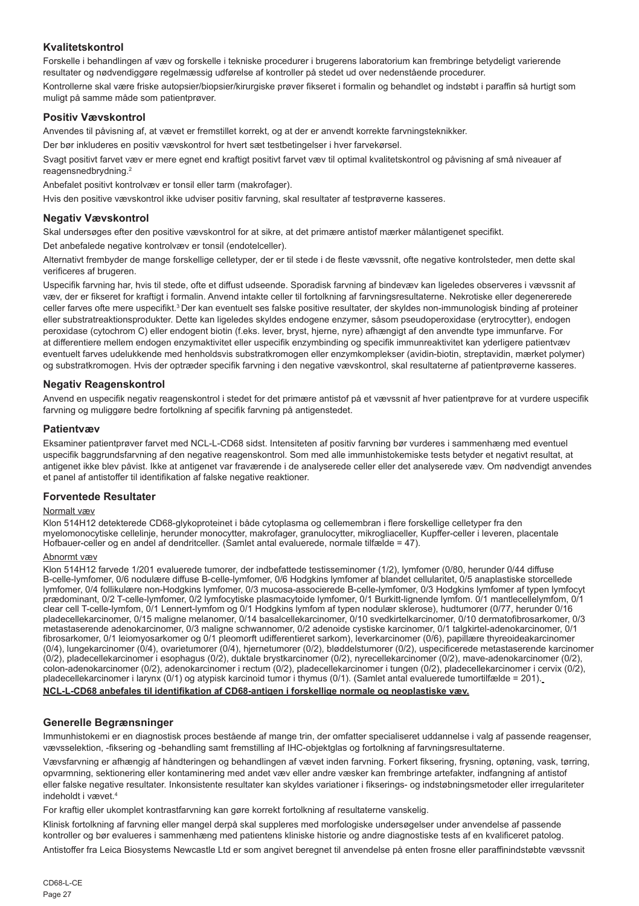## Kvalitetskontrol

Forskelle i behandlingen af væv og forskelle i tekniske procedurer i brugerens laboratorium kan frembringe betydeligt varierende resultater og nødvendiggøre regelmæssig udførelse af kontroller på stedet ud over nedenstående procedurer.

Kontrollerne skal være friske autopsier/biopsier/kirurgiske prøver fikseret i formalin og behandlet og indstøbt i paraffin så hurtigt som muligt på samme måde som patientprøver.

## Positiv Vævskontrol

Anvendes til påvisning af, at vævet er fremstillet korrekt, og at der er anvendt korrekte farvningsteknikker.

Der bør inkluderes en positiv vævskontrol for hvert sæt testbetingelser i hver farvekørsel.

Svagt positivt farvet væv er mere egnet end kraftigt positivt farvet væv til optimal kvalitetskontrol og påvisning af små niveauer af reagensnedbrydning.[2]

Anbefalet positivt kontrolvæv er tonsil eller tarm (makrofager).

Hvis den positive vævskontrol ikke udviser positiv farvning, skal resultater af testprøverne kasseres.

## Negativ Vævskontrol

Skal undersøges efter den positive vævskontrol for at sikre, at det primære antistof mærker målantigenet specifikt.

Det anbefalede negative kontrolvæv er tonsil (endotelceller).

Alternativt frembyder de mange forskellige celletyper, der er til stede i de fleste vævssnit, ofte negative kontrolsteder, men dette skal verificeres af brugeren.

Uspecifik farvning har, hvis til stede, ofte et diffust udseende. Sporadisk farvning af bindevæv kan ligeledes observeres i vævssnit af væv, der er fikseret for kraftigt i formalin. Anvend intakte celler til fortolkning af farvningsresultaterne. Nekrotiske eller degenererede celler farves ofte mere uspecifikt.[3] Der kan eventuelt ses falske positive resultater, der skyldes non-immunologisk binding af proteiner eller substratreaktionsprodukter. Dette kan ligeledes skyldes endogene enzymer, såsom pseudoperoxidase (erytrocytter), endogen peroxidase (cytochrom C) eller endogent biotin (f.eks. lever, bryst, hjerne, nyre) afhængigt af den anvendte type immunfarve. For at differentiere mellem endogen enzymaktivitet eller uspecifik enzymbinding og specifik immunreaktivitet kan yderligere patientvæv eventuelt farves udelukkende med henholdsvis substratkromogen eller enzymkomplekser (avidin-biotin, streptavidin, mærket polymer) og substratkromogen. Hvis der optræder specifik farvning i den negative vævskontrol, skal resultaterne af patientprøverne kasseres.

## Negativ Reagenskontrol

Anvend en uspecifik negativ reagenskontrol i stedet for det primære antistof på et vævssnit af hver patientprøve for at vurdere uspecifik farvning og muliggøre bedre fortolkning af specifik farvning på antigenstedet.

## Patientvæv

Eksaminer patientprøver farvet med NCL-L-CD68 sidst. Intensiteten af positiv farvning bør vurderes i sammenhæng med eventuel uspecifik baggrundsfarvning af den negative reagenskontrol. Som med alle immunhistokemiske tests betyder et negativt resultat, at antigenet ikke blev påvist. Ikke at antigenet var fraværende i de analyserede celler eller det analyserede væv. Om nødvendigt anvendes et panel af antistoffer til identifikation af falske negative reaktioner.

## Forventede Resultater

Normalt væv

Klon 514H12 detekterede CD68-glykoproteinet i både cytoplasma og cellemembran i flere forskellige celletyper fra den myelomonocytiske cellelinje, herunder monocytter, makrofager, granulocytter, mikrogliaceller, Kupffer-celler i leveren, placentale Hofbauer-celler og en andel af dendritceller. (Samlet antal evaluerede, normale tilfælde = 47).

Abnormt væv

Klon 514H12 farvede 1/201 evaluerede tumorer, der indbefattede testisseminomer (1/2), lymfomer (0/80, herunder 0/44 diffuse B-celle-lymfomer, 0/6 nodulære diffuse B-celle-lymfomer, 0/6 Hodgkins lymfomer af blandet cellularitet, 0/5 anaplastiske storcellede lymfomer, 0/4 follikulære non-Hodgkins lymfomer, 0/3 mucosa-associerede B-celle-lymfomer, 0/3 Hodgkins lymfomer af typen lymfocyt prædominant, 0/2 T-celle-lymfomer, 0/2 lymfocytiske plasmacytoide lymfomer, 0/1 Burkitt-lignende lymfom. 0/1 mantlecellelymfom, 0/1 clear cell T-celle-lymfom, 0/1 Lennert-lymfom og 0/1 Hodgkins lymfom af typen nodulær sklerose), hudtumorer (0/77, herunder 0/16 pladecellekarcinomer, 0/15 maligne melanomer, 0/14 basalcellekarcinomer, 0/10 svedkirtelkarcinomer, 0/10 dermatofibrosarkomer, 0/3 metastaserende adenokarcinomer, 0/3 maligne schwannomer, 0/2 adenoide cystiske karcinomer, 0/1 talgkirtel-adenokarcinomer, 0/1 fibrosarkomer, 0/1 leiomyosarkomer og 0/1 pleomorft udifferentieret sarkom), leverkarcinomer (0/6), papillære thyreoideakarcinomer (0/4), lungekarcinomer (0/4), ovarietumorer (0/4), hjernetumorer (0/2), bløddelstumorer (0/2), uspecificerede metastaserende karcinomer (0/2), pladecellekarcinomer i esophagus (0/2), duktale brystkarcinomer (0/2), nyrecellekarcinomer (0/2), mave-adenokarcinomer (0/2), colon-adenokarcinomer (0/2), adenokarcinomer i rectum (0/2), pladecellekarcinomer i tungen (0/2), pladecellekarcinomer i cervix (0/2), pladecellekarcinomer i larynx (0/1) og atypisk karcinoid tumor i thymus (0/1). (Samlet antal evaluerede tumortilfælde = 201).

**NCL-L-CD68 anbefales til identifikation af CD68-antigen i forskellige normale og neoplastiske væv.**

## Generelle Begrænsninger

Immunhistokemi er en diagnostisk proces bestående af mange trin, der omfatter specialiseret uddannelse i valg af passende reagenser, vævsselektion, -fiksering og -behandling samt fremstilling af IHC-objektglas og fortolkning af farvningsresultaterne.

Vævsfarvning er afhængig af håndteringen og behandlingen af vævet inden farvning. Forkert fiksering, frysning, optøning, vask, tørring, opvarmning, sektionering eller kontaminering med andet væv eller andre væsker kan frembringe artefakter, indfangning af antistof eller falske negative resultater. Inkonsistente resultater kan skyldes variationer i fikserings- og indstøbningsmetoder eller irregulariteter indeholdt i vævet.[4]

For kraftig eller ukomplet kontrastfarvning kan gøre korrekt fortolkning af resultaterne vanskelig.

Klinisk fortolkning af farvning eller mangel derpå skal suppleres med morfologiske undersøgelser under anvendelse af passende kontroller og bør evalueres i sammenhæng med patientens kliniske historie og andre diagnostiske tests af en kvalificeret patolog.

Antistoffer fra Leica Biosystems Newcastle Ltd er som angivet beregnet til anvendelse på enten frosne eller paraffinindstøbte vævssnit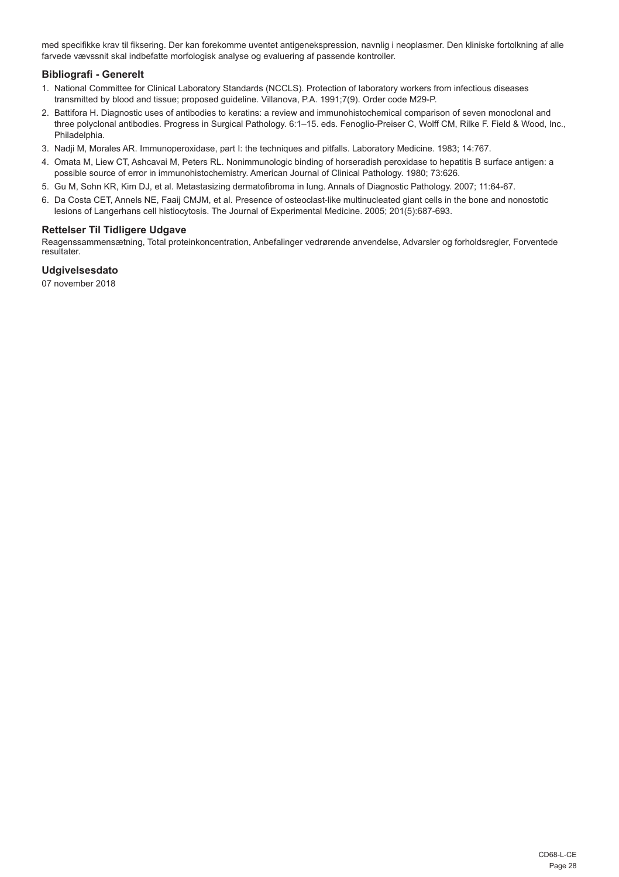med specifikke krav til fiksering. Der kan forekomme uventet antigenekspression, navnlig i neoplasmer. Den kliniske fortolkning af alle farvede vævssnit skal indbefatte morfologisk analyse og evaluering af passende kontroller.

### Bibliografi - Generelt

1. National Committee for Clinical Laboratory Standards (NCCLS). Protection of laboratory workers from infectious diseases transmitted by blood and tissue; proposed guideline. Villanova, P.A. 1991;7(9). Order code M29-P.
2. Battifora H. Diagnostic uses of antibodies to keratins: a review and immunohistochemical comparison of seven monoclonal and three polyclonal antibodies. Progress in Surgical Pathology. 6:1–15. eds. Fenoglio-Preiser C, Wolff CM, Rilke F. Field & Wood, Inc., Philadelphia.
3. Nadji M, Morales AR. Immunoperoxidase, part I: the techniques and pitfalls. Laboratory Medicine. 1983; 14:767.
4. Omata M, Liew CT, Ashcavai M, Peters RL. Nonimmunologic binding of horseradish peroxidase to hepatitis B surface antigen: a possible source of error in immunohistochemistry. American Journal of Clinical Pathology. 1980; 73:626.
5. Gu M, Sohn KR, Kim DJ, et al. Metastasizing dermatofibroma in lung. Annals of Diagnostic Pathology. 2007; 11:64-67.
6. Da Costa CET, Annels NE, Faaij CMJM, et al. Presence of osteoclast-like multinucleated giant cells in the bone and nonostotic lesions of Langerhans cell histiocytosis. The Journal of Experimental Medicine. 2005; 201(5):687-693.

### Rettelser Til Tidligere Udgave

Reagenssammensætning, Total proteinkoncentration, Anbefalinger vedrørende anvendelse, Advarsler og forholdsregler, Forventede resultater.

### Udgivelsesdato

07 november 2018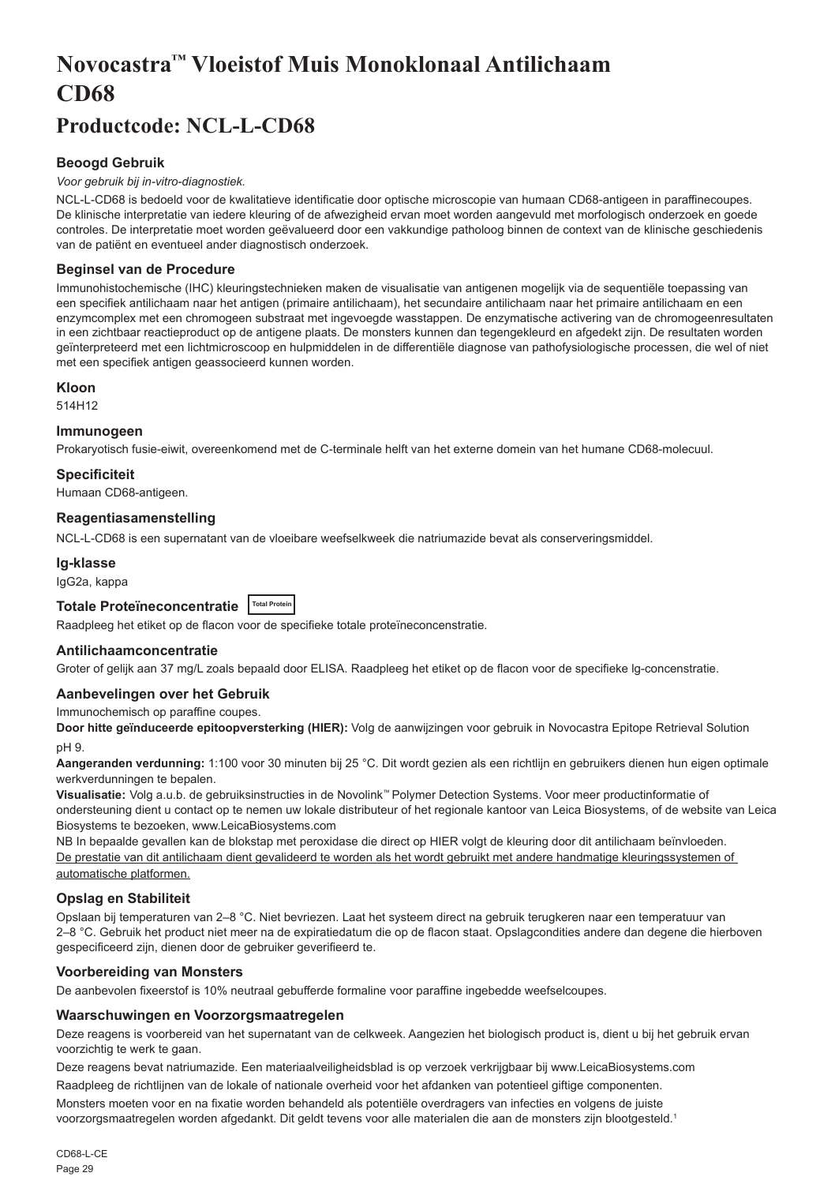# Novocastra™ Vloeistof Muis Monoklonaal Antilichaam CD68

## Productcode: NCL-L-CD68

### Beoogd Gebruik

*Voor gebruik bij in-vitro-diagnostiek.*

NCL-L-CD68 is bedoeld voor de kwalitatieve identificatie door optische microscopie van humaan CD68-antigeen in paraffinecoupes. De klinische interpretatie van iedere kleuring of de afwezigheid ervan moet worden aangevuld met morfologisch onderzoek en goede controles. De interpretatie moet worden geëvalueerd door een vakkundige patholoog binnen de context van de klinische geschiedenis van de patiënt en eventueel ander diagnostisch onderzoek.

### Beginsel van de Procedure

Immunohistochemische (IHC) kleuringstechnieken maken de visualisatie van antigenen mogelijk via de sequentiële toepassing van een specifiek antilichaam naar het antigen (primaire antilichaam), het secundaire antilichaam naar het primaire antilichaam en een enzymcomplex met een chromogeen substraat met ingevoegde wasstappen. De enzymatische activering van de chromogeenresultaten in een zichtbaar reactieproduct op de antigene plaats. De monsters kunnen dan tegengekleurd en afgedekt zijn. De resultaten worden geïnterpreteerd met een lichtmicroscoop en hulpmiddelen in de differentiële diagnose van pathofysiologische processen, die wel of niet met een specifiek antigen geassocieerd kunnen worden.

### Kloon

514H12

### Immunogeen

Prokaryotisch fusie-eiwit, overeenkomend met de C-terminale helft van het externe domein van het humane CD68-molecuul.

### Specificiteit

Humaan CD68-antigeen.

### Reagentiasamenstelling

NCL-L-CD68 is een supernatant van de vloeibare weefselkweek die natriumazide bevat als conserveringsmiddel.

### Ig-klasse

IgG2a, kappa

### Totale Proteïneconcentratie Total Protein

Raadpleeg het etiket op de flacon voor de specifieke totale proteïneconcentratie.

### Antilichaamconcentratie

Groter of gelijk aan 37 mg/L zoals bepaald door ELISA. Raadpleeg het etiket op de flacon voor de specifieke lg-concentratie.

### Aanbevelingen over het Gebruik

Immunochemisch op paraffine coupes.

**Door hitte geïnduceerde epitoopversterking (HIER):** Volg de aanwijzingen voor gebruik in Novocastra Epitope Retrieval Solution pH 9.

**Aangeranden verdunning:** 1:100 voor 30 minuten bij 25 °C. Dit wordt gezien als een richtlijn en gebruikers dienen hun eigen optimale werkverdunningen te bepalen.

**Visualisatie:** Volg a.u.b. de gebruiksinstructies in de Novolink™ Polymer Detection Systems. Voor meer productinformatie of ondersteuning dient u contact op te nemen uw lokale distributeur of het regionale kantoor van Leica Biosystems, of de website van Leica Biosystems te bezoeken, www.LeicaBiosystems.com

NB In bepaalde gevallen kan de blokstap met peroxidase die direct op HIER volgt de kleuring door dit antilichaam beïnvloeden.

De prestatie van dit antilichaam dient gevalideerd te worden als het wordt gebruikt met andere handmatige kleuringssystemen of automatische platformen.

### Opslag en Stabiliteit

Opslaan bij temperaturen van 2–8 °C. Niet bevriezen. Laat het systeem direct na gebruik terugkeren naar een temperatuur van 2–8 °C. Gebruik het product niet meer na de expiratiedatum die op de flacon staat. Opslagcondities andere dan degene die hierboven gespecificeerd zijn, dienen door de gebruiker geverifieerd te.

### Voorbereiding van Monsters

De aanbevolen fixeerstof is 10% neutraal gebufferde formaline voor paraffine ingebedde weefselcoupes.

### Waarschuwingen en Voorzorgsmaatregelen

Deze reagens is voorbereid van het supernatant van de celkweek. Aangezien het biologisch product is, dient u bij het gebruik ervan voorzichtig te werk te gaan.

Deze reagens bevat natriumazide. Een materiaalveiligheidsblad is op verzoek verkrijgbaar bij www.LeicaBiosystems.com

Raadpleeg de richtlijnen van de lokale of nationale overheid voor het afdanken van potentieel giftige componenten.

Monsters moeten voor en na fixatie worden behandeld als potentiële overdragers van infecties en volgens de juiste voorzorgsmaatregelen worden afgedankt. Dit geldt tevens voor alle materialen die aan de monsters zijn blootgesteld.[1]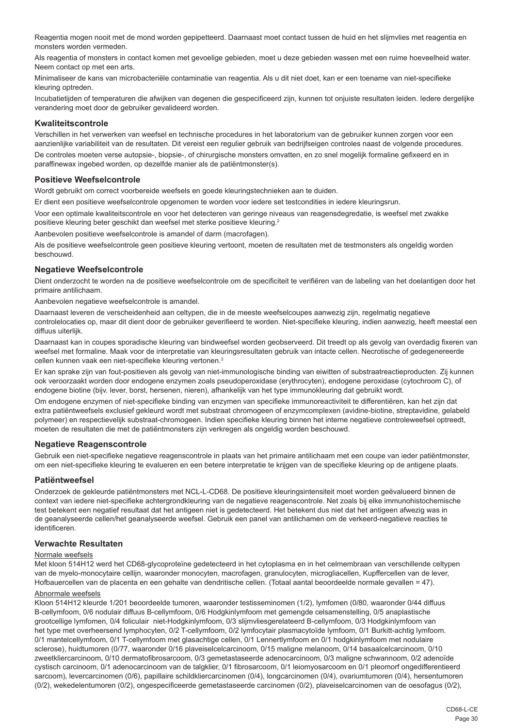Reagentia mogen nooit met de mond worden gepipetteerd. Daarnaast moet contact tussen de huid en het slijmvlies met reagentia en monsters worden vermeden.

Als reagentia of monsters in contact komen met gevoelige gebieden, moet u deze gebieden wassen met een ruime hoeveelheid water. Neem contact op met een arts.

Minimaliseer de kans van microbacteriële contaminatie van reagentia. Als u dit niet doet, kan er een toename van niet-specifieke kleuring optreden.

Incubatietijden of temperaturen die afwijken van degenen die gespecificeerd zijn, kunnen tot onjuiste resultaten leiden. Iedere dergelijke verandering moet door de gebruiker gevalideerd worden.

## Kwaliteitscontrole

Verschillen in het verwerken van weefsel en technische procedures in het laboratorium van de gebruiker kunnen zorgen voor een aanzienlijke variabiliteit van de resultaten. Dit vereist een regulier gebruik van bedrijfseigen controles naast de volgende procedures.

De controles moeten verse autopsie-, biopsie-, of chirurgische monsters omvatten, en zo snel mogelijk formaline gefixeerd en in paraffinewax ingebed worden, op dezelfde manier als de patiëntmonster(s).

## Positieve Weefselcontrole

Wordt gebruikt om correct voorbereide weefsels en goede kleuringstechnieken aan te duiden.

Er dient een positieve weefselcontrole opgenomen te worden voor iedere set testcondities in iedere kleuringsrun.

Voor een optimale kwaliteitscontrole en voor het detecteren van geringe niveaus van reagensdegradatie, is weefsel met zwakke positieve kleuring beter geschikt dan weefsel met sterke positieve kleuring.[2]

Aanbevolen positieve weefselcontrole is amandel of darm (macrofagen).

Als de positieve weefselcontrole geen positieve kleuring vertoont, moeten de resultaten met de testmonsters als ongeldig worden beschouwd.

## Negatieve Weefselcontrole

Dient onderzocht te worden na de positieve weefselcontrole om de specificiteit te verifiëren van de labeling van het doelantigen door het primaire antilichaam.

Aanbevolen negatieve weefselcontrole is amandel.

Daarnaast leveren de verscheidenheid aan celtypen, die in de meeste weefselcoupes aanwezig zijn, regelmatig negatieve controlelocaties op, maar dit dient door de gebruiker geverifieerd te worden. Niet-specifieke kleuring, indien aanwezig, heeft meestal een diffuus uiterlijk.

Daarnaast kan in coupes sporadische kleuring van bindweefsel worden geobserveerd. Dit treedt op als gevolg van overdadig fixeren van weefsel met formaline. Maak voor de interpretatie van kleuringsresultaten gebruik van intacte cellen. Necrotische of gedegenereerde cellen kunnen vaak een niet-specifieke kleuring vertonen.[3]

Er kan sprake zijn van fout-positieven als gevolg van niet-immunologische binding van eiwitten of substraatreactieproducten. Zij kunnen ook veroorzaakt worden door endogene enzymen zoals pseudoperoxidase (erythrocyten), endogene peroxidase (cytochroom C), of endogene biotine (bijv. lever, borst, hersenen, nieren), afhankelijk van het type immunokleuring dat gebruikt wordt.

Om endogene enzymen of niet-specifieke binding van enzymen van specifieke immunoreactiviteit te differentiëren, kan het zijn dat extra patiëntweefsels exclusief gekleurd wordt met substraat chromogeen of enzymcomplexen (avidine-biotine, streptavidine, gelabeld polymeer) en respectievelijk substraat-chromogeen. Indien specifieke kleuring binnen het interne negatieve controleweefsel optreedt, moeten de resultaten die met de patiëntmonsters zijn verkregen als ongeldig worden beschouwd.

## Negatieve Reagenscontrole

Gebruik een niet-specifieke negatieve reagenscontrole in plaats van het primaire antilichaam met een coupe van ieder patiëntmonster, om een niet-specifieke kleuring te evalueren en een betere interpretatie te krijgen van de specifieke kleuring op de antigene plaats.

## Patiëntweefsel

Onderzoek de gekleurde patiëntmonsters met NCL-L-CD68. De positieve kleuringsintensiteit moet worden geëvalueerd binnen de context van iedere niet-specifieke achtergrondkleuring van de negatieve reagenscontrole. Net zoals bij elke immunohistochemische test betekent een negatief resultaat dat het antigeen niet is gedetecteerd. Het betekent dus niet dat het antigeen afwezig was in de geanalyseerde cellen/het geanalyseerde weefsel. Gebruik een panel van antilichamen om de verkeerd-negatieve reacties te identificeren.

## Verwachte Resultaten

Normale weefsels

Met kloon 514H12 werd het CD68-glycoproteïne gedetecteerd in het cytoplasma en in het celmembraan van verschillende celtypen van de myelo-monocytaire cellijn, waaronder monocyten, macrofagen, granulocyten, microgliacellen, Kupffercellen van de lever, Hofbauercellen van de placenta en een gehalte van dendritische cellen. (Totaal aantal beoordeelde normale gevallen = 47).

Abnormale weefsels

Kloon 514H12 kleurde 1/201 beoordeelde tumoren, waaronder testisseminomen (1/2), lymfomen (0/80, waaronder 0/44 diffuus B-cellymfoom, 0/6 nodulair diffuus B-cellymfoom, 0/6 Hodgkinlymfoom met gemengde celsamenstelling, 0/5 anaplastische grootcellige lymfomen, 0/4 foliculair niet-Hodgkinlymfoom, 0/3 slijmvliesgerelateerd B-cellymfoom, 0/3 Hodgkinlymfoom van het type met overheersend lymphocyten, 0/2 T-cellymfoom, 0/2 lymfocytair plasmacytoïde lymfoom, 0/1 Burkitt-achtig lymfoom. 0/1 mantelcellymfoom, 0/1 T-cellymfoom met glasachtige cellen, 0/1 Lennertlymfoom en 0/1 hodgkinlymfoom met nodulaire sclerose), huidtumoren (0/77, waaronder 0/16 plaveiselcelcarcinoom, 0/15 maligne melanoom, 0/14 basaalcelcarcinoom, 0/10 zweetkliercarcinoom, 0/10 dermatofibrosarcoom, 0/3 gemetastaseerde adenocarcinoom, 0/3 maligne schwannoom, 0/2 adenoïde cystisch carcinoom, 0/1 adenocarcinoom van de talgklier, 0/1 fibrosarcoom, 0/1 leiomyosarcoom en 0/1 pleomorf ongedifferentieerd sarcoom), levercarcinomen (0/6), papillaire schildkliercarcinomen (0/4), longcarcinomen (0/4), ovariumtumoren (0/4), hersentumoren (0/2), wekedelentumoren (0/2), ongespecificeerde gemetastaseerde carcinomen (0/2), plaveiselcarcinomen van de oesofagus (0/2),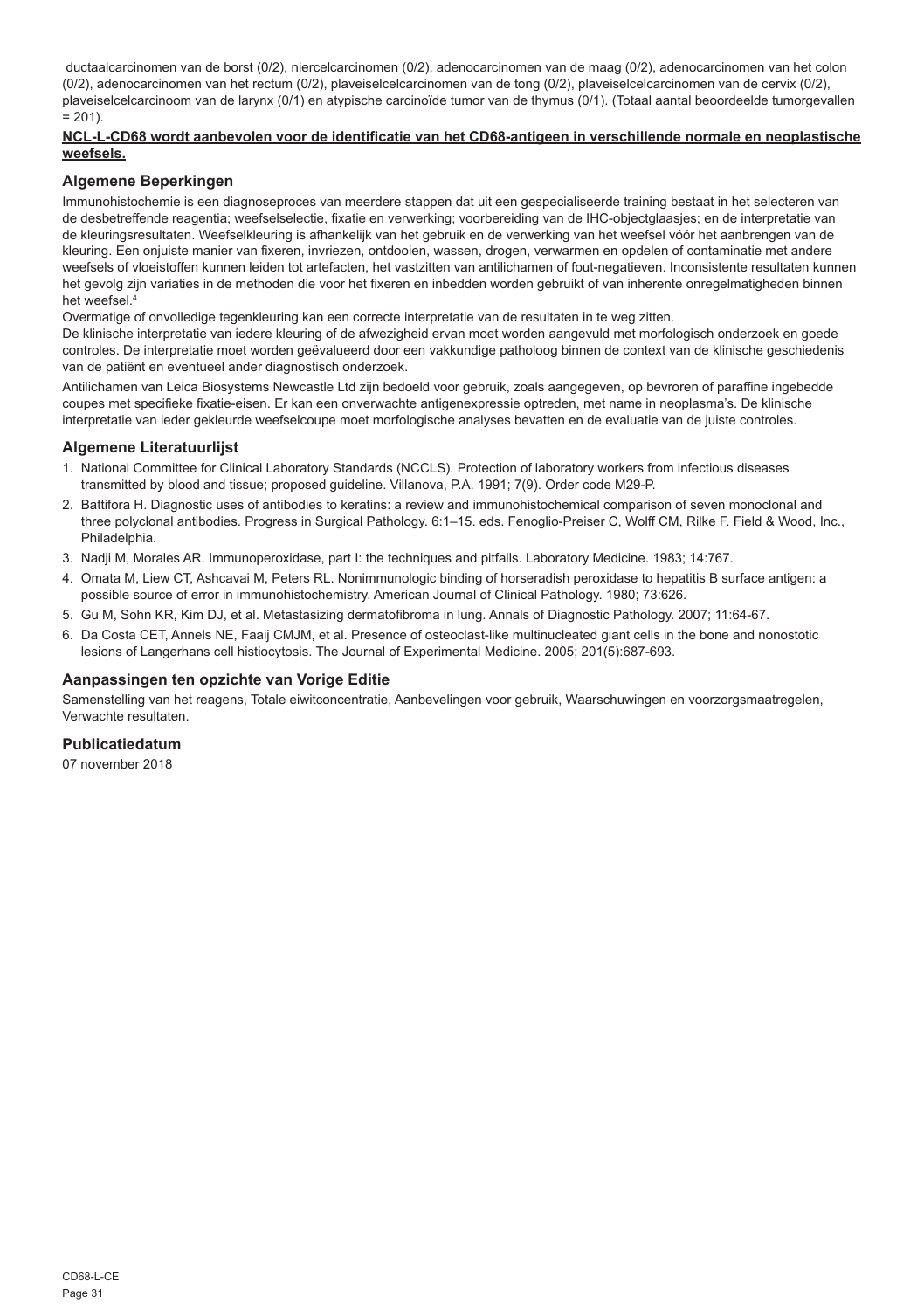ductaalcarcinomen van de borst (0/2), niercelcarcinomen (0/2), adenocarcinomen van de maag (0/2), adenocarcinomen van het colon (0/2), adenocarcinomen van het rectum (0/2), plaveiselcelcarcinomen van de tong (0/2), plaveiselcelcarcinomen van de cervix (0/2), plaveiselcelcarcinoom van de larynx (0/1) en atypische carcinoïde tumor van de thymus (0/1). (Totaal aantal beoordeelde tumorgevallen = 201).

**NCL-L-CD68 wordt aanbevolen voor de identificatie van het CD68-antigeen in verschillende normale en neoplastische weefsels.**

## Algemene Beperkingen

Immunohistochemie is een diagnoseproces van meerdere stappen dat uit een gespecialiseerde training bestaat in het selecteren van de desbetreffende reagentia; weefselselectie, fixatie en verwerking; voorbereiding van de IHC-objectglaasjes; en de interpretatie van de kleuringsresultaten. Weefselkleuring is afhankelijk van het gebruik en de verwerking van het weefsel vóór het aanbrengen van de kleuring. Een onjuiste manier van fixeren, invriezen, ontdooien, wassen, drogen, verwarmen en opdelen of contaminatie met andere weefsels of vloeistoffen kunnen leiden tot artefacten, het vastzitten van antilichamen of fout-negatieven. Inconsistente resultaten kunnen het gevolg zijn variaties in de methoden die voor het fixeren en inbedden worden gebruikt of van inherente onregelmatigheden binnen het weefsel.[4]

Overmatige of onvolledige tegenkleuring kan een correcte interpretatie van de resultaten in te weg zitten.

De klinische interpretatie van iedere kleuring of de afwezigheid ervan moet worden aangevuld met morfologisch onderzoek en goede controles. De interpretatie moet worden geëvalueerd door een vakkundige patholoog binnen de context van de klinische geschiedenis van de patiënt en eventueel ander diagnostisch onderzoek.

Antilichamen van Leica Biosystems Newcastle Ltd zijn bedoeld voor gebruik, zoals aangegeven, op bevroren of paraffine ingebedde coupes met specifieke fixatie-eisen. Er kan een onverwachte antigenexpressie optreden, met name in neoplasma's. De klinische interpretatie van ieder gekleurde weefselcoupe moet morfologische analyses bevatten en de evaluatie van de juiste controles.

## Algemene Literatuurlijst

1. National Committee for Clinical Laboratory Standards (NCCLS). Protection of laboratory workers from infectious diseases transmitted by blood and tissue; proposed guideline. Villanova, P.A. 1991; 7(9). Order code M29-P.
2. Battifora H. Diagnostic uses of antibodies to keratins: a review and immunohistochemical comparison of seven monoclonal and three polyclonal antibodies. Progress in Surgical Pathology. 6:1–15. eds. Fenoglio-Preiser C, Wolff CM, Rilke F. Field & Wood, Inc., Philadelphia.
3. Nadji M, Morales AR. Immunoperoxidase, part I: the techniques and pitfalls. Laboratory Medicine. 1983; 14:767.
4. Omata M, Liew CT, Ashcavai M, Peters RL. Nonimmunologic binding of horseradish peroxidase to hepatitis B surface antigen: a possible source of error in immunohistochemistry. American Journal of Clinical Pathology. 1980; 73:626.
5. Gu M, Sohn KR, Kim DJ, et al. Metastasizing dermatofibroma in lung. Annals of Diagnostic Pathology. 2007; 11:64-67.
6. Da Costa CET, Annels NE, Faaij CMJM, et al. Presence of osteoclast-like multinucleated giant cells in the bone and nonostotic lesions of Langerhans cell histiocytosis. The Journal of Experimental Medicine. 2005; 201(5):687-693.

## Aanpassingen ten opzichte van Vorige Editie

Samenstelling van het reagens, Totale eiwitconcentratie, Aanbevelingen voor gebruik, Waarschuwingen en voorzorgsmaatregelen, Verwachte resultaten.

## Publicatiedatum

07 november 2018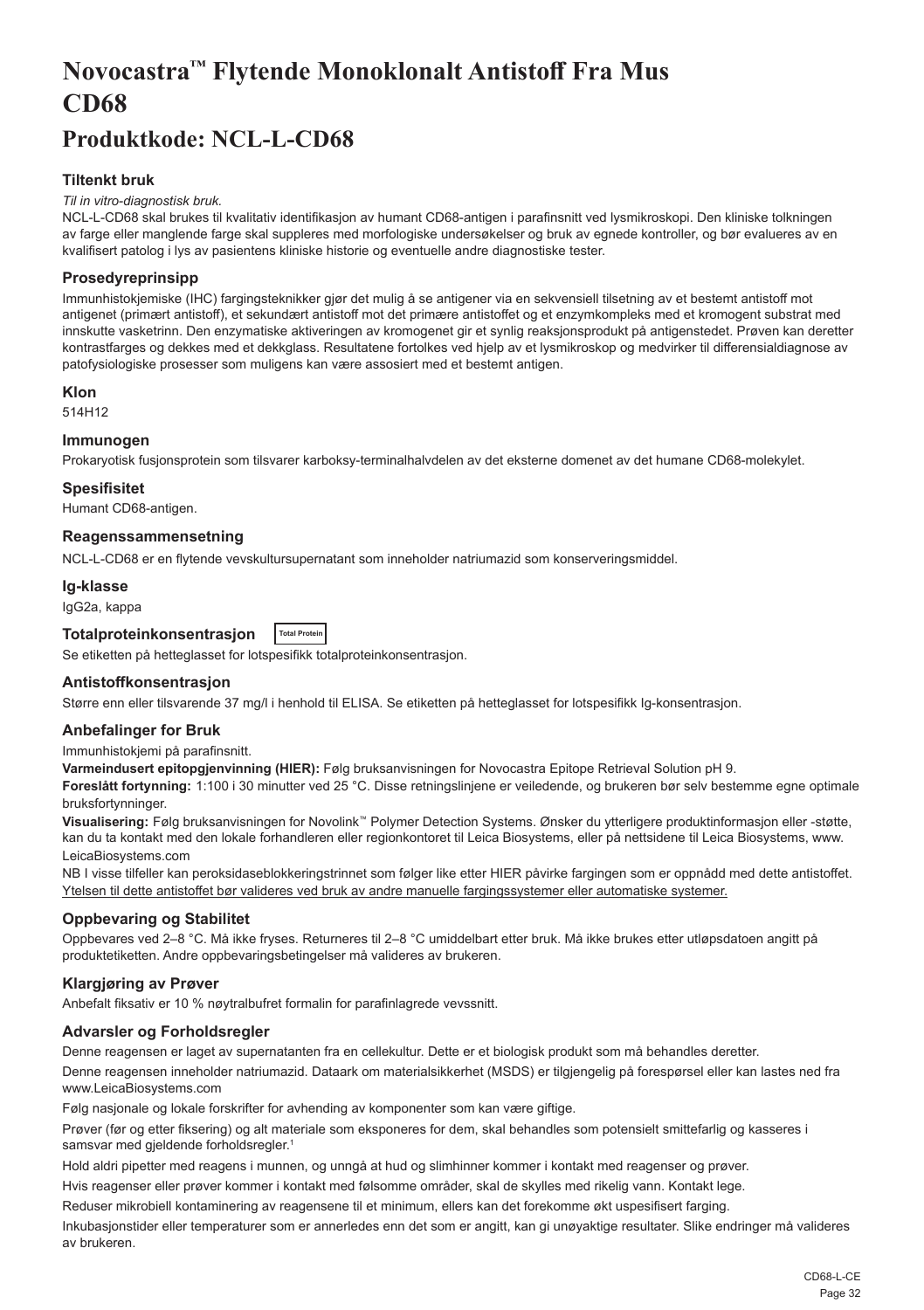# Novocastra™ Flytende Monoklonalt Antistoff Fra Mus CD68

## Produktkode: NCL-L-CD68

### Tiltenkt bruk

*Til in vitro-diagnostisk bruk.*

NCL-L-CD68 skal brukes til kvalitativ identifikasjon av humant CD68-antigen i parafinsnitt ved lysmikroskopi. Den kliniske tolkningen av farge eller manglende farge skal suppleres med morfologiske undersøkelser og bruk av egnede kontroller, og bør evalueres av en kvalifisert patolog i lys av pasientens kliniske historie og eventuelle andre diagnostiske tester.

### Prosedyreprinsipp

Immunhistokjemiske (IHC) fargingsteknikker gjør det mulig å se antigener via en sekvensiell tilsetning av et bestemt antistoff mot antigenet (primært antistoff), et sekundært antistoff mot det primære antistoffet og et enzymkompleks med et kromogent substrat med innskutte vasketrinn. Den enzymatiske aktiveringen av kromogenet gir et synlig reaksjonsprodukt på antigenstedet. Prøven kan deretter kontrastfarges og dekkes med et dekkglass. Resultatene fortolkes ved hjelp av et lysmikroskop og medvirker til differensialdiagnose av patofysiologiske prosesser som muligens kan være assosiert med et bestemt antigen.

### Klon

514H12

### Immunogen

Prokaryotisk fusjonsprotein som tilsvarer karboksy-terminalhalvdelen av det eksterne domenet av det humane CD68-molekylet.

### Spesifisitet

Humant CD68-antigen.

### Reagenssammensetning

NCL-L-CD68 er en flytende vevskultursupernatant som inneholder natriumazid som konserveringsmiddel.

### Ig-klasse

IgG2a, kappa

### Totalproteinkonsentrasjon Total Protein

Se etiketten på hetteglasset for lotspesifikk totalproteinkonsentrasjon.

### Antistoffkonsentrasjon

Større enn eller tilsvarende 37 mg/l i henhold til ELISA. Se etiketten på hetteglasset for lotspesifikk Ig-konsentrasjon.

### Anbefalinger for Bruk

Immunhistokjemi på parafinsnitt.

**Varmeindusert epitopgjenvinning (HIER):** Følg bruksanvisningen for Novocastra Epitope Retrieval Solution pH 9.

**Foreslått fortynning:** 1:100 i 30 minutter ved 25 °C. Disse retningslinjene er veiledende, og brukeren bør selv bestemme egne optimale bruksfortynninger.

**Visualisering:** Følg bruksanvisningen for Novolink™ Polymer Detection Systems. Ønsker du ytterligere produktinformasjon eller -støtte, kan du ta kontakt med den lokale forhandleren eller regionkontoret til Leica Biosystems, eller på nettsidene til Leica Biosystems, www.LeicaBiosystems.com

NB I visse tilfeller kan peroksidaseblokkeringstrinnet som følger like etter HIER påvirke fargingen som er oppnådd med dette antistoffet. <u>Ytelsen til dette antistoffet bør valideres ved bruk av andre manuelle fargingssystemer eller automatiske systemer.</u>

### Oppbevaring og Stabilitet

Oppbevares ved 2–8 °C. Må ikke fryses. Returneres til 2–8 °C umiddelbart etter bruk. Må ikke brukes etter utløpsdatoen angitt på produktetiketten. Andre oppbevaringsbetingelser må valideres av brukeren.

### Klargjøring av Prøver

Anbefalt fiksativ er 10 % nøytralbufret formalin for parafinlagrede vevssnitt.

### Advarsler og Forholdsregler

Denne reagensen er laget av supernatanten fra en cellekultur. Dette er et biologisk produkt som må behandles deretter.

Denne reagensen inneholder natriumazid. Dataark om materialsikkerhet (MSDS) er tilgjengelig på forespørsel eller kan lastes ned fra www.LeicaBiosystems.com

Følg nasjonale og lokale forskrifter for avhending av komponenter som kan være giftige.

Prøver (før og etter fiksering) og alt materiale som eksponeres for dem, skal behandles som potensielt smittefarlig og kasseres i samsvar med gjeldende forholdsregler.[1]

Hold aldri pipetter med reagens i munnen, og unngå at hud og slimhinner kommer i kontakt med reagenser og prøver.

Hvis reagenser eller prøver kommer i kontakt med følsomme områder, skal de skylles med rikelig vann. Kontakt lege.

Reduser mikrobiell kontaminering av reagensene til et minimum, ellers kan det forekomme økt uspesifisert farging.

Inkubasjonstider eller temperaturer som er annerledes enn det som er angitt, kan gi unøyaktige resultater. Slike endringer må valideres av brukeren.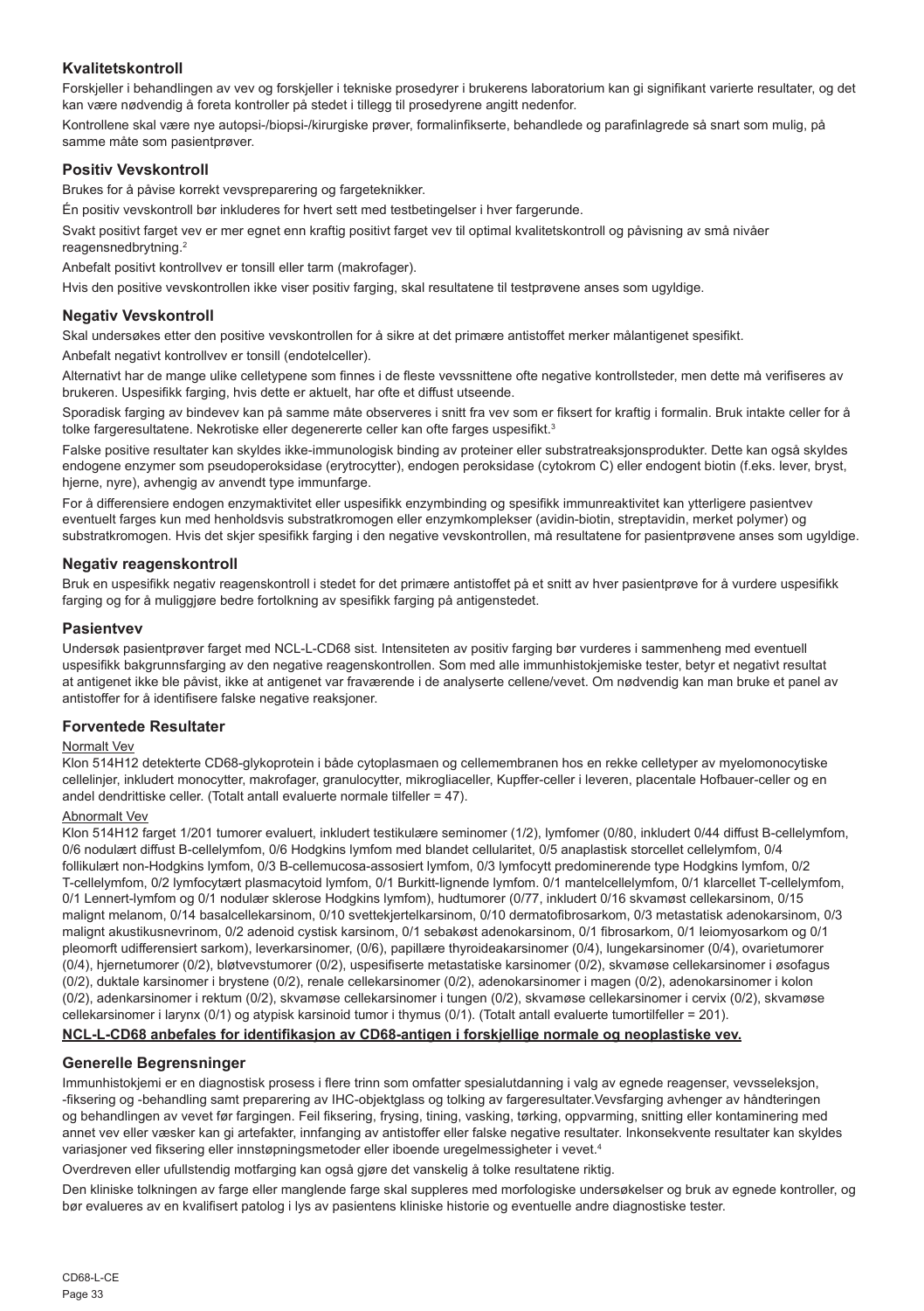## Kvalitetskontroll

Forskjeller i behandlingen av vev og forskjeller i tekniske prosedyrer i brukerens laboratorium kan gi signifikant varierte resultater, og det kan være nødvendig å foreta kontroller på stedet i tillegg til prosedyrene angitt nedenfor.

Kontrollene skal være nye autopsi-/biopsi-/kirurgiske prøver, formalinfikserte, behandlede og parafinlagrede så snart som mulig, på samme måte som pasientprøver.

## Positiv Vevskontroll

Brukes for å påvise korrekt vevspreparering og fargeteknikker.

Én positiv vevskontroll bør inkluderes for hvert sett med testbetingelser i hver fargerunde.

Svakt positivt farget vev er mer egnet enn kraftig positivt farget vev til optimal kvalitetskontroll og påvisning av små nivåer reagensnedbrytning.[2]

Anbefalt positivt kontrollvev er tonsill eller tarm (makrofager).

Hvis den positive vevskontrollen ikke viser positiv farging, skal resultatene til testprøvene anses som ugyldige.

## Negativ Vevskontroll

Skal undersøkes etter den positive vevskontrollen for å sikre at det primære antistoffet merker målantigenet spesifikt.

Anbefalt negativt kontrollvev er tonsill (endotelceller).

Alternativt har de mange ulike celletypene som finnes i de fleste vevssnittene ofte negative kontrollsteder, men dette må verifiseres av brukeren. Uspesifikk farging, hvis dette er aktuelt, har ofte et diffust utseende.

Sporadisk farging av bindevev kan på samme måte observeres i snitt fra vev som er fiksert for kraftig i formalin. Bruk intakte celler for å tolke fargeresultatene. Nekrotiske eller degenererte celler kan ofte farges uspesifikt.[3]

Falske positive resultater kan skyldes ikke-immunologisk binding av proteiner eller substratreaksjonsprodukter. Dette kan også skyldes endogene enzymer som pseudoperoksidase (erytrocytter), endogen peroksidase (cytokrom C) eller endogent biotin (f.eks. lever, bryst, hjerne, nyre), avhengig av anvendt type immunfarge.

For å differensiere endogen enzymaktivitet eller uspesifikk enzymbinding og spesifikk immunreaktivitet kan ytterligere pasientvev eventuelt farges kun med henholdsvis substratkromogen eller enzymkomplekser (avidin-biotin, streptavidin, merket polymer) og substratkromogen. Hvis det skjer spesifikk farging i den negative vevskontrollen, må resultatene for pasientprøvene anses som ugyldige.

## Negativ reagenskontroll

Bruk en uspesifikk negativ reagenskontroll i stedet for det primære antistoffet på et snitt av hver pasientprøve for å vurdere uspesifikk farging og for å muliggjøre bedre fortolkning av spesifikk farging på antigenstedet.

## Pasientvev

Undersøk pasientprøver farget med NCL-L-CD68 sist. Intensiteten av positiv farging bør vurderes i sammenheng med eventuell uspesifikk bakgrunnsfarging av den negative reagenskontrollen. Som med alle immunhistokjemiske tester, betyr et negativt resultat at antigenet ikke ble påvist, ikke at antigenet var fraværende i de analyserte cellene/vevet. Om nødvendig kan man bruke et panel av antistoffer for å identifisere falske negative reaksjoner.

## Forventede Resultater

Normalt Vev

Klon 514H12 detekterte CD68-glykoprotein i både cytoplasmaen og cellemembranen hos en rekke celletyper av myelomonocytiske cellelinjer, inkludert monocytter, makrofager, granulocytter, mikrogliaceller, Kupffer-celler i leveren, placentale Hofbauer-celler og en andel dendrittiske celler. (Totalt antall evaluerte normale tilfeller = 47).

Abnormalt Vev

Klon 514H12 farget 1/201 tumorer evaluert, inkludert testikulære seminomer (1/2), lymfomer (0/80, inkludert 0/44 diffust B-cellelymfom, 0/6 nodulært diffust B-cellelymfom, 0/6 Hodgkins lymfom med blandet cellularitet, 0/5 anaplastisk storcellet cellelymfom, 0/4 follikulært non-Hodgkins lymfom, 0/3 B-cellemucosa-assosiert lymfom, 0/3 lymfocytt predominerende type Hodgkins lymfom, 0/2 T-cellelymfom, 0/2 lymfocytært plasmacytoid lymfom, 0/1 Burkitt-lignende lymfom. 0/1 mantelcellelymfom, 0/1 klarcellet T-cellelymfom, 0/1 Lennert-lymfom og 0/1 nodulær sklerose Hodgkins lymfom), hudtumorer (0/77, inkludert 0/16 skvamøst cellekarsinom, 0/15 malignt melanom, 0/14 basalcellekarsinom, 0/10 svettekjertelkarsinom, 0/10 dermatofibrosarkom, 0/3 metastatisk adenokarsinom, 0/3 malignt akustikusnevrinom, 0/2 adenoid cystisk karsinom, 0/1 sebakøst adenokarsinom, 0/1 fibrosarkom, 0/1 leiomyosarkom og 0/1 pleomorft udifferensiert sarkom), leverkarsinomer, (0/6), papillære thyroideakarsinomer (0/4), lungekarsinomer (0/4), ovarietumorer (0/4), hjernetumorer (0/2), bløtvevstumorer (0/2), uspesifiserte metastatiske karsinomer (0/2), skvamøse cellekarsinomer i øsofagus (0/2), duktale karsinomer i brystene (0/2), renale cellekarsinomer (0/2), adenokarsinomer i magen (0/2), adenokarsinomer i kolon (0/2), adenkarsinomer i rektum (0/2), skvamøse cellekarsinomer i tungen (0/2), skvamøse cellekarsinomer i cervix (0/2), skvamøse cellekarsinomer i larynx (0/1) og atypisk karsinoid tumor i thymus (0/1). (Totalt antall evaluerte tumortilfeller = 201).

**NCL-L-CD68 anbefales for identifikasjon av CD68-antigen i forskjellige normale og neoplastiske vev.**

## Generelle Begrensninger

Immunhistokjemi er en diagnostisk prosess i flere trinn som omfatter spesialutdanning i valg av egnede reagenser, vevsseleksjon, -fiksering og -behandling samt preparering av IHC-objektglass og tolking av fargeresultater.Vevsfarging avhenger av håndteringen og behandlingen av vevet før fargingen. Feil fiksering, frysing, tining, vasking, tørking, oppvarming, snitting eller kontaminering med annet vev eller væsker kan gi artefakter, innfanging av antistoffer eller falske negative resultater. Inkonsekvente resultater kan skyldes variasjoner ved fiksering eller innstøpningsmetoder eller iboende uregelmessigheter i vevet.[4]

Overdreven eller ufullstendig motfarging kan også gjøre det vanskelig å tolke resultatene riktig.

Den kliniske tolkningen av farge eller manglende farge skal suppleres med morfologiske undersøkelser og bruk av egnede kontroller, og bør evalueres av en kvalifisert patolog i lys av pasientens kliniske historie og eventuelle andre diagnostiske tester.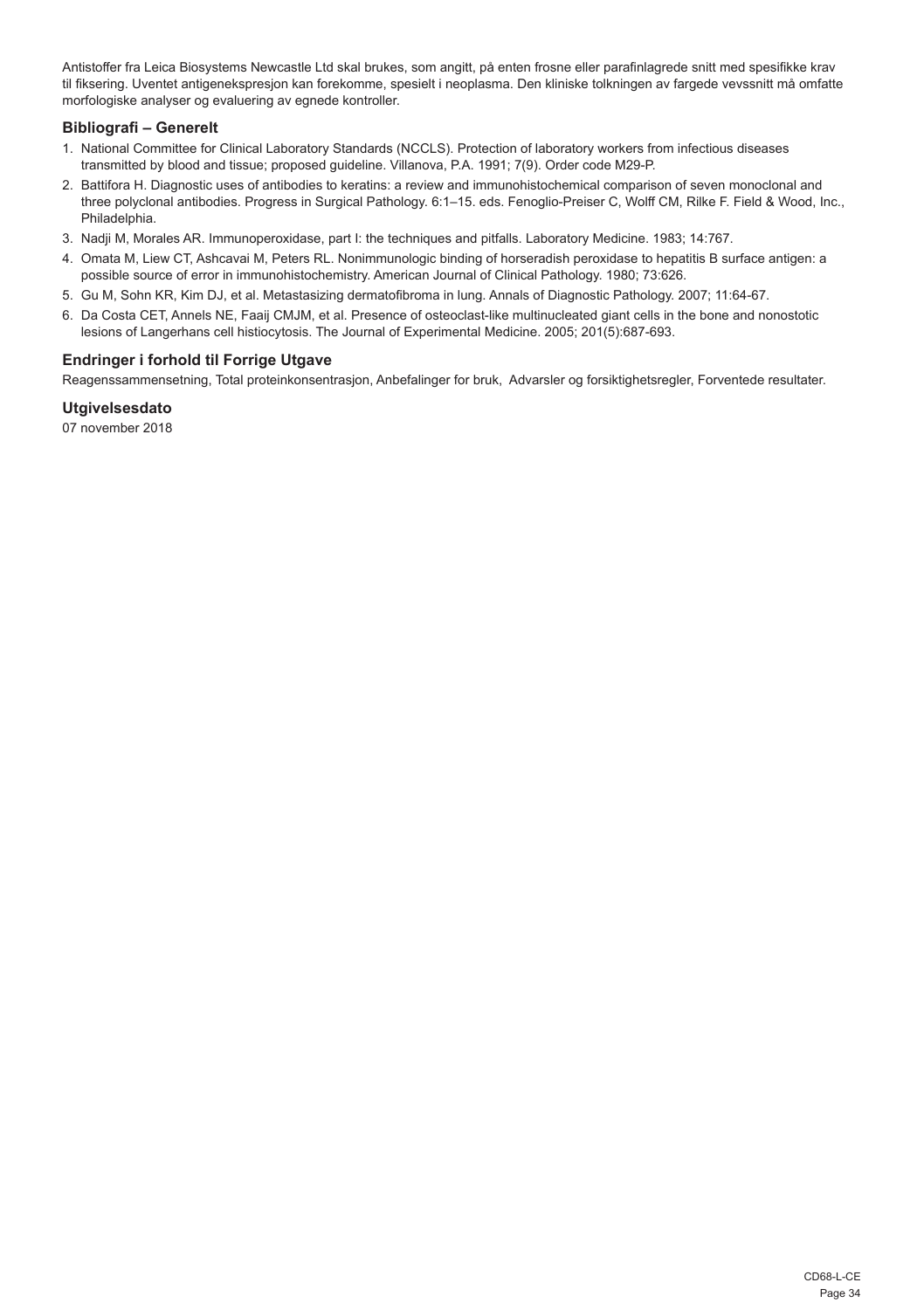Antistoffer fra Leica Biosystems Newcastle Ltd skal brukes, som angitt, på enten frosne eller parafinlagrede snitt med spesifikke krav til fiksering. Uventet antigenekspresjon kan forekomme, spesielt i neoplasma. Den kliniske tolkningen av fargede vevssnitt må omfatte morfologiske analyser og evaluering av egnede kontroller.

### Bibliografi – Generelt

1. National Committee for Clinical Laboratory Standards (NCCLS). Protection of laboratory workers from infectious diseases transmitted by blood and tissue; proposed guideline. Villanova, P.A. 1991; 7(9). Order code M29-P.
2. Battifora H. Diagnostic uses of antibodies to keratins: a review and immunohistochemical comparison of seven monoclonal and three polyclonal antibodies. Progress in Surgical Pathology. 6:1–15. eds. Fenoglio-Preiser C, Wolff CM, Rilke F. Field & Wood, Inc., Philadelphia.
3. Nadji M, Morales AR. Immunoperoxidase, part I: the techniques and pitfalls. Laboratory Medicine. 1983; 14:767.
4. Omata M, Liew CT, Ashcavai M, Peters RL. Nonimmunologic binding of horseradish peroxidase to hepatitis B surface antigen: a possible source of error in immunohistochemistry. American Journal of Clinical Pathology. 1980; 73:626.
5. Gu M, Sohn KR, Kim DJ, et al. Metastasizing dermatofibroma in lung. Annals of Diagnostic Pathology. 2007; 11:64-67.
6. Da Costa CET, Annels NE, Faaij CMJM, et al. Presence of osteoclast-like multinucleated giant cells in the bone and nonostotic lesions of Langerhans cell histiocytosis. The Journal of Experimental Medicine. 2005; 201(5):687-693.

### Endringer i forhold til Forrige Utgave

Reagenssammensetning, Total proteinkonsentrasjon, Anbefalinger for bruk, Advarsler og forsiktighetsregler, Forventede resultater.

### Utgivelsesdato

07 november 2018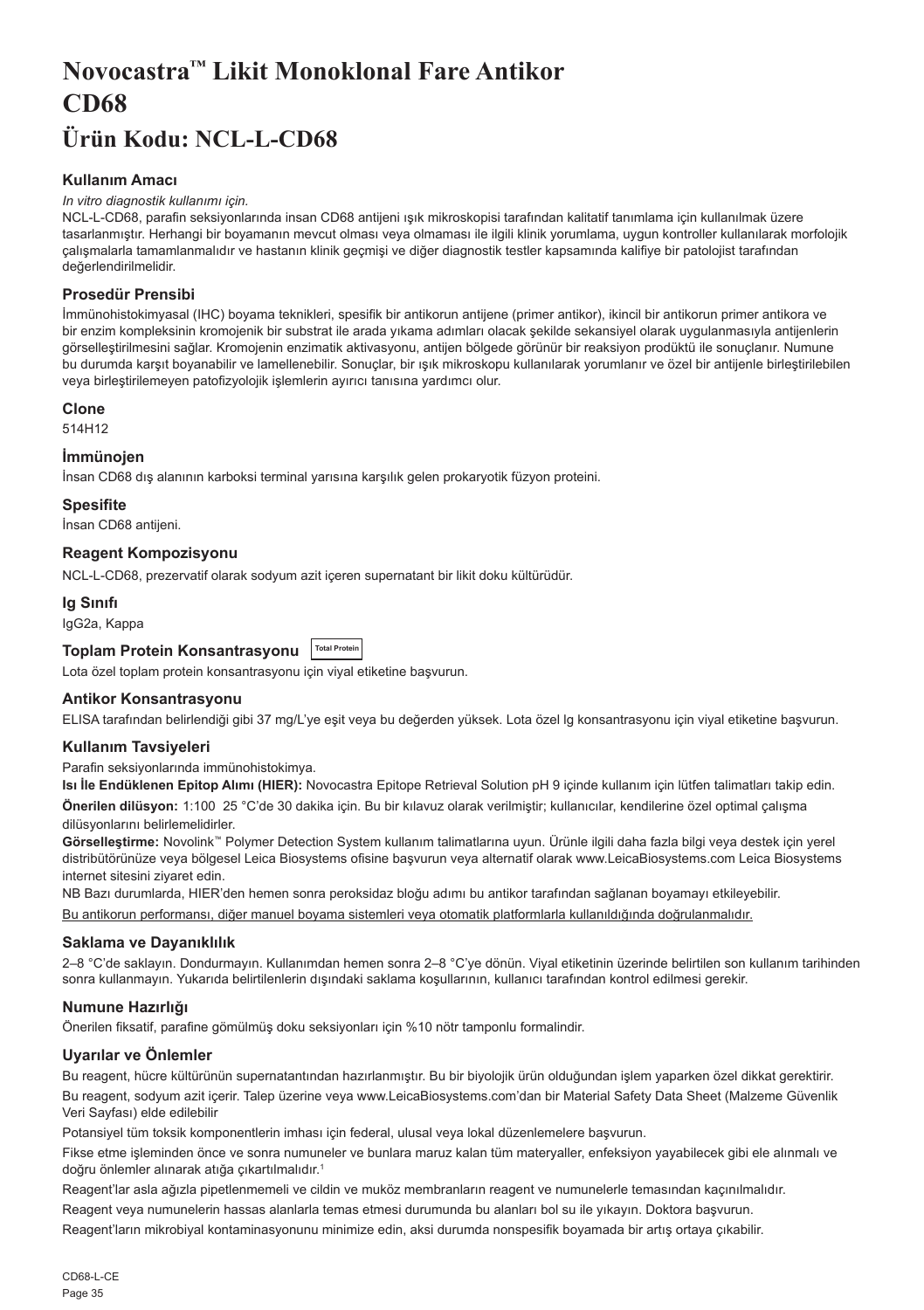# Novocastra™ Likit Monoklonal Fare Antikor CD68

# Ürün Kodu: NCL-L-CD68

### Kullanım Amacı

*In vitro diagnostik kullanımı için.*

NCL-L-CD68, parafin seksiyonlarında insan CD68 antijeni ışık mikroskopisi tarafından kalitatif tanımlama için kullanılmak üzere tasarlanmıştır. Herhangi bir boyamanın mevcut olması veya olmaması ile ilgili klinik yorumlama, uygun kontroller kullanılarak morfolojik çalışmalarla tamamlanmalıdır ve hastanın klinik geçmişi ve diğer diagnostik testler kapsamında kalifiye bir patolojist tarafından değerlendirilmelidir.

### Prosedür Prensibi

İmmünohistokimyasal (IHC) boyama teknikleri, spesifik bir antikorun antijene (primer antikor), ikincil bir antikorun primer antikora ve bir enzim kompleksinin kromojenik bir substrat ile arada yıkama adımları olacak şekilde sekansiyel olarak uygulanmasıyla antijenlerin görselleştirilmesini sağlar. Kromojenin enzimatik aktivasyonu, antijen bölgede görünür bir reaksiyon prodüktü ile sonuçlanır. Numune bu durumda karşıt boyanabilir ve lamellenebilir. Sonuçlar, bir ışık mikroskopu kullanılarak yorumlanır ve özel bir antijenle birleştirilebilen veya birleştirilemeyen patofizyolojik işlemlerin ayırıcı tanısına yardımcı olur.

### Clone

514H12

### İmmünojen

İnsan CD68 dış alanının karboksi terminal yarısına karşılık gelen prokaryotik füzyon proteini.

### Spesifite

İnsan CD68 antijeni.

### Reagent Kompozisyonu

NCL-L-CD68, prezervatif olarak sodyum azit içeren supernatant bir likit doku kültürüdür.

### Ig Sınıfı

IgG2a, Kappa

### Toplam Protein Konsantrasyonu Total Protein

Lota özel toplam protein konsantrasyonu için viyal etiketine başvurun.

### Antikor Konsantrasyonu

ELISA tarafından belirlendiği gibi 37 mg/L'ye eşit veya bu değerden yüksek. Lota özel Ig konsantrasyonu için viyal etiketine başvurun.

### Kullanım Tavsiyeleri

Parafin seksiyonlarında immünohistokimya.

**Isı İle Endüklenen Epitop Alımı (HIER):** Novocastra Epitope Retrieval Solution pH 9 içinde kullanım için lütfen talimatları takip edin.

**Önerilen dilüsyon:** 1:100 25 °C'de 30 dakika için. Bu bir kılavuz olarak verilmiştir; kullanıcılar, kendilerine özel optimal çalışma dilüsyonlarını belirlemelidirler.

**Görselleştirme:** Novolink™ Polymer Detection System kullanım talimatlarına uyun. Ürünle ilgili daha fazla bilgi veya destek için yerel distribütörünüze veya bölgesel Leica Biosystems ofisine başvurun veya alternatif olarak www.LeicaBiosystems.com Leica Biosystems internet sitesini ziyaret edin.

NB Bazı durumlarda, HIER'den hemen sonra peroksidaz bloğu adımı bu antikor tarafından sağlanan boyamayı etkileyebilir.

<u>Bu antikorun performansı, diğer manuel boyama sistemleri veya otomatik platformlarla kullanıldığında doğrulanmalıdır.</u>

### Saklama ve Dayanıklılık

2–8 °C'de saklayın. Dondurmayın. Kullanımdan hemen sonra 2–8 °C'ye dönün. Viyal etiketinin üzerinde belirtilen son kullanım tarihinden sonra kullanmayın. Yukarıda belirtilenlerin dışındaki saklama koşullarının, kullanıcı tarafından kontrol edilmesi gerekir.

### Numune Hazırlığı

Önerilen fiksatif, parafine gömülmüş doku seksiyonları için %10 nötr tamponlu formalindir.

### Uyarılar ve Önlemler

Bu reagent, hücre kültürünün supernatantından hazırlanmıştır. Bu bir biyolojik ürün olduğundan işlem yaparken özel dikkat gerektirir.

Bu reagent, sodyum azit içerir. Talep üzerine veya www.LeicaBiosystems.com'dan bir Material Safety Data Sheet (Malzeme Güvenlik Veri Sayfası) elde edilebilir

Potansiyel tüm toksik komponentlerin imhası için federal, ulusal veya lokal düzenlemelere başvurun.

Fikse etme işleminden önce ve sonra numuneler ve bunlara maruz kalan tüm materyaller, enfeksiyon yayabilecek gibi ele alınmalı ve doğru önlemler alınarak atığa çıkartılmalıdır.[1]

Reagent'lar asla ağızla pipetlenmemeli ve cildin ve muköz membranların reagent ve numunelerle temasından kaçınılmalıdır.

Reagent veya numunelerin hassas alanlarla temas etmesi durumunda bu alanları bol su ile yıkayın. Doktora başvurun.

Reagent'ların mikrobiyal kontaminasyonunu minimize edin, aksi durumda nonspesifik boyamada bir artış ortaya çıkabilir.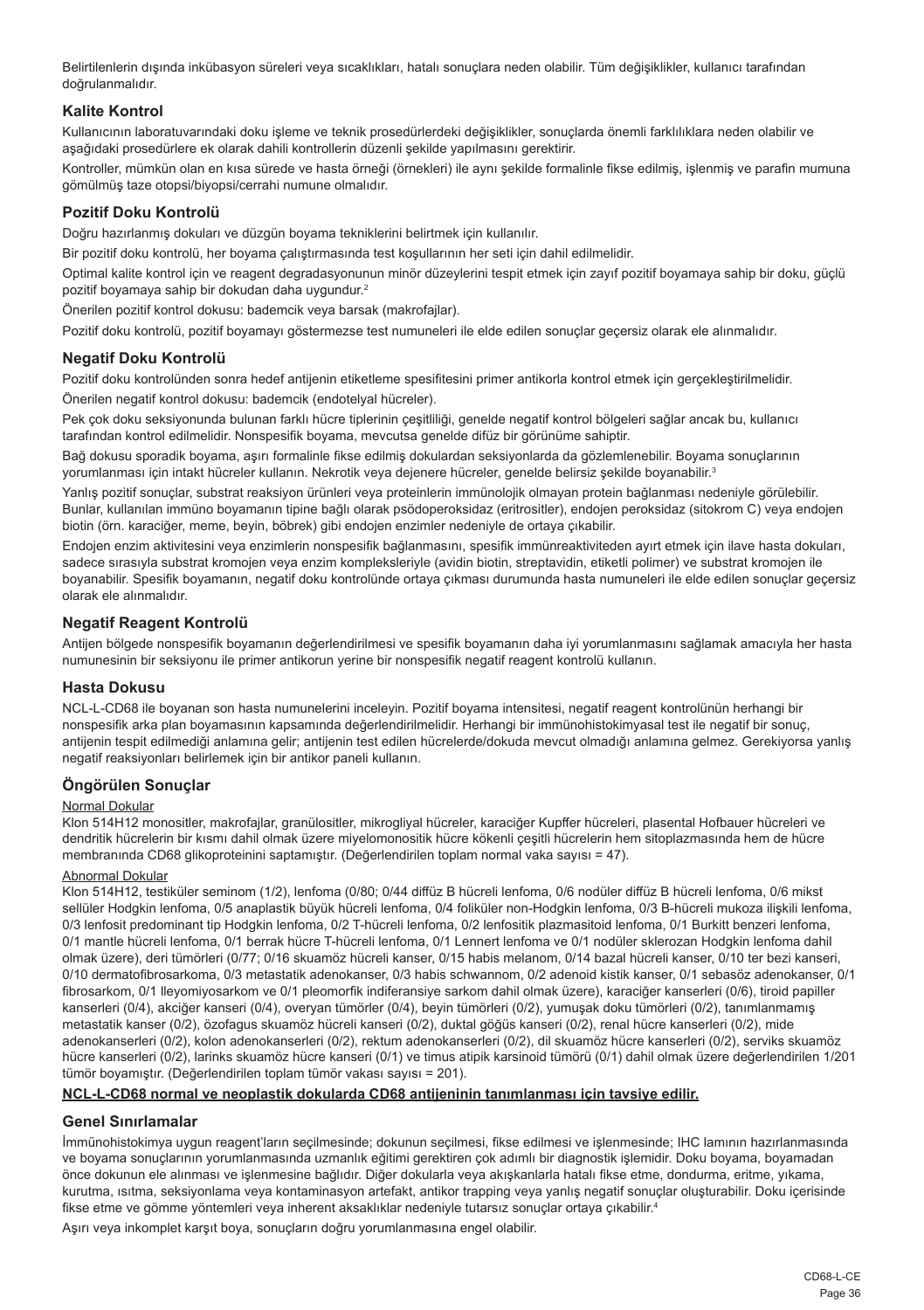Belirtilenlerin dışında inkübasyon süreleri veya sıcaklıkları, hatalı sonuçlara neden olabilir. Tüm değişiklikler, kullanıcı tarafından doğrulanmalıdır.

## Kalite Kontrol

Kullanıcının laboratuvarındaki doku işleme ve teknik prosedürlerdeki değişiklikler, sonuçlarda önemli farklılıklara neden olabilir ve aşağıdaki prosedürlere ek olarak dahili kontrollerin düzenli şekilde yapılmasını gerektirir.

Kontroller, mümkün olan en kısa sürede ve hasta örneği (örnekleri) ile aynı şekilde formalinle fikse edilmiş, işlenmiş ve parafin mumuna gömülmüş taze otopsi/biyopsi/cerrahi numune olmalıdır.

## Pozitif Doku Kontrolü

Doğru hazırlanmış dokuları ve düzgün boyama tekniklerini belirtmek için kullanılır.

Bir pozitif doku kontrolü, her boyama çalıştırmasında test koşullarının her seti için dahil edilmelidir.

Optimal kalite kontrol için ve reagent degradasyonunun minör düzeylerini tespit etmek için zayıf pozitif boyamaya sahip bir doku, güçlü pozitif boyamaya sahip bir dokudan daha uygundur.[2]

Önerilen pozitif kontrol dokusu: bademcik veya barsak (makrofajlar).

Pozitif doku kontrolü, pozitif boyamayı göstermezse test numuneleri ile elde edilen sonuçlar geçersiz olarak ele alınmalıdır.

## Negatif Doku Kontrolü

Pozitif doku kontrolünden sonra hedef antijenin etiketleme spesifitesini primer antikorla kontrol etmek için gerçekleştirilmelidir.

Önerilen negatif kontrol dokusu: bademcik (endotelyal hücreler).

Pek çok doku seksiyonunda bulunan farklı hücre tiplerinin çeşitliliği, genelde negatif kontrol bölgeleri sağlar ancak bu, kullanıcı tarafından kontrol edilmelidir. Nonspesifik boyama, mevcutsa genelde difüz bir görünüme sahiptir.

Bağ dokusu sporadik boyama, aşırı formalinle fikse edilmiş dokulardan seksiyonlarda da gözlemlenebilir. Boyama sonuçlarının yorumlanması için intakt hücreler kullanın. Nekrotik veya dejenere hücreler, genelde belirsiz şekilde boyanabilir.[3]

Yanlış pozitif sonuçlar, substrat reaksiyon ürünleri veya proteinlerin immünolojik olmayan protein bağlanması nedeniyle görülebilir. Bunlar, kullanılan immüno boyamanın tipine bağlı olarak psödoperoksidaz (eritrositler), endojen peroksidaz (sitokrom C) veya endojen biotin (örn. karaciğer, meme, beyin, böbrek) gibi endojen enzimler nedeniyle de ortaya çıkabilir.

Endojen enzim aktivitesini veya enzimlerin nonspesifik bağlanmasını, spesifik immünreaktiviteden ayırt etmek için ilave hasta dokuları, sadece sırasıyla substrat kromojen veya enzim kompleksleriyle (avidin biotin, streptavidin, etiketli polimer) ve substrat kromojen ile boyanabilir. Spesifik boyamanın, negatif doku kontrolünde ortaya çıkması durumunda hasta numuneleri ile elde edilen sonuçlar geçersiz olarak ele alınmalıdır.

## Negatif Reagent Kontrolü

Antijen bölgede nonspesifik boyamanın değerlendirilmesi ve spesifik boyamanın daha iyi yorumlanmasını sağlamak amacıyla her hasta numunesinin bir seksiyonu ile primer antikorun yerine bir nonspesifik negatif reagent kontrolü kullanın.

## Hasta Dokusu

NCL-L-CD68 ile boyanan son hasta numunelerini inceleyin. Pozitif boyama intensitesi, negatif reagent kontrolünün herhangi bir nonspesifik arka plan boyamasının kapsamında değerlendirilmelidir. Herhangi bir immünohistokimyasal test ile negatif bir sonuç, antijenin tespit edilmediği anlamına gelir; antijenin test edilen hücrelerde/dokuda mevcut olmadığı anlamına gelmez. Gerekiyorsa yanlış negatif reaksiyonları belirlemek için bir antikor paneli kullanın.

## Öngörülen Sonuçlar

Normal Dokular

Klon 514H12 monositler, makrofajlar, granülositler, mikrogliyal hücreler, karaciğer Kupffer hücreleri, plasental Hofbauer hücreleri ve dendritik hücrelerin bir kısmı dahil olmak üzere miyelomonositik hücre kökenli çeşitli hücrelerin hem sitoplazmasında hem de hücre membranında CD68 glikoproteinini saptamıştır. (Değerlendirilen toplam normal vaka sayısı = 47).

Abnormal Dokular

Klon 514H12, testiküler seminom (1/2), lenfoma (0/80; 0/44 diffüz B hücreli lenfoma, 0/6 nodüler diffüz B hücreli lenfoma, 0/6 mikst sellüler Hodgkin lenfoma, 0/5 anaplastik büyük hücreli lenfoma, 0/4 foliküler non-Hodgkin lenfoma, 0/3 B-hücreli mukoza ilişkili lenfoma, 0/3 lenfosit predominant tip Hodgkin lenfoma, 0/2 T-hücreli lenfoma, 0/2 lenfositik plazmasitoid lenfoma, 0/1 Burkitt benzeri lenfoma, 0/1 mantle hücreli lenfoma, 0/1 berrak hücre T-hücreli lenfoma, 0/1 Lennert lenfoma ve 0/1 nodüler sklerozan Hodgkin lenfoma dahil olmak üzere), deri tümörleri (0/77; 0/16 skuamöz hücreli kanser, 0/15 habis melanom, 0/14 bazal hücreli kanser, 0/10 ter bezi kanseri, 0/10 dermatofibrosarkoma, 0/3 metastatik adenokanser, 0/3 habis schwannom, 0/2 adenoid kistik kanser, 0/1 sebasöz adenokanser, 0/1 fibrosarkom, 0/1 lleyomiyosarkom ve 0/1 pleomorfik indiferansiye sarkom dahil olmak üzere), karaciğer kanserleri (0/6), tiroid papiller kanserleri (0/4), akciğer kanseri (0/4), overyan tümörler (0/4), beyin tümörleri (0/2), yumuşak doku tümörleri (0/2), tanımlanmamış metastatik kanser (0/2), özofagus skuamöz hücreli kanseri (0/2), duktal göğüs kanseri (0/2), renal hücre kanserleri (0/2), mide adenokanserleri (0/2), kolon adenokanserleri (0/2), rektum adenokanserleri (0/2), dil skuamöz hücre kanserleri (0/2), serviks skuamöz hücre kanserleri (0/2), larinks skuamöz hücre kanseri (0/1) ve timus atipik karsinoid tümörü (0/1) dahil olmak üzere değerlendirilen 1/201 tümör boyamıştır. (Değerlendirilen toplam tümör vakası sayısı = 201).

**NCL-L-CD68 normal ve neoplastik dokularda CD68 antijeninin tanımlanması için tavsiye edilir.**

## Genel Sınırlamalar

İmmünohistokimya uygun reagent'ların seçilmesinde; dokunun seçilmesi, fikse edilmesi ve işlenmesinde; IHC lamının hazırlanmasında ve boyama sonuçlarının yorumlanmasında uzmanlık eğitimi gerektiren çok adımlı bir diagnostik işlemidir. Doku boyama, boyamadan önce dokunun ele alınması ve işlenmesine bağlıdır. Diğer dokularla veya akışkanlarla hatalı fikse etme, dondurma, eritme, yıkama, kurutma, ısıtma, seksiyonlama veya kontaminasyon artefakt, antikor trapping veya yanlış negatif sonuçlar oluşturabilir. Doku içerisinde fikse etme ve gömme yöntemleri veya inherent aksaklıklar nedeniyle tutarsız sonuçlar ortaya çıkabilir.[4]

Aşırı veya inkomplet karşıt boya, sonuçların doğru yorumlanmasına engel olabilir.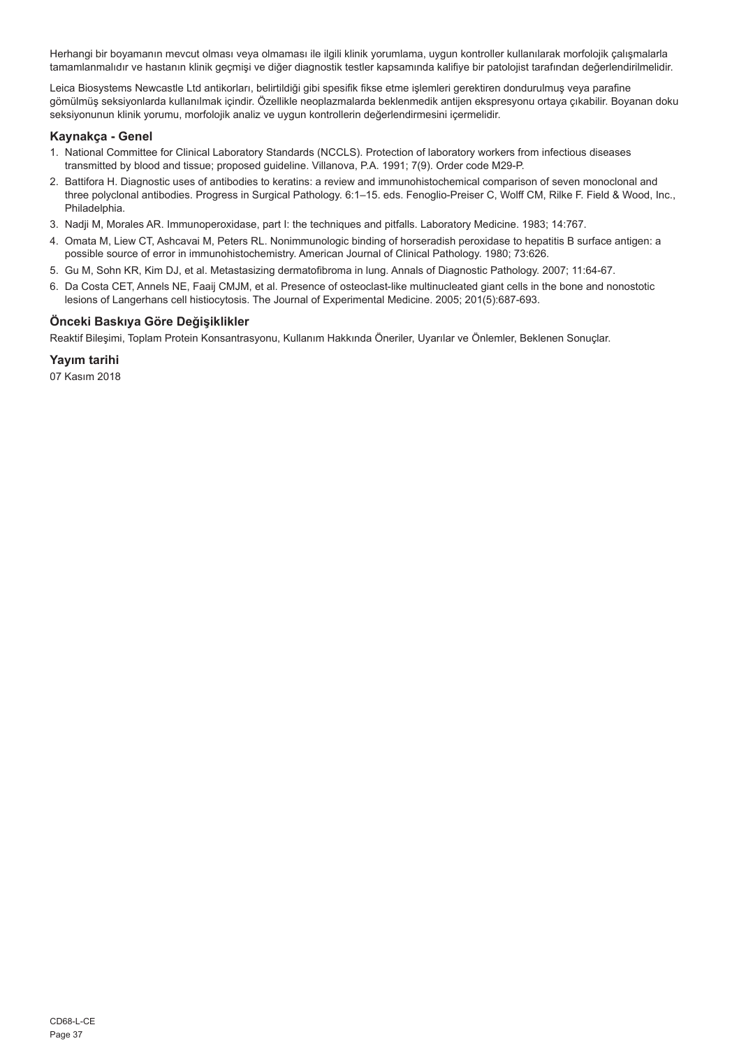Herhangi bir boyamanın mevcut olması veya olmaması ile ilgili klinik yorumlama, uygun kontroller kullanılarak morfolojik çalışmalarla tamamlanmalıdır ve hastanın klinik geçmişi ve diğer diagnostik testler kapsamında kalifiye bir patolojist tarafından değerlendirilmelidir.

Leica Biosystems Newcastle Ltd antikorları, belirtildiği gibi spesifik fikse etme işlemleri gerektiren dondurulmuş veya parafine gömülmüş seksiyonlarda kullanılmak içindir. Özellikle neoplazmalarda beklenmedik antijen ekspresyonu ortaya çıkabilir. Boyanan doku seksiyonunun klinik yorumu, morfolojik analiz ve uygun kontrollerin değerlendirmesini içermelidir.

### Kaynakça - Genel

1. National Committee for Clinical Laboratory Standards (NCCLS). Protection of laboratory workers from infectious diseases transmitted by blood and tissue; proposed guideline. Villanova, P.A. 1991; 7(9). Order code M29-P.
2. Battifora H. Diagnostic uses of antibodies to keratins: a review and immunohistochemical comparison of seven monoclonal and three polyclonal antibodies. Progress in Surgical Pathology. 6:1–15. eds. Fenoglio-Preiser C, Wolff CM, Rilke F. Field & Wood, Inc., Philadelphia.
3. Nadji M, Morales AR. Immunoperoxidase, part I: the techniques and pitfalls. Laboratory Medicine. 1983; 14:767.
4. Omata M, Liew CT, Ashcavai M, Peters RL. Nonimmunologic binding of horseradish peroxidase to hepatitis B surface antigen: a possible source of error in immunohistochemistry. American Journal of Clinical Pathology. 1980; 73:626.
5. Gu M, Sohn KR, Kim DJ, et al. Metastasizing dermatofibroma in lung. Annals of Diagnostic Pathology. 2007; 11:64-67.
6. Da Costa CET, Annels NE, Faaij CMJM, et al. Presence of osteoclast-like multinucleated giant cells in the bone and nonostotic lesions of Langerhans cell histiocytosis. The Journal of Experimental Medicine. 2005; 201(5):687-693.

### Önceki Baskıya Göre Değişiklikler

Reaktif Bileşimi, Toplam Protein Konsantrasyonu, Kullanım Hakkında Öneriler, Uyarılar ve Önlemler, Beklenen Sonuçlar.

### Yayım tarihi

07 Kasım 2018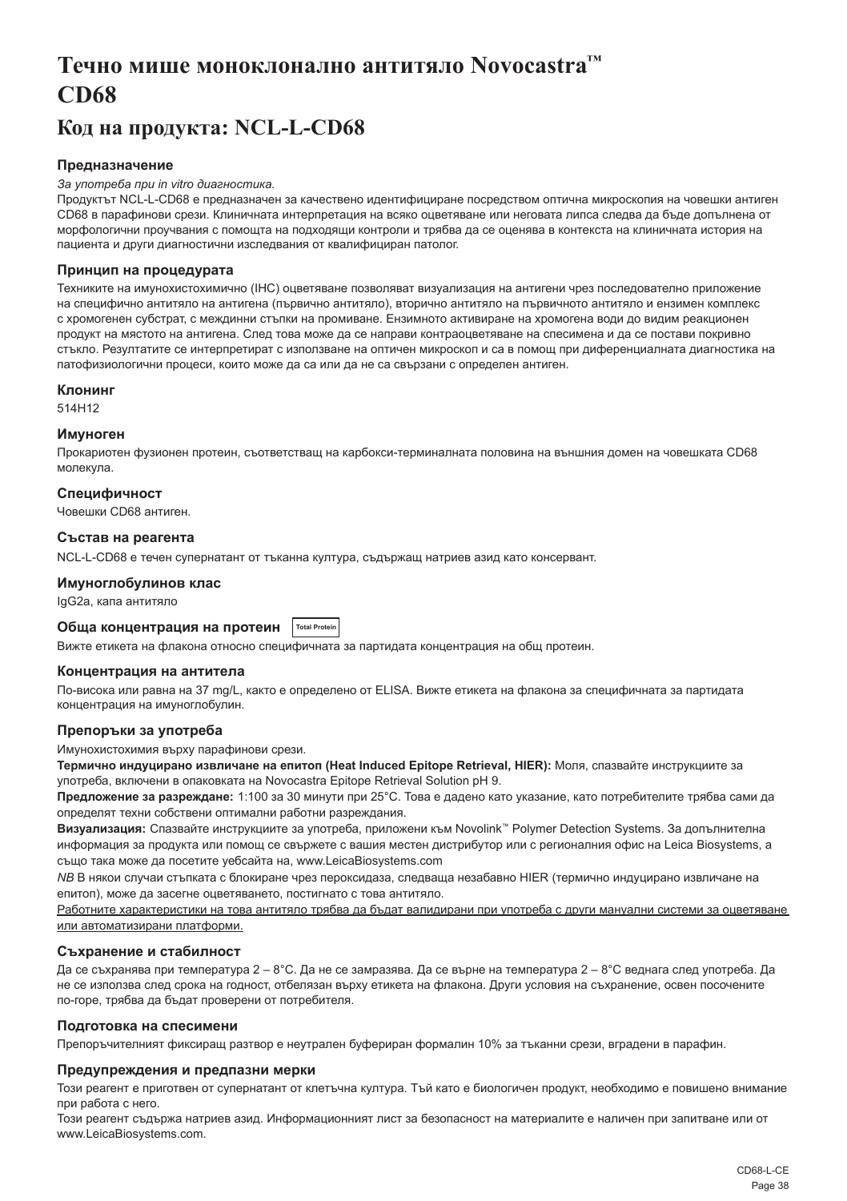# Течно мише моноклонално антитяло Novocastra™ CD68

## Код на продукта: NCL-L-CD68

### Предназначение

*За употреба при in vitro диагностика.*

Продуктът NCL-L-CD68 е предназначен за качествено идентифициране посредством оптична микроскопия на човешки антиген CD68 в парафинови срези. Клиничната интерпретация на всяко оцветяване или неговата липса следва да бъде допълнена от морфологични проучвания с помощта на подходящи контроли и трябва да се оценява в контекста на клиничната история на пациента и други диагностични изследвания от квалифициран патолог.

### Принцип на процедурата

Техниките на имунохистохимично (IHC) оцветяване позволяват визуализация на антигени чрез последователно приложение на специфично антитяло на антигена (първично антитяло), вторично антитяло на първичното антитяло и ензимен комплекс с хромогенен субстрат, с междинни стъпки на промиване. Ензимното активиране на хромогена води до видим реакционен продукт на мястото на антигена. След това може да се направи контраоцветяване на спесимена и да се постави покривно стъкло. Резултатите се интерпретират с използване на оптичен микроскоп и са в помощ при диференциалната диагностика на патофизиологични процеси, които може да са или да не са свързани с определен антиген.

### Клонинг

514H12

### Имуноген

Прокариотен фузионен протеин, съответстващ на карбокси-терминалната половина на външния домен на човешката CD68 молекула.

### Специфичност

Човешки CD68 антиген.

### Състав на реагента

NCL-L-CD68 е течен супернатант от тъканна култура, съдържащ натриев азид като консервант.

### Имуноглобулинов клас

IgG2a, капа антитяло

### Обща концентрация на протеин Total Protein

Вижте етикета на флакона относно специфичната за партидата концентрация на общ протеин.

### Концентрация на антитела

По-висока или равна на 37 mg/L, както е определено от ELISA. Вижте етикета на флакона за специфичната за партидата концентрация на имуноглобулин.

### Препоръки за употреба

Имунохистохимия върху парафинови срези.

**Термично индуцирано извличане на епитоп (Heat Induced Epitope Retrieval, HIER):** Моля, спазвайте инструкциите за употреба, включени в опаковката на Novocastra Epitope Retrieval Solution pH 9.

**Предложение за разреждане:** 1:100 за 30 минути при 25°C. Това е дадено като указание, като потребителите трябва сами да определят техни собствени оптимални работни разреждания.

**Визуализация:** Спазвайте инструкциите за употреба, приложени към Novolink™ Polymer Detection Systems. За допълнителна информация за продукта или помощ се свържете с вашия местен дистрибутор или с регионалния офис на Leica Biosystems, а също така може да посетите уебсайта на, www.LeicaBiosystems.com

*NB* В някои случаи стъпката с блокиране чрез пероксидаза, следваща незабавно HIER (термично индуцирано извличане на епитоп), може да засегне оцветяването, постигнато с това антитяло.

Работните характеристики на това антитяло трябва да бъдат валидирани при употреба с други мануални системи за оцветяване или автоматизирани платформи.

### Съхранение и стабилност

Да се съхранява при температура 2 – 8°C. Да не се замразява. Да се върне на температура 2 – 8°C веднага след употреба. Да не се използва след срока на годност, отбелязан върху етикета на флакона. Други условия на съхранение, освен посочените по-горе, трябва да бъдат проверени от потребителя.

### Подготовка на спесимени

Препоръчителният фиксиращ разтвор е неутрален буфериран формалин 10% за тъканни срези, вградени в парафин.

### Предупреждения и предпазни мерки

Този реагент е приготвен от супернатант от клетъчна култура. Тъй като е биологичен продукт, необходимо е повишено внимание при работа с него.

Този реагент съдържа натриев азид. Информационният лист за безопасност на материалите е наличен при запитване или от www.LeicaBiosystems.com.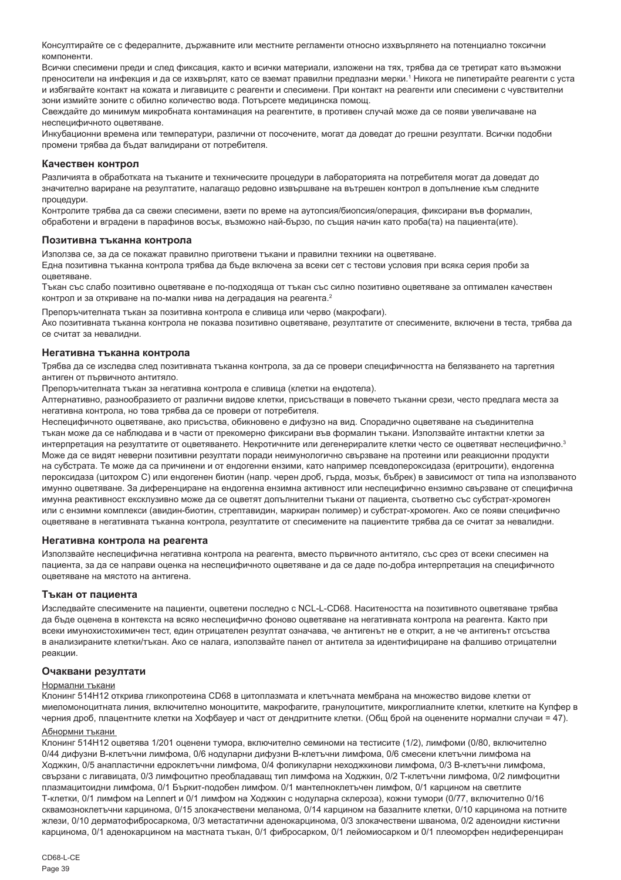Консултирайте се с федералните, държавните или местните регламенти относно изхвърлянето на потенциално токсични компоненти.

Всички спесимени преди и след фиксация, както и всички материали, изложени на тях, трябва да се третират като възможни преносители на инфекция и да се изхвърлят, като се вземат правилни предпазни мерки.[1] Никога не пипетирайте реагенти с уста и избягвайте контакт на кожата и лигавиците с реагенти и спесимени. При контакт на реагенти или спесимени с чувствителни зони измийте зоните с обилно количество вода. Потърсете медицинска помощ.

Свеждайте до минимум микробната контаминация на реагентите, в противен случай може да се появи увеличаване на неспецифичното оцветяване.

Инкубационни времена или температури, различни от посочените, могат да доведат до грешни резултати. Всички подобни промени трябва да бъдат валидирани от потребителя.

## Качествен контрол

Различията в обработката на тъканите и техническите процедури в лабораторията на потребителя могат да доведат до значително вариране на резултатите, налагащо редовно извършване на вътрешен контрол в допълнение към следните процедури.

Контролите трябва да са свежи спесимени, взети по време на аутопсия/биопсия/операция, фиксирани във формалин, обработени и вградени в парафинов восък, възможно най-бързо, по същия начин като проба(та) на пациента(ите).

## Позитивна тъканна контрола

Използва се, за да се покажат правилно приготвени тъкани и правилни техники на оцветяване.

Една позитивна тъканна контрола трябва да бъде включена за всеки сет с тестови условия при всяка серия проби за оцветяване.

Тъкан със слабо позитивно оцветяване е по-подходяща от тъкан със силно позитивно оцветяване за оптимален качествен контрол и за откриване на по-малки нива на деградация на реагента.[2]

Препоръчителната тъкан за позитивна контрола е сливица или черво (макрофаги).

Ако позитивната тъканна контрола не показва позитивно оцветяване, резултатите от спесимените, включени в теста, трябва да се считат за невалидни.

## Негативна тъканна контрола

Трябва да се изследва след позитивната тъканна контрола, за да се провери специфичността на белязването на таргетния антиген от първичното антитяло.

Препоръчителната тъкан за негативна контрола е сливица (клетки на ендотела).

Алтернативно, разнообразието от различни видове клетки, присъстващи в повечето тъканни срези, често предлага места за негативна контрола, но това трябва да се провери от потребителя.

Неспецифичното оцветяване, ако присъства, обикновено е дифузно на вид. Спорадично оцветяване на съединителна тъкан може да се наблюдава и в части от прекомерно фиксирани във формалин тъкани. Използвайте интактни клетки за интерпретация на резултатите от оцветяването. Некротичните или дегенериралите клетки често се оцветяват неспецифично.[3] Може да се видят неверни позитивни резултати поради неимунологично свързване на протеини или реакционни продукти на субстрата. Те може да са причинени и от ендогенни ензими, като например псевдопероксидаза (еритроцити), ендогенна пероксидаза (цитохром C) или ендогенен биотин (напр. черен дроб, гърда, мозък, бъбрек) в зависимост от типа на използваното имунно оцветяване. За диференциране на ендогенна ензимна активност или неспецифично ензимно свързване от специфична имунна реактивност ексклузивно може да се оцветят допълнителни тъкани от пациента, съответно със субстрат-хромоген или с ензимни комплекси (авидин-биотин, стрептавидин, маркиран полимер) и субстрат-хромоген. Ако се появи специфично оцветяване в негативната тъканна контрола, резултатите от спесимените на пациентите трябва да се считат за невалидни.

## Негативна контрола на реагента

Използвайте неспецифична негативна контрола на реагента, вместо първичното антитяло, със срез от всеки спесимен на пациента, за да се направи оценка на неспецифичното оцветяване и да се даде по-добра интерпретация на специфичното оцветяване на мястото на антигена.

## Тъкан от пациента

Изследвайте спесимените на пациенти, оцветени последно с NCL-L-CD68. Наситеността на позитивното оцветяване трябва да бъде оценена в контекста на всяко неспецифично фоново оцветяване на негативната контрола на реагента. Както при всеки имунохистохимичен тест, един отрицателен резултат означава, че антигенът не е открит, а не че антигенът отсъства в анализираните клетки/тъкан. Ако се налага, използвайте панел от антитела за идентифициране на фалшиво отрицателни реакции.

## Очаквани резултати

Нормални тъкани

Клонинг 514H12 открива гликопротеина CD68 в цитоплазмата и клетъчната мембрана на множество видове клетки от миеломоноцитната линия, включително моноцитите, макрофагите, гранулоцитите, микроглиалните клетки, клетките на Купфер в черния дроб, плацентните клетки на Хофбауер и част от дендритните клетки. (Общ брой на оценените нормални случаи = 47).

Абнормни тъкани

Клонинг 514H12 оцветява 1/201 оценени тумора, включително семиноми на тестисите (1/2), лимфоми (0/80, включително 0/44 дифузни B-клетъчни лимфома, 0/6 нодуларни дифузни B-клетъчни лимфома, 0/6 смесени клетъчни лимфома на Ходжкин, 0/5 анапластични едроклетъчни лимфома, 0/4 фоликуларни неходжкинови лимфома, 0/3 B-клетъчни лимфома, свързани с лигавицата, 0/3 лимфоцитно преобладаващ тип лимфома на Ходжкин, 0/2 T-клетъчни лимфома, 0/2 лимфоцитни плазмацитоидни лимфома, 0/1 Бъркит-подобен лимфом. 0/1 мантелноклетъчен лимфом, 0/1 карцином на светлите T-клетки, 0/1 лимфом на Lennert и 0/1 лимфом на Ходжкин с нодуларна склероза), кожни тумори (0/77, включително 0/16 сквамозноклетъчни карцинома, 0/15 злокачествени меланома, 0/14 карцином на базалните клетки, 0/10 карцинома на потните жлези, 0/10 дерматофибросаркома, 0/3 метастатични аденокарцинома, 0/3 злокачествени шванома, 0/2 аденоидни кистични карцинома, 0/1 аденокарцином на мастната тъкан, 0/1 фибросарком, 0/1 лейомиосарком и 0/1 плеоморфен недиференциран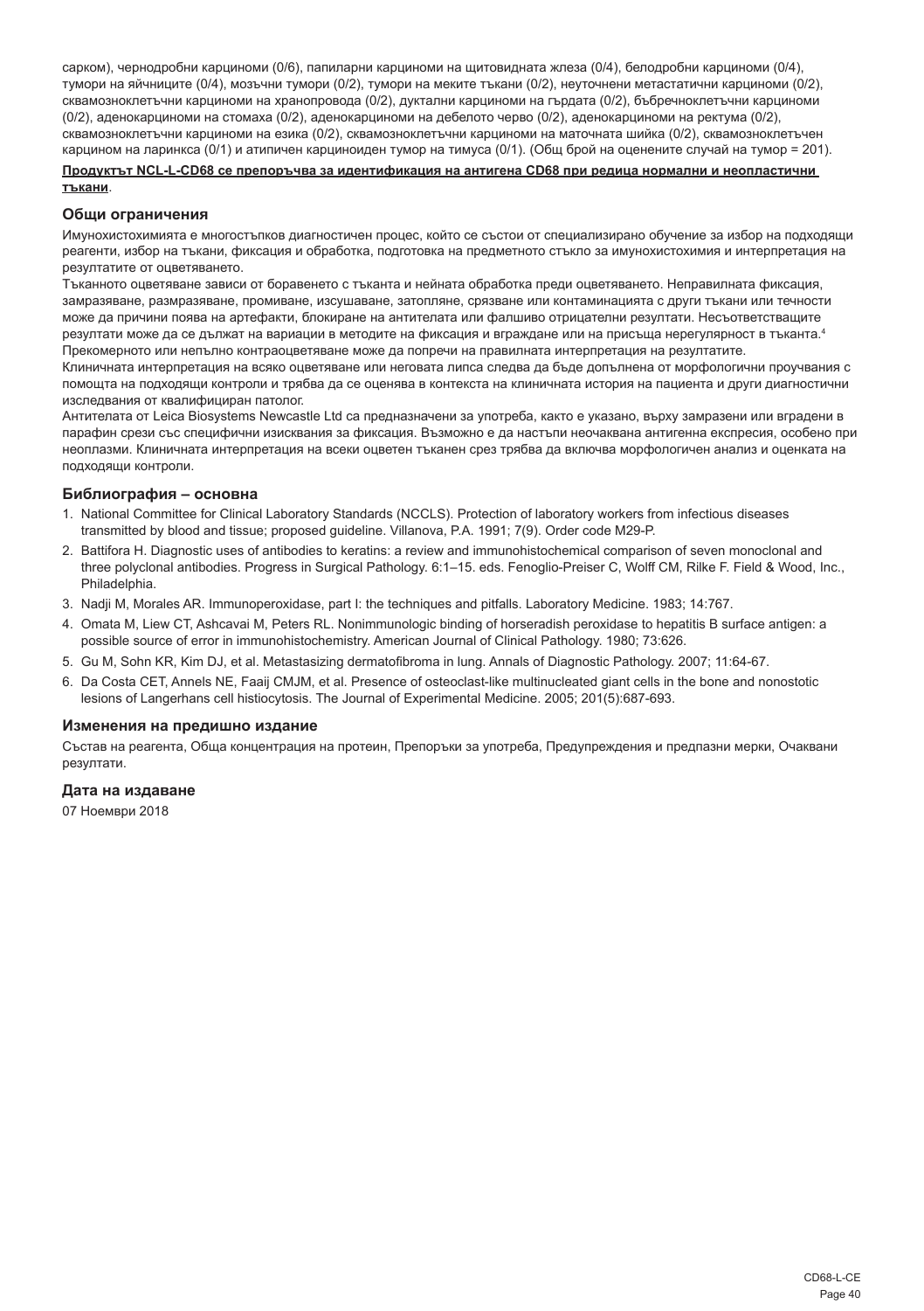сарком), чернодробни карциноми (0/6), папиларни карциноми на щитовидната жлеза (0/4), белодробни карциноми (0/4), тумори на яйчниците (0/4), мозъчни тумори (0/2), тумори на меките тъкани (0/2), неуточнени метастатични карциноми (0/2), сквамозноклетъчни карциноми на хранопровода (0/2), дуктални карциноми на гърдата (0/2), бъбречноклетъчни карциноми (0/2), аденокарциноми на стомаха (0/2), аденокарциноми на дебелото черво (0/2), аденокарциноми на ректума (0/2), сквамозноклетъчни карциноми на езика (0/2), сквамозноклетъчни карциноми на маточната шийка (0/2), сквамозноклетъчен карцином на ларинкса (0/1) и атипичен карциноиден тумор на тимуса (0/1). (Общ брой на оценените случаи на тумор = 201).

**Продуктът NCL-L-CD68 се препоръчва за идентификация на антигена CD68 при редица нормални и неопластични тъкани**.

## Общи ограничения

Имунохистохимията е многостъпков диагностичен процес, който се състои от специализирано обучение за избор на подходящи реагенти, избор на тъкани, фиксация и обработка, подготовка на предметното стъкло за имунохистохимия и интерпретация на резултатите от оцветяването.

Тъканното оцветяване зависи от боравенето с тъканта и нейната обработка преди оцветяването. Неправилната фиксация, замразяване, размразяване, промиване, изсушаване, затопляне, срязване или контаминацията с други тъкани или течности може да причини поява на артефакти, блокиране на антителата или фалшиво отрицателни резултати. Несъответстващите резултати може да се дължат на вариации в методите на фиксация и вграждане или на присъща нерегулярност в тъканта.[4]

Прекомерното или непълно контраоцветяване може да попречи на правилната интерпретация на резултатите.

Клиничната интерпретация на всяко оцветяване или неговата липса следва да бъде допълнена от морфологични проучвания с помощта на подходящи контроли и трябва да се оценява в контекста на клиничната история на пациента и други диагностични изследвания от квалифициран патолог.

Антителата от Leica Biosystems Newcastle Ltd са предназначени за употреба, както е указано, върху замразени или вградени в парафин срези със специфични изисквания за фиксация. Възможно е да настъпи неочаквана антигенна експресия, особено при неоплазми. Клиничната интерпретация на всеки оцветен тъканен срез трябва да включва морфологичен анализ и оценката на подходящи контроли.

## Библиография – основна

1. National Committee for Clinical Laboratory Standards (NCCLS). Protection of laboratory workers from infectious diseases transmitted by blood and tissue; proposed guideline. Villanova, P.A. 1991; 7(9). Order code M29-P.
2. Battifora H. Diagnostic uses of antibodies to keratins: a review and immunohistochemical comparison of seven monoclonal and three polyclonal antibodies. Progress in Surgical Pathology. 6:1–15. eds. Fenoglio-Preiser C, Wolff CM, Rilke F. Field & Wood, Inc., Philadelphia.
3. Nadji M, Morales AR. Immunoperoxidase, part I: the techniques and pitfalls. Laboratory Medicine. 1983; 14:767.
4. Omata M, Liew CT, Ashcavai M, Peters RL. Nonimmunologic binding of horseradish peroxidase to hepatitis B surface antigen: a possible source of error in immunohistochemistry. American Journal of Clinical Pathology. 1980; 73:626.
5. Gu M, Sohn KR, Kim DJ, et al. Metastasizing dermatofibroma in lung. Annals of Diagnostic Pathology. 2007; 11:64-67.
6. Da Costa CET, Annels NE, Faaij CMJM, et al. Presence of osteoclast-like multinucleated giant cells in the bone and nonostotic lesions of Langerhans cell histiocytosis. The Journal of Experimental Medicine. 2005; 201(5):687-693.

## Изменения на предишно издание

Състав на реагента, Обща концентрация на протеин, Препоръки за употреба, Предупреждения и предпазни мерки, Очаквани резултати.

## Дата на издаване

07 Ноември 2018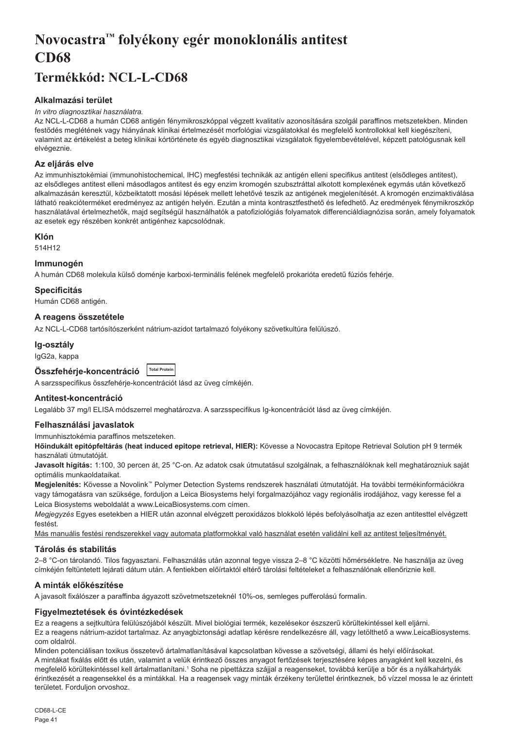# Novocastra™ folyékony egér monoklonális antitest CD68

## Termékkód: NCL-L-CD68

### Alkalmazási terület

*In vitro diagnosztikai használatra.*

Az NCL-L-CD68 a humán CD68 antigén fénymikroszkóppal végzett kvalitatív azonosítására szolgál paraffinos metszetekben. Minden festődés meglétének vagy hiányának klinikai értelmezését morfológiai vizsgálatokkal és megfelelő kontrollokkal kell kiegészíteni, valamint az értékelést a beteg klinikai kórtörténete és egyéb diagnosztikai vizsgálatok figyelembevételével, képzett patológusnak kell elvégeznie.

### Az eljárás elve

Az immunhisztokémiai (immunohistochemical, IHC) megfestési technikák az antigén elleni specifikus antitest (elsődleges antitest), az elsődleges antitest elleni másodlagos antitest és egy enzim kromogén szubsztráttal alkotott komplexének egymás után következő alkalmazásán keresztül, közbeiktatott mosási lépések mellett lehetővé teszik az antigének megjelenítését. A kromogén enzimaktiválása látható reakcióterméket eredményez az antigén helyén. Ezután a minta kontrasztfesthető és lefedhető. Az eredmények fénymikroszkóp használatával értelmezhetők, majd segítségül használhatók a patofiziológiás folyamatok differenciáldiagnózisa során, amely folyamatok az esetek egy részében konkrét antigénhez kapcsolódnak.

### Klón

514H12

### Immunogén

A humán CD68 molekula külső doménje karboxi-terminális felének megfelelő prokarióta eredetű fúziós fehérje.

### Specificitás

Humán CD68 antigén.

### A reagens összetétele

Az NCL-L-CD68 tartósítószerként nátrium-azidot tartalmazó folyékony szövetkultúra felülúszó.

### Ig-osztály

IgG2a, kappa

### Összfehérje-koncentráció Total Protein

A sarzsspecifikus összfehérje-koncentrációt lásd az üveg címkéjén.

### Antitest-koncentráció

Legalább 37 mg/l ELISA módszerrel meghatározva. A sarzsspecifikus Ig-koncentrációt lásd az üveg címkéjén.

### Felhasználási javaslatok

Immunhisztokémia paraffinos metszeteken.

**Hőindukált epitópfeltárás (heat induced epitope retrieval, HIER):** Kövesse a Novocastra Epitope Retrieval Solution pH 9 termék használati útmutatóját.

**Javasolt hígítás:** 1:100, 30 percen át, 25 °C-on. Az adatok csak útmutatásul szolgálnak, a felhasználóknak kell meghatározniuk saját optimális munkaoldataikat.

**Megjelenítés:** Kövesse a Novolink™ Polymer Detection Systems rendszerek használati útmutatóját. Ha további termékinformációkra vagy támogatásra van szüksége, forduljon a Leica Biosystems helyi forgalmazójához vagy regionális irodájához, vagy keresse fel a Leica Biosystems weboldalát a www.LeicaBiosystems.com címen.

*Megjegyzés* Egyes esetekben a HIER után azonnal elvégzett peroxidázos blokkoló lépés befolyásolhatja az ezen antitesttel elvégzett festést.

Más manuális festési rendszerekkel vagy automata platformokkal való használat esetén validálni kell az antitest teljesítményét.

### Tárolás és stabilitás

2–8 °C-on tárolandó. Tilos fagyasztani. Felhasználás után azonnal tegye vissza 2–8 °C közötti hőmérsékletre. Ne használja az üveg címkéjén feltüntetett lejárati dátum után. A fentiekben előírtaktól eltérő tárolási feltételeket a felhasználónak ellenőriznie kell.

### A minták előkészítése

A javasolt fixálószer a paraffinba ágyazott szövetmetszeteknél 10%-os, semleges pufferolású formalin.

### Figyelmeztetések és óvintézkedések

Ez a reagens a sejtkultúra felülúszójából készült. Mivel biológiai termék, kezelésekor észszerű körültekintéssel kell eljárni.

Ez a reagens nátrium-azidot tartalmaz. Az anyagbiztonsági adatlap kérésre rendelkezésre áll, vagy letölthető a www.LeicaBiosystems.com oldalról.

Minden potenciálisan toxikus összetevő ártalmatlanításával kapcsolatban kövesse a szövetségi, állami és helyi előírásokat.

A mintákat fixálás előtt és után, valamint a velük érintkező összes anyagot fertőzések terjesztésére képes anyagként kell kezelni, és megfelelő körültekintéssel kell ártalmatlanítani.[1] Soha ne pipettázza szájjal a reagenseket, továbbá kerülje a bőr és a nyálkahártyák érintkezését a reagensekkel és a mintákkal. Ha a reagensek vagy minták érzékeny területtel érintkeznek, bő vízzel mossa le az érintett területet. Forduljon orvoshoz.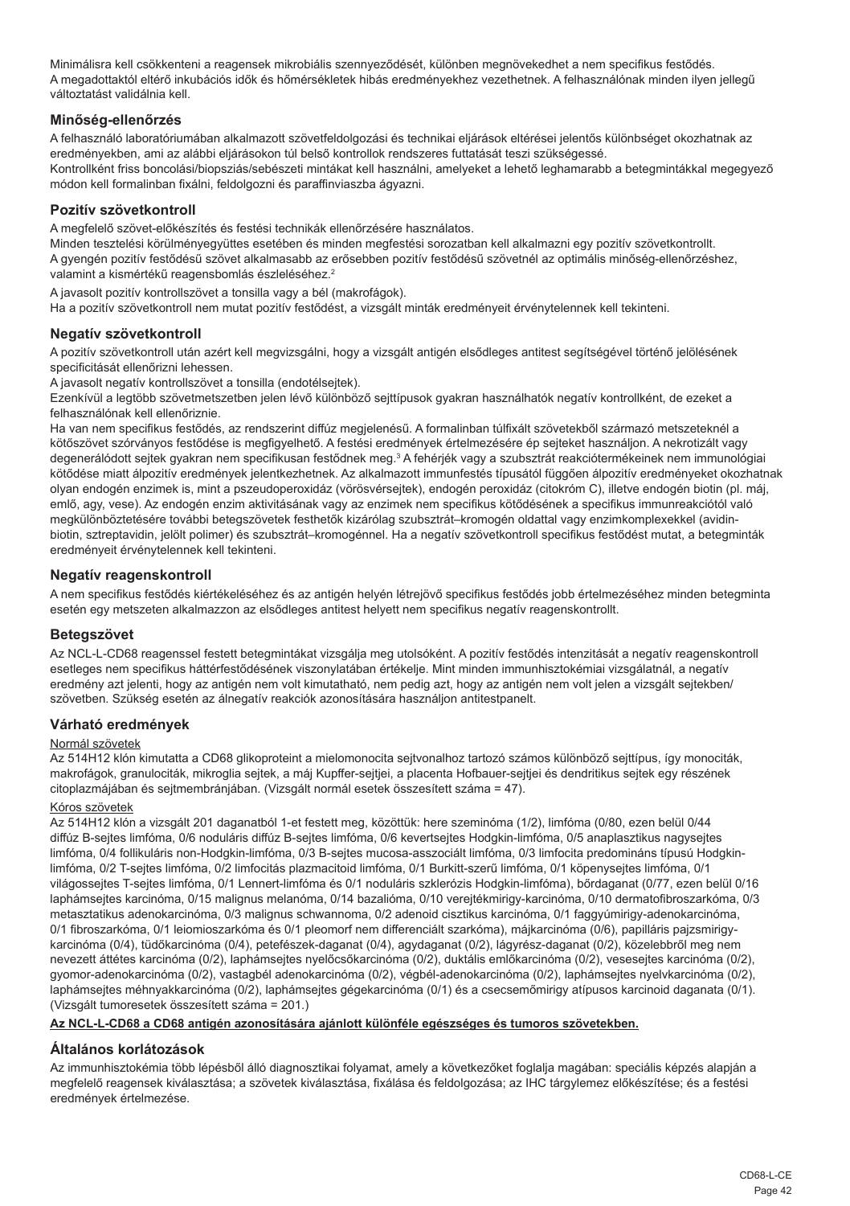Minimálisra kell csökkenteni a reagensek mikrobiális szennyeződését, különben megnövekedhet a nem specifikus festődés.
A megadottaktól eltérő inkubációs idők és hőmérsékletek hibás eredményekhez vezethetnek. A felhasználónak minden ilyen jellegű változtatást validálnia kell.

## Minőség-ellenőrzés

A felhasználó laboratóriumában alkalmazott szövetfeldolgozási és technikai eljárások eltérései jelentős különbséget okozhatnak az eredményekben, ami az alábbi eljárásokon túl belső kontrollok rendszeres futtatását teszi szükségessé.
Kontrollként friss boncolási/biopsziás/sebészeti mintákat kell használni, amelyeket a lehető leghamarabb a betegmintákkal megegyező módon kell formalinban fixálni, feldolgozni és paraffinviaszba ágyazni.

## Pozitív szövetkontroll

A megfelelő szövet-előkészítés és festési technikák ellenőrzésére használatos.
Minden tesztelési körülményegyüttes esetében és minden megfestési sorozatban kell alkalmazni egy pozitív szövetkontrollt.
A gyengén pozitív festődésű szövet alkalmasabb az erősebben pozitív festődésű szövetnél az optimális minőség-ellenőrzéshez, valamint a kismértékű reagensbomlás észleléséhez.[2]

A javasolt pozitív kontrollszövet a tonsilla vagy a bél (makrofágok).
Ha a pozitív szövetkontroll nem mutat pozitív festődést, a vizsgált minták eredményeit érvénytelennek kell tekinteni.

## Negatív szövetkontroll

A pozitív szövetkontroll után azért kell megvizsgálni, hogy a vizsgált antigén elsődleges antitest segítségével történő jelölésének specificitását ellenőrizni lehessen.
A javasolt negatív kontrollszövet a tonsilla (endotélsejtek).
Ezenkívül a legtöbb szövetmetszetben jelen lévő különböző sejttípusok gyakran használhatók negatív kontrollként, de ezeket a felhasználónak kell ellenőriznie.
Ha van nem specifikus festődés, az rendszerint diffúz megjelenésű. A formalinban túlfixált szövetekből származó metszeteknél a kötőszövet szórványos festődése is megfigyelhető. A festési eredmények értelmezésére ép sejteket használjon. A nekrotizált vagy degenerálódott sejtek gyakran nem specifikusan festődnek meg.[3] A fehérjék vagy a szubsztrát reakciótermékeinek nem immunológiai kötődése miatt álpozitív eredmények jelentkezhetnek. Az alkalmazott immunfestés típusától függően álpozitív eredményeket okozhatnak olyan endogén enzimek is, mint a pszeudoperoxidáz (vörösvérsejtek), endogén peroxidáz (citokróm C), illetve endogén biotin (pl. máj, emlő, agy, vese). Az endogén enzim aktivitásának vagy az enzimek nem specifikus kötődésének a specifikus immunreakciótól való megkülönböztetésére további betegszövetek festhetők kizárólag szubsztrát–kromogén oldattal vagy enzimkomplexekkel (avidin-biotin, sztreptavidin, jelölt polimer) és szubsztrát–kromogénnel. Ha a negatív szövetkontroll specifikus festődést mutat, a betegminták eredményeit érvénytelennek kell tekinteni.

## Negatív reagenskontroll

A nem specifikus festődés kiértékeléséhez és az antigén helyén létrejövő specifikus festődés jobb értelmezéséhez minden betegminta esetén egy metszeten alkalmazzon az elsődleges antitest helyett nem specifikus negatív reagenskontrollt.

## Betegszövet

Az NCL-L-CD68 reagenssel festett betegmintákat vizsgálja meg utolsóként. A pozitív festődés intenzitását a negatív reagenskontroll esetleges nem specifikus háttérfestődésének viszonylatában értékelje. Mint minden immunhisztokémiai vizsgálatnál, a negatív eredmény azt jelenti, hogy az antigén nem volt kimutatható, nem pedig azt, hogy az antigén nem volt jelen a vizsgált sejtekben/szövetben. Szükség esetén az álnegatív reakciók azonosítására használjon antitestpanelt.

## Várható eredmények

Normál szövetek

Az 514H12 klón kimutatta a CD68 glikoproteint a mielomonocita sejtvonalhoz tartozó számos különböző sejttípus, így monociták, makrofágok, granulociták, mikroglia sejtek, a máj Kupffer-sejtjei, a placenta Hofbauer-sejtjei és dendritikus sejtek egy részének citoplazmájában és sejtmembránjában. (Vizsgált normál esetek összesített száma = 47).

Kóros szövetek

Az 514H12 klón a vizsgált 201 daganatból 1-et festett meg, közöttük: here szeminóma (1/2), limfóma (0/80, ezen belül 0/44 diffúz B-sejtes limfóma, 0/6 noduláris diffúz B-sejtes limfóma, 0/6 kevertsejtes Hodgkin-limfóma, 0/5 anaplasztikus nagysejtes limfóma, 0/4 follikuláris non-Hodgkin-limfóma, 0/3 B-sejtes mucosa-asszociált limfóma, 0/3 limfocita predomináns típusú Hodgkin-limfóma, 0/2 T-sejtes limfóma, 0/2 limfocitás plazmacitoid limfóma, 0/1 Burkitt-szerű limfóma, 0/1 köpenysejtes limfóma, 0/1 világossejtes T-sejtes limfóma, 0/1 Lennert-limfóma és 0/1 noduláris szklerózis Hodgkin-limfóma), bőrdaganat (0/77, ezen belül 0/16 laphámsejtes karcinóma, 0/15 malignus melanóma, 0/14 bazalióma, 0/10 verejtékmirigy-karcinóma, 0/10 dermatofibroszarkóma, 0/3 metasztatikus adenokarcinóma, 0/3 malignus schwannoma, 0/2 adenoid cisztikus karcinóma, 0/1 faggyúmirigy-adenokarcinóma, 0/1 fibroszarkóma, 0/1 leiomioszarkóma és 0/1 pleomorf nem differenciált szarkóma), májkarcinóma (0/6), papilláris pajzsmirigy-karcinóma (0/4), tüdőkarcinóma (0/4), petefészek-daganat (0/4), agydaganat (0/2), lágyrész-daganat (0/2), közelebbről meg nem nevezett áttétes karcinóma (0/2), laphámsejtes nyelőcsőkarcinóma (0/2), duktális emlőkarcinóma (0/2), vesesejtes karcinóma (0/2), gyomor-adenokarcinóma (0/2), vastagbél adenokarcinóma (0/2), végbél-adenokarcinóma (0/2), laphámsejtes nyelvkarcinóma (0/2), laphámsejtes méhnyakkarcinóma (0/2), laphámsejtes gégekarcinóma (0/1) és a csecsemőmirigy atípusos karcinoid daganata (0/1). (Vizsgált tumoresetek összesített száma = 201.)

**Az NCL-L-CD68 a CD68 antigén azonosítására ajánlott különféle egészséges és tumoros szövetekben.**

## Általános korlátozások

Az immunhisztokémia több lépésből álló diagnosztikai folyamat, amely a következőket foglalja magában: speciális képzés alapján a megfelelő reagensek kiválasztása; a szövetek kiválasztása, fixálása és feldolgozása; az IHC tárgylemez előkészítése; és a festési eredmények értelmezése.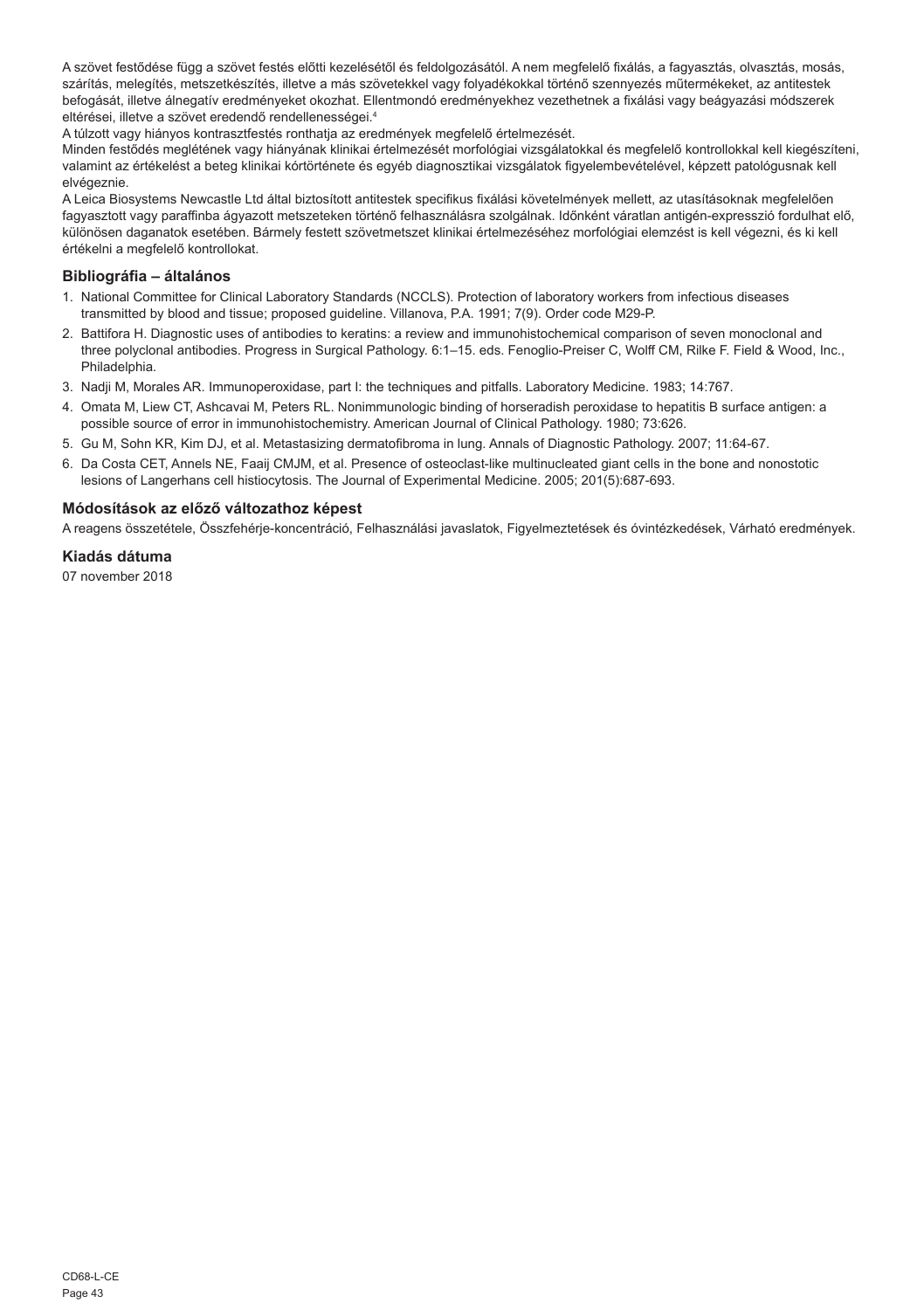A szövet festődése függ a szövet festés előtti kezelésétől és feldolgozásától. A nem megfelelő fixálás, a fagyasztás, olvasztás, mosás, szárítás, melegítés, metszetkészítés, illetve a más szövetekkel vagy folyadékokkal történő szennyezés műtermékeket, az antitestek befogását, illetve álnegatív eredményeket okozhat. Ellentmondó eredményekhez vezethetnek a fixálási vagy beágyazási módszerek eltérései, illetve a szövet eredendő rendellenességei.[4]

A túlzott vagy hiányos kontrasztfestés ronthatja az eredmények megfelelő értelmezését.

Minden festődés meglétének vagy hiányának klinikai értelmezését morfológiai vizsgálatokkal és megfelelő kontrollokkal kell kiegészíteni, valamint az értékelést a beteg klinikai kórtörténete és egyéb diagnosztikai vizsgálatok figyelembevételével, képzett patológusnak kell elvégeznie.

A Leica Biosystems Newcastle Ltd által biztosított antitestek specifikus fixálási követelmények mellett, az utasításoknak megfelelően fagyasztott vagy paraffinba ágyazott metszeteken történő felhasználásra szolgálnak. Időnként váratlan antigén-expresszió fordulhat elő, különösen daganatok esetében. Bármely festett szövetmetszet klinikai értelmezéséhez morfológiai elemzést is kell végezni, és ki kell értékelni a megfelelő kontrollokat.

## Bibliográfia – általános

1. National Committee for Clinical Laboratory Standards (NCCLS). Protection of laboratory workers from infectious diseases transmitted by blood and tissue; proposed guideline. Villanova, P.A. 1991; 7(9). Order code M29-P.
2. Battifora H. Diagnostic uses of antibodies to keratins: a review and immunohistochemical comparison of seven monoclonal and three polyclonal antibodies. Progress in Surgical Pathology. 6:1–15. eds. Fenoglio-Preiser C, Wolff CM, Rilke F. Field & Wood, Inc., Philadelphia.
3. Nadji M, Morales AR. Immunoperoxidase, part I: the techniques and pitfalls. Laboratory Medicine. 1983; 14:767.
4. Omata M, Liew CT, Ashcavai M, Peters RL. Nonimmunologic binding of horseradish peroxidase to hepatitis B surface antigen: a possible source of error in immunohistochemistry. American Journal of Clinical Pathology. 1980; 73:626.
5. Gu M, Sohn KR, Kim DJ, et al. Metastasizing dermatofibroma in lung. Annals of Diagnostic Pathology. 2007; 11:64-67.
6. Da Costa CET, Annels NE, Faaij CMJM, et al. Presence of osteoclast-like multinucleated giant cells in the bone and nonostotic lesions of Langerhans cell histiocytosis. The Journal of Experimental Medicine. 2005; 201(5):687-693.

## Módosítások az előző változathoz képest

A reagens összetétele, Összfehérje-koncentráció, Felhasználási javaslatok, Figyelmeztetések és óvintézkedések, Várható eredmények.

## Kiadás dátuma

07 november 2018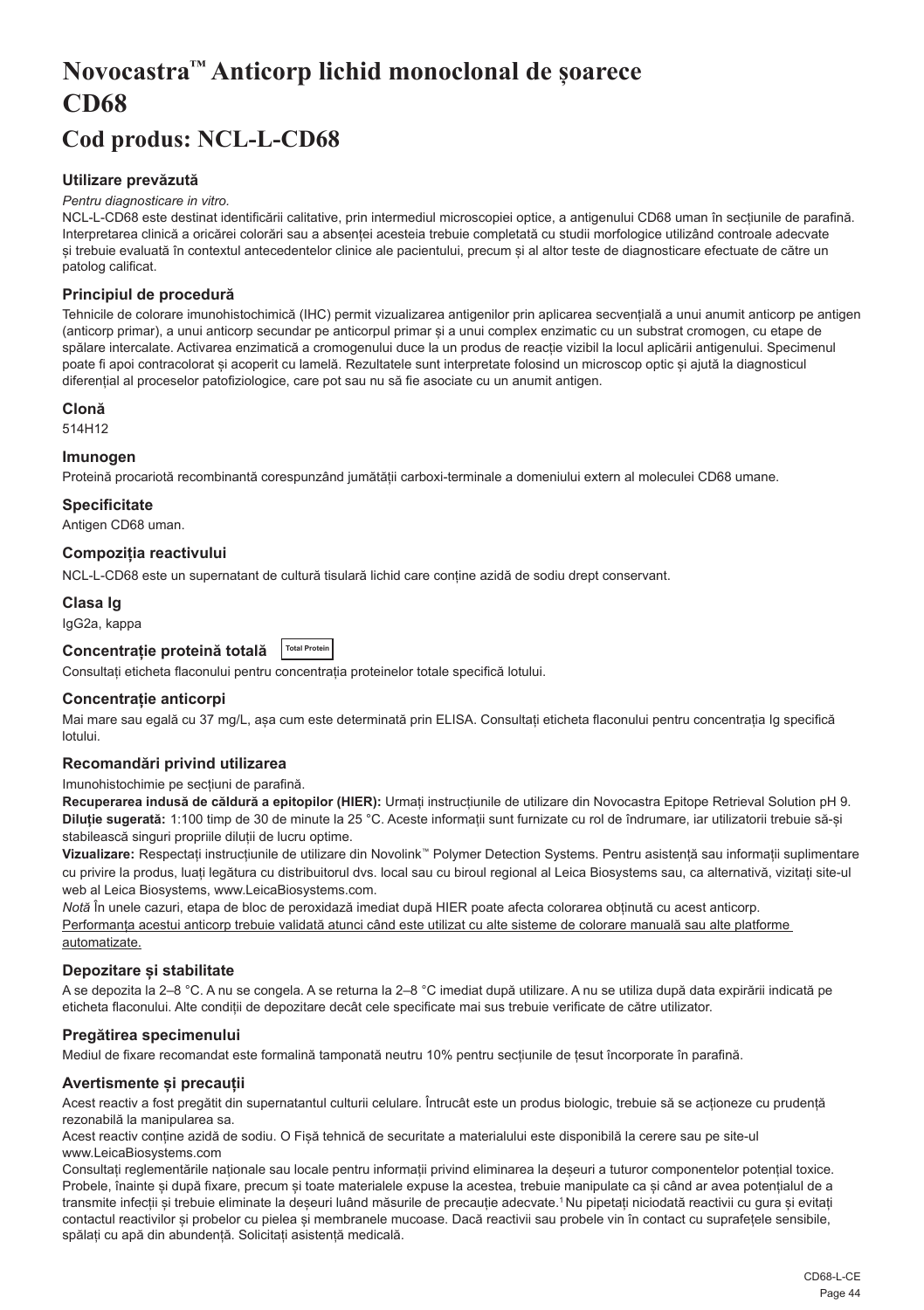# Novocastra™ Anticorp lichid monoclonal de șoarece CD68

## Cod produs: NCL-L-CD68

### Utilizare prevăzută

*Pentru diagnosticare in vitro.*

NCL-L-CD68 este destinat identificării calitative, prin intermediul microscopiei optice, a antigenului CD68 uman în secțiunile de parafină. Interpretarea clinică a oricărei colorări sau a absenței acesteia trebuie completată cu studii morfologice utilizând controale adecvate și trebuie evaluată în contextul antecedentelor clinice ale pacientului, precum și al altor teste de diagnosticare efectuate de către un patolog calificat.

### Principiul de procedură

Tehnicile de colorare imunohistochimică (IHC) permit vizualizarea antigenilor prin aplicarea secvențială a unui anumit anticorp pe antigen (anticorp primar), a unui anticorp secundar pe anticorpul primar și a unui complex enzimatic cu un substrat cromogen, cu etape de spălare intercalate. Activarea enzimatică a cromogenului duce la un produs de reacție vizibil la locul aplicării antigenului. Specimenul poate fi apoi contracolorat și acoperit cu lamelă. Rezultatele sunt interpretate folosind un microscop optic și ajută la diagnosticul diferențial al proceselor patofiziologice, care pot sau nu să fie asociate cu un anumit antigen.

### Clonă

514H12

### Imunogen

Proteină procariotă recombinantă corespunzând jumătății carboxi-terminale a domeniului extern al moleculei CD68 umane.

### Specificitate

Antigen CD68 uman.

### Compoziția reactivului

NCL-L-CD68 este un supernatant de cultură tisulară lichid care conține azidă de sodiu drept conservant.

### Clasa Ig

IgG2a, kappa

### Concentrație proteină totală Total Protein

Consultați eticheta flaconului pentru concentrația proteinelor totale specifică lotului.

### Concentrație anticorpi

Mai mare sau egală cu 37 mg/L, așa cum este determinată prin ELISA. Consultați eticheta flaconului pentru concentrația Ig specifică lotului.

### Recomandări privind utilizarea

Imunohistochimie pe secțiuni de parafină.

**Recuperarea indusă de căldură a epitopilor (HIER):** Urmați instrucțiunile de utilizare din Novocastra Epitope Retrieval Solution pH 9.

**Diluție sugerată:** 1:100 timp de 30 de minute la 25 °C. Aceste informații sunt furnizate cu rol de îndrumare, iar utilizatorii trebuie să-și stabilească singuri propriile diluții de lucru optime.

**Vizualizare:** Respectați instrucțiunile de utilizare din Novolink™ Polymer Detection Systems. Pentru asistență sau informații suplimentare cu privire la produs, luați legătura cu distribuitorul dvs. local sau cu biroul regional al Leica Biosystems sau, ca alternativă, vizitați site-ul web al Leica Biosystems, www.LeicaBiosystems.com.

*Notă* În unele cazuri, etapa de bloc de peroxidază imediat după HIER poate afecta colorarea obținută cu acest anticorp.

Performanța acestui anticorp trebuie validată atunci când este utilizat cu alte sisteme de colorare manuală sau alte platforme automatizate.

### Depozitare și stabilitate

A se depozita la 2–8 °C. A nu se congela. A se returna la 2–8 °C imediat după utilizare. A nu se utiliza după data expirării indicată pe eticheta flaconului. Alte condiții de depozitare decât cele specificate mai sus trebuie verificate de către utilizator.

### Pregătirea specimenului

Mediul de fixare recomandat este formalină tamponată neutru 10% pentru secțiunile de țesut încorporate în parafină.

### Avertismente și precauții

Acest reactiv a fost pregătit din supernatantul culturii celulare. Întrucât este un produs biologic, trebuie să se acționeze cu prudență rezonabilă la manipularea sa.

Acest reactiv conține azidă de sodiu. O Fișă tehnică de securitate a materialului este disponibilă la cerere sau pe site-ul www.LeicaBiosystems.com

Consultați reglementările naționale sau locale pentru informații privind eliminarea la deșeuri a tuturor componentelor potențial toxice. Probele, înainte și după fixare, precum și toate materialele expuse la acestea, trebuie manipulate ca și când ar avea potențialul de a transmite infecții și trebuie eliminate la deșeuri luând măsurile de precauție adecvate.[1] Nu pipetați niciodată reactivii cu gura și evitați contactul reactivilor și probelor cu pielea și membranele mucoase. Dacă reactivii sau probele vin în contact cu suprafețele sensibile, spălați cu apă din abundență. Solicitați asistență medicală.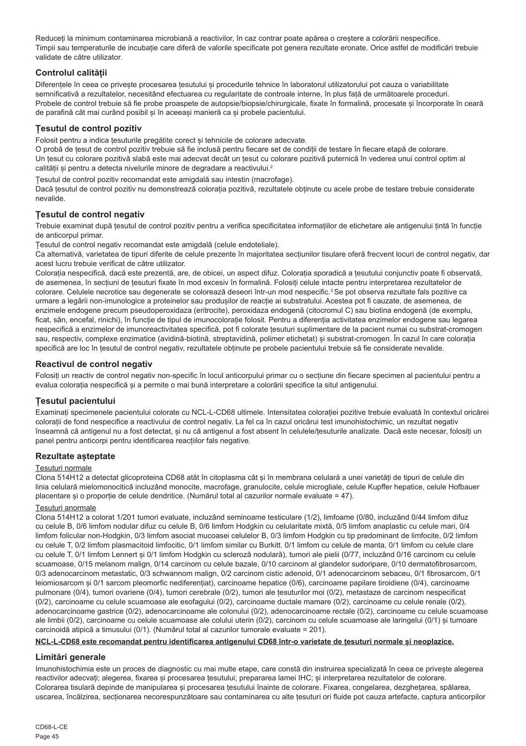Reduceți la minimum contaminarea microbiană a reactivilor, în caz contrar poate apărea o creștere a colorării nespecifice.
Timpii sau temperaturile de incubație care diferă de valorile specificate pot genera rezultate eronate. Orice astfel de modificări trebuie validate de către utilizator.

## Controlul calității

Diferențele în ceea ce privește procesarea țesutului și procedurile tehnice în laboratorul utilizatorului pot cauza o variabilitate semnificativă a rezultatelor, necesitând efectuarea cu regularitate de controale interne, în plus față de următoarele proceduri.
Probele de control trebuie să fie probe proaspete de autopsie/biopsie/chirurgicale, fixate în formalină, procesate și încorporate în ceară de parafină cât mai curând posibil și în aceeași manieră ca și probele pacientului.

## Țesutul de control pozitiv

Folosit pentru a indica țesuturile pregătite corect și tehnicile de colorare adecvate.
O probă de țesut de control pozitiv trebuie să fie inclusă pentru fiecare set de condiții de testare în fiecare etapă de colorare.
Un țesut cu colorare pozitivă slabă este mai adecvat decât un țesut cu colorare pozitivă puternică în vederea unui control optim al calității și pentru a detecta nivelurile minore de degradare a reactivului.[2]

Țesutul de control pozitiv recomandat este amigdală sau intestin (macrofage).
Dacă țesutul de control pozitiv nu demonstrează colorația pozitivă, rezultatele obținute cu acele probe de testare trebuie considerate nevalide.

## Țesutul de control negativ

Trebuie examinat după țesutul de control pozitiv pentru a verifica specificitatea informațiilor de etichetare ale antigenului țintă în funcție de anticorpul primar.
Țesutul de control negativ recomandat este amigdală (celule endoteliale).
Ca alternativă, varietatea de tipuri diferite de celule prezente în majoritatea secțiunilor tisulare oferă frecvent locuri de control negativ, dar acest lucru trebuie verificat de către utilizator.
Colorația nespecifică, dacă este prezentă, are, de obicei, un aspect difuz. Colorația sporadică a țesutului conjunctiv poate fi observată, de asemenea, în secțiuni de țesuturi fixate în mod excesiv în formalină. Folosiți celule intacte pentru interpretarea rezultatelor de colorare. Celulele necrotice sau degenerate se colorează deseori într-un mod nespecific.[3] Se pot observa rezultate fals pozitive ca urmare a legării non-imunologice a proteinelor sau produșilor de reacție ai substratului. Acestea pot fi cauzate, de asemenea, de enzimele endogene precum pseudoperoxidaza (eritrocite), peroxidaza endogenă (citocromul C) sau biotina endogenă (de exemplu, ficat, sân, encefal, rinichi), în funcție de tipul de imunocolorație folosit. Pentru a diferenția activitatea enzimelor endogene sau legarea nespecifică a enzimelor de imunoreactivitatea specifică, pot fi colorate țesuturi suplimentare de la pacient numai cu substrat-cromogen sau, respectiv, complexe enzimatice (avidină-biotină, streptavidină, polimer etichetat) și substrat-cromogen. În cazul în care colorația specifică are loc în țesutul de control negativ, rezultatele obținute pe probele pacientului trebuie să fie considerate nevalide.

## Reactivul de control negativ

Folosiți un reactiv de control negativ non-specific în locul anticorpului primar cu o secțiune din fiecare specimen al pacientului pentru a evalua colorația nespecifică și a permite o mai bună interpretare a colorării specifice la situl antigenului.

## Țesutul pacientului

Examinați specimenele pacientului colorate cu NCL-L-CD68 ultimele. Intensitatea colorației pozitive trebuie evaluată în contextul oricărei colorații de fond nespecifice a reactivului de control negativ. La fel ca în cazul oricărui test imunohistochimic, un rezultat negativ înseamnă că antigenul nu a fost detectat, și nu că antigenul a fost absent în celulele/țesuturile analizate. Dacă este necesar, folosiți un panel pentru anticorpi pentru identificarea reacțiilor fals negative.

## Rezultate așteptate

Țesuturi normale

Clona 514H12 a detectat glicoproteina CD68 atât în citoplasma cât și în membrana celulară a unei varietăți de tipuri de celule din linia celulară mielomonocitică incluzând monocite, macrofage, granulocite, celule microgliale, celule Kupffer hepatice, celule Hofbauer placentare și o proporție de celule dendritice. (Numărul total al cazurilor normale evaluate = 47).

Țesuturi anormale

Clona 514H12 a colorat 1/201 tumori evaluate, incluzând seminoame testiculare (1/2), limfoame (0/80, incluzând 0/44 limfom difuz cu celule B, 0/6 limfom nodular difuz cu celule B, 0/6 limfom Hodgkin cu celularitate mixtă, 0/5 limfom anaplastic cu celule mari, 0/4 limfom folicular non-Hodgkin, 0/3 limfom asociat mucoasei celulelor B, 0/3 limfom Hodgkin cu tip predominant de limfocite, 0/2 limfom cu celule T, 0/2 limfom plasmacitoid limfocitic, 0/1 limfom similar cu Burkitt. 0/1 limfom cu celule de manta, 0/1 limfom cu celule clare cu celule T, 0/1 limfom Lennert și 0/1 limfom Hodgkin cu scleroză nodulară), tumori ale pielii (0/77, incluzând 0/16 carcinom cu celule scuamoase, 0/15 melanom malign, 0/14 carcinom cu celule bazale, 0/10 carcinom al glandelor sudoripare, 0/10 dermatofibrosarcom, 0/3 adenocarcinom metastatic, 0/3 schwannom malign, 0/2 carcinom cistic adenoid, 0/1 adenocarcinom sebaceu, 0/1 fibrosarcom, 0/1 leiomiosarcom și 0/1 sarcom pleomorfic nediferențiat), carcinoame hepatice (0/6), carcinoame papilare tiroidiene (0/4), carcinoame pulmonare (0/4), tumori ovariene (0/4), tumori cerebrale (0/2), tumori ale țesuturilor moi (0/2), metastaze de carcinom nespecificat (0/2), carcinoame cu celule scuamoase ale esofagului (0/2), carcinoame ductale mamare (0/2), carcinoame cu celule renale (0/2), adenocarcinoame gastrice (0/2), adenocarcinoame ale colonului (0/2), adenocarcinoame rectale (0/2), carcinoame cu celule scuamoase ale limbii (0/2), carcinoame cu celule scuamoase ale colului uterin (0/2), carcinom cu celule scuamoase ale laringelui (0/1) și tumoare carcinoidă atipică a timusului (0/1). (Numărul total al cazurilor tumorale evaluate = 201).

**NCL-L-CD68 este recomandat pentru identificarea antigenului CD68 într-o varietate de țesuturi normale și neoplazice.**

## Limitări generale

Imunohistochimia este un proces de diagnostic cu mai multe etape, care constă din instruirea specializată în ceea ce privește alegerea reactivilor adecvați; alegerea, fixarea și procesarea țesutului; prepararea lamei IHC; și interpretarea rezultatelor de colorare.
Colorarea tisulară depinde de manipularea și procesarea țesutului înainte de colorare. Fixarea, congelarea, dezghețarea, spălarea, uscarea, încălzirea, secționarea necorespunzătoare sau contaminarea cu alte țesuturi ori fluide pot cauza artefacte, captura anticorpilor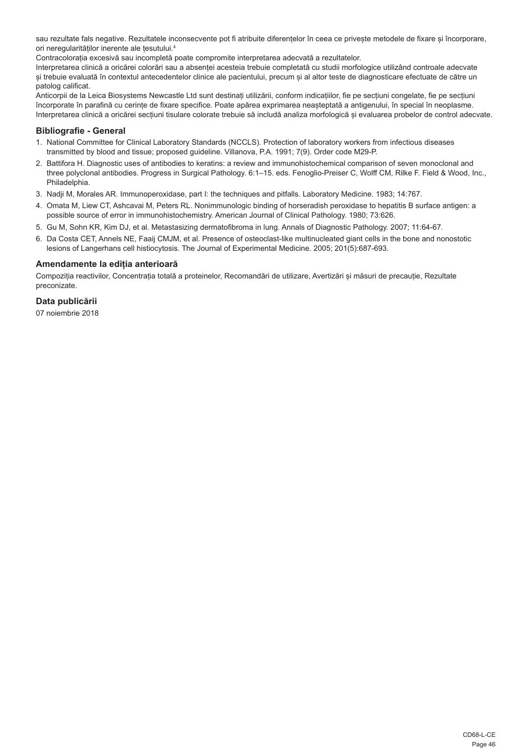sau rezultate fals negative. Rezultatele inconsecvente pot fi atribuite diferențelor în ceea ce privește metodele de fixare și încorporare, ori neregularităților inerente ale țesutului.[4]

Contracolorația excesivă sau incompletă poate compromite interpretarea adecvată a rezultatelor.

Interpretarea clinică a oricărei colorări sau a absenței acesteia trebuie completată cu studii morfologice utilizând controale adecvate și trebuie evaluată în contextul antecedentelor clinice ale pacientului, precum și al altor teste de diagnosticare efectuate de către un patolog calificat.

Anticorpii de la Leica Biosystems Newcastle Ltd sunt destinați utilizării, conform indicațiilor, fie pe secțiuni congelate, fie pe secțiuni încorporate în parafină cu cerințe de fixare specifice. Poate apărea exprimarea neașteptată a antigenului, în special în neoplasme. Interpretarea clinică a oricărei secțiuni tisulare colorate trebuie să includă analiza morfologică și evaluarea probelor de control adecvate.

## Bibliografie - General

1. National Committee for Clinical Laboratory Standards (NCCLS). Protection of laboratory workers from infectious diseases transmitted by blood and tissue; proposed guideline. Villanova, P.A. 1991; 7(9). Order code M29-P.
2. Battifora H. Diagnostic uses of antibodies to keratins: a review and immunohistochemical comparison of seven monoclonal and three polyclonal antibodies. Progress in Surgical Pathology. 6:1–15. eds. Fenoglio-Preiser C, Wolff CM, Rilke F. Field & Wood, Inc., Philadelphia.
3. Nadji M, Morales AR. Immunoperoxidase, part I: the techniques and pitfalls. Laboratory Medicine. 1983; 14:767.
4. Omata M, Liew CT, Ashcavai M, Peters RL. Nonimmunologic binding of horseradish peroxidase to hepatitis B surface antigen: a possible source of error in immunohistochemistry. American Journal of Clinical Pathology. 1980; 73:626.
5. Gu M, Sohn KR, Kim DJ, et al. Metastasizing dermatofibroma in lung. Annals of Diagnostic Pathology. 2007; 11:64-67.
6. Da Costa CET, Annels NE, Faaij CMJM, et al. Presence of osteoclast-like multinucleated giant cells in the bone and nonostotic lesions of Langerhans cell histiocytosis. The Journal of Experimental Medicine. 2005; 201(5):687-693.

## Amendamente la ediția anterioară

Compoziția reactivilor, Concentrația totală a proteinelor, Recomandări de utilizare, Avertizări și măsuri de precauție, Rezultate preconizate.

## Data publicării

07 noiembrie 2018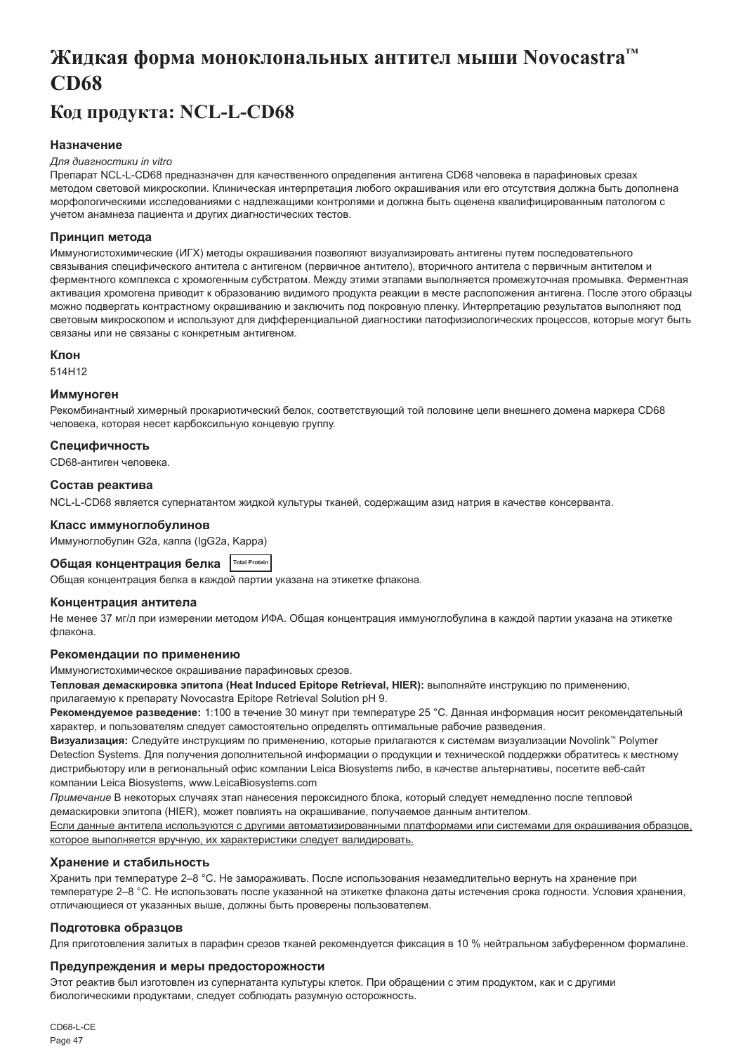# Жидкая форма моноклональных антител мыши Novocastra™ CD68

## Код продукта: NCL-L-CD68

### Назначение

*Для диагностики in vitro*

Препарат NCL-L-CD68 предназначен для качественного определения антигена CD68 человека в парафиновых срезах методом световой микроскопии. Клиническая интерпретация любого окрашивания или его отсутствия должна быть дополнена морфологическими исследованиями с надлежащими контролями и должна быть оценена квалифицированным патологом с учетом анамнеза пациента и других диагностических тестов.

### Принцип метода

Иммуногистохимические (ИГХ) методы окрашивания позволяют визуализировать антигены путем последовательного связывания специфического антитела с антигеном (первичное антитело), вторичного антитела с первичным антителом и ферментного комплекса с хромогенным субстратом. Между этими этапами выполняется промежуточная промывка. Ферментная активация хромогена приводит к образованию видимого продукта реакции в месте расположения антигена. После этого образцы можно подвергать контрастному окрашиванию и заключить под покровную пленку. Интерпретацию результатов выполняют под световым микроскопом и используют для дифференциальной диагностики патофизиологических процессов, которые могут быть связаны или не связаны с конкретным антигеном.

### Клон

514H12

### Иммуноген

Рекомбинантный химерный прокариотический белок, соответствующий той половине цепи внешнего домена маркера CD68 человека, которая несет карбоксильную концевую группу.

### Специфичность

CD68-антиген человека.

### Состав реактива

NCL-L-CD68 является супернатантом жидкой культуры тканей, содержащим азид натрия в качестве консерванта.

### Класс иммуноглобулинов

Иммуноглобулин G2a, каппа (IgG2a, Kappa)

### Общая концентрация белка Total Protein

Общая концентрация белка в каждой партии указана на этикетке флакона.

### Концентрация антитела

Не менее 37 мг/л при измерении методом ИФА. Общая концентрация иммуноглобулина в каждой партии указана на этикетке флакона.

### Рекомендации по применению

Иммуногистохимическое окрашивание парафиновых срезов.

**Тепловая демаскировка эпитопа (Heat Induced Epitope Retrieval, HIER):** выполняйте инструкцию по применению, прилагаемую к препарату Novocastra Epitope Retrieval Solution pH 9.

**Рекомендуемое разведение:** 1:100 в течение 30 минут при температуре 25 °C. Данная информация носит рекомендательный характер, и пользователям следует самостоятельно определять оптимальные рабочие разведения.

**Визуализация:** Следуйте инструкциям по применению, которые прилагаются к системам визуализации Novolink™ Polymer Detection Systems. Для получения дополнительной информации о продукции и технической поддержки обратитесь к местному дистрибьютору или в региональный офис компании Leica Biosystems либо, в качестве альтернативы, посетите веб-сайт компании Leica Biosystems, www.LeicaBiosystems.com

*Примечание* В некоторых случаях этап нанесения пероксидного блока, который следует немедленно после тепловой демаскировки эпитопа (HIER), может повлиять на окрашивание, получаемое данным антителом.

Если данные антитела используются с другими автоматизированными платформами или системами для окрашивания образцов, которое выполняется вручную, их характеристики следует валидировать.

### Хранение и стабильность

Хранить при температуре 2–8 °C. Не замораживать. После использования незамедлительно вернуть на хранение при температуре 2–8 °C. Не использовать после указанной на этикетке флакона даты истечения срока годности. Условия хранения, отличающиеся от указанных выше, должны быть проверены пользователем.

### Подготовка образцов

Для приготовления залитых в парафин срезов тканей рекомендуется фиксация в 10 % нейтральном забуференном формалине.

### Предупреждения и меры предосторожности

Этот реактив был изготовлен из супернатанта культуры клеток. При обращении с этим продуктом, как и с другими биологическими продуктами, следует соблюдать разумную осторожность.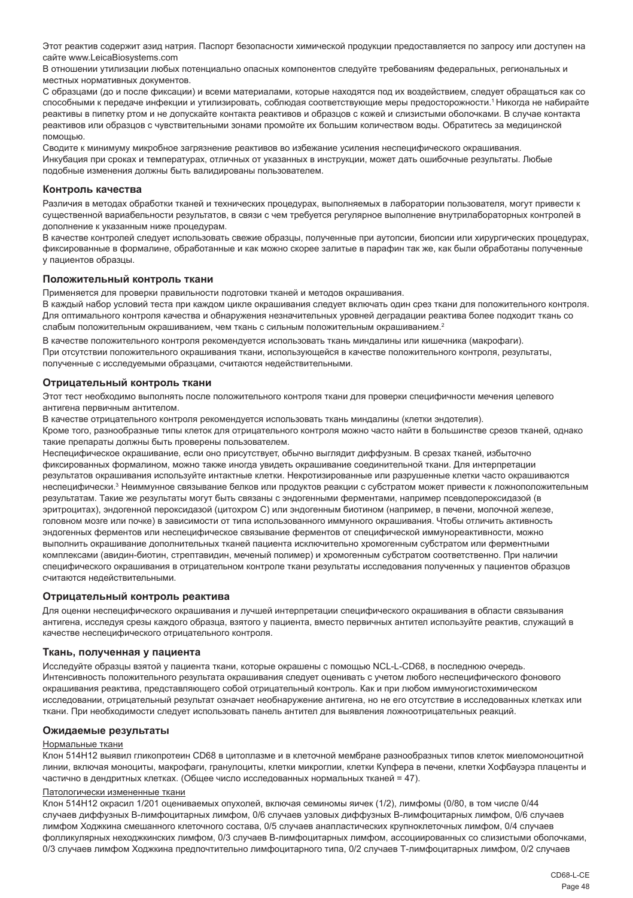Этот реактив содержит азид натрия. Паспорт безопасности химической продукции предоставляется по запросу или доступен на сайте www.LeicaBiosystems.com

В отношении утилизации любых потенциально опасных компонентов следуйте требованиям федеральных, региональных и местных нормативных документов.

С образцами (до и после фиксации) и всеми материалами, которые находятся под их воздействием, следует обращаться как со способными к передаче инфекции и утилизировать, соблюдая соответствующие меры предосторожности.[1] Никогда не набирайте реактивы в пипетку ртом и не допускайте контакта реактивов и образцов с кожей и слизистыми оболочками. В случае контакта реактивов или образцов с чувствительными зонами промойте их большим количеством воды. Обратитесь за медицинской помощью.

Сводите к минимуму микробное загрязнение реактивов во избежание усиления неспецифического окрашивания.

Инкубация при сроках и температурах, отличных от указанных в инструкции, может дать ошибочные результаты. Любые подобные изменения должны быть валидированы пользователем.

### Контроль качества

Различия в методах обработки тканей и технических процедурах, выполняемых в лаборатории пользователя, могут привести к существенной вариабельности результатов, в связи с чем требуется регулярное выполнение внутрилабораторных контролей в дополнение к указанным ниже процедурам.

В качестве контролей следует использовать свежие образцы, полученные при аутопсии, биопсии или хирургических процедурах, фиксированные в формалине, обработанные и как можно скорее залитые в парафин так же, как были обработаны полученные у пациентов образцы.

### Положительный контроль ткани

Применяется для проверки правильности подготовки тканей и методов окрашивания.

В каждый набор условий теста при каждом цикле окрашивания следует включать один срез ткани для положительного контроля. Для оптимального контроля качества и обнаружения незначительных уровней деградации реактива более подходит ткань со слабым положительным окрашиванием, чем ткань с сильным положительным окрашиванием.[2]

В качестве положительного контроля рекомендуется использовать ткань миндалины или кишечника (макрофаги).

При отсутствии положительного окрашивания ткани, использующейся в качестве положительного контроля, результаты, полученные с исследуемыми образцами, считаются недействительными.

### Отрицательный контроль ткани

Этот тест необходимо выполнять после положительного контроля ткани для проверки специфичности мечения целевого антигена первичным антителом.

В качестве отрицательного контроля рекомендуется использовать ткань миндалины (клетки эндотелия).

Кроме того, разнообразные типы клеток для отрицательного контроля можно часто найти в большинстве срезов тканей, однако такие препараты должны быть проверены пользователем.

Неспецифическое окрашивание, если оно присутствует, обычно выглядит диффузным. В срезах тканей, избыточно фиксированных формалином, можно также иногда увидеть окрашивание соединительной ткани. Для интерпретации результатов окрашивания используйте интактные клетки. Некротизированные или разрушенные клетки часто окрашиваются неспецифически.[3] Неиммунное связывание белков или продуктов реакции с субстратом может привести к ложноположительным результатам. Такие же результаты могут быть связаны с эндогенными ферментами, например псевдопероксидазой (в эритроцитах), эндогенной пероксидазой (цитохром C) или эндогенным биотином (например, в печени, молочной железе, головном мозге или почке) в зависимости от типа использованного иммунного окрашивания. Чтобы отличить активность эндогенных ферментов или неспецифическое связывание ферментов от специфической иммунореактивности, можно выполнить окрашивание дополнительных тканей пациента исключительно хромогенным субстратом или ферментными комплексами (авидин-биотин, стрептавидин, меченый полимер) и хромогенным субстратом соответственно. При наличии специфического окрашивания в отрицательном контроле ткани результаты исследования полученных у пациентов образцов считаются недействительными.

### Отрицательный контроль реактива

Для оценки неспецифического окрашивания и лучшей интерпретации специфического окрашивания в области связывания антигена, исследуя срезы каждого образца, взятого у пациента, вместо первичных антител используйте реактив, служащий в качестве неспецифического отрицательного контроля.

### Ткань, полученная у пациента

Исследуйте образцы взятой у пациента ткани, которые окрашены с помощью NCL-L-CD68, в последнюю очередь. Интенсивность положительного результата окрашивания следует оценивать с учетом любого неспецифического фонового окрашивания реактива, представляющего собой отрицательный контроль. Как и при любом иммуногистохимическом исследовании, отрицательный результат означает необнаружение антигена, но не его отсутствие в исследованных клетках или ткани. При необходимости следует использовать панель антител для выявления ложноотрицательных реакций.

### Ожидаемые результаты

Нормальные ткани

Клон 514H12 выявил гликопротеин CD68 в цитоплазме и в клеточной мембране разнообразных типов клеток миеломоноцитной линии, включая моноциты, макрофаги, гранулоциты, клетки микроглии, клетки Купфера в печени, клетки Хофбауэра плаценты и частично в дендритных клетках. (Общее число исследованных нормальных тканей = 47).

Патологически измененные ткани

Клон 514H12 окрасил 1/201 оцениваемых опухолей, включая семиномы яичек (1/2), лимфомы (0/80, в том числе 0/44 случаев диффузных B-лимфоцитарных лимфом, 0/6 случаев узловых диффузных B-лимфоцитарных лимфом, 0/6 случаев лимфом Ходжкина смешанного клеточного состава, 0/5 случаев анапластических крупноклеточных лимфом, 0/4 случаев фолликулярных неходжкинских лимфом, 0/3 случаев B-лимфоцитарных лимфом, ассоциированных со слизистыми оболочками, 0/3 случаев лимфом Ходжкина предпочтительно лимфоцитарного типа, 0/2 случаев T-лимфоцитарных лимфом, 0/2 случаев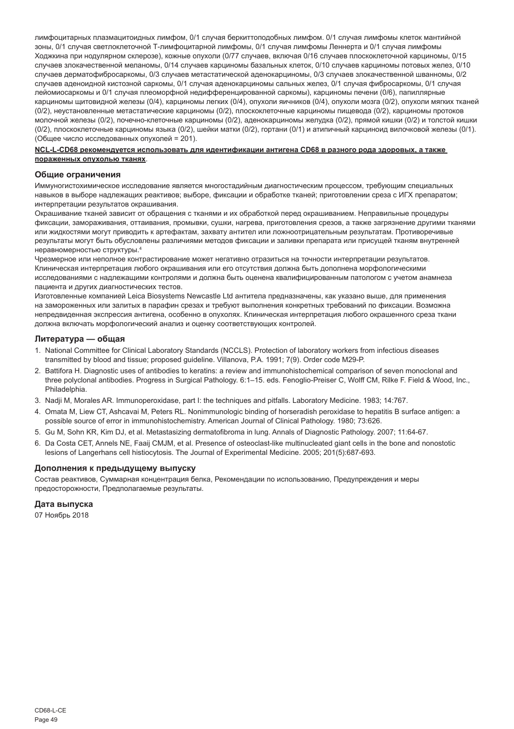лимфоцитарных плазмацитоидных лимфом, 0/1 случая беркиттоподобных лимфом. 0/1 случая лимфомы клеток мантийной зоны, 0/1 случая светлоклеточной Т-лимфоцитарной лимфомы, 0/1 случая лимфомы Леннерта и 0/1 случая лимфомы Ходжкина при нодулярном склерозе), кожные опухоли (0/77 случаев, включая 0/16 случаев плоскоклеточной карциномы, 0/15 случаев злокачественной меланомы, 0/14 случаев карциномы базальных клеток, 0/10 случаев карциномы потовых желез, 0/10 случаев дерматофибросаркомы, 0/3 случаев метастатической аденокарциномы, 0/3 случаев злокачественной шванномы, 0/2 случаев аденоидной кистозной саркомы, 0/1 случая аденокарциномы сальных желез, 0/1 случая фибросаркомы, 0/1 случая лейомиосаркомы и 0/1 случая плеоморфной недифференцированной саркомы), карциномы печени (0/6), папиллярные карциномы щитовидной железы (0/4), карциномы легких (0/4), опухоли яичников (0/4), опухоли мозга (0/2), опухоли мягких тканей (0/2), неустановленные метастатические карциномы (0/2), плоскоклеточные карциномы пищевода (0/2), карциномы протоков молочной железы (0/2), почечно-клеточные карциномы (0/2), аденокарциномы желудка (0/2), прямой кишки (0/2) и толстой кишки (0/2), плоскоклеточные карциномы языка (0/2), шейки матки (0/2), гортани (0/1) и атипичный карциноид вилочковой железы (0/1). (Общее число исследованных опухолей = 201).

**NCL-L-CD68 рекомендуется использовать для идентификации антигена CD68 в разного рода здоровых, а также пораженных опухолью тканях**.

## Общие ограничения

Иммуногистохимическое исследование является многостадийным диагностическим процессом, требующим специальных навыков в выборе надлежащих реактивов; выборе, фиксации и обработке тканей; приготовлении среза с ИГХ препаратом; интерпретации результатов окрашивания.

Окрашивание тканей зависит от обращения с тканями и их обработкой перед окрашиванием. Неправильные процедуры фиксации, замораживания, оттаивания, промывки, сушки, нагрева, приготовления срезов, а также загрязнение другими тканями или жидкостями могут приводить к артефактам, захвату антител или ложноотрицательным результатам. Противоречивые результаты могут быть обусловлены различиями методов фиксации и заливки препарата или присущей тканям внутренней неравномерностью структуры.[4]

Чрезмерное или неполное контрастирование может негативно отразиться на точности интерпретации результатов. Клиническая интерпретация любого окрашивания или его отсутствия должна быть дополнена морфологическими исследованиями с надлежащими контролями и должна быть оценена квалифицированным патологом с учетом анамнеза пациента и других диагностических тестов.

Изготовленные компанией Leica Biosystems Newcastle Ltd антитела предназначены, как указано выше, для применения на замороженных или залитых в парафин срезах и требуют выполнения конкретных требований по фиксации. Возможна непредвиденная экспрессия антигена, особенно в опухолях. Клиническая интерпретация любого окрашенного среза ткани должна включать морфологический анализ и оценку соответствующих контролей.

## Литература — общая

1. National Committee for Clinical Laboratory Standards (NCCLS). Protection of laboratory workers from infectious diseases transmitted by blood and tissue; proposed guideline. Villanova, P.A. 1991; 7(9). Order code M29-P.
2. Battifora H. Diagnostic uses of antibodies to keratins: a review and immunohistochemical comparison of seven monoclonal and three polyclonal antibodies. Progress in Surgical Pathology. 6:1–15. eds. Fenoglio-Preiser C, Wolff CM, Rilke F. Field & Wood, Inc., Philadelphia.
3. Nadji M, Morales AR. Immunoperoxidase, part I: the techniques and pitfalls. Laboratory Medicine. 1983; 14:767.
4. Omata M, Liew CT, Ashcavai M, Peters RL. Nonimmunologic binding of horseradish peroxidase to hepatitis B surface antigen: a possible source of error in immunohistochemistry. American Journal of Clinical Pathology. 1980; 73:626.
5. Gu M, Sohn KR, Kim DJ, et al. Metastasizing dermatofibroma in lung. Annals of Diagnostic Pathology. 2007; 11:64-67.
6. Da Costa CET, Annels NE, Faaij CMJM, et al. Presence of osteoclast-like multinucleated giant cells in the bone and nonostotic lesions of Langerhans cell histiocytosis. The Journal of Experimental Medicine. 2005; 201(5):687-693.

## Дополнения к предыдущему выпуску

Состав реактивов, Суммарная концентрация белка, Рекомендации по использованию, Предупреждения и меры предосторожности, Предполагаемые результаты.

## Дата выпуска

07 Ноябрь 2018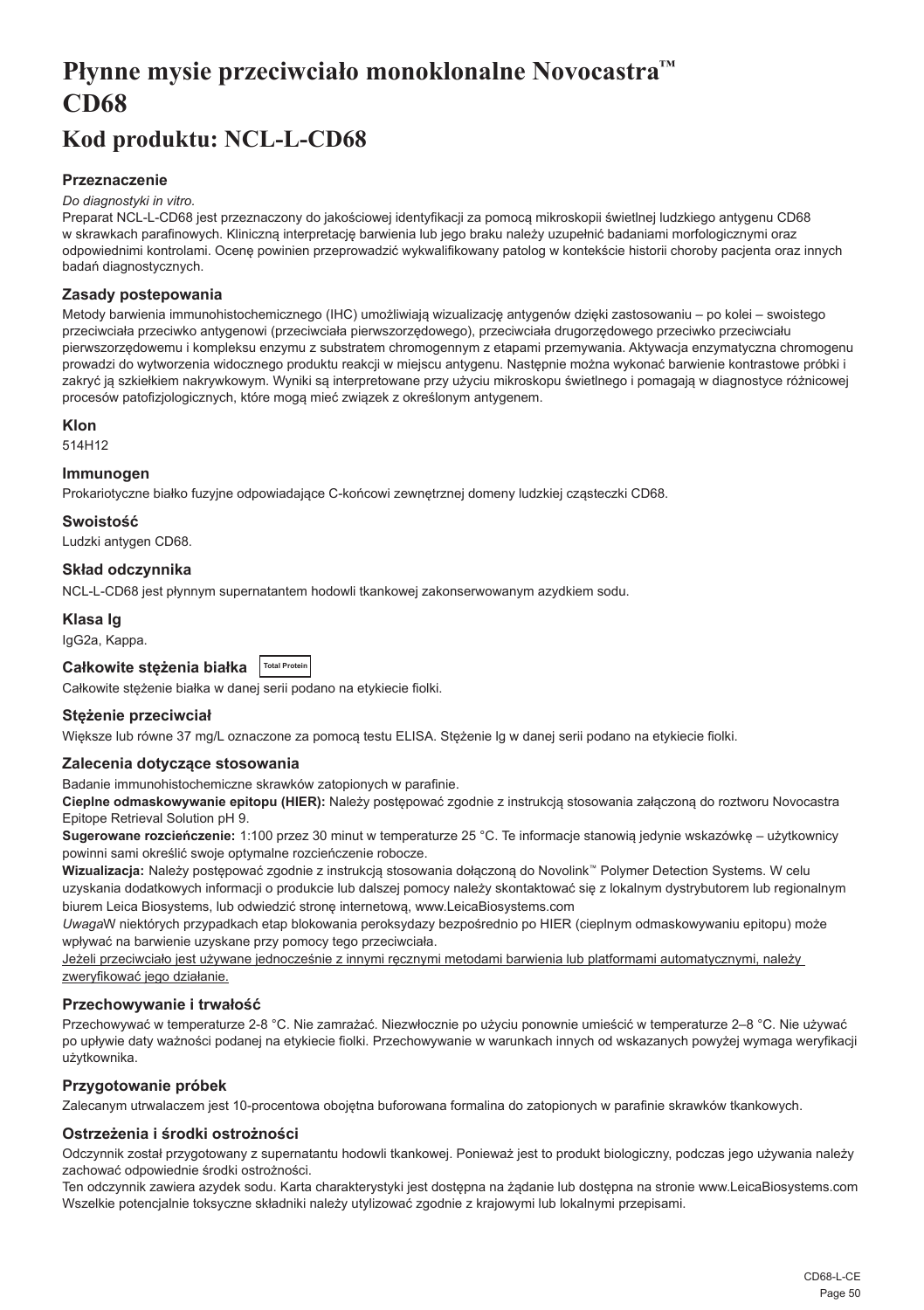# Płynne mysie przeciwciało monoklonalne Novocastra™ CD68

## Kod produktu: NCL-L-CD68

### Przeznaczenie

*Do diagnostyki in vitro.*

Preparat NCL-L-CD68 jest przeznaczony do jakościowej identyfikacji za pomocą mikroskopii świetlnej ludzkiego antygenu CD68 w skrawkach parafinowych. Kliniczną interpretację barwienia lub jego braku należy uzupełnić badaniami morfologicznymi oraz odpowiednimi kontrolami. Ocenę powinien przeprowadzić wykwalifikowany patolog w kontekście historii choroby pacjenta oraz innych badań diagnostycznych.

### Zasady postepowania

Metody barwienia immunohistochemicznego (IHC) umożliwiają wizualizację antygenów dzięki zastosowaniu – po kolei – swoistego przeciwciała przeciwko antygenowi (przeciwciała pierwszorzędowego), przeciwciała drugorzędowego przeciwko przeciwciału pierwszorzędowemu i kompleksu enzymu z substratem chromogennym z etapami przemywania. Aktywacja enzymatyczna chromogenu prowadzi do wytworzenia widocznego produktu reakcji w miejscu antygenu. Następnie można wykonać barwienie kontrastowe próbki i zakryć ją szkiełkiem nakrywkowym. Wyniki są interpretowane przy użyciu mikroskopu świetlnego i pomagają w diagnostyce różnicowej procesów patofizjologicznych, które mogą mieć związek z określonym antygenem.

### Klon

514H12

### Immunogen

Prokariotyczne białko fuzyjne odpowiadające C-końcowi zewnętrznej domeny ludzkiej cząsteczki CD68.

### Swoistość

Ludzki antygen CD68.

### Skład odczynnika

NCL-L-CD68 jest płynnym supernatantem hodowli tkankowej zakonserwowanym azydkiem sodu.

### Klasa Ig

IgG2a, Kappa.

### Całkowite stężenia białka Total Protein

Całkowite stężenie białka w danej serii podano na etykiecie fiolki.

### Stężenie przeciwciał

Większe lub równe 37 mg/L oznaczone za pomocą testu ELISA. Stężenie lg w danej serii podano na etykiecie fiolki.

### Zalecenia dotyczące stosowania

Badanie immunohistochemiczne skrawków zatopionych w parafinie.

**Cieplne odmaskowywanie epitopu (HIER):** Należy postępować zgodnie z instrukcją stosowania załączoną do roztworu Novocastra Epitope Retrieval Solution pH 9.

**Sugerowane rozcieńczenie:** 1:100 przez 30 minut w temperaturze 25 °C. Te informacje stanowią jedynie wskazówkę – użytkownicy powinni sami określić swoje optymalne rozcieńczenie robocze.

**Wizualizacja:** Należy postępować zgodnie z instrukcją stosowania dołączoną do Novolink™ Polymer Detection Systems. W celu uzyskania dodatkowych informacji o produkcie lub dalszej pomocy należy skontaktować się z lokalnym dystrybutorem lub regionalnym biurem Leica Biosystems, lub odwiedzić stronę internetową, www.LeicaBiosystems.com

*Uwaga*W niektórych przypadkach etap blokowania peroksydazy bezpośrednio po HIER (cieplnym odmaskowywaniu epitopu) może wpływać na barwienie uzyskane przy pomocy tego przeciwciała.

<u>Jeżeli przeciwciało jest używane jednocześnie z innymi ręcznymi metodami barwienia lub platformami automatycznymi, należy zweryfikować jego działanie.</u>

### Przechowywanie i trwałość

Przechowywać w temperaturze 2-8 °C. Nie zamrażać. Niezwłocznie po użyciu ponownie umieścić w temperaturze 2–8 °C. Nie używać po upływie daty ważności podanej na etykiecie fiolki. Przechowywanie w warunkach innych od wskazanych powyżej wymaga weryfikacji użytkownika.

### Przygotowanie próbek

Zalecanym utrwalaczem jest 10-procentowa obojętna buforowana formalina do zatopionych w parafinie skrawków tkankowych.

### Ostrzeżenia i środki ostrożności

Odczynnik został przygotowany z supernatantu hodowli tkankowej. Ponieważ jest to produkt biologiczny, podczas jego używania należy zachować odpowiednie środki ostrożności.

Ten odczynnik zawiera azydek sodu. Karta charakterystyki jest dostępna na żądanie lub dostępna na stronie www.LeicaBiosystems.com

Wszelkie potencjalnie toksyczne składniki należy utylizować zgodnie z krajowymi lub lokalnymi przepisami.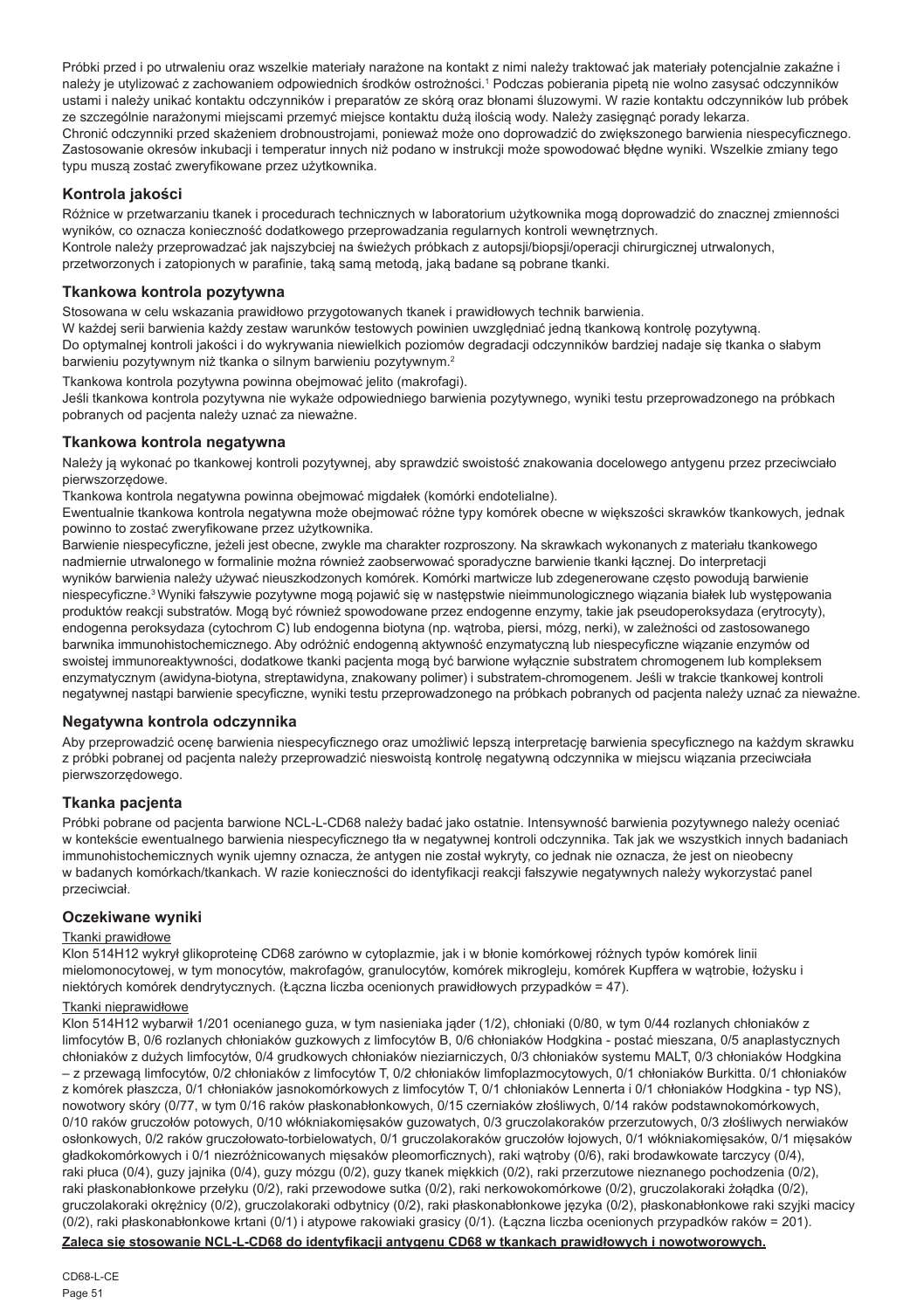Próbki przed i po utrwaleniu oraz wszelkie materiały narażone na kontakt z nimi należy traktować jak materiały potencjalnie zakaźne i należy je utylizować z zachowaniem odpowiednich środków ostrożności.[1] Podczas pobierania pipetą nie wolno zasysać odczynników ustami i należy unikać kontaktu odczynników i preparatów ze skórą oraz błonami śluzowymi. W razie kontaktu odczynników lub próbek ze szczególnie narażonymi miejscami przemyć miejsce kontaktu dużą ilością wody. Należy zasięgnąć porady lekarza.
Chronić odczynniki przed skażeniem drobnoustrojami, ponieważ może ono doprowadzić do zwiększonego barwienia niespecyficznego.
Zastosowanie okresów inkubacji i temperatur innych niż podano w instrukcji może spowodować błędne wyniki. Wszelkie zmiany tego typu muszą zostać zweryfikowane przez użytkownika.

## Kontrola jakości

Różnice w przetwarzaniu tkanek i procedurach technicznych w laboratorium użytkownika mogą doprowadzić do znacznej zmienności wyników, co oznacza konieczność dodatkowego przeprowadzania regularnych kontroli wewnętrznych.
Kontrole należy przeprowadzać jak najszybciej na świeżych próbkach z autopsji/biopsji/operacji chirurgicznej utrwalonych, przetworzonych i zatopionych w parafinie, taką samą metodą, jaką badane są pobrane tkanki.

## Tkankowa kontrola pozytywna

Stosowana w celu wskazania prawidłowo przygotowanych tkanek i prawidłowych technik barwienia.
W każdej serii barwienia każdy zestaw warunków testowych powinien uwzględniać jedną tkankową kontrolę pozytywną.
Do optymalnej kontroli jakości i do wykrywania niewielkich poziomów degradacji odczynników bardziej nadaje się tkanka o słabym barwieniu pozytywnym niż tkanka o silnym barwieniu pozytywnym.[2]

Tkankowa kontrola pozytywna powinna obejmować jelito (makrofagi).
Jeśli tkankowa kontrola pozytywna nie wykaże odpowiedniego barwienia pozytywnego, wyniki testu przeprowadzonego na próbkach pobranych od pacjenta należy uznać za nieważne.

## Tkankowa kontrola negatywna

Należy ją wykonać po tkankowej kontroli pozytywnej, aby sprawdzić swoistość znakowania docelowego antygenu przez przeciwciało pierwszorzędowe.
Tkankowa kontrola negatywna powinna obejmować migdałek (komórki endotelialne).
Ewentualnie tkankowa kontrola negatywna może obejmować różne typy komórek obecne w większości skrawków tkankowych, jednak powinno to zostać zweryfikowane przez użytkownika.
Barwienie niespecyficzne, jeżeli jest obecne, zwykle ma charakter rozproszony. Na skrawkach wykonanych z materiału tkankowego nadmiernie utrwalonego w formalinie można również zaobserwować sporadyczne barwienie tkanki łącznej. Do interpretacji wyników barwienia należy używać nieuszkodzonych komórek. Komórki martwicze lub zdegenerowane często powodują barwienie niespecyficzne.[3] Wyniki fałszywie pozytywne mogą pojawić się w następstwie nieimmunologicznego wiązania białek lub występowania produktów reakcji substratów. Mogą być również spowodowane przez endogenne enzymy, takie jak pseudoperoksydaza (erytrocyty), endogenna peroksydaza (cytochrom C) lub endogenna biotyna (np. wątroba, piersi, mózg, nerki), w zależności od zastosowanego barwnika immunohistochemicznego. Aby odróżnić endogenną aktywność enzymatyczną lub niespecyficzne wiązanie enzymów od swoistej immunoreaktywności, dodatkowe tkanki pacjenta mogą być barwione wyłącznie substratem chromogenem lub kompleksem enzymatycznym (awidyna-biotyna, streptawidyna, znakowany polimer) i substratem-chromogenem. Jeśli w trakcie tkankowej kontroli negatywnej nastąpi barwienie specyficzne, wyniki testu przeprowadzonego na próbkach pobranych od pacjenta należy uznać za nieważne.

## Negatywna kontrola odczynnika

Aby przeprowadzić ocenę barwienia niespecyficznego oraz umożliwić lepszą interpretację barwienia specyficznego na każdym skrawku z próbki pobranej od pacjenta należy przeprowadzić nieswoistą kontrolę negatywną odczynnika w miejscu wiązania przeciwciała pierwszorzędowego.

## Tkanka pacjenta

Próbki pobrane od pacjenta barwione NCL-L-CD68 należy badać jako ostatnie. Intensywność barwienia pozytywnego należy oceniać w kontekście ewentualnego barwienia niespecyficznego tła w negatywnej kontroli odczynnika. Tak jak we wszystkich innych badaniach immunohistochemicznych wynik ujemny oznacza, że antygen nie został wykryty, co jednak nie oznacza, że jest on nieobecny w badanych komórkach/tkankach. W razie konieczności do identyfikacji reakcji fałszywie negatywnych należy wykorzystać panel przeciwciał.

## Oczekiwane wyniki

Tkanki prawidłowe

Klon 514H12 wykrył glikoproteinę CD68 zarówno w cytoplazmie, jak i w błonie komórkowej różnych typów komórek linii mielomonocytowej, w tym monocytów, makrofagów, granulocytów, komórek mikrogleju, komórek Kupffera w wątrobie, łożysku i niektórych komórek dendrytycznych. (Łączna liczba ocenionych prawidłowych przypadków = 47).

Tkanki nieprawidłowe

Klon 514H12 wybarwił 1/201 ocenianego guza, w tym nasieniaka jąder (1/2), chłoniaki (0/80, w tym 0/44 rozlanych chłoniaków z limfocytów B, 0/6 rozlanych chłoniaków guzkowych z limfocytów B, 0/6 chłoniaków Hodgkina - postać mieszana, 0/5 anaplastycznych chłoniaków z dużych limfocytów, 0/4 grudkowych chłoniaków nieziarniczych, 0/3 chłoniaków systemu MALT, 0/3 chłoniaków Hodgkina – z przewagą limfocytów, 0/2 chłoniaków z limfocytów T, 0/2 chłoniaków limfoplazmocytowych, 0/1 chłoniaków Burkitta. 0/1 chłoniaków z komórek płaszcza, 0/1 chłoniaków jasnokomórkowych z limfocytów T, 0/1 chłoniaków Lennerta i 0/1 chłoniaków Hodgkina - typ NS), nowotwory skóry (0/77, w tym 0/16 raków płaskonabłonkowych, 0/15 czerniaków złośliwych, 0/14 raków podstawnokomórkowych, 0/10 raków gruczołów potowych, 0/10 włókniakomięsaków guzowatych, 0/3 gruczolakoraków przerzutowych, 0/3 złośliwych nerwiaków osłonkowych, 0/2 raków gruczołowato-torbielowatych, 0/1 gruczolakoraków gruczołów łojowych, 0/1 włókniakomięsaków, 0/1 mięsaków gładkokomórkowych i 0/1 niezróżnicowanych mięsaków pleomorficznych), raki wątroby (0/6), raki brodawkowate tarczycy (0/4), raki płuca (0/4), guzy jajnika (0/4), guzy mózgu (0/2), guzy tkanek miękkich (0/2), raki przerzutowe nieznanego pochodzenia (0/2), raki płaskonabłonkowe przełyku (0/2), raki przewodowe sutka (0/2), raki nerkowokomórkowe (0/2), gruczolakoraki żołądka (0/2), gruczolakoraki okrężnicy (0/2), gruczolakoraki odbytnicy (0/2), raki płaskonabłonkowe języka (0/2), płaskonabłonkowe raki szyjki macicy (0/2), raki płaskonabłonkowe krtani (0/1) i atypowe rakowiaki grasicy (0/1). (Łączna liczba ocenionych przypadków raków = 201).

**Zaleca się stosowanie NCL-L-CD68 do identyfikacji antygenu CD68 w tkankach prawidłowych i nowotworowych.**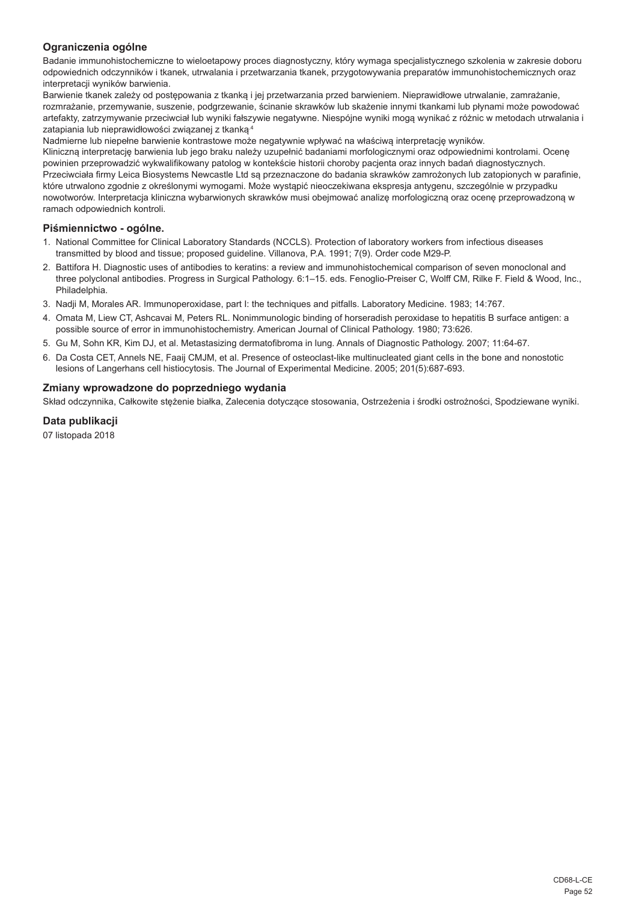### Ograniczenia ogólne

Badanie immunohistochemiczne to wieloetapowy proces diagnostyczny, który wymaga specjalistycznego szkolenia w zakresie doboru odpowiednich odczynników i tkanek, utrwalania i przetwarzania tkanek, przygotowywania preparatów immunohistochemicznych oraz interpretacji wyników barwienia.

Barwienie tkanek zależy od postępowania z tkanką i jej przetwarzania przed barwieniem. Nieprawidłowe utrwalanie, zamrażanie, rozmrażanie, przemywanie, suszenie, podgrzewanie, ścinanie skrawków lub skażenie innymi tkankami lub płynami może powodować artefakty, zatrzymywanie przeciwciał lub wyniki fałszywie negatywne. Niespójne wyniki mogą wynikać z różnic w metodach utrwalania i zatapiania lub nieprawidłowości związanej z tkanką.[4]

Nadmierne lub niepełne barwienie kontrastowe może negatywnie wpływać na właściwą interpretację wyników.

Kliniczną interpretację barwienia lub jego braku należy uzupełnić badaniami morfologicznymi oraz odpowiednimi kontrolami. Ocenę powinien przeprowadzić wykwalifikowany patolog w kontekście historii choroby pacjenta oraz innych badań diagnostycznych. Przeciwciała firmy Leica Biosystems Newcastle Ltd są przeznaczone do badania skrawków zamrożonych lub zatopionych w parafinie, które utrwalono zgodnie z określonymi wymogami. Może wystąpić nieoczekiwana ekspresja antygenu, szczególnie w przypadku nowotworów. Interpretacja kliniczna wybarwionych skrawków musi obejmować analizę morfologiczną oraz ocenę przeprowadzoną w ramach odpowiednich kontroli.

### Piśmiennictwo - ogólne.

1. National Committee for Clinical Laboratory Standards (NCCLS). Protection of laboratory workers from infectious diseases transmitted by blood and tissue; proposed guideline. Villanova, P.A. 1991; 7(9). Order code M29-P.
2. Battifora H. Diagnostic uses of antibodies to keratins: a review and immunohistochemical comparison of seven monoclonal and three polyclonal antibodies. Progress in Surgical Pathology. 6:1–15. eds. Fenoglio-Preiser C, Wolff CM, Rilke F. Field & Wood, Inc., Philadelphia.
3. Nadji M, Morales AR. Immunoperoxidase, part I: the techniques and pitfalls. Laboratory Medicine. 1983; 14:767.
4. Omata M, Liew CT, Ashcavai M, Peters RL. Nonimmunologic binding of horseradish peroxidase to hepatitis B surface antigen: a possible source of error in immunohistochemistry. American Journal of Clinical Pathology. 1980; 73:626.
5. Gu M, Sohn KR, Kim DJ, et al. Metastasizing dermatofibroma in lung. Annals of Diagnostic Pathology. 2007; 11:64-67.
6. Da Costa CET, Annels NE, Faaij CMJM, et al. Presence of osteoclast-like multinucleated giant cells in the bone and nonostotic lesions of Langerhans cell histiocytosis. The Journal of Experimental Medicine. 2005; 201(5):687-693.

### Zmiany wprowadzone do poprzedniego wydania

Skład odczynnika, Całkowite stężenie białka, Zalecenia dotyczące stosowania, Ostrzeżenia i środki ostrożności, Spodziewane wyniki.

### Data publikacji

07 listopada 2018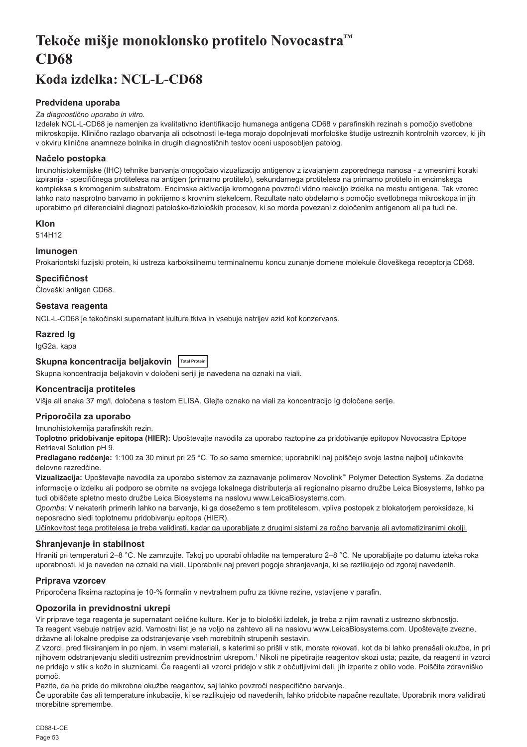# Tekoče mišje monoklonsko protitelo Novocastra™ CD68

## Koda izdelka: NCL-L-CD68

### Predvidena uporaba

*Za diagnostično uporabo in vitro.*

Izdelek NCL-L-CD68 je namenjen za kvalitativno identifikacijo humanega antigena CD68 v parafinskih rezinah s pomočjo svetlobne mikroskopije. Klinično razlago obarvanja ali odsotnosti le-tega morajo dopolnjevati morfološke študije ustreznih kontrolnih vzorcev, ki jih v okviru klinične anamneze bolnika in drugih diagnostičnih testov oceni usposobljen patolog.

### Načelo postopka

Imunohistokemijske (IHC) tehnike barvanja omogočajo vizualizacijo antigenov z izvajanjem zaporednega nanosa - z vmesnimi koraki izpiranja - specifičnega protitelesa na antigen (primarno protitelo), sekundarnega protitelesa na primarno protitelo in encimskega kompleksa s kromogenim substratom. Encimska aktivacija kromogena povzroči vidno reakcijo izdelka na mestu antigena. Tak vzorec lahko nato nasprotno barvamo in pokrijemo s krovnim stekelcem. Rezultate nato obdelamo s pomočjo svetlobnega mikroskopa in jih uporabimo pri diferencialni diagnozi patološko-fizioloških procesov, ki so morda povezani z določenim antigenom ali pa tudi ne.

### Klon

514H12

### Imunogen

Prokariontski fuzijski protein, ki ustreza karboksilnemu terminalnemu koncu zunanje domene molekule človeškega receptorja CD68.

### Specifičnost

Človeški antigen CD68.

### Sestava reagenta

NCL-L-CD68 je tekočinski supernatant kulture tkiva in vsebuje natrijev azid kot konzervans.

### Razred Ig

IgG2a, kapa

### Skupna koncentracija beljakovin Total Protein

Skupna koncentracija beljakovin v določeni seriji je navedena na oznaki na viali.

### Koncentracija protiteles

Višja ali enaka 37 mg/l, določena s testom ELISA. Glejte oznako na viali za koncentracijo Ig določene serije.

### Priporočila za uporabo

Imunohistokemija parafinskih rezin.

**Toplotno pridobivanje epitopa (HIER):** Upoštevajte navodila za uporabo raztopine za pridobivanje epitopov Novocastra Epitope Retrieval Solution pH 9.

**Predlagano redčenje:** 1:100 za 30 minut pri 25 °C. To so samo smernice; uporabniki naj poiščejo svoje lastne najbolj učinkovite delovne razredčine.

**Vizualizacija:** Upoštevajte navodila za uporabo sistemov za zaznavanje polimerov Novolink™ Polymer Detection Systems. Za dodatne informacije o izdelku ali podporo se obrnite na svojega lokalnega distributerja ali regionalno pisarno družbe Leica Biosystems, lahko pa tudi obiščete spletno mesto družbe Leica Biosystems na naslovu www.LeicaBiosystems.com.

*Opomba:* V nekaterih primerih lahko na barvanje, ki ga dosežemo s tem protitelesom, vpliva postopek z blokatorjem peroksidaze, ki neposredno sledi toplotnemu pridobivanju epitopa (HIER).

Učinkovitost tega protitelesa je treba validirati, kadar ga uporabljate z drugimi sistemi za ročno barvanje ali avtomatiziranimi okolji.

### Shranjevanje in stabilnost

Hraniti pri temperaturi 2–8 °C. Ne zamrzujte. Takoj po uporabi ohladite na temperaturo 2–8 °C. Ne uporabljajte po datumu izteka roka uporabnosti, ki je naveden na oznaki na viali. Uporabnik naj preveri pogoje shranjevanja, ki se razlikujejo od zgoraj navedenih.

### Priprava vzorcev

Priporočena fiksirna raztopina je 10-% formalin v nevtralnem pufru za tkivne rezine, vstavljene v parafin.

### Opozorila in previdnostni ukrepi

Vir priprave tega reagenta je supernatant celične kulture. Ker je to biološki izdelek, je treba z njim ravnati z ustrezno skrbnostjo.

Ta reagent vsebuje natrijev azid. Varnostni list je na voljo na zahtevo ali na naslovu www.LeicaBiosystems.com. Upoštevajte zvezne, državne ali lokalne predpise za odstranjevanje vseh morebitnih strupenih sestavin.

Z vzorci, pred fiksiranjem in po njem, in vsemi materiali, s katerimi so prišli v stik, morate rokovati, kot da bi lahko prenašali okužbe, in pri njihovem odstranjevanju slediti ustreznim previdnostnim ukrepom.[1] Nikoli ne pipetirajte reagentov skozi usta; pazite, da reagenti in vzorci ne pridejo v stik s kožo in sluznicami. Če reagenti ali vzorci pridejo v stik z občutljivimi deli, jih izperite z obilo vode. Poiščite zdravniško pomoč.

Pazite, da ne pride do mikrobne okužbe reagentov, saj lahko povzroči nespecifično barvanje.

Če uporabite čas ali temperature inkubacije, ki se razlikujejo od navedenih, lahko pridobite napačne rezultate. Uporabnik mora validirati morebitne spremembe.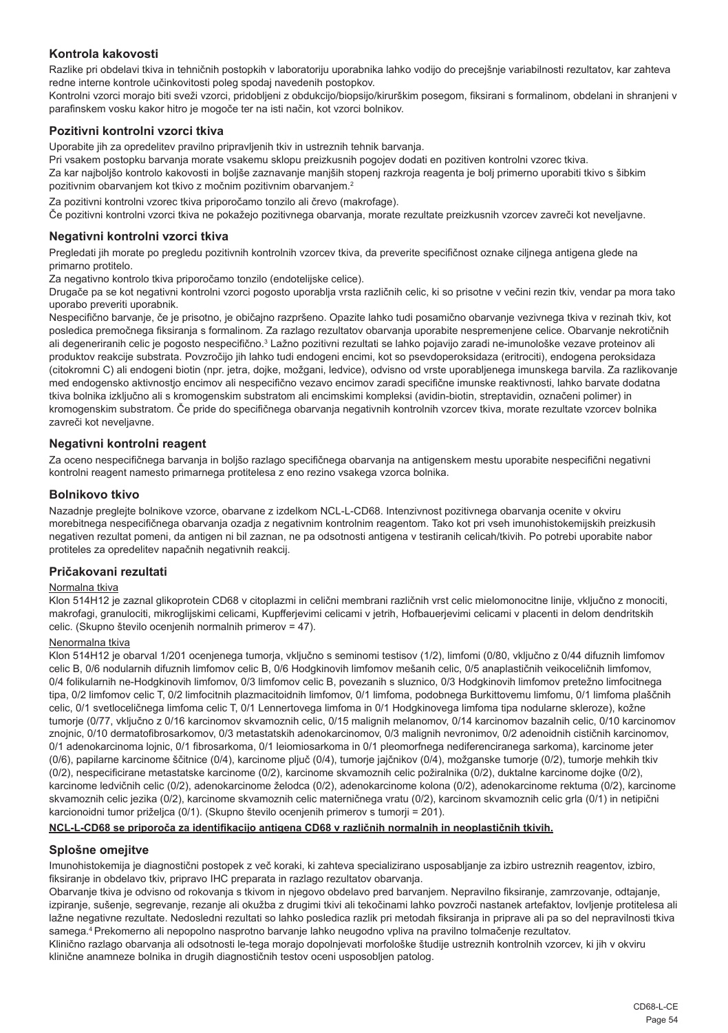## Kontrola kakovosti

Razlike pri obdelavi tkiva in tehničnih postopkih v laboratoriju uporabnika lahko vodijo do precejšnje variabilnosti rezultatov, kar zahteva redne interne kontrole učinkovitosti poleg spodaj navedenih postopkov.

Kontrolni vzorci morajo biti sveži vzorci, pridobljeni z obdukcijo/biopsijo/kirurškim posegom, fiksirani s formalinom, obdelani in shranjeni v parafinskem vosku kakor hitro je mogoče ter na isti način, kot vzorci bolnikov.

## Pozitivni kontrolni vzorci tkiva

Uporabite jih za opredelitev pravilno pripravljenih tkiv in ustreznih tehnik barvanja.

Pri vsakem postopku barvanja morate vsakemu sklopu preizkusnih pogojev dodati en pozitiven kontrolni vzorec tkiva.

Za kar najboljšo kontrolo kakovosti in boljše zaznavanje manjših stopenj razkroja reagenta je bolj primerno uporabiti tkivo s šibkim pozitivnim obarvanjem kot tkivo z močnim pozitivnim obarvanjem.[2]

Za pozitivni kontrolni vzorec tkiva priporočamo tonzilo ali črevo (makrofage).

Če pozitivni kontrolni vzorci tkiva ne pokažejo pozitivnega obarvanja, morate rezultate preizkusnih vzorcev zavreči kot neveljavne.

## Negativni kontrolni vzorci tkiva

Pregledati jih morate po pregledu pozitivnih kontrolnih vzorcev tkiva, da preverite specifičnost oznake ciljnega antigena glede na primarno protitelo.

Za negativno kontrolo tkiva priporočamo tonzilo (endotelijske celice).

Drugače pa se kot negativni kontrolni vzorci pogosto uporablja vrsta različnih celic, ki so prisotne v večini rezin tkiv, vendar pa mora tako uporabo preveriti uporabnik.

Nespecifično barvanje, če je prisotno, je običajno razpršeno. Opazite lahko tudi posamično obarvanje vezivnega tkiva v rezinah tkiv, kot posledica premočnega fiksiranja s formalinom. Za razlago rezultatov obarvanja uporabite nespremenjene celice. Obarvanje nekrotičnih ali degeneriranih celic je pogosto nespecifično.[3] Lažno pozitivni rezultati se lahko pojavijo zaradi ne-imunološke vezave proteinov ali produktov reakcije substrata. Povzročijo jih lahko tudi endogeni encimi, kot so psevdoperoksidaza (eritrociti), endogena peroksidaza (citokromni C) ali endogeni biotin (npr. jetra, dojke, možgani, ledvice), odvisno od vrste uporabljenega imunskega barvila. Za razlikovanje med endogensko aktivnostjo encimov ali nespecifično vezavo encimov zaradi specifične imunske reaktivnosti, lahko barvate dodatna tkiva bolnika izključno ali s kromogenskim substratom ali encimskimi kompleksi (avidin-biotin, streptavidin, označeni polimer) in kromogenskim substratom. Če pride do specifičnega obarvanja negativnih kontrolnih vzorcev tkiva, morate rezultate vzorcev bolnika zavreči kot neveljavne.

## Negativni kontrolni reagent

Za oceno nespecifičnega barvanja in boljšo razlago specifičnega obarvanja na antigenskem mestu uporabite nespecifični negativni kontrolni reagent namesto primarnega protitelesa z eno rezino vsakega vzorca bolnika.

## Bolnikovo tkivo

Nazadnje preglejte bolnikove vzorce, obarvane z izdelkom NCL-L-CD68. Intenzivnost pozitivnega obarvanja ocenite v okviru morebitnega nespecifičnega obarvanja ozadja z negativnim kontrolnim reagentom. Tako kot pri vseh imunohistokemijskih preizkusih negativen rezultat pomeni, da antigen ni bil zaznan, ne pa odsotnosti antigena v testiranih celicah/tkivih. Po potrebi uporabite nabor protiteles za opredelitev napačnih negativnih reakcij.

## Pričakovani rezultati

Normalna tkiva

Klon 514H12 je zaznal glikoprotein CD68 v citoplazmi in celični membrani različnih vrst celic mielomonocitne linije, vključno z monociti, makrofagi, granulociti, mikroglijskimi celicami, Kupfferjevimi celicami v jetrih, Hofbauerjevimi celicami v placenti in delom dendritskih celic. (Skupno število ocenjenih normalnih primerov = 47).

Nenormalna tkiva

Klon 514H12 je obarval 1/201 ocenjenega tumorja, vključno s seminomi testisov (1/2), limfomi (0/80, vključno z 0/44 difuznih limfomov celic B, 0/6 nodularnih difuznih limfomov celic B, 0/6 Hodgkinovih limfomov mešanih celic, 0/5 anaplastičnih veikoceličnih limfomov, 0/4 folikularnih ne-Hodgkinovih limfomov, 0/3 limfomov celic B, povezanih s sluznico, 0/3 Hodgkinovih limfomov pretežno limfocitnega tipa, 0/2 limfomov celic T, 0/2 limfocitnih plazmacitoidnih limfomov, 0/1 limfoma, podobnega Burkittovemu limfomu, 0/1 limfoma plaščnih celic, 0/1 svetloceličnega limfoma celic T, 0/1 Lennertovega limfoma in 0/1 Hodgkinovega limfoma tipa nodularne skleroze), kožne tumorje (0/77, vključno z 0/16 karcinomov skvamoznih celic, 0/15 malignih melanomov, 0/14 karcinomov bazalnih celic, 0/10 karcinomov znojnic, 0/10 dermatofibrosarkomov, 0/3 metastatskih adenokarcinomov, 0/3 malignih nevrinomov, 0/2 adenoidnih cističnih karcinomov, 0/1 adenokarcinoma lojnic, 0/1 fibrosarkoma, 0/1 leiomiosarkoma in 0/1 pleomorfnega nediferenciranega sarkoma), karcinome jeter (0/6), papilarne karcinome ščitnice (0/4), karcinome pljuč (0/4), tumorje jajčnikov (0/4), možganske tumorje (0/2), tumorje mehkih tkiv (0/2), nespecificirane metastatske karcinome (0/2), karcinome skvamoznih celic požiralnika (0/2), duktalne karcinome dojke (0/2), karcinome ledvičnih celic (0/2), adenokarcinome želodca (0/2), adenokarcinome kolona (0/2), adenokarcinome rektuma (0/2), karcinome skvamoznih celic jezika (0/2), karcinome skvamoznih celic materničnega vratu (0/2), karcinom skvamoznih celic grla (0/1) in netipični karcionoidni tumor priželjca (0/1). (Skupno število ocenjenih primerov s tumorji = 201).

**NCL-L-CD68 se priporoča za identifikacijo antigena CD68 v različnih normalnih in neoplastičnih tkivih.**

## Splošne omejitve

Imunohistokemija je diagnostični postopek z več koraki, ki zahteva specializirano usposabljanje za izbiro ustreznih reagentov, izbiro, fiksiranje in obdelavo tkiv, pripravo IHC preparata in razlago rezultatov obarvanja.

Obarvanje tkiva je odvisno od rokovanja s tkivom in njegovo obdelavo pred barvanjem. Nepravilno fiksiranje, zamrzovanje, odtajanje, izpiranje, sušenje, segrevanje, rezanje ali okužba z drugimi tkivi ali tekočinami lahko povzroči nastanek artefaktov, lovljenje protitelesa ali lažne negativne rezultate. Nedosledni rezultati so lahko posledica razlik pri metodah fiksiranja in priprave ali pa so del nepravilnosti tkiva samega.[4] Prekomerno ali nepopolno nasprotno barvanje lahko neugodno vpliva na pravilno tolmačenje rezultatov.

Klinično razlago obarvanja ali odsotnosti le-tega morajo dopolnjevati morfološke študije ustreznih kontrolnih vzorcev, ki jih v okviru klinične anamneze bolnika in drugih diagnostičnih testov oceni usposobljen patolog.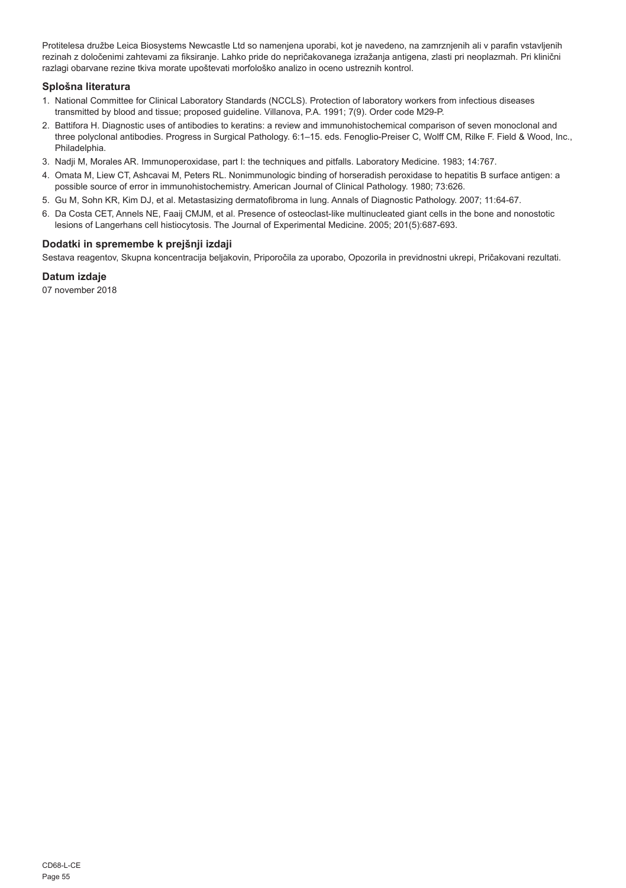Protitelesa družbe Leica Biosystems Newcastle Ltd so namenjena uporabi, kot je navedeno, na zamrznjenih ali v parafin vstavljenih rezinah z določenimi zahtevami za fiksiranje. Lahko pride do nepričakovanega izražanja antigena, zlasti pri neoplazmah. Pri klinični razlagi obarvane rezine tkiva morate upoštevati morfološko analizo in oceno ustreznih kontrol.

## Splošna literatura

1. National Committee for Clinical Laboratory Standards (NCCLS). Protection of laboratory workers from infectious diseases transmitted by blood and tissue; proposed guideline. Villanova, P.A. 1991; 7(9). Order code M29-P.
2. Battifora H. Diagnostic uses of antibodies to keratins: a review and immunohistochemical comparison of seven monoclonal and three polyclonal antibodies. Progress in Surgical Pathology. 6:1–15. eds. Fenoglio-Preiser C, Wolff CM, Rilke F. Field & Wood, Inc., Philadelphia.
3. Nadji M, Morales AR. Immunoperoxidase, part I: the techniques and pitfalls. Laboratory Medicine. 1983; 14:767.
4. Omata M, Liew CT, Ashcavai M, Peters RL. Nonimmunologic binding of horseradish peroxidase to hepatitis B surface antigen: a possible source of error in immunohistochemistry. American Journal of Clinical Pathology. 1980; 73:626.
5. Gu M, Sohn KR, Kim DJ, et al. Metastasizing dermatofibroma in lung. Annals of Diagnostic Pathology. 2007; 11:64-67.
6. Da Costa CET, Annels NE, Faaij CMJM, et al. Presence of osteoclast-like multinucleated giant cells in the bone and nonostotic lesions of Langerhans cell histiocytosis. The Journal of Experimental Medicine. 2005; 201(5):687-693.

## Dodatki in spremembe k prejšnji izdaji

Sestava reagentov, Skupna koncentracija beljakovin, Priporočila za uporabo, Opozorila in previdnostni ukrepi, Pričakovani rezultati.

## Datum izdaje

07 november 2018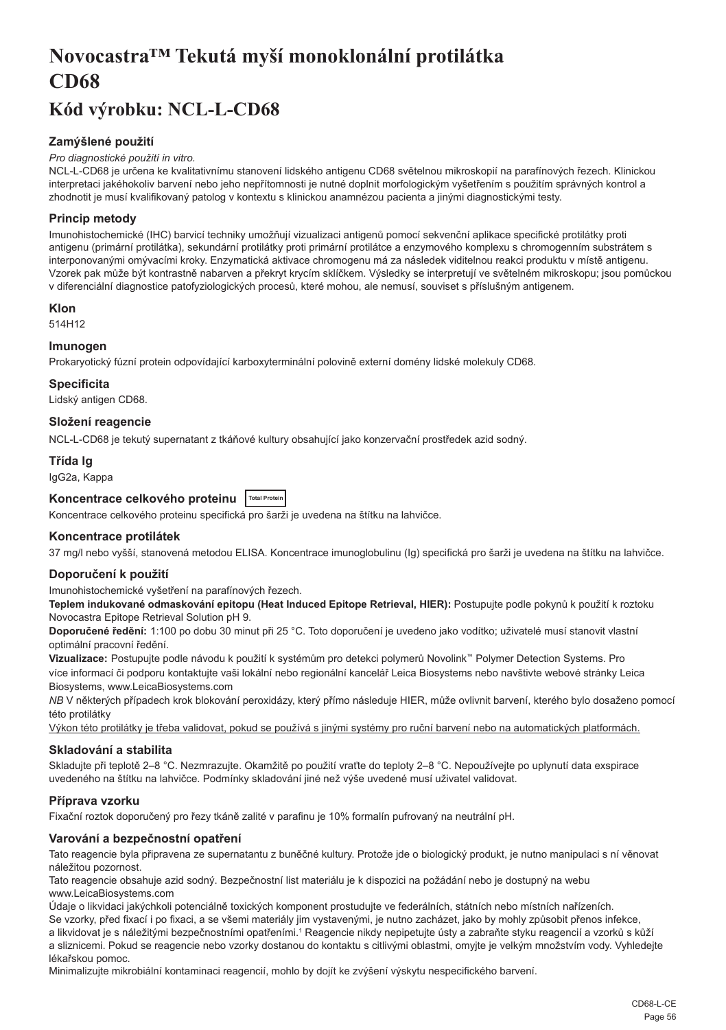# Novocastra™ Tekutá myší monoklonální protilátka CD68

## Kód výrobku: NCL-L-CD68

### Zamýšlené použití

*Pro diagnostické použití in vitro.*

NCL-L-CD68 je určena ke kvalitativnímu stanovení lidského antigenu CD68 světelnou mikroskopií na parafínových řezech. Klinickou interpretaci jakéhokoliv barvení nebo jeho nepřítomnosti je nutné doplnit morfologickým vyšetřením s použitím správných kontrol a zhodnotit je musí kvalifikovaný patolog v kontextu s klinickou anamnézou pacienta a jinými diagnostickými testy.

### Princip metody

Imunohistochemické (IHC) barvicí techniky umožňují vizualizaci antigenů pomocí sekvenční aplikace specifické protilátky proti antigenu (primární protilátka), sekundární protilátky proti primární protilátce a enzymového komplexu s chromogenním substrátem s interponovanými omývacími kroky. Enzymatická aktivace chromogenu má za následek viditelnou reakci produktu v místě antigenu. Vzorek pak může být kontrastně nabarven a překryt krycím sklíčkem. Výsledky se interpretují ve světelném mikroskopu; jsou pomůckou v diferenciální diagnostice patofyziologických procesů, které mohou, ale nemusí, souviset s příslušným antigenem.

### Klon

514H12

### Imunogen

Prokaryotický fúzní protein odpovídající karboxyterminální polovině externí domény lidské molekuly CD68.

### Specificita

Lidský antigen CD68.

### Složení reagencie

NCL-L-CD68 je tekutý supernatant z tkáňové kultury obsahující jako konzervační prostředek azid sodný.

### Třída Ig

IgG2a, Kappa

### Koncentrace celkového proteinu Total Protein

Koncentrace celkového proteinu specifická pro šarži je uvedena na štítku na lahvičce.

### Koncentrace protilátek

37 mg/l nebo vyšší, stanovená metodou ELISA. Koncentrace imunoglobulinu (Ig) specifická pro šarži je uvedena na štítku na lahvičce.

### Doporučení k použití

Imunohistochemické vyšetření na parafínových řezech.

**Teplem indukované odmaskování epitopu (Heat Induced Epitope Retrieval, HIER):** Postupujte podle pokynů k použití k roztoku Novocastra Epitope Retrieval Solution pH 9.

**Doporučené ředění:** 1:100 po dobu 30 minut při 25 °C. Toto doporučení je uvedeno jako vodítko; uživatelé musí stanovit vlastní optimální pracovní ředění.

**Vizualizace:** Postupujte podle návodu k použití k systémům pro detekci polymerů Novolink™ Polymer Detection Systems. Pro více informací či podporu kontaktujte vaši lokální nebo regionální kancelář Leica Biosystems nebo navštivte webové stránky Leica Biosystems, www.LeicaBiosystems.com

*NB* V některých případech krok blokování peroxidázy, který přímo následuje HIER, může ovlivnit barvení, kterého bylo dosaženo pomocí této protilátky

<u>Výkon této protilátky je třeba validovat, pokud se používá s jinými systémy pro ruční barvení nebo na automatických platformách.</u>

### Skladování a stabilita

Skladujte při teplotě 2–8 °C. Nezmrazujte. Okamžitě po použití vraťte do teploty 2–8 °C. Nepoužívejte po uplynutí data exspirace uvedeného na štítku na lahvičce. Podmínky skladování jiné než výše uvedené musí uživatel validovat.

### Příprava vzorku

Fixační roztok doporučený pro řezy tkáně zalité v parafinu je 10% formalín pufrovaný na neutrální pH.

### Varování a bezpečnostní opatření

Tato reagencie byla připravena ze supernatantu z buněčné kultury. Protože jde o biologický produkt, je nutno manipulaci s ní věnovat náležitou pozornost.

Tato reagencie obsahuje azid sodný. Bezpečnostní list materiálu je k dispozici na požádání nebo je dostupný na webu www.LeicaBiosystems.com

Údaje o likvidaci jakýchkoli potenciálně toxických komponent prostudujte ve federálních, státních nebo místních nařízeních.

Se vzorky, před fixací i po fixaci, a se všemi materiály jim vystavenými, je nutno zacházet, jako by mohly způsobit přenos infekce, a likvidovat je s náležitými bezpečnostními opatřeními.[1] Reagencie nikdy nepipetujte ústy a zabraňte styku reagencií a vzorků s kůží a sliznicemi. Pokud se reagencie nebo vzorky dostanou do kontaktu s citlivými oblastmi, omyjte je velkým množstvím vody. Vyhledejte lékařskou pomoc.

Minimalizujte mikrobiální kontaminaci reagencií, mohlo by dojít ke zvýšení výskytu nespecifického barvení.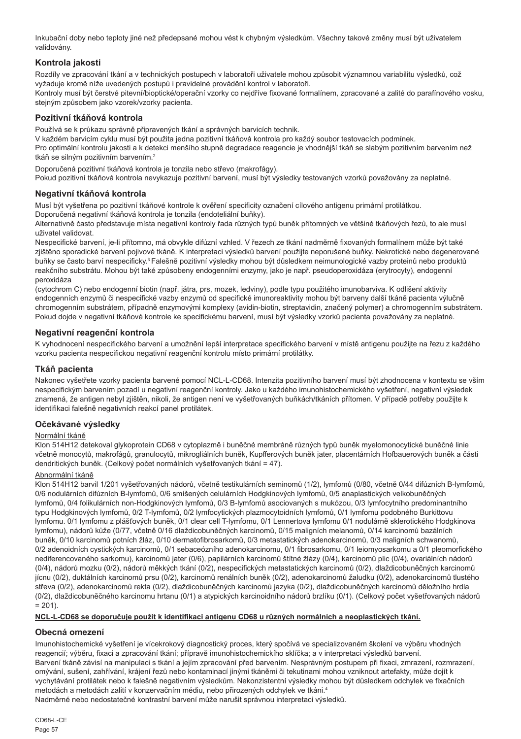Inkubační doby nebo teploty jiné než předepsané mohou vést k chybným výsledkům. Všechny takové změny musí být uživatelem validovány.

### Kontrola jakosti

Rozdíly ve zpracování tkání a v technických postupech v laboratoři uživatele mohou způsobit významnou variabilitu výsledků, což vyžaduje kromě níže uvedených postupů i pravidelné provádění kontrol v laboratoři.
Kontroly musí být čerstvé pitevní/bioptické/operační vzorky co nejdříve fixované formalínem, zpracované a zalité do parafínového vosku, stejným způsobem jako vzorek/vzorky pacienta.

### Pozitivní tkáňová kontrola

Používá se k průkazu správně připravených tkání a správných barvicích technik.
V každém barvicím cyklu musí být použita jedna pozitivní tkáňová kontrola pro každý soubor testovacích podmínek.
Pro optimální kontrolu jakosti a k detekci menšího stupně degradace reagencie je vhodnější tkáň se slabým pozitivním barvením než tkáň se silným pozitivním barvením.[2]

Doporučená pozitivní tkáňová kontrola je tonzila nebo střevo (makrofágy).
Pokud pozitivní tkáňová kontrola nevykazuje pozitivní barvení, musí být výsledky testovaných vzorků považovány za neplatné.

### Negativní tkáňová kontrola

Musí být vyšetřena po pozitivní tkáňové kontrole k ověření specificity označení cílového antigenu primární protilátkou.
Doporučená negativní tkáňová kontrola je tonzila (endoteliální buňky).
Alternativně často představuje místa negativní kontroly řada různých typů buněk přítomných ve většině tkáňových řezů, to ale musí uživatel validovat.
Nespecifické barvení, je-li přítomno, má obvykle difúzní vzhled. V řezech ze tkání nadměrně fixovaných formalínem může být také zjištěno sporadické barvení pojivové tkáně. K interpretaci výsledků barvení použijte neporušené buňky. Nekrotické nebo degenerované buňky se často barví nespecificky.[3] Falešně pozitivní výsledky mohou být důsledkem neimunologické vazby proteinů nebo produktů reakčního substrátu. Mohou být také způsobeny endogenními enzymy, jako je např. pseudoperoxidáza (erytrocyty), endogenní peroxidáza
(cytochrom C) nebo endogenní biotin (např. játra, prs, mozek, ledviny), podle typu použitého imunobarviva. K odlišení aktivity endogenních enzymů či nespecifické vazby enzymů od specifické imunoreaktivity mohou být barveny další tkáně pacienta výlučně chromogenním substrátem, případně enzymovými komplexy (avidin-biotin, streptavidin, značený polymer) a chromogenním substrátem. Pokud dojde v negativní tkáňové kontrole ke specifickému barvení, musí být výsledky vzorků pacienta považovány za neplatné.

### Negativní reagenční kontrola

K vyhodnocení nespecifického barvení a umožnění lepší interpretace specifického barvení v místě antigenu použijte na řezu z každého vzorku pacienta nespecifickou negativní reagenční kontrolu místo primární protilátky.

### Tkáň pacienta

Nakonec vyšetřete vzorky pacienta barvené pomocí NCL-L-CD68. Intenzita pozitivního barvení musí být zhodnocena v kontextu se vším nespecifickým barvením pozadí u negativní reagenční kontroly. Jako u každého imunohistochemického vyšetření, negativní výsledek znamená, že antigen nebyl zjištěn, nikoli, že antigen není ve vyšetřovaných buňkách/tkáních přítomen. V případě potřeby použijte k identifikaci falešně negativních reakcí panel protilátek.

### Očekávané výsledky

Normální tkáně

Klon 514H12 detekoval glykoprotein CD68 v cytoplazmě i buněčné membráně různých typů buněk myelomonocytické buněčné linie včetně monocytů, makrofágů, granulocytů, mikrogliálních buněk, Kupfferových buněk jater, placentárních Hofbauerových buněk a části dendritických buněk. (Celkový počet normálních vyšetřovaných tkání = 47).

Abnormální tkáně

Klon 514H12 barvil 1/201 vyšetřovaných nádorů, včetně testikulárních seminomů (1/2), lymfomů (0/80, včetně 0/44 difúzních B-lymfomů, 0/6 nodulárních difúzních B-lymfomů, 0/6 smíšených celulárních Hodgkinových lymfomů, 0/5 anaplastických velkobuněčných lymfomů, 0/4 folikulárních non-Hodgkinových lymfomů, 0/3 B-lymfomů asociovaných s mukózou, 0/3 lymfocytního predominantního typu Hodgkinových lymfomů, 0/2 T-lymfomů, 0/2 lymfocytických plazmocytoidních lymfomů, 0/1 lymfomu podobného Burkittovu lymfomu. 0/1 lymfomu z plášťových buněk, 0/1 clear cell T-lymfomu, 0/1 Lennertova lymfomu 0/1 nodulárně sklerotického Hodgkinova lymfomu), nádorů kůže (0/77, včetně 0/16 dlaždicobuněčných karcinomů, 0/15 maligních melanomů, 0/14 karcinomů bazálních buněk, 0/10 karcinomů potních žláz, 0/10 dermatofibrosarkomů, 0/3 metastatických adenokarcinomů, 0/3 maligních schwanomů, 0/2 adenoidních cystických karcinomů, 0/1 sebaceózního adenokarcinomu, 0/1 fibrosarkomu, 0/1 leiomyosarkomu a 0/1 pleomorfického nediferencovaného sarkomu), karcinomů jater (0/6), papilárních karcinomů štítné žlázy (0/4), karcinomů plic (0/4), ovariálních nádorů (0/4), nádorů mozku (0/2), nádorů měkkých tkání (0/2), nespecifických metastatických karcinomů (0/2), dlaždicobuněčných karcinomů jícnu (0/2), duktálních karcinomů prsu (0/2), karcinomů renálních buněk (0/2), adenokarcinomů žaludku (0/2), adenokarcinomů tlustého střeva (0/2), adenokarcinomů rekta (0/2), dlaždicobuněčných karcinomů jazyka (0/2), dlaždicobuněčných karcinomů děložního hrdla (0/2), dlaždicobuněčného karcinomu hrtanu (0/1) a atypických karcinoidního nádorů brzlíku (0/1). (Celkový počet vyšetřovaných nádorů = 201).

**NCL-L-CD68 se doporučuje použít k identifikaci antigenu CD68 u různých normálních a neoplastických tkání.**

### Obecná omezení

Imunohistochemické vyšetření je vícekrokový diagnostický proces, který spočívá ve specializovaném školení ve výběru vhodných reagencií; výběru, fixaci a zpracování tkání; přípravě imunohistochemického sklíčka; a v interpretaci výsledků barvení.
Barvení tkáně závisí na manipulaci s tkání a jejím zpracování před barvením. Nesprávným postupem při fixaci, zmrazení, rozmrazení, omývání, sušení, zahřívání, krájení řezů nebo kontaminací jinými tkáněmi či tekutinami mohou vzniknout artefakty, může dojít k vychytávání protilátek nebo k falešně negativním výsledkům. Nekonzistentní výsledky mohou být důsledkem odchylek ve fixačních metodách a metodách zalití v konzervačním médiu, nebo přirozených odchylek ve tkáni.[4]
Nadměrné nebo nedostatečné kontrastní barvení může narušit správnou interpretaci výsledků.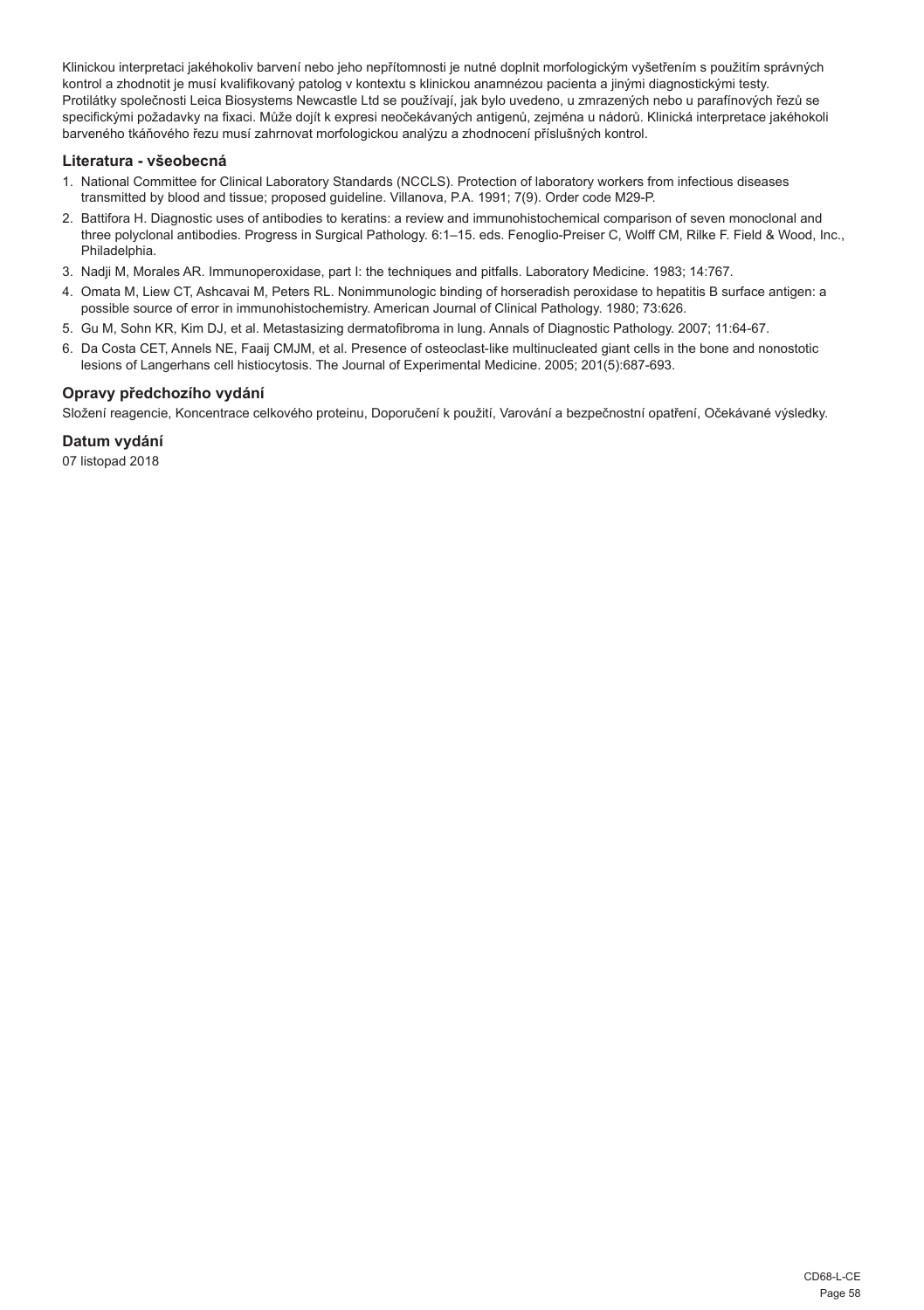Klinickou interpretaci jakéhokoliv barvení nebo jeho nepřítomnosti je nutné doplnit morfologickým vyšetřením s použitím správných kontrol a zhodnotit je musí kvalifikovaný patolog v kontextu s klinickou anamnézou pacienta a jinými diagnostickými testy. Protilátky společnosti Leica Biosystems Newcastle Ltd se používají, jak bylo uvedeno, u zmrazených nebo u parafínových řezů se specifickými požadavky na fixaci. Může dojít k expresi neočekávaných antigenů, zejména u nádorů. Klinická interpretace jakéhokoli barveného tkáňového řezu musí zahrnovat morfologickou analýzu a zhodnocení příslušných kontrol.

### Literatura - všeobecná

1. National Committee for Clinical Laboratory Standards (NCCLS). Protection of laboratory workers from infectious diseases transmitted by blood and tissue; proposed guideline. Villanova, P.A. 1991; 7(9). Order code M29-P.
2. Battifora H. Diagnostic uses of antibodies to keratins: a review and immunohistochemical comparison of seven monoclonal and three polyclonal antibodies. Progress in Surgical Pathology. 6:1–15. eds. Fenoglio-Preiser C, Wolff CM, Rilke F. Field & Wood, Inc., Philadelphia.
3. Nadji M, Morales AR. Immunoperoxidase, part I: the techniques and pitfalls. Laboratory Medicine. 1983; 14:767.
4. Omata M, Liew CT, Ashcavai M, Peters RL. Nonimmunologic binding of horseradish peroxidase to hepatitis B surface antigen: a possible source of error in immunohistochemistry. American Journal of Clinical Pathology. 1980; 73:626.
5. Gu M, Sohn KR, Kim DJ, et al. Metastasizing dermatofibroma in lung. Annals of Diagnostic Pathology. 2007; 11:64-67.
6. Da Costa CET, Annels NE, Faaij CMJM, et al. Presence of osteoclast-like multinucleated giant cells in the bone and nonostotic lesions of Langerhans cell histiocytosis. The Journal of Experimental Medicine. 2005; 201(5):687-693.

### Opravy předchozího vydání

Složení reagencie, Koncentrace celkového proteinu, Doporučení k použití, Varování a bezpečnostní opatření, Očekávané výsledky.

### Datum vydání

07 listopad 2018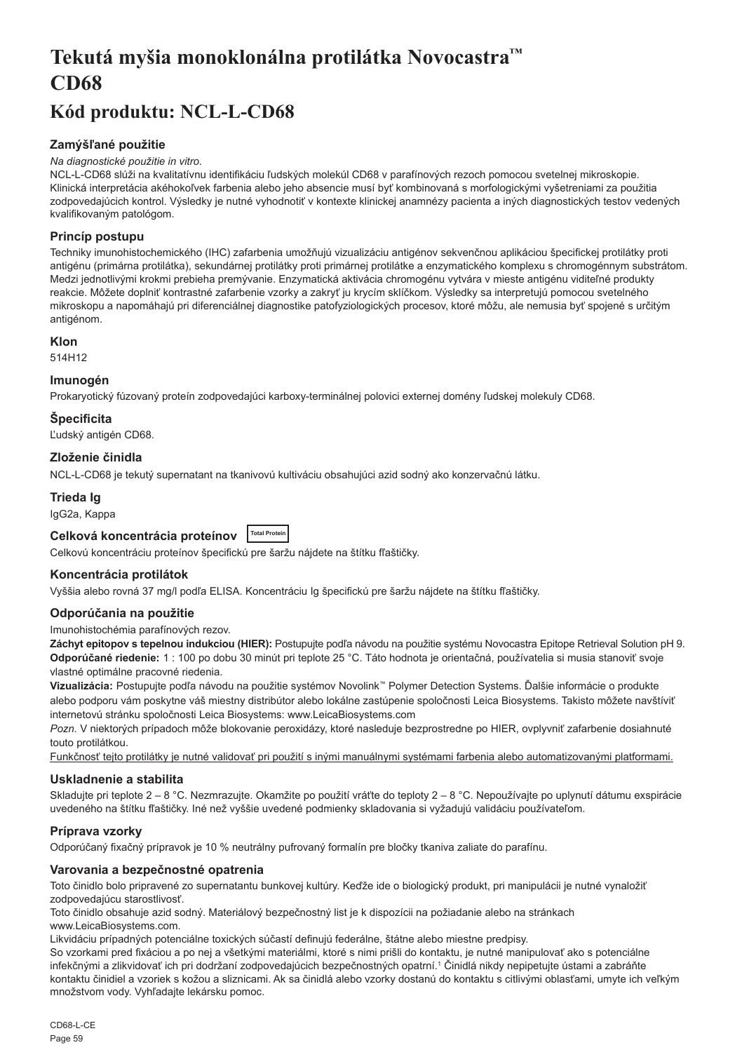# Tekutá myšia monoklonálna protilátka Novocastra™ CD68

## Kód produktu: NCL-L-CD68

### Zamýšľané použitie

*Na diagnostické použitie in vitro.*

NCL-L-CD68 slúži na kvalitatívnu identifikáciu ľudských molekúl CD68 v parafínových rezoch pomocou svetelnej mikroskopie. Klinická interpretácia akéhokoľvek farbenia alebo jeho absencie musí byť kombinovaná s morfologickými vyšetreniami za použitia zodpovedajúcich kontrol. Výsledky je nutné vyhodnotiť v kontexte klinickej anamnézy pacienta a iných diagnostických testov vedených kvalifikovaným patológom.

### Princíp postupu

Techniky imunohistochemického (IHC) zafarbenia umožňujú vizualizáciu antigénov sekvenčnou aplikáciou špecifickej protilátky proti antigénu (primárna protilátka), sekundárnej protilátky proti primárnej protilátke a enzymatického komplexu s chromogénnym substrátom. Medzi jednotlivými krokmi prebieha premývanie. Enzymatická aktivácia chromogénu vytvára v mieste antigénu viditeľné produkty reakcie. Môžete doplniť kontrastné zafarbenie vzorky a zakryť ju krycím sklíčkom. Výsledky sa interpretujú pomocou svetelného mikroskopu a napomáhajú pri diferenciálnej diagnostike patofyziologických procesov, ktoré môžu, ale nemusia byť spojené s určitým antigénom.

### Klon

514H12

### Imunogén

Prokaryotický fúzovaný proteín zodpovedajúci karboxy-terminálnej polovici externej domény ľudskej molekuly CD68.

### Špecificita

Ľudský antigén CD68.

### Zloženie činidla

NCL-L-CD68 je tekutý supernatant na tkanivovú kultiváciu obsahujúci azid sodný ako konzervačnú látku.

### Trieda Ig

IgG2a, Kappa

### Celková koncentrácia proteínov Total Protein

Celkovú koncentráciu proteínov špecifickú pre šaržu nájdete na štítku fľaštičky.

### Koncentrácia protilátok

Vyššia alebo rovná 37 mg/l podľa ELISA. Koncentráciu Ig špecifickú pre šaržu nájdete na štítku fľaštičky.

### Odporúčania na použitie

Imunohistochémia parafínových rezov.

**Záchyt epitopov s tepelnou indukciou (HIER):** Postupujte podľa návodu na použitie systému Novocastra Epitope Retrieval Solution pH 9.

**Odporúčané riedenie:** 1 : 100 po dobu 30 minút pri teplote 25 °C. Táto hodnota je orientačná, používatelia si musia stanoviť svoje vlastné optimálne pracovné riedenia.

**Vizualizácia:** Postupujte podľa návodu na použitie systémov Novolink™ Polymer Detection Systems. Ďalšie informácie o produkte alebo podporu vám poskytne váš miestny distribútor alebo lokálne zastúpenie spoločnosti Leica Biosystems. Takisto môžete navštíviť internetovú stránku spoločnosti Leica Biosystems: www.LeicaBiosystems.com

*Pozn.* V niektorých prípadoch môže blokovanie peroxidázy, ktoré nasleduje bezprostredne po HIER, ovplyvniť zafarbenie dosiahnuté touto protilátkou.

<u>Funkčnosť tejto protilátky je nutné validovať pri použití s inými manuálnymi systémami farbenia alebo automatizovanými platformami.</u>

### Uskladnenie a stabilita

Skladujte pri teplote 2 – 8 °C. Nezmrazujte. Okamžite po použití vráťte do teploty 2 – 8 °C. Nepoužívajte po uplynutí dátumu exspirácie uvedeného na štítku fľaštičky. Iné než vyššie uvedené podmienky skladovania si vyžadujú validáciu používateľom.

### Príprava vzorky

Odporúčaný fixačný prípravok je 10 % neutrálny pufrovaný formalín pre bločky tkaniva zaliate do parafínu.

### Varovania a bezpečnostné opatrenia

Toto činidlo bolo pripravené zo supernatantu bunkovej kultúry. Keďže ide o biologický produkt, pri manipulácii je nutné vynaložiť zodpovedajúcu starostlivosť.

Toto činidlo obsahuje azid sodný. Materiálový bezpečnostný list je k dispozícii na požiadanie alebo na stránkach www.LeicaBiosystems.com.

Likvidáciu prípadných potenciálne toxických súčastí definujú federálne, štátne alebo miestne predpisy.

So vzorkami pred fixáciou a po nej a všetkými materiálmi, ktoré s nimi prišli do kontaktu, je nutné manipulovať ako s potenciálne infekčnými a zlikvidovať ich pri dodržaní zodpovedajúcich bezpečnostných opatrení.[1] Činidlá nikdy nepipetujte ústami a zabráňte kontaktu činidiel a vzoriek s kožou a sliznicami. Ak sa činidlá alebo vzorky dostanú do kontaktu s citlivými oblasťami, umyte ich veľkým množstvom vody. Vyhľadajte lekársku pomoc.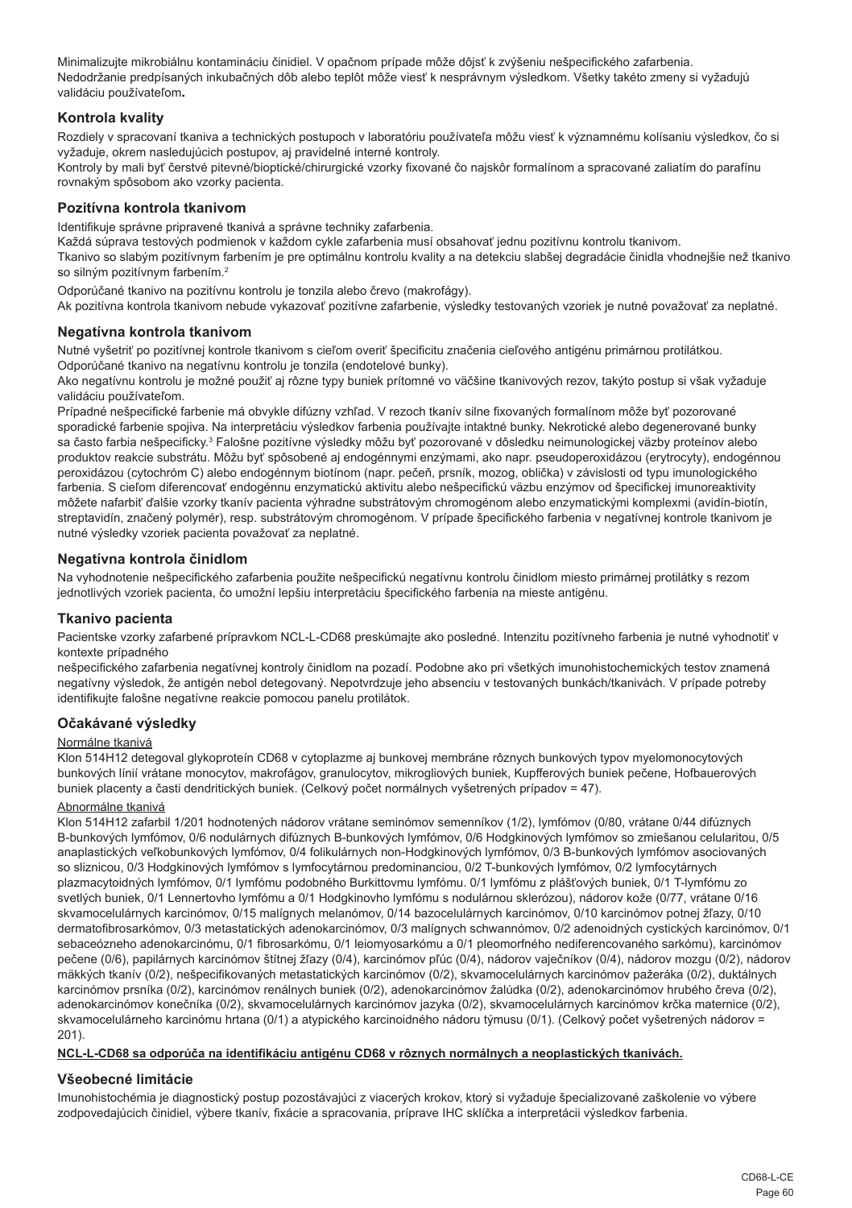Minimalizujte mikrobiálnu kontamináciu činidiel. V opačnom prípade môže dôjsť k zvýšeniu nešpecifického zafarbenia. Nedodržanie predpísaných inkubačných dôb alebo teplôt môže viesť k nesprávnym výsledkom. Všetky takéto zmeny si vyžadujú validáciu používateľom**.**

## Kontrola kvality

Rozdiely v spracovaní tkaniva a technických postupoch v laboratóriu používateľa môžu viesť k významnému kolísaniu výsledkov, čo si vyžaduje, okrem nasledujúcich postupov, aj pravidelné interné kontroly.
Kontroly by mali byť čerstvé pitevné/bioptické/chirurgické vzorky fixované čo najskôr formalínom a spracované zaliatím do parafínu rovnakým spôsobom ako vzorky pacienta.

## Pozitívna kontrola tkanivom

Identifikuje správne pripravené tkanivá a správne techniky zafarbenia.
Každá súprava testových podmienok v každom cykle zafarbenia musí obsahovať jednu pozitívnu kontrolu tkanivom.
Tkanivo so slabým pozitívnym farbením je pre optimálnu kontrolu kvality a na detekciu slabšej degradácie činidla vhodnejšie než tkanivo so silným pozitívnym farbením.[2]

Odporúčané tkanivo na pozitívnu kontrolu je tonzila alebo črevo (makrofágy).
Ak pozitívna kontrola tkanivom nebude vykazovať pozitívne zafarbenie, výsledky testovaných vzoriek je nutné považovať za neplatné.

## Negatívna kontrola tkanivom

Nutné vyšetriť po pozitívnej kontrole tkanivom s cieľom overiť špecificitu značenia cieľového antigénu primárnou protilátkou.
Odporúčané tkanivo na negatívnu kontrolu je tonzila (endotelové bunky).
Ako negatívnu kontrolu je možné použiť aj rôzne typy buniek prítomné vo väčšine tkanivových rezov, takýto postup si však vyžaduje validáciu používateľom.
Prípadné nešpecifické farbenie má obvykle difúzny vzhľad. V rezoch tkanív silne fixovaných formalínom môže byť pozorované sporadické farbenie spojiva. Na interpretáciu výsledkov farbenia používajte intaktné bunky. Nekrotické alebo degenerované bunky sa často farbia nešpecificky.[3] Falošne pozitívne výsledky môžu byť pozorované v dôsledku neimunologickej väzby proteínov alebo produktov reakcie substrátu. Môžu byť spôsobené aj endogénnymi enzýmami, ako napr. pseudoperoxidázou (erytrocyty), endogénnou peroxidázou (cytochróm C) alebo endogénnym biotínom (napr. pečeň, prsník, mozog, oblička) v závislosti od typu imunologického farbenia. S cieľom diferencovať endogénnu enzymatickú aktivitu alebo nešpecifickú väzbu enzýmov od špecifickej imunoreaktivity môžete nafarbiť ďalšie vzorky tkanív pacienta výhradne substrátovým chromogénom alebo enzymatickými komplexmi (avidín-biotín, streptavidín, značený polymér), resp. substrátovým chromogénom. V prípade špecifického farbenia v negatívnej kontrole tkanivom je nutné výsledky vzoriek pacienta považovať za neplatné.

## Negatívna kontrola činidlom

Na vyhodnotenie nešpecifického zafarbenia použite nešpecifickú negatívnu kontrolu činidlom miesto primárnej protilátky s rezom jednotlivých vzoriek pacienta, čo umožní lepšiu interpretáciu špecifického farbenia na mieste antigénu.

## Tkanivo pacienta

Pacientske vzorky zafarbené prípravkom NCL-L-CD68 preskúmajte ako posledné. Intenzitu pozitívneho farbenia je nutné vyhodnotiť v kontexte prípadného
nešpecifického zafarbenia negatívnej kontroly činidlom na pozadí. Podobne ako pri všetkých imunohistochemických testov znamená negatívny výsledok, že antigén nebol detegovaný. Nepotvrdzuje jeho absenciu v testovaných bunkách/tkanivách. V prípade potreby identifikujte falošne negatívne reakcie pomocou panelu protilátok.

## Očakávané výsledky

Normálne tkanivá

Klon 514H12 detegoval glykoproteín CD68 v cytoplazme aj bunkovej membráne rôznych bunkových typov myelomonocytových bunkových línií vrátane monocytov, makrofágov, granulocytov, mikrogliových buniek, Kupfferových buniek pečene, Hofbauerových buniek placenty a časti dendritických buniek. (Celkový počet normálnych vyšetrených prípadov = 47).

Abnormálne tkanivá

Klon 514H12 zafarbil 1/201 hodnotených nádorov vrátane seminómov semenníkov (1/2), lymfómov (0/80, vrátane 0/44 difúznych B-bunkových lymfómov, 0/6 nodulárnych difúznych B-bunkových lymfómov, 0/6 Hodgkinových lymfómov so zmiešanou celularitou, 0/5 anaplastických veľkobunkových lymfómov, 0/4 folikulárnych non-Hodgkinových lymfómov, 0/3 B-bunkových lymfómov asociovaných so sliznicou, 0/3 Hodgkinových lymfómov s lymfocytárnou predominanciou, 0/2 T-bunkových lymfómov, 0/2 lymfocytárnych plazmacytoidných lymfómov, 0/1 lymfómu podobného Burkittovmu lymfómu. 0/1 lymfómu z plášťových buniek, 0/1 T-lymfómu zo svetlých buniek, 0/1 Lennertovho lymfómu a 0/1 Hodgkinovho lymfómu s nodulárnou sklerózou), nádorov kože (0/77, vrátane 0/16 skvamocelulárnych karcinómov, 0/15 malígnych melanómov, 0/14 bazocelulárnych karcinómov, 0/10 karcinómov potnej žľazy, 0/10 dermatofibrosarkómov, 0/3 metastatických adenokarcinómov, 0/3 malígnych schwannómov, 0/2 adenoidných cystických karcinómov, 0/1 sebaceózneho adenokarcinómu, 0/1 fibrosarkómu, 0/1 leiomyosarkómu a 0/1 pleomorfného nediferencovaného sarkómu), karcinómov pečene (0/6), papilárnych karcinómov štítnej žľazy (0/4), karcinómov pľúc (0/4), nádorov vaječníkov (0/4), nádorov mozgu (0/2), nádorov mäkkých tkanív (0/2), nešpecifikovaných metastatických karcinómov (0/2), skvamocelulárnych karcinómov pažeráka (0/2), duktálnych karcinómov prsníka (0/2), karcinómov renálnych buniek (0/2), adenokarcinómov žalúdka (0/2), adenokarcinómov hrubého čreva (0/2), adenokarcinómov konečníka (0/2), skvamocelulárnych karcinómov jazyka (0/2), skvamocelulárnych karcinómov krčka maternice (0/2), skvamocelulárneho karcinómu hrtana (0/1) a atypického karcinoidného nádoru týmusu (0/1). (Celkový počet vyšetrených nádorov = 201).

**NCL-L-CD68 sa odporúča na identifikáciu antigénu CD68 v rôznych normálnych a neoplastických tkanivách.**

## Všeobecné limitácie

Imunohistochémia je diagnostický postup pozostávajúci z viacerých krokov, ktorý si vyžaduje špecializované zaškolenie vo výbere zodpovedajúcich činidiel, výbere tkanív, fixácie a spracovania, príprave IHC sklíčka a interpretácii výsledkov farbenia.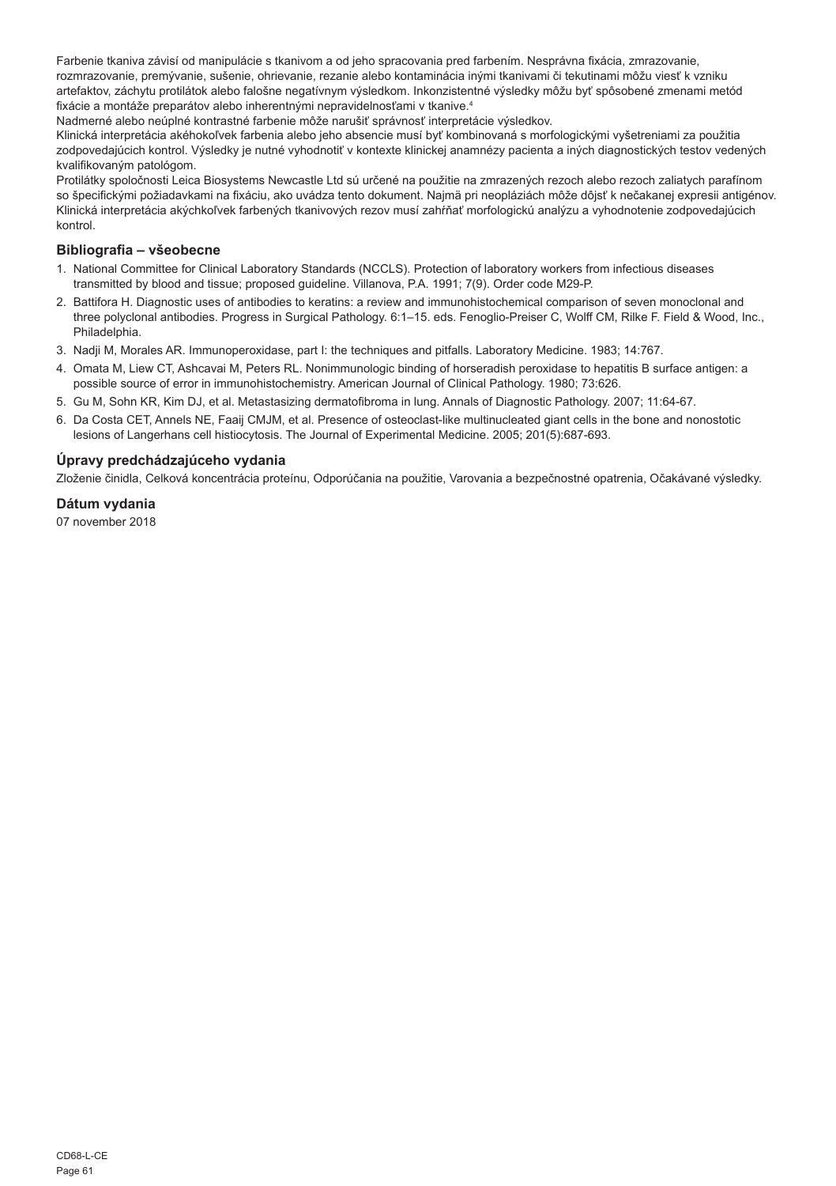Farbenie tkaniva závisí od manipulácie s tkanivom a od jeho spracovania pred farbením. Nesprávna fixácia, zmrazovanie, rozmrazovanie, premývanie, sušenie, ohrievanie, rezanie alebo kontaminácia inými tkanivami či tekutinami môžu viesť k vzniku artefaktov, záchytu protilátok alebo falošne negatívnym výsledkom. Inkonzistentné výsledky môžu byť spôsobené zmenami metód fixácie a montáže preparátov alebo inherentnými nepravidelnosťami v tkanive.[4]

Nadmerné alebo neúplné kontrastné farbenie môže narušiť správnosť interpretácie výsledkov.

Klinická interpretácia akéhokoľvek farbenia alebo jeho absencie musí byť kombinovaná s morfologickými vyšetreniami za použitia zodpovedajúcich kontrol. Výsledky je nutné vyhodnotiť v kontexte klinickej anamnézy pacienta a iných diagnostických testov vedených kvalifikovaným patológom.

Protilátky spoločnosti Leica Biosystems Newcastle Ltd sú určené na použitie na zmrazených rezoch alebo rezoch zaliatych parafínom so špecifickými požiadavkami na fixáciu, ako uvádza tento dokument. Najmä pri neopláziách môže dôjsť k nečakanej expresii antigénov. Klinická interpretácia akýchkoľvek farbených tkanivových rezov musí zahŕňať morfologickú analýzu a vyhodnotenie zodpovedajúcich kontrol.

## Bibliografia – všeobecne

1. National Committee for Clinical Laboratory Standards (NCCLS). Protection of laboratory workers from infectious diseases transmitted by blood and tissue; proposed guideline. Villanova, P.A. 1991; 7(9). Order code M29-P.
2. Battifora H. Diagnostic uses of antibodies to keratins: a review and immunohistochemical comparison of seven monoclonal and three polyclonal antibodies. Progress in Surgical Pathology. 6:1–15. eds. Fenoglio-Preiser C, Wolff CM, Rilke F. Field & Wood, Inc., Philadelphia.
3. Nadji M, Morales AR. Immunoperoxidase, part I: the techniques and pitfalls. Laboratory Medicine. 1983; 14:767.
4. Omata M, Liew CT, Ashcavai M, Peters RL. Nonimmunologic binding of horseradish peroxidase to hepatitis B surface antigen: a possible source of error in immunohistochemistry. American Journal of Clinical Pathology. 1980; 73:626.
5. Gu M, Sohn KR, Kim DJ, et al. Metastasizing dermatofibroma in lung. Annals of Diagnostic Pathology. 2007; 11:64-67.
6. Da Costa CET, Annels NE, Faaij CMJM, et al. Presence of osteoclast-like multinucleated giant cells in the bone and nonostotic lesions of Langerhans cell histiocytosis. The Journal of Experimental Medicine. 2005; 201(5):687-693.

## Úpravy predchádzajúceho vydania

Zloženie činidla, Celková koncentrácia proteínu, Odporúčania na použitie, Varovania a bezpečnostné opatrenia, Očakávané výsledky.

## Dátum vydania

07 november 2018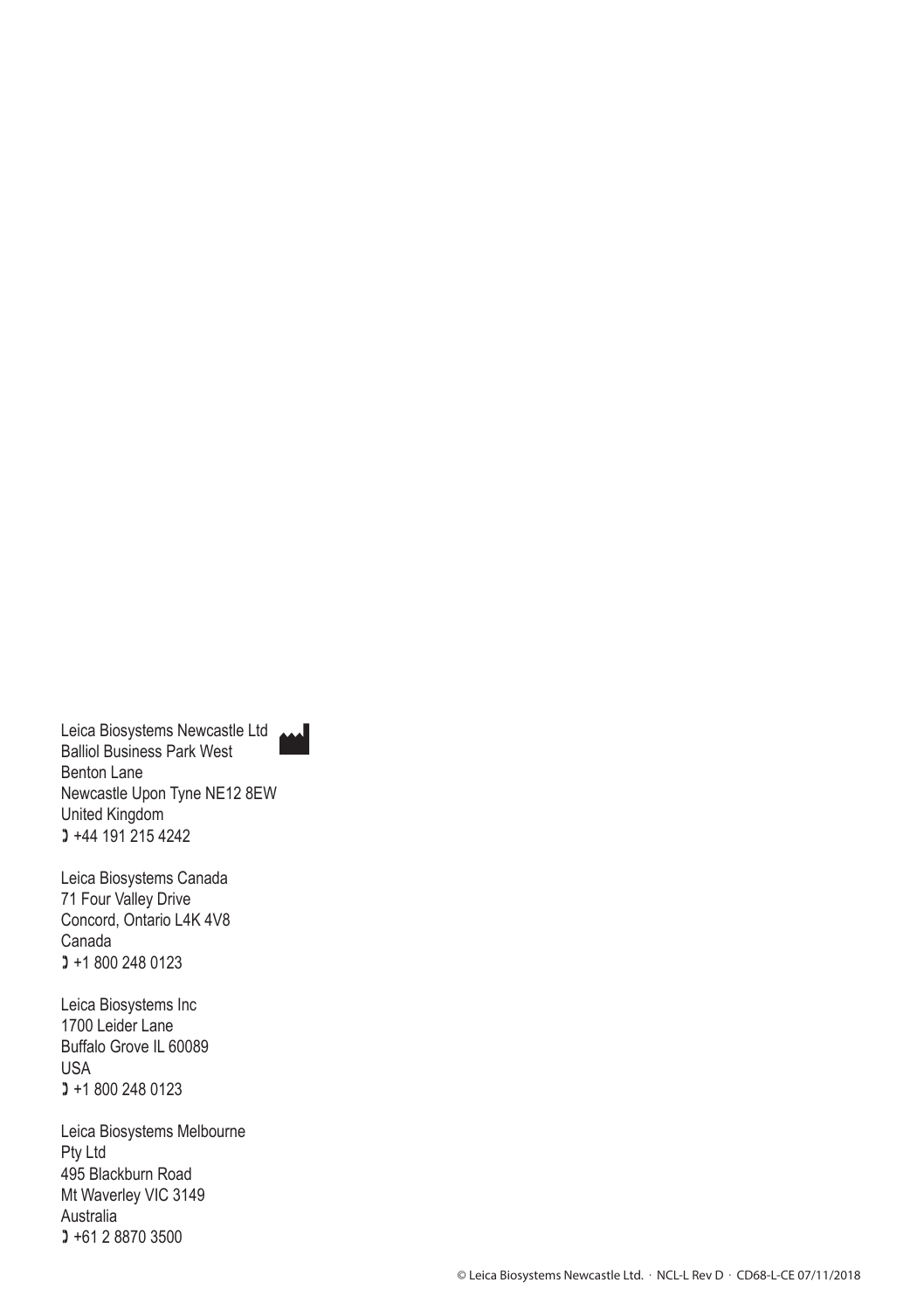Leica Biosystems Newcastle Ltd
Balliol Business Park West
Benton Lane
Newcastle Upon Tyne NE12 8EW
United Kingdom
+44 191 215 4242

Leica Biosystems Canada
71 Four Valley Drive
Concord, Ontario L4K 4V8
Canada
+1 800 248 0123

Leica Biosystems Inc
1700 Leider Lane
Buffalo Grove IL 60089
USA
+1 800 248 0123

Leica Biosystems Melbourne
Pty Ltd
495 Blackburn Road
Mt Waverley VIC 3149
Australia
+61 2 8870 3500

© Leica Biosystems Newcastle Ltd. · NCL-L Rev D · CD68-L-CE 07/11/2018